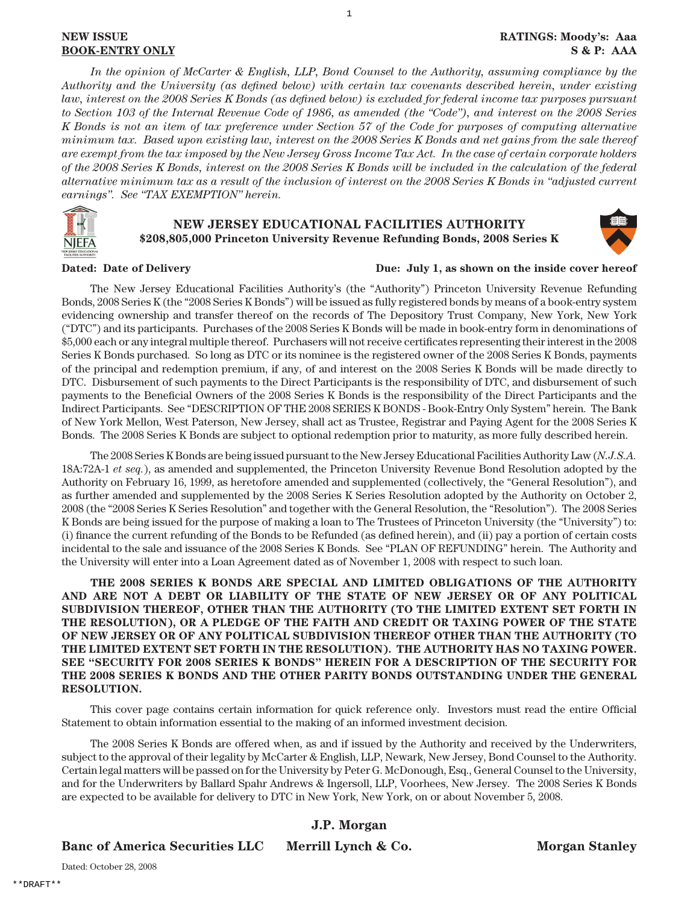**NEW ISSUE**
**BOOK-ENTRY ONLY**

**RATINGS: Moody's: Aaa**
**S & P: AAA**

*In the opinion of McCarter & English, LLP, Bond Counsel to the Authority, assuming compliance by the Authority and the University (as defined below) with certain tax covenants described herein, under existing law, interest on the 2008 Series K Bonds (as defined below) is excluded for federal income tax purposes pursuant to Section 103 of the Internal Revenue Code of 1986, as amended (the "Code"), and interest on the 2008 Series K Bonds is not an item of tax preference under Section 57 of the Code for purposes of computing alternative minimum tax. Based upon existing law, interest on the 2008 Series K Bonds and net gains from the sale thereof are exempt from the tax imposed by the New Jersey Gross Income Tax Act. In the case of certain corporate holders of the 2008 Series K Bonds, interest on the 2008 Series K Bonds will be included in the calculation of the federal alternative minimum tax as a result of the inclusion of interest on the 2008 Series K Bonds in "adjusted current earnings". See "TAX EXEMPTION" herein.*

# NEW JERSEY EDUCATIONAL FACILITIES AUTHORITY
## $208,805,000 Princeton University Revenue Refunding Bonds, 2008 Series K

**Dated: Date of Delivery** **Due: July 1, as shown on the inside cover hereof**

The New Jersey Educational Facilities Authority's (the "Authority") Princeton University Revenue Refunding Bonds, 2008 Series K (the "2008 Series K Bonds") will be issued as fully registered bonds by means of a book-entry system evidencing ownership and transfer thereof on the records of The Depository Trust Company, New York, New York ("DTC") and its participants. Purchases of the 2008 Series K Bonds will be made in book-entry form in denominations of $5,000 each or any integral multiple thereof. Purchasers will not receive certificates representing their interest in the 2008 Series K Bonds purchased. So long as DTC or its nominee is the registered owner of the 2008 Series K Bonds, payments of the principal and redemption premium, if any, of and interest on the 2008 Series K Bonds will be made directly to DTC. Disbursement of such payments to the Direct Participants is the responsibility of DTC, and disbursement of such payments to the Beneficial Owners of the 2008 Series K Bonds is the responsibility of the Direct Participants and the Indirect Participants. See "DESCRIPTION OF THE 2008 SERIES K BONDS - Book-Entry Only System" herein. The Bank of New York Mellon, West Paterson, New Jersey, shall act as Trustee, Registrar and Paying Agent for the 2008 Series K Bonds. The 2008 Series K Bonds are subject to optional redemption prior to maturity, as more fully described herein.

The 2008 Series K Bonds are being issued pursuant to the New Jersey Educational Facilities Authority Law (*N.J.S.A.* 18A:72A-1 *et seq.*), as amended and supplemented, the Princeton University Revenue Bond Resolution adopted by the Authority on February 16, 1999, as heretofore amended and supplemented (collectively, the "General Resolution"), and as further amended and supplemented by the 2008 Series K Series Resolution adopted by the Authority on October 2, 2008 (the "2008 Series K Series Resolution" and together with the General Resolution, the "Resolution"). The 2008 Series K Bonds are being issued for the purpose of making a loan to The Trustees of Princeton University (the "University") to: (i) finance the current refunding of the Bonds to be Refunded (as defined herein), and (ii) pay a portion of certain costs incidental to the sale and issuance of the 2008 Series K Bonds. See "PLAN OF REFUNDING" herein. The Authority and the University will enter into a Loan Agreement dated as of November 1, 2008 with respect to such loan.

**THE 2008 SERIES K BONDS ARE SPECIAL AND LIMITED OBLIGATIONS OF THE AUTHORITY AND ARE NOT A DEBT OR LIABILITY OF THE STATE OF NEW JERSEY OR OF ANY POLITICAL SUBDIVISION THEREOF, OTHER THAN THE AUTHORITY (TO THE LIMITED EXTENT SET FORTH IN THE RESOLUTION), OR A PLEDGE OF THE FAITH AND CREDIT OR TAXING POWER OF THE STATE OF NEW JERSEY OR OF ANY POLITICAL SUBDIVISION THEREOF OTHER THAN THE AUTHORITY (TO THE LIMITED EXTENT SET FORTH IN THE RESOLUTION). THE AUTHORITY HAS NO TAXING POWER. SEE "SECURITY FOR 2008 SERIES K BONDS" HEREIN FOR A DESCRIPTION OF THE SECURITY FOR THE 2008 SERIES K BONDS AND THE OTHER PARITY BONDS OUTSTANDING UNDER THE GENERAL RESOLUTION.**

This cover page contains certain information for quick reference only. Investors must read the entire Official Statement to obtain information essential to the making of an informed investment decision.

The 2008 Series K Bonds are offered when, as and if issued by the Authority and received by the Underwriters, subject to the approval of their legality by McCarter & English, LLP, Newark, New Jersey, Bond Counsel to the Authority. Certain legal matters will be passed on for the University by Peter G. McDonough, Esq., General Counsel to the University, and for the Underwriters by Ballard Spahr Andrews & Ingersoll, LLP, Voorhees, New Jersey. The 2008 Series K Bonds are expected to be available for delivery to DTC in New York, New York, on or about November 5, 2008.

**J.P. Morgan**

**Banc of America Securities LLC** **Merrill Lynch & Co.** **Morgan Stanley**

Dated: October 28, 2008

**DRAFT**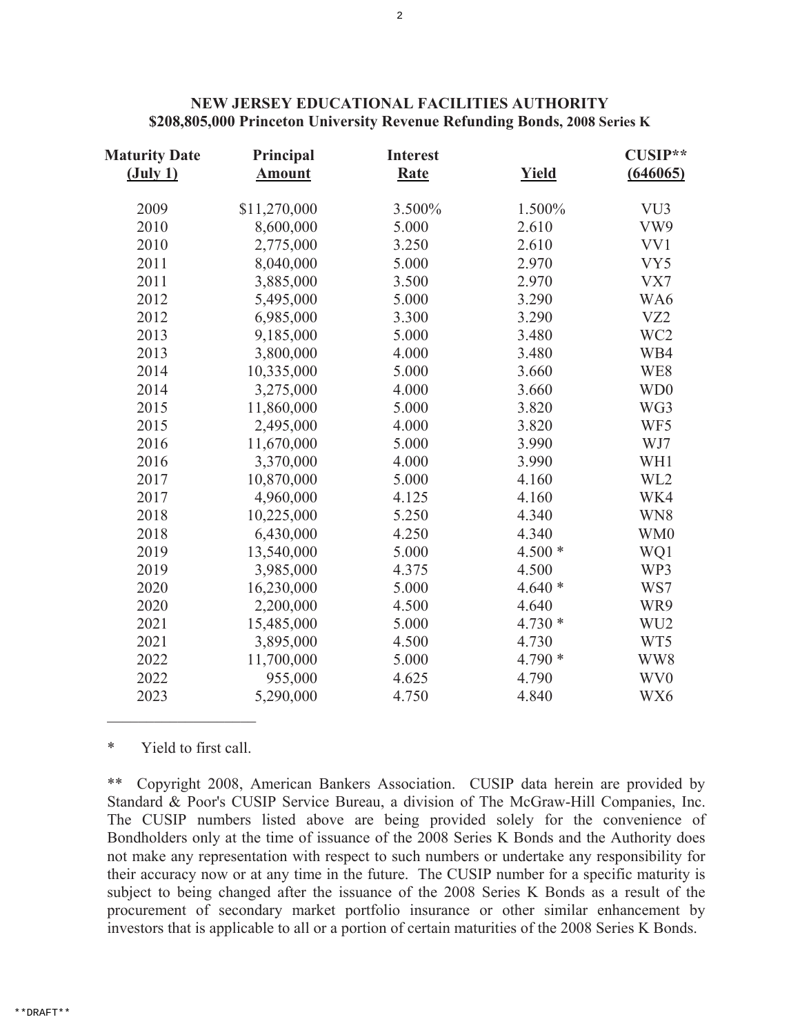**NEW JERSEY EDUCATIONAL FACILITIES AUTHORITY**
**$208,805,000 Princeton University Revenue Refunding Bonds, 2008 Series K**

| Maturity Date (July 1) | Principal Amount | Interest Rate | Yield | CUSIP** (646065) |
|---|---|---|---|---|
| 2009 | $11,270,000 | 3.500% | 1.500% | VU3 |
| 2010 | 8,600,000 | 5.000 | 2.610 | VW9 |
| 2010 | 2,775,000 | 3.250 | 2.610 | VV1 |
| 2011 | 8,040,000 | 5.000 | 2.970 | VY5 |
| 2011 | 3,885,000 | 3.500 | 2.970 | VX7 |
| 2012 | 5,495,000 | 5.000 | 3.290 | WA6 |
| 2012 | 6,985,000 | 3.300 | 3.290 | VZ2 |
| 2013 | 9,185,000 | 5.000 | 3.480 | WC2 |
| 2013 | 3,800,000 | 4.000 | 3.480 | WB4 |
| 2014 | 10,335,000 | 5.000 | 3.660 | WE8 |
| 2014 | 3,275,000 | 4.000 | 3.660 | WD0 |
| 2015 | 11,860,000 | 5.000 | 3.820 | WG3 |
| 2015 | 2,495,000 | 4.000 | 3.820 | WF5 |
| 2016 | 11,670,000 | 5.000 | 3.990 | WJ7 |
| 2016 | 3,370,000 | 4.000 | 3.990 | WH1 |
| 2017 | 10,870,000 | 5.000 | 4.160 | WL2 |
| 2017 | 4,960,000 | 4.125 | 4.160 | WK4 |
| 2018 | 10,225,000 | 5.250 | 4.340 | WN8 |
| 2018 | 6,430,000 | 4.250 | 4.340 | WM0 |
| 2019 | 13,540,000 | 5.000 | 4.500 * | WQ1 |
| 2019 | 3,985,000 | 4.375 | 4.500 | WP3 |
| 2020 | 16,230,000 | 5.000 | 4.640 * | WS7 |
| 2020 | 2,200,000 | 4.500 | 4.640 | WR9 |
| 2021 | 15,485,000 | 5.000 | 4.730 * | WU2 |
| 2021 | 3,895,000 | 4.500 | 4.730 | WT5 |
| 2022 | 11,700,000 | 5.000 | 4.790 * | WW8 |
| 2022 | 955,000 | 4.625 | 4.790 | WV0 |
| 2023 | 5,290,000 | 4.750 | 4.840 | WX6 |

\* Yield to first call.

** Copyright 2008, American Bankers Association. CUSIP data herein are provided by Standard & Poor's CUSIP Service Bureau, a division of The McGraw-Hill Companies, Inc. The CUSIP numbers listed above are being provided solely for the convenience of Bondholders only at the time of issuance of the 2008 Series K Bonds and the Authority does not make any representation with respect to such numbers or undertake any responsibility for their accuracy now or at any time in the future. The CUSIP number for a specific maturity is subject to being changed after the issuance of the 2008 Series K Bonds as a result of the procurement of secondary market portfolio insurance or other similar enhancement by investors that is applicable to all or a portion of certain maturities of the 2008 Series K Bonds.

**DRAFT**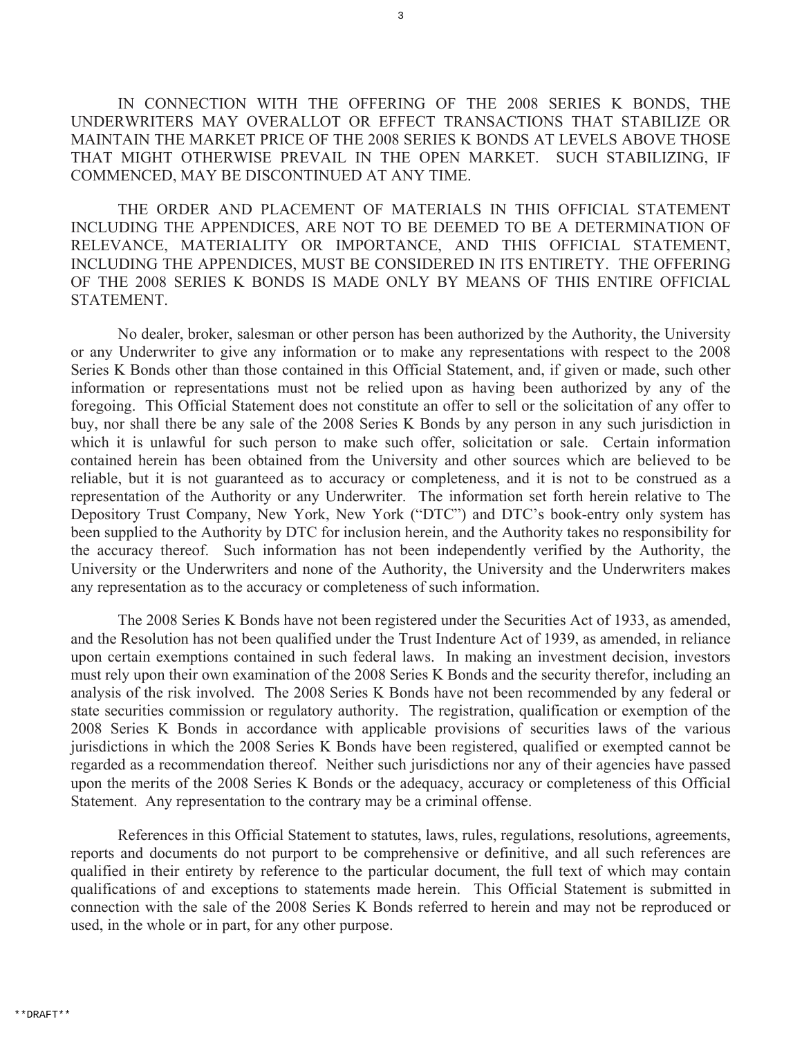IN CONNECTION WITH THE OFFERING OF THE 2008 SERIES K BONDS, THE UNDERWRITERS MAY OVERALLOT OR EFFECT TRANSACTIONS THAT STABILIZE OR MAINTAIN THE MARKET PRICE OF THE 2008 SERIES K BONDS AT LEVELS ABOVE THOSE THAT MIGHT OTHERWISE PREVAIL IN THE OPEN MARKET. SUCH STABILIZING, IF COMMENCED, MAY BE DISCONTINUED AT ANY TIME.

THE ORDER AND PLACEMENT OF MATERIALS IN THIS OFFICIAL STATEMENT INCLUDING THE APPENDICES, ARE NOT TO BE DEEMED TO BE A DETERMINATION OF RELEVANCE, MATERIALITY OR IMPORTANCE, AND THIS OFFICIAL STATEMENT, INCLUDING THE APPENDICES, MUST BE CONSIDERED IN ITS ENTIRETY. THE OFFERING OF THE 2008 SERIES K BONDS IS MADE ONLY BY MEANS OF THIS ENTIRE OFFICIAL STATEMENT.

No dealer, broker, salesman or other person has been authorized by the Authority, the University or any Underwriter to give any information or to make any representations with respect to the 2008 Series K Bonds other than those contained in this Official Statement, and, if given or made, such other information or representations must not be relied upon as having been authorized by any of the foregoing. This Official Statement does not constitute an offer to sell or the solicitation of any offer to buy, nor shall there be any sale of the 2008 Series K Bonds by any person in any such jurisdiction in which it is unlawful for such person to make such offer, solicitation or sale. Certain information contained herein has been obtained from the University and other sources which are believed to be reliable, but it is not guaranteed as to accuracy or completeness, and it is not to be construed as a representation of the Authority or any Underwriter. The information set forth herein relative to The Depository Trust Company, New York, New York ("DTC") and DTC's book-entry only system has been supplied to the Authority by DTC for inclusion herein, and the Authority takes no responsibility for the accuracy thereof. Such information has not been independently verified by the Authority, the University or the Underwriters and none of the Authority, the University and the Underwriters makes any representation as to the accuracy or completeness of such information.

The 2008 Series K Bonds have not been registered under the Securities Act of 1933, as amended, and the Resolution has not been qualified under the Trust Indenture Act of 1939, as amended, in reliance upon certain exemptions contained in such federal laws. In making an investment decision, investors must rely upon their own examination of the 2008 Series K Bonds and the security therefor, including an analysis of the risk involved. The 2008 Series K Bonds have not been recommended by any federal or state securities commission or regulatory authority. The registration, qualification or exemption of the 2008 Series K Bonds in accordance with applicable provisions of securities laws of the various jurisdictions in which the 2008 Series K Bonds have been registered, qualified or exempted cannot be regarded as a recommendation thereof. Neither such jurisdictions nor any of their agencies have passed upon the merits of the 2008 Series K Bonds or the adequacy, accuracy or completeness of this Official Statement. Any representation to the contrary may be a criminal offense.

References in this Official Statement to statutes, laws, rules, regulations, resolutions, agreements, reports and documents do not purport to be comprehensive or definitive, and all such references are qualified in their entirety by reference to the particular document, the full text of which may contain qualifications of and exceptions to statements made herein. This Official Statement is submitted in connection with the sale of the 2008 Series K Bonds referred to herein and may not be reproduced or used, in the whole or in part, for any other purpose.

**DRAFT**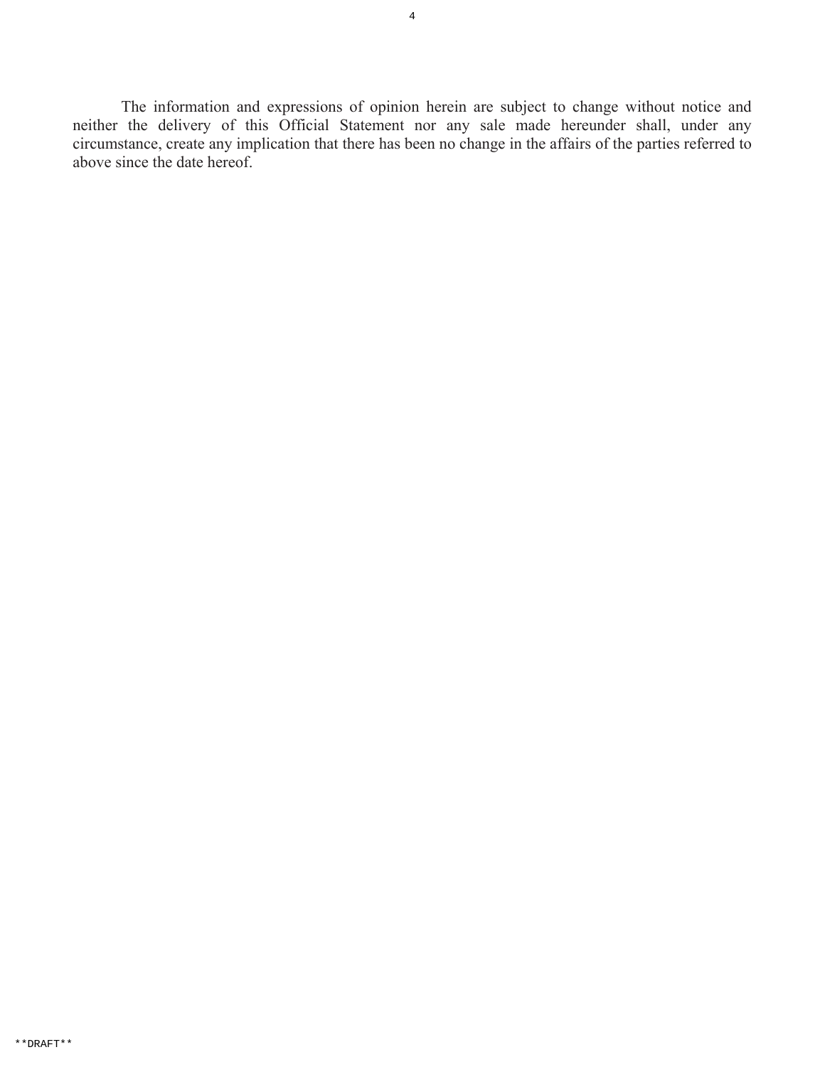The information and expressions of opinion herein are subject to change without notice and neither the delivery of this Official Statement nor any sale made hereunder shall, under any circumstance, create any implication that there has been no change in the affairs of the parties referred to above since the date hereof.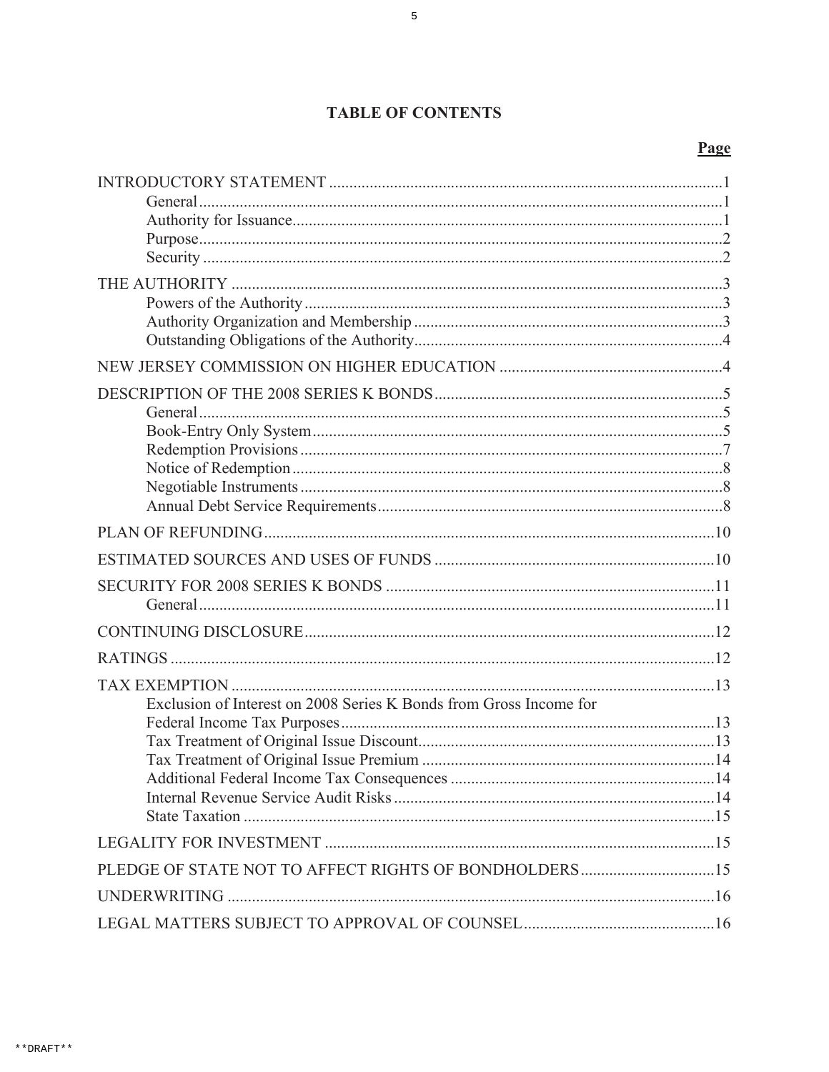# TABLE OF CONTENTS

| | Page |
|---|---|
| INTRODUCTORY STATEMENT | 1 |
| General | 1 |
| Authority for Issuance | 1 |
| Purpose | 2 |
| Security | 2 |
| THE AUTHORITY | 3 |
| Powers of the Authority | 3 |
| Authority Organization and Membership | 3 |
| Outstanding Obligations of the Authority | 4 |
| NEW JERSEY COMMISSION ON HIGHER EDUCATION | 4 |
| DESCRIPTION OF THE 2008 SERIES K BONDS | 5 |
| General | 5 |
| Book-Entry Only System | 5 |
| Redemption Provisions | 7 |
| Notice of Redemption | 8 |
| Negotiable Instruments | 8 |
| Annual Debt Service Requirements | 8 |
| PLAN OF REFUNDING | 10 |
| ESTIMATED SOURCES AND USES OF FUNDS | 10 |
| SECURITY FOR 2008 SERIES K BONDS | 11 |
| General | 11 |
| CONTINUING DISCLOSURE | 12 |
| RATINGS | 12 |
| TAX EXEMPTION | 13 |
| Exclusion of Interest on 2008 Series K Bonds from Gross Income for Federal Income Tax Purposes | 13 |
| Tax Treatment of Original Issue Discount | 13 |
| Tax Treatment of Original Issue Premium | 14 |
| Additional Federal Income Tax Consequences | 14 |
| Internal Revenue Service Audit Risks | 14 |
| State Taxation | 15 |
| LEGALITY FOR INVESTMENT | 15 |
| PLEDGE OF STATE NOT TO AFFECT RIGHTS OF BONDHOLDERS | 15 |
| UNDERWRITING | 16 |
| LEGAL MATTERS SUBJECT TO APPROVAL OF COUNSEL | 16 |

**DRAFT**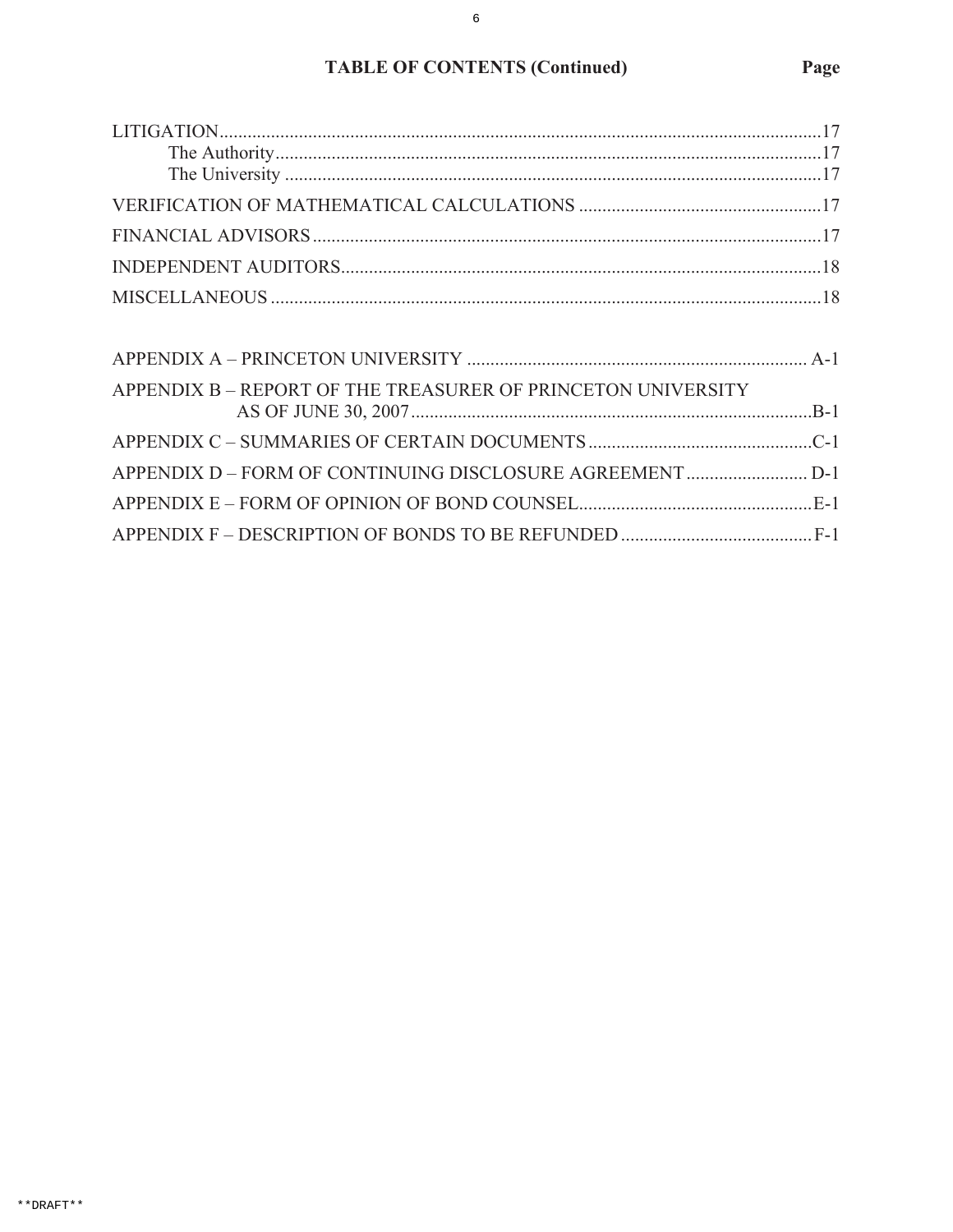## TABLE OF CONTENTS (Continued)

| | Page |
|---|---|
| LITIGATION | 17 |
| The Authority | 17 |
| The University | 17 |
| VERIFICATION OF MATHEMATICAL CALCULATIONS | 17 |
| FINANCIAL ADVISORS | 17 |
| INDEPENDENT AUDITORS | 18 |
| MISCELLANEOUS | 18 |
| APPENDIX A – PRINCETON UNIVERSITY | A-1 |
| APPENDIX B – REPORT OF THE TREASURER OF PRINCETON UNIVERSITY AS OF JUNE 30, 2007 | B-1 |
| APPENDIX C – SUMMARIES OF CERTAIN DOCUMENTS | C-1 |
| APPENDIX D – FORM OF CONTINUING DISCLOSURE AGREEMENT | D-1 |
| APPENDIX E – FORM OF OPINION OF BOND COUNSEL | E-1 |
| APPENDIX F – DESCRIPTION OF BONDS TO BE REFUNDED | F-1 |

**DRAFT**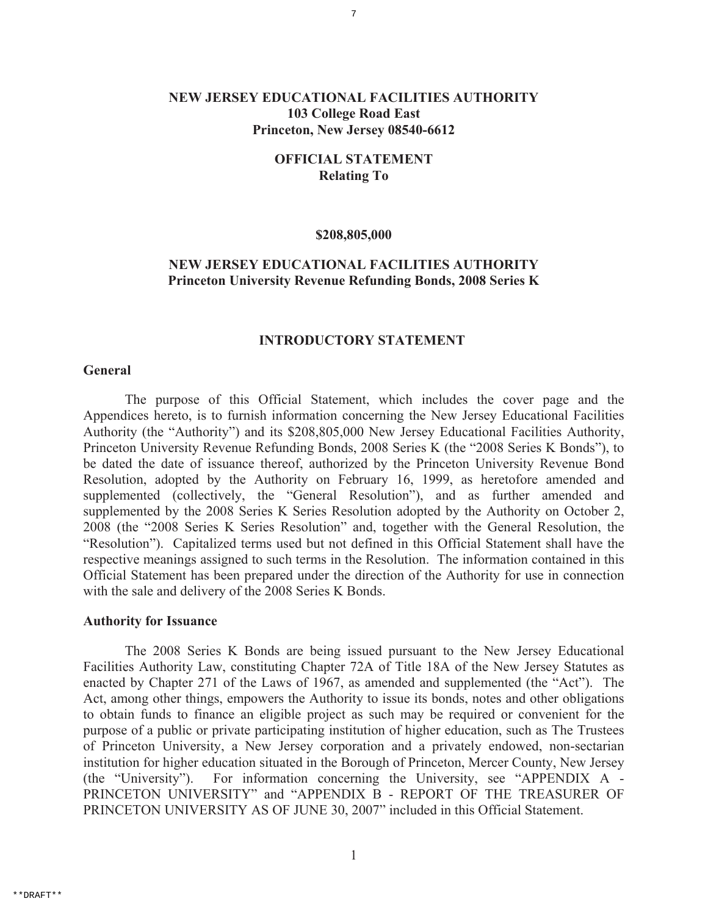**NEW JERSEY EDUCATIONAL FACILITIES AUTHORITY**
**103 College Road East**
**Princeton, New Jersey 08540-6612**

**OFFICIAL STATEMENT**
**Relating To**

**$208,805,000**

**NEW JERSEY EDUCATIONAL FACILITIES AUTHORITY**
**Princeton University Revenue Refunding Bonds, 2008 Series K**

## INTRODUCTORY STATEMENT

### General

The purpose of this Official Statement, which includes the cover page and the Appendices hereto, is to furnish information concerning the New Jersey Educational Facilities Authority (the "Authority") and its $208,805,000 New Jersey Educational Facilities Authority, Princeton University Revenue Refunding Bonds, 2008 Series K (the "2008 Series K Bonds"), to be dated the date of issuance thereof, authorized by the Princeton University Revenue Bond Resolution, adopted by the Authority on February 16, 1999, as heretofore amended and supplemented (collectively, the "General Resolution"), and as further amended and supplemented by the 2008 Series K Series Resolution adopted by the Authority on October 2, 2008 (the "2008 Series K Series Resolution" and, together with the General Resolution, the "Resolution"). Capitalized terms used but not defined in this Official Statement shall have the respective meanings assigned to such terms in the Resolution. The information contained in this Official Statement has been prepared under the direction of the Authority for use in connection with the sale and delivery of the 2008 Series K Bonds.

### Authority for Issuance

The 2008 Series K Bonds are being issued pursuant to the New Jersey Educational Facilities Authority Law, constituting Chapter 72A of Title 18A of the New Jersey Statutes as enacted by Chapter 271 of the Laws of 1967, as amended and supplemented (the "Act"). The Act, among other things, empowers the Authority to issue its bonds, notes and other obligations to obtain funds to finance an eligible project as such may be required or convenient for the purpose of a public or private participating institution of higher education, such as The Trustees of Princeton University, a New Jersey corporation and a privately endowed, non-sectarian institution for higher education situated in the Borough of Princeton, Mercer County, New Jersey (the "University"). For information concerning the University, see "APPENDIX A - PRINCETON UNIVERSITY" and "APPENDIX B - REPORT OF THE TREASURER OF PRINCETON UNIVERSITY AS OF JUNE 30, 2007" included in this Official Statement.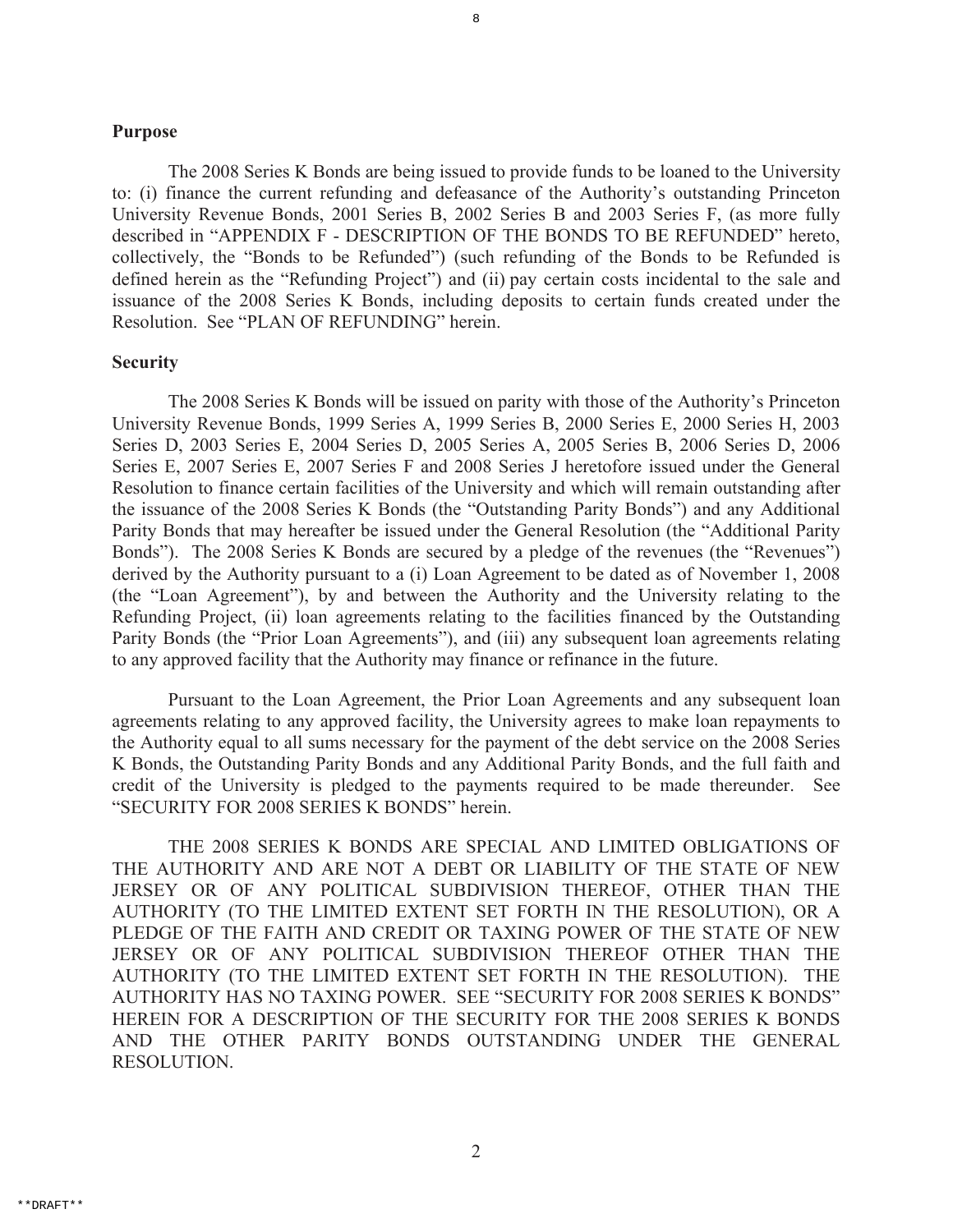### Purpose

The 2008 Series K Bonds are being issued to provide funds to be loaned to the University to: (i) finance the current refunding and defeasance of the Authority's outstanding Princeton University Revenue Bonds, 2001 Series B, 2002 Series B and 2003 Series F, (as more fully described in "APPENDIX F - DESCRIPTION OF THE BONDS TO BE REFUNDED" hereto, collectively, the "Bonds to be Refunded") (such refunding of the Bonds to be Refunded is defined herein as the "Refunding Project") and (ii) pay certain costs incidental to the sale and issuance of the 2008 Series K Bonds, including deposits to certain funds created under the Resolution. See "PLAN OF REFUNDING" herein.

### Security

The 2008 Series K Bonds will be issued on parity with those of the Authority's Princeton University Revenue Bonds, 1999 Series A, 1999 Series B, 2000 Series E, 2000 Series H, 2003 Series D, 2003 Series E, 2004 Series D, 2005 Series A, 2005 Series B, 2006 Series D, 2006 Series E, 2007 Series E, 2007 Series F and 2008 Series J heretofore issued under the General Resolution to finance certain facilities of the University and which will remain outstanding after the issuance of the 2008 Series K Bonds (the "Outstanding Parity Bonds") and any Additional Parity Bonds that may hereafter be issued under the General Resolution (the "Additional Parity Bonds"). The 2008 Series K Bonds are secured by a pledge of the revenues (the "Revenues") derived by the Authority pursuant to a (i) Loan Agreement to be dated as of November 1, 2008 (the "Loan Agreement"), by and between the Authority and the University relating to the Refunding Project, (ii) loan agreements relating to the facilities financed by the Outstanding Parity Bonds (the "Prior Loan Agreements"), and (iii) any subsequent loan agreements relating to any approved facility that the Authority may finance or refinance in the future.

Pursuant to the Loan Agreement, the Prior Loan Agreements and any subsequent loan agreements relating to any approved facility, the University agrees to make loan repayments to the Authority equal to all sums necessary for the payment of the debt service on the 2008 Series K Bonds, the Outstanding Parity Bonds and any Additional Parity Bonds, and the full faith and credit of the University is pledged to the payments required to be made thereunder. See "SECURITY FOR 2008 SERIES K BONDS" herein.

THE 2008 SERIES K BONDS ARE SPECIAL AND LIMITED OBLIGATIONS OF THE AUTHORITY AND ARE NOT A DEBT OR LIABILITY OF THE STATE OF NEW JERSEY OR OF ANY POLITICAL SUBDIVISION THEREOF, OTHER THAN THE AUTHORITY (TO THE LIMITED EXTENT SET FORTH IN THE RESOLUTION), OR A PLEDGE OF THE FAITH AND CREDIT OR TAXING POWER OF THE STATE OF NEW JERSEY OR OF ANY POLITICAL SUBDIVISION THEREOF OTHER THAN THE AUTHORITY (TO THE LIMITED EXTENT SET FORTH IN THE RESOLUTION). THE AUTHORITY HAS NO TAXING POWER. SEE "SECURITY FOR 2008 SERIES K BONDS" HEREIN FOR A DESCRIPTION OF THE SECURITY FOR THE 2008 SERIES K BONDS AND THE OTHER PARITY BONDS OUTSTANDING UNDER THE GENERAL RESOLUTION.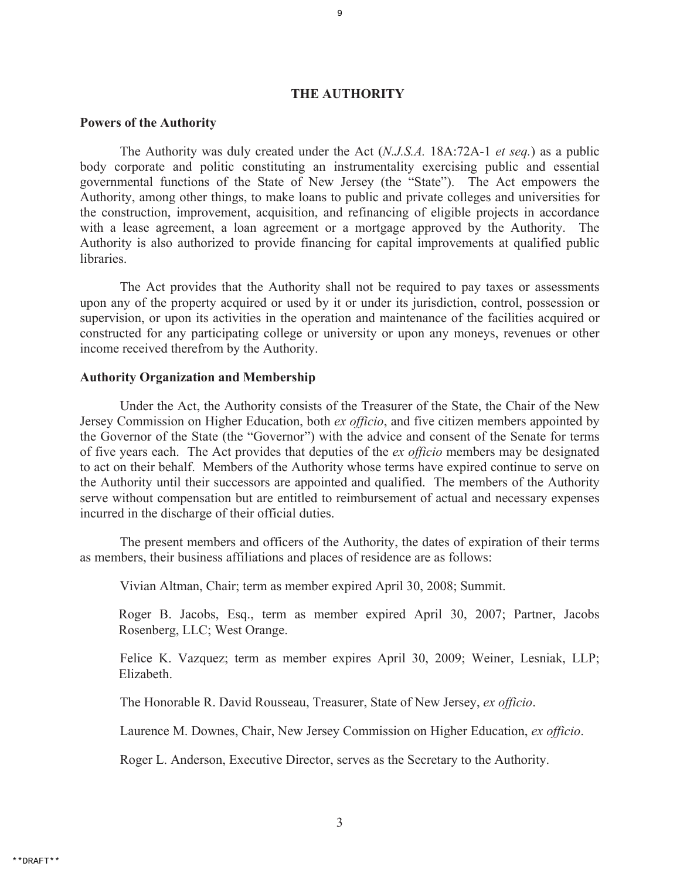# THE AUTHORITY

## Powers of the Authority

The Authority was duly created under the Act (*N.J.S.A.* 18A:72A-1 *et seq.*) as a public body corporate and politic constituting an instrumentality exercising public and essential governmental functions of the State of New Jersey (the "State"). The Act empowers the Authority, among other things, to make loans to public and private colleges and universities for the construction, improvement, acquisition, and refinancing of eligible projects in accordance with a lease agreement, a loan agreement or a mortgage approved by the Authority. The Authority is also authorized to provide financing for capital improvements at qualified public libraries.

The Act provides that the Authority shall not be required to pay taxes or assessments upon any of the property acquired or used by it or under its jurisdiction, control, possession or supervision, or upon its activities in the operation and maintenance of the facilities acquired or constructed for any participating college or university or upon any moneys, revenues or other income received therefrom by the Authority.

## Authority Organization and Membership

Under the Act, the Authority consists of the Treasurer of the State, the Chair of the New Jersey Commission on Higher Education, both *ex officio*, and five citizen members appointed by the Governor of the State (the "Governor") with the advice and consent of the Senate for terms of five years each. The Act provides that deputies of the *ex officio* members may be designated to act on their behalf. Members of the Authority whose terms have expired continue to serve on the Authority until their successors are appointed and qualified. The members of the Authority serve without compensation but are entitled to reimbursement of actual and necessary expenses incurred in the discharge of their official duties.

The present members and officers of the Authority, the dates of expiration of their terms as members, their business affiliations and places of residence are as follows:

Vivian Altman, Chair; term as member expired April 30, 2008; Summit.

Roger B. Jacobs, Esq., term as member expired April 30, 2007; Partner, Jacobs Rosenberg, LLC; West Orange.

Felice K. Vazquez; term as member expires April 30, 2009; Weiner, Lesniak, LLP; Elizabeth.

The Honorable R. David Rousseau, Treasurer, State of New Jersey, *ex officio*.

Laurence M. Downes, Chair, New Jersey Commission on Higher Education, *ex officio*.

Roger L. Anderson, Executive Director, serves as the Secretary to the Authority.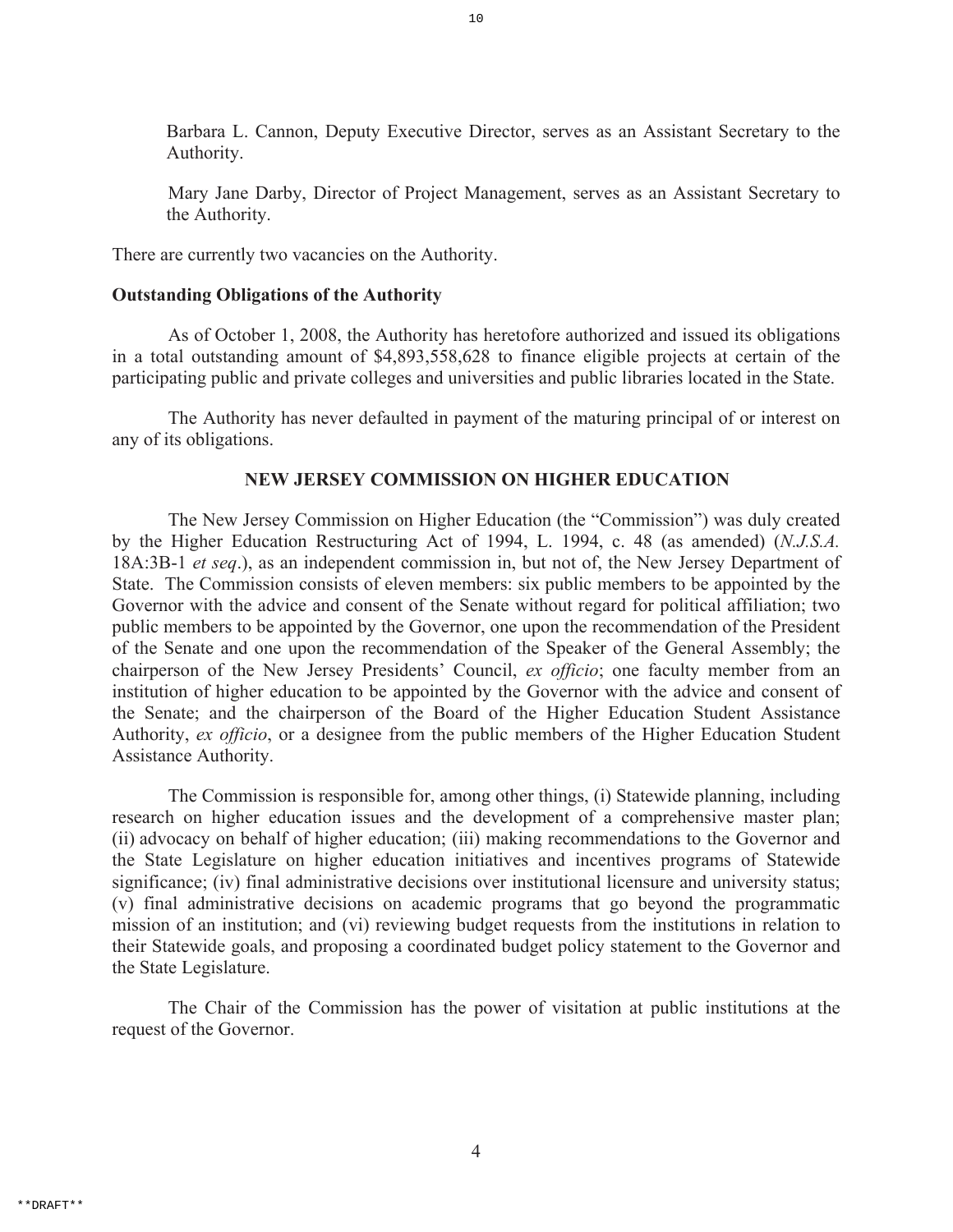Barbara L. Cannon, Deputy Executive Director, serves as an Assistant Secretary to the Authority.

Mary Jane Darby, Director of Project Management, serves as an Assistant Secretary to the Authority.

There are currently two vacancies on the Authority.

**Outstanding Obligations of the Authority**

As of October 1, 2008, the Authority has heretofore authorized and issued its obligations in a total outstanding amount of $4,893,558,628 to finance eligible projects at certain of the participating public and private colleges and universities and public libraries located in the State.

The Authority has never defaulted in payment of the maturing principal of or interest on any of its obligations.

## NEW JERSEY COMMISSION ON HIGHER EDUCATION

The New Jersey Commission on Higher Education (the "Commission") was duly created by the Higher Education Restructuring Act of 1994, L. 1994, c. 48 (as amended) (*N.J.S.A.* 18A:3B-1 *et seq*.), as an independent commission in, but not of, the New Jersey Department of State. The Commission consists of eleven members: six public members to be appointed by the Governor with the advice and consent of the Senate without regard for political affiliation; two public members to be appointed by the Governor, one upon the recommendation of the President of the Senate and one upon the recommendation of the Speaker of the General Assembly; the chairperson of the New Jersey Presidents' Council, *ex officio*; one faculty member from an institution of higher education to be appointed by the Governor with the advice and consent of the Senate; and the chairperson of the Board of the Higher Education Student Assistance Authority, *ex officio*, or a designee from the public members of the Higher Education Student Assistance Authority.

The Commission is responsible for, among other things, (i) Statewide planning, including research on higher education issues and the development of a comprehensive master plan; (ii) advocacy on behalf of higher education; (iii) making recommendations to the Governor and the State Legislature on higher education initiatives and incentives programs of Statewide significance; (iv) final administrative decisions over institutional licensure and university status; (v) final administrative decisions on academic programs that go beyond the programmatic mission of an institution; and (vi) reviewing budget requests from the institutions in relation to their Statewide goals, and proposing a coordinated budget policy statement to the Governor and the State Legislature.

The Chair of the Commission has the power of visitation at public institutions at the request of the Governor.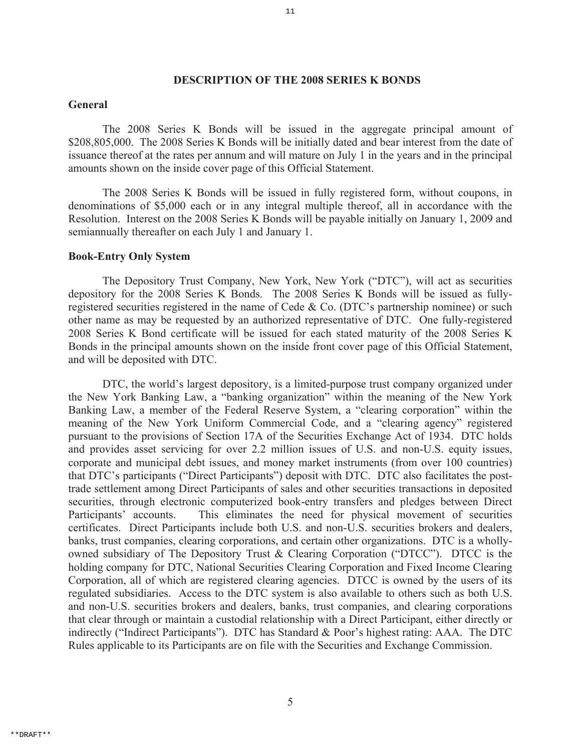## DESCRIPTION OF THE 2008 SERIES K BONDS

### General

The 2008 Series K Bonds will be issued in the aggregate principal amount of $208,805,000. The 2008 Series K Bonds will be initially dated and bear interest from the date of issuance thereof at the rates per annum and will mature on July 1 in the years and in the principal amounts shown on the inside cover page of this Official Statement.

The 2008 Series K Bonds will be issued in fully registered form, without coupons, in denominations of $5,000 each or in any integral multiple thereof, all in accordance with the Resolution. Interest on the 2008 Series K Bonds will be payable initially on January 1, 2009 and semiannually thereafter on each July 1 and January 1.

### Book-Entry Only System

The Depository Trust Company, New York, New York ("DTC"), will act as securities depository for the 2008 Series K Bonds. The 2008 Series K Bonds will be issued as fully-registered securities registered in the name of Cede & Co. (DTC's partnership nominee) or such other name as may be requested by an authorized representative of DTC. One fully-registered 2008 Series K Bond certificate will be issued for each stated maturity of the 2008 Series K Bonds in the principal amounts shown on the inside front cover page of this Official Statement, and will be deposited with DTC.

DTC, the world's largest depository, is a limited-purpose trust company organized under the New York Banking Law, a "banking organization" within the meaning of the New York Banking Law, a member of the Federal Reserve System, a "clearing corporation" within the meaning of the New York Uniform Commercial Code, and a "clearing agency" registered pursuant to the provisions of Section 17A of the Securities Exchange Act of 1934. DTC holds and provides asset servicing for over 2.2 million issues of U.S. and non-U.S. equity issues, corporate and municipal debt issues, and money market instruments (from over 100 countries) that DTC's participants ("Direct Participants") deposit with DTC. DTC also facilitates the post-trade settlement among Direct Participants of sales and other securities transactions in deposited securities, through electronic computerized book-entry transfers and pledges between Direct Participants' accounts. This eliminates the need for physical movement of securities certificates. Direct Participants include both U.S. and non-U.S. securities brokers and dealers, banks, trust companies, clearing corporations, and certain other organizations. DTC is a wholly-owned subsidiary of The Depository Trust & Clearing Corporation ("DTCC"). DTCC is the holding company for DTC, National Securities Clearing Corporation and Fixed Income Clearing Corporation, all of which are registered clearing agencies. DTCC is owned by the users of its regulated subsidiaries. Access to the DTC system is also available to others such as both U.S. and non-U.S. securities brokers and dealers, banks, trust companies, and clearing corporations that clear through or maintain a custodial relationship with a Direct Participant, either directly or indirectly ("Indirect Participants"). DTC has Standard & Poor's highest rating: AAA. The DTC Rules applicable to its Participants are on file with the Securities and Exchange Commission.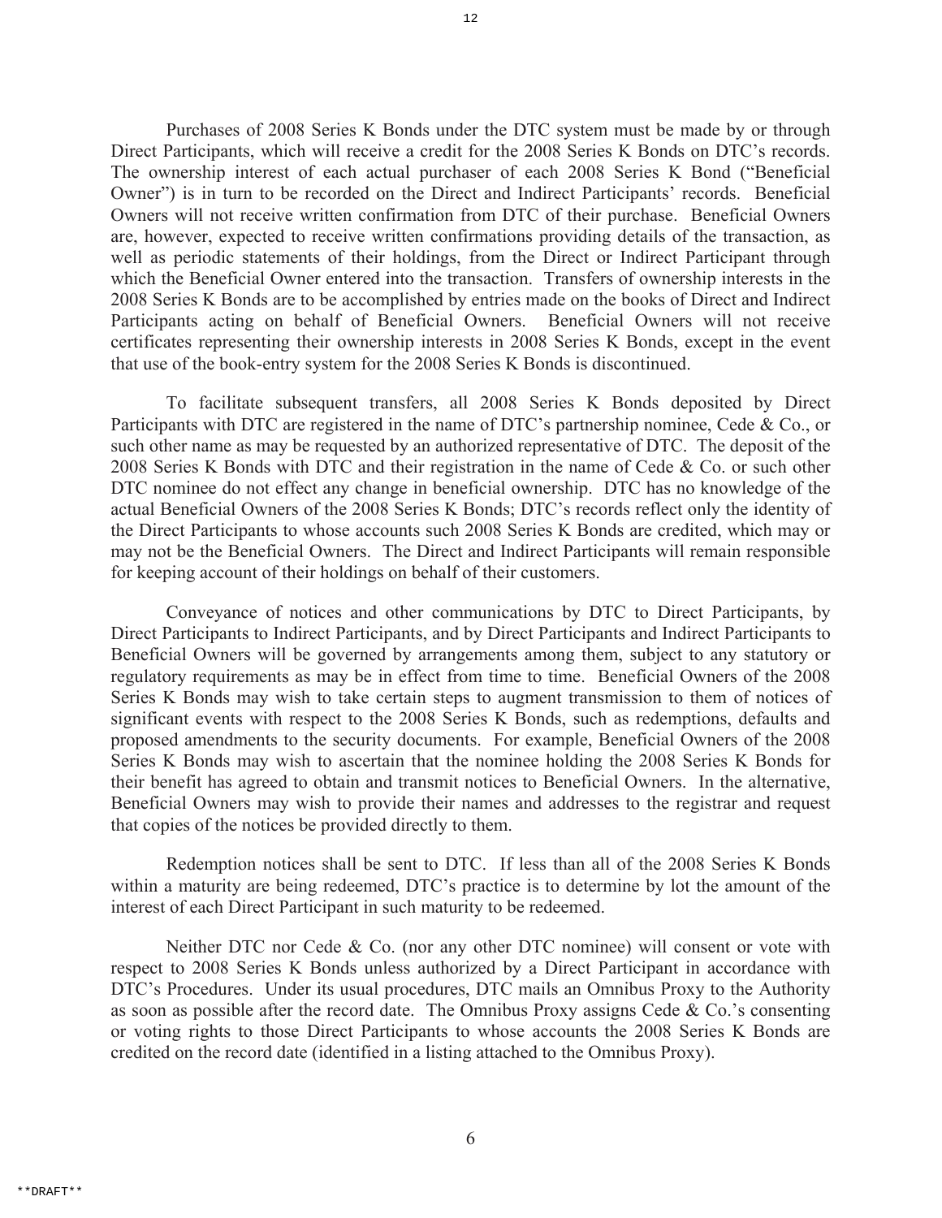Purchases of 2008 Series K Bonds under the DTC system must be made by or through Direct Participants, which will receive a credit for the 2008 Series K Bonds on DTC's records. The ownership interest of each actual purchaser of each 2008 Series K Bond ("Beneficial Owner") is in turn to be recorded on the Direct and Indirect Participants' records. Beneficial Owners will not receive written confirmation from DTC of their purchase. Beneficial Owners are, however, expected to receive written confirmations providing details of the transaction, as well as periodic statements of their holdings, from the Direct or Indirect Participant through which the Beneficial Owner entered into the transaction. Transfers of ownership interests in the 2008 Series K Bonds are to be accomplished by entries made on the books of Direct and Indirect Participants acting on behalf of Beneficial Owners. Beneficial Owners will not receive certificates representing their ownership interests in 2008 Series K Bonds, except in the event that use of the book-entry system for the 2008 Series K Bonds is discontinued.

To facilitate subsequent transfers, all 2008 Series K Bonds deposited by Direct Participants with DTC are registered in the name of DTC's partnership nominee, Cede & Co., or such other name as may be requested by an authorized representative of DTC. The deposit of the 2008 Series K Bonds with DTC and their registration in the name of Cede & Co. or such other DTC nominee do not effect any change in beneficial ownership. DTC has no knowledge of the actual Beneficial Owners of the 2008 Series K Bonds; DTC's records reflect only the identity of the Direct Participants to whose accounts such 2008 Series K Bonds are credited, which may or may not be the Beneficial Owners. The Direct and Indirect Participants will remain responsible for keeping account of their holdings on behalf of their customers.

Conveyance of notices and other communications by DTC to Direct Participants, by Direct Participants to Indirect Participants, and by Direct Participants and Indirect Participants to Beneficial Owners will be governed by arrangements among them, subject to any statutory or regulatory requirements as may be in effect from time to time. Beneficial Owners of the 2008 Series K Bonds may wish to take certain steps to augment transmission to them of notices of significant events with respect to the 2008 Series K Bonds, such as redemptions, defaults and proposed amendments to the security documents. For example, Beneficial Owners of the 2008 Series K Bonds may wish to ascertain that the nominee holding the 2008 Series K Bonds for their benefit has agreed to obtain and transmit notices to Beneficial Owners. In the alternative, Beneficial Owners may wish to provide their names and addresses to the registrar and request that copies of the notices be provided directly to them.

Redemption notices shall be sent to DTC. If less than all of the 2008 Series K Bonds within a maturity are being redeemed, DTC's practice is to determine by lot the amount of the interest of each Direct Participant in such maturity to be redeemed.

Neither DTC nor Cede & Co. (nor any other DTC nominee) will consent or vote with respect to 2008 Series K Bonds unless authorized by a Direct Participant in accordance with DTC's Procedures. Under its usual procedures, DTC mails an Omnibus Proxy to the Authority as soon as possible after the record date. The Omnibus Proxy assigns Cede & Co.'s consenting or voting rights to those Direct Participants to whose accounts the 2008 Series K Bonds are credited on the record date (identified in a listing attached to the Omnibus Proxy).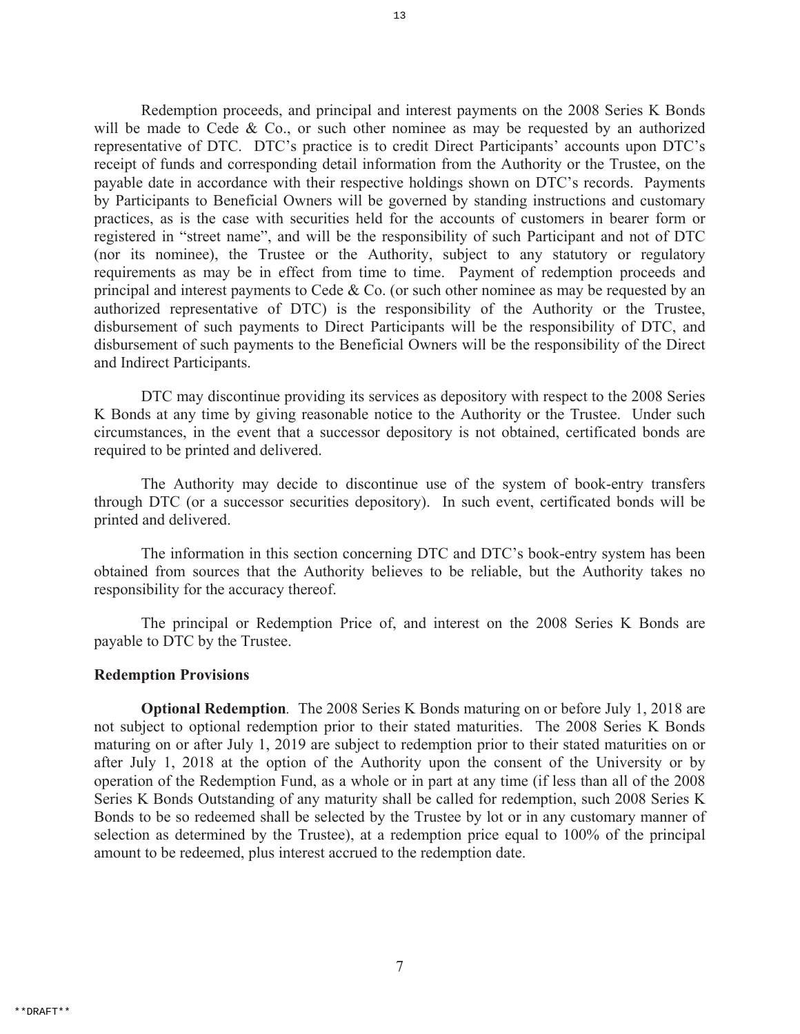Redemption proceeds, and principal and interest payments on the 2008 Series K Bonds will be made to Cede & Co., or such other nominee as may be requested by an authorized representative of DTC. DTC's practice is to credit Direct Participants' accounts upon DTC's receipt of funds and corresponding detail information from the Authority or the Trustee, on the payable date in accordance with their respective holdings shown on DTC's records. Payments by Participants to Beneficial Owners will be governed by standing instructions and customary practices, as is the case with securities held for the accounts of customers in bearer form or registered in "street name", and will be the responsibility of such Participant and not of DTC (nor its nominee), the Trustee or the Authority, subject to any statutory or regulatory requirements as may be in effect from time to time. Payment of redemption proceeds and principal and interest payments to Cede & Co. (or such other nominee as may be requested by an authorized representative of DTC) is the responsibility of the Authority or the Trustee, disbursement of such payments to Direct Participants will be the responsibility of DTC, and disbursement of such payments to the Beneficial Owners will be the responsibility of the Direct and Indirect Participants.

DTC may discontinue providing its services as depository with respect to the 2008 Series K Bonds at any time by giving reasonable notice to the Authority or the Trustee. Under such circumstances, in the event that a successor depository is not obtained, certificated bonds are required to be printed and delivered.

The Authority may decide to discontinue use of the system of book-entry transfers through DTC (or a successor securities depository). In such event, certificated bonds will be printed and delivered.

The information in this section concerning DTC and DTC's book-entry system has been obtained from sources that the Authority believes to be reliable, but the Authority takes no responsibility for the accuracy thereof.

The principal or Redemption Price of, and interest on the 2008 Series K Bonds are payable to DTC by the Trustee.

### Redemption Provisions

**Optional Redemption**. The 2008 Series K Bonds maturing on or before July 1, 2018 are not subject to optional redemption prior to their stated maturities. The 2008 Series K Bonds maturing on or after July 1, 2019 are subject to redemption prior to their stated maturities on or after July 1, 2018 at the option of the Authority upon the consent of the University or by operation of the Redemption Fund, as a whole or in part at any time (if less than all of the 2008 Series K Bonds Outstanding of any maturity shall be called for redemption, such 2008 Series K Bonds to be so redeemed shall be selected by the Trustee by lot or in any customary manner of selection as determined by the Trustee), at a redemption price equal to 100% of the principal amount to be redeemed, plus interest accrued to the redemption date.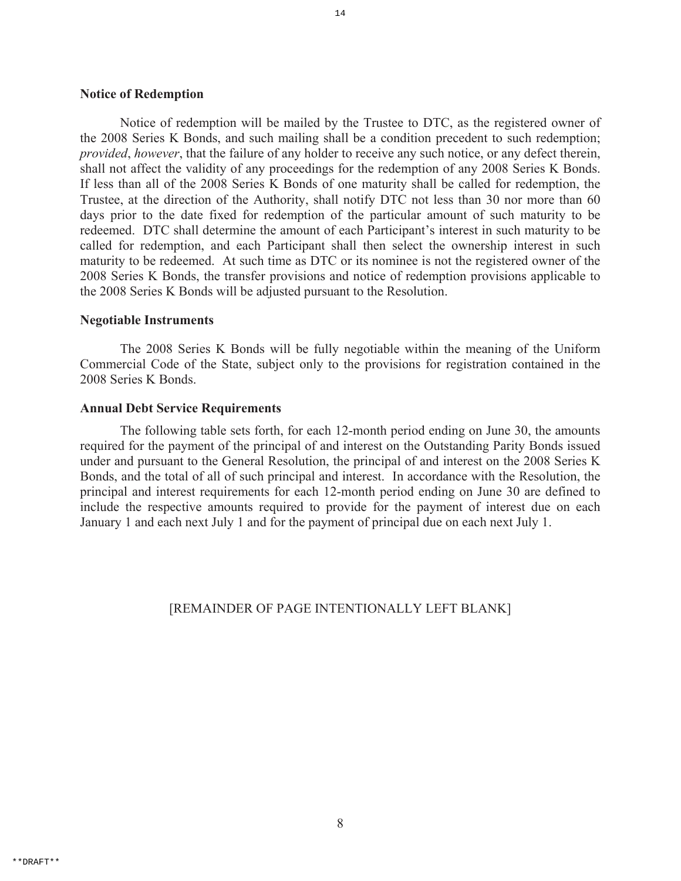### Notice of Redemption

Notice of redemption will be mailed by the Trustee to DTC, as the registered owner of the 2008 Series K Bonds, and such mailing shall be a condition precedent to such redemption; *provided*, *however*, that the failure of any holder to receive any such notice, or any defect therein, shall not affect the validity of any proceedings for the redemption of any 2008 Series K Bonds. If less than all of the 2008 Series K Bonds of one maturity shall be called for redemption, the Trustee, at the direction of the Authority, shall notify DTC not less than 30 nor more than 60 days prior to the date fixed for redemption of the particular amount of such maturity to be redeemed. DTC shall determine the amount of each Participant's interest in such maturity to be called for redemption, and each Participant shall then select the ownership interest in such maturity to be redeemed. At such time as DTC or its nominee is not the registered owner of the 2008 Series K Bonds, the transfer provisions and notice of redemption provisions applicable to the 2008 Series K Bonds will be adjusted pursuant to the Resolution.

### Negotiable Instruments

The 2008 Series K Bonds will be fully negotiable within the meaning of the Uniform Commercial Code of the State, subject only to the provisions for registration contained in the 2008 Series K Bonds.

### Annual Debt Service Requirements

The following table sets forth, for each 12-month period ending on June 30, the amounts required for the payment of the principal of and interest on the Outstanding Parity Bonds issued under and pursuant to the General Resolution, the principal of and interest on the 2008 Series K Bonds, and the total of all of such principal and interest. In accordance with the Resolution, the principal and interest requirements for each 12-month period ending on June 30 are defined to include the respective amounts required to provide for the payment of interest due on each January 1 and each next July 1 and for the payment of principal due on each next July 1.

[REMAINDER OF PAGE INTENTIONALLY LEFT BLANK]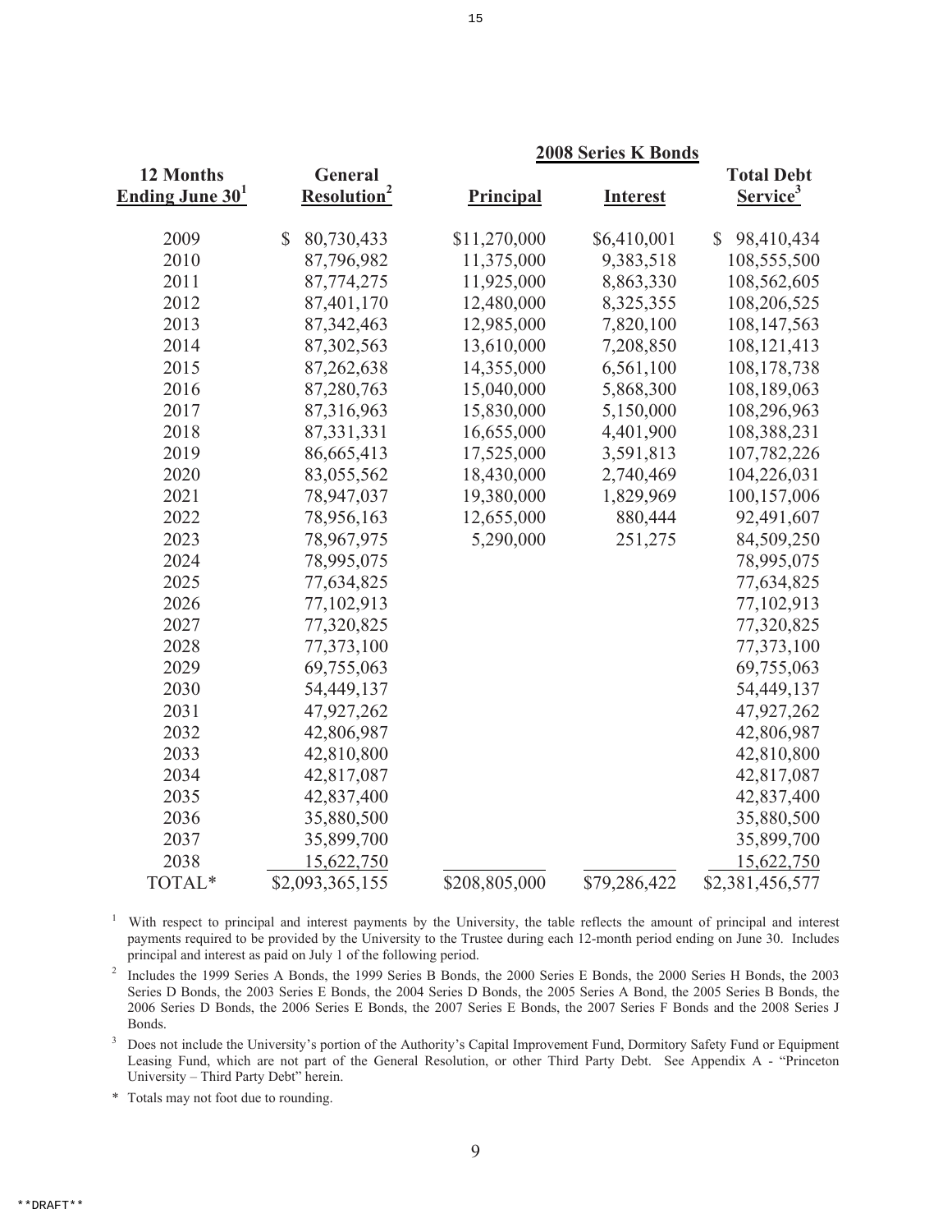| 12 Months Ending June 30[1] | General Resolution[2] | 2008 Series K Bonds Principal | 2008 Series K Bonds Interest | Total Debt Service[3] |
|---|---|---|---|---|
| 2009 | $ 80,730,433 | $11,270,000 | $6,410,001 | $ 98,410,434 |
| 2010 | 87,796,982 | 11,375,000 | 9,383,518 | 108,555,500 |
| 2011 | 87,774,275 | 11,925,000 | 8,863,330 | 108,562,605 |
| 2012 | 87,401,170 | 12,480,000 | 8,325,355 | 108,206,525 |
| 2013 | 87,342,463 | 12,985,000 | 7,820,100 | 108,147,563 |
| 2014 | 87,302,563 | 13,610,000 | 7,208,850 | 108,121,413 |
| 2015 | 87,262,638 | 14,355,000 | 6,561,100 | 108,178,738 |
| 2016 | 87,280,763 | 15,040,000 | 5,868,300 | 108,189,063 |
| 2017 | 87,316,963 | 15,830,000 | 5,150,000 | 108,296,963 |
| 2018 | 87,331,331 | 16,655,000 | 4,401,900 | 108,388,231 |
| 2019 | 86,665,413 | 17,525,000 | 3,591,813 | 107,782,226 |
| 2020 | 83,055,562 | 18,430,000 | 2,740,469 | 104,226,031 |
| 2021 | 78,947,037 | 19,380,000 | 1,829,969 | 100,157,006 |
| 2022 | 78,956,163 | 12,655,000 | 880,444 | 92,491,607 |
| 2023 | 78,967,975 | 5,290,000 | 251,275 | 84,509,250 |
| 2024 | 78,995,075 | | | 78,995,075 |
| 2025 | 77,634,825 | | | 77,634,825 |
| 2026 | 77,102,913 | | | 77,102,913 |
| 2027 | 77,320,825 | | | 77,320,825 |
| 2028 | 77,373,100 | | | 77,373,100 |
| 2029 | 69,755,063 | | | 69,755,063 |
| 2030 | 54,449,137 | | | 54,449,137 |
| 2031 | 47,927,262 | | | 47,927,262 |
| 2032 | 42,806,987 | | | 42,806,987 |
| 2033 | 42,810,800 | | | 42,810,800 |
| 2034 | 42,817,087 | | | 42,817,087 |
| 2035 | 42,837,400 | | | 42,837,400 |
| 2036 | 35,880,500 | | | 35,880,500 |
| 2037 | 35,899,700 | | | 35,899,700 |
| 2038 | 15,622,750 | | | 15,622,750 |
| TOTAL* | $2,093,365,155 | $208,805,000 | $79,286,422 | $2,381,456,577 |

[1] With respect to principal and interest payments by the University, the table reflects the amount of principal and interest payments required to be provided by the University to the Trustee during each 12-month period ending on June 30. Includes principal and interest as paid on July 1 of the following period.

[2] Includes the 1999 Series A Bonds, the 1999 Series B Bonds, the 2000 Series E Bonds, the 2000 Series H Bonds, the 2003 Series D Bonds, the 2003 Series E Bonds, the 2004 Series D Bonds, the 2005 Series A Bond, the 2005 Series B Bonds, the 2006 Series D Bonds, the 2006 Series E Bonds, the 2007 Series E Bonds, the 2007 Series F Bonds and the 2008 Series J Bonds.

[3] Does not include the University's portion of the Authority's Capital Improvement Fund, Dormitory Safety Fund or Equipment Leasing Fund, which are not part of the General Resolution, or other Third Party Debt. See Appendix A - "Princeton University – Third Party Debt" herein.

\* Totals may not foot due to rounding.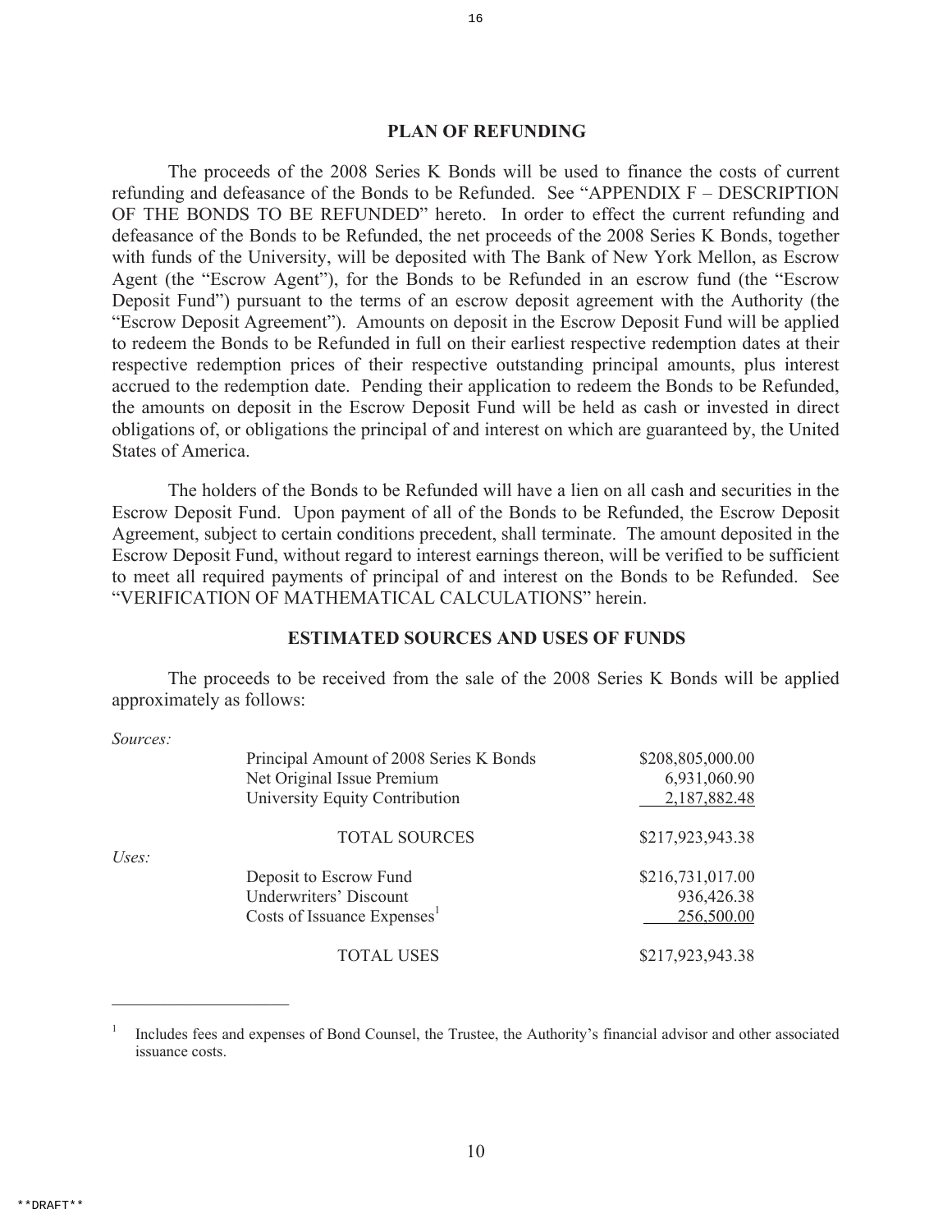## PLAN OF REFUNDING

The proceeds of the 2008 Series K Bonds will be used to finance the costs of current refunding and defeasance of the Bonds to be Refunded. See "APPENDIX F – DESCRIPTION OF THE BONDS TO BE REFUNDED" hereto. In order to effect the current refunding and defeasance of the Bonds to be Refunded, the net proceeds of the 2008 Series K Bonds, together with funds of the University, will be deposited with The Bank of New York Mellon, as Escrow Agent (the "Escrow Agent"), for the Bonds to be Refunded in an escrow fund (the "Escrow Deposit Fund") pursuant to the terms of an escrow deposit agreement with the Authority (the "Escrow Deposit Agreement"). Amounts on deposit in the Escrow Deposit Fund will be applied to redeem the Bonds to be Refunded in full on their earliest respective redemption dates at their respective redemption prices of their respective outstanding principal amounts, plus interest accrued to the redemption date. Pending their application to redeem the Bonds to be Refunded, the amounts on deposit in the Escrow Deposit Fund will be held as cash or invested in direct obligations of, or obligations the principal of and interest on which are guaranteed by, the United States of America.

The holders of the Bonds to be Refunded will have a lien on all cash and securities in the Escrow Deposit Fund. Upon payment of all of the Bonds to be Refunded, the Escrow Deposit Agreement, subject to certain conditions precedent, shall terminate. The amount deposited in the Escrow Deposit Fund, without regard to interest earnings thereon, will be verified to be sufficient to meet all required payments of principal of and interest on the Bonds to be Refunded. See "VERIFICATION OF MATHEMATICAL CALCULATIONS" herein.

## ESTIMATED SOURCES AND USES OF FUNDS

The proceeds to be received from the sale of the 2008 Series K Bonds will be applied approximately as follows:

| | | |
|---|---|---|
| *Sources:* | | |
| | Principal Amount of 2008 Series K Bonds | $208,805,000.00 |
| | Net Original Issue Premium | 6,931,060.90 |
| | University Equity Contribution | 2,187,882.48 |
| | TOTAL SOURCES | $217,923,943.38 |
| *Uses:* | | |
| | Deposit to Escrow Fund | $216,731,017.00 |
| | Underwriters' Discount | 936,426.38 |
| | Costs of Issuance Expenses[1] | 256,500.00 |
| | TOTAL USES | $217,923,943.38 |

[1] Includes fees and expenses of Bond Counsel, the Trustee, the Authority's financial advisor and other associated issuance costs.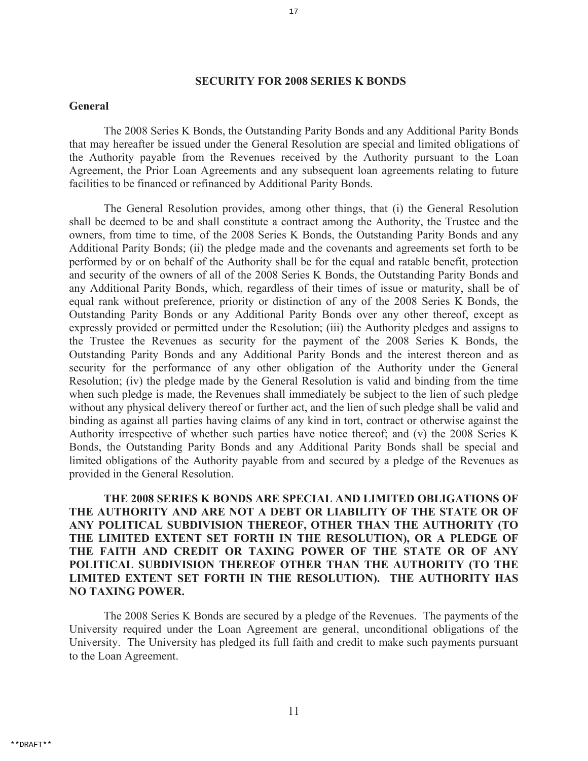## SECURITY FOR 2008 SERIES K BONDS

### General

The 2008 Series K Bonds, the Outstanding Parity Bonds and any Additional Parity Bonds that may hereafter be issued under the General Resolution are special and limited obligations of the Authority payable from the Revenues received by the Authority pursuant to the Loan Agreement, the Prior Loan Agreements and any subsequent loan agreements relating to future facilities to be financed or refinanced by Additional Parity Bonds.

The General Resolution provides, among other things, that (i) the General Resolution shall be deemed to be and shall constitute a contract among the Authority, the Trustee and the owners, from time to time, of the 2008 Series K Bonds, the Outstanding Parity Bonds and any Additional Parity Bonds; (ii) the pledge made and the covenants and agreements set forth to be performed by or on behalf of the Authority shall be for the equal and ratable benefit, protection and security of the owners of all of the 2008 Series K Bonds, the Outstanding Parity Bonds and any Additional Parity Bonds, which, regardless of their times of issue or maturity, shall be of equal rank without preference, priority or distinction of any of the 2008 Series K Bonds, the Outstanding Parity Bonds or any Additional Parity Bonds over any other thereof, except as expressly provided or permitted under the Resolution; (iii) the Authority pledges and assigns to the Trustee the Revenues as security for the payment of the 2008 Series K Bonds, the Outstanding Parity Bonds and any Additional Parity Bonds and the interest thereon and as security for the performance of any other obligation of the Authority under the General Resolution; (iv) the pledge made by the General Resolution is valid and binding from the time when such pledge is made, the Revenues shall immediately be subject to the lien of such pledge without any physical delivery thereof or further act, and the lien of such pledge shall be valid and binding as against all parties having claims of any kind in tort, contract or otherwise against the Authority irrespective of whether such parties have notice thereof; and (v) the 2008 Series K Bonds, the Outstanding Parity Bonds and any Additional Parity Bonds shall be special and limited obligations of the Authority payable from and secured by a pledge of the Revenues as provided in the General Resolution.

**THE 2008 SERIES K BONDS ARE SPECIAL AND LIMITED OBLIGATIONS OF THE AUTHORITY AND ARE NOT A DEBT OR LIABILITY OF THE STATE OR OF ANY POLITICAL SUBDIVISION THEREOF, OTHER THAN THE AUTHORITY (TO THE LIMITED EXTENT SET FORTH IN THE RESOLUTION), OR A PLEDGE OF THE FAITH AND CREDIT OR TAXING POWER OF THE STATE OR OF ANY POLITICAL SUBDIVISION THEREOF OTHER THAN THE AUTHORITY (TO THE LIMITED EXTENT SET FORTH IN THE RESOLUTION). THE AUTHORITY HAS NO TAXING POWER.**

The 2008 Series K Bonds are secured by a pledge of the Revenues. The payments of the University required under the Loan Agreement are general, unconditional obligations of the University. The University has pledged its full faith and credit to make such payments pursuant to the Loan Agreement.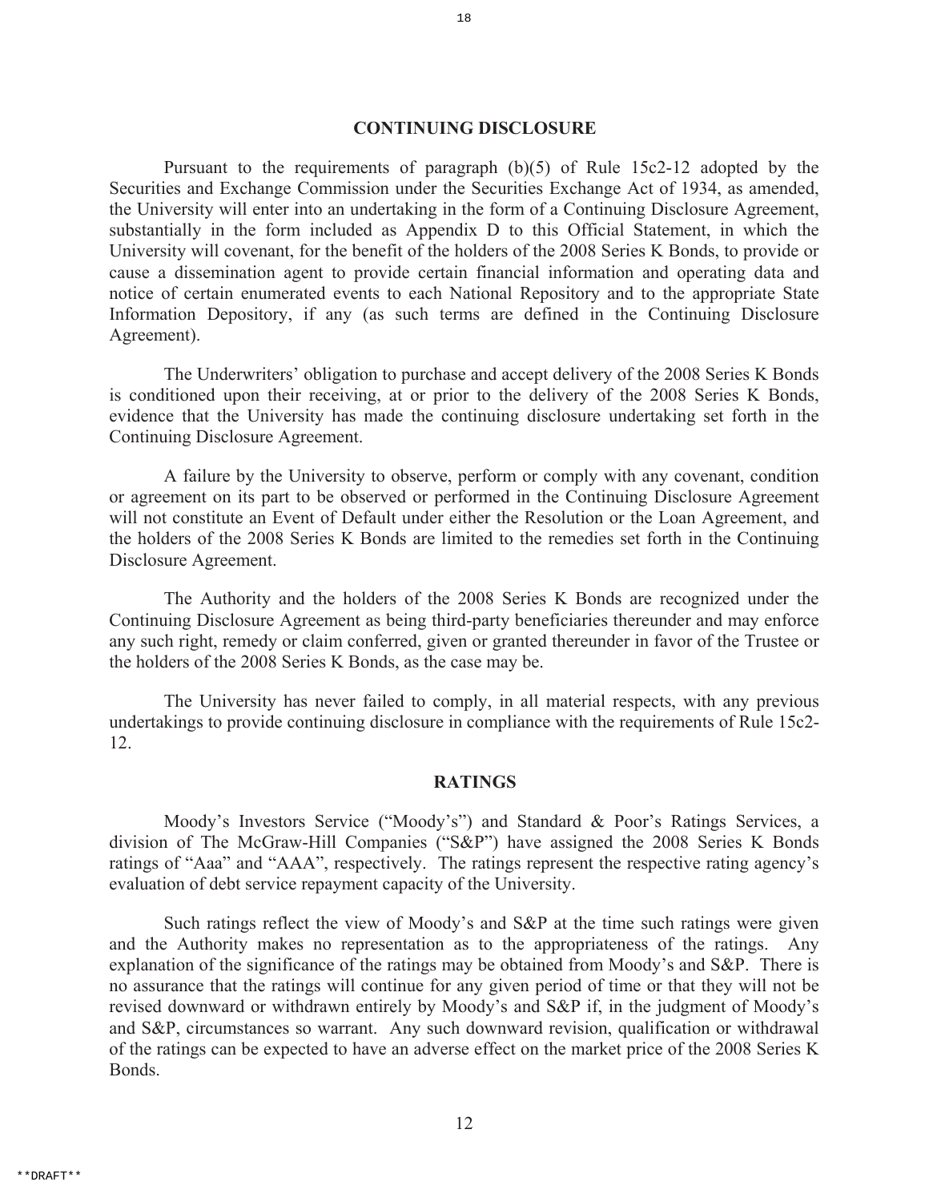## CONTINUING DISCLOSURE

Pursuant to the requirements of paragraph (b)(5) of Rule 15c2-12 adopted by the Securities and Exchange Commission under the Securities Exchange Act of 1934, as amended, the University will enter into an undertaking in the form of a Continuing Disclosure Agreement, substantially in the form included as Appendix D to this Official Statement, in which the University will covenant, for the benefit of the holders of the 2008 Series K Bonds, to provide or cause a dissemination agent to provide certain financial information and operating data and notice of certain enumerated events to each National Repository and to the appropriate State Information Depository, if any (as such terms are defined in the Continuing Disclosure Agreement).

The Underwriters' obligation to purchase and accept delivery of the 2008 Series K Bonds is conditioned upon their receiving, at or prior to the delivery of the 2008 Series K Bonds, evidence that the University has made the continuing disclosure undertaking set forth in the Continuing Disclosure Agreement.

A failure by the University to observe, perform or comply with any covenant, condition or agreement on its part to be observed or performed in the Continuing Disclosure Agreement will not constitute an Event of Default under either the Resolution or the Loan Agreement, and the holders of the 2008 Series K Bonds are limited to the remedies set forth in the Continuing Disclosure Agreement.

The Authority and the holders of the 2008 Series K Bonds are recognized under the Continuing Disclosure Agreement as being third-party beneficiaries thereunder and may enforce any such right, remedy or claim conferred, given or granted thereunder in favor of the Trustee or the holders of the 2008 Series K Bonds, as the case may be.

The University has never failed to comply, in all material respects, with any previous undertakings to provide continuing disclosure in compliance with the requirements of Rule 15c2-12.

## RATINGS

Moody's Investors Service ("Moody's") and Standard & Poor's Ratings Services, a division of The McGraw-Hill Companies ("S&P") have assigned the 2008 Series K Bonds ratings of "Aaa" and "AAA", respectively. The ratings represent the respective rating agency's evaluation of debt service repayment capacity of the University.

Such ratings reflect the view of Moody's and S&P at the time such ratings were given and the Authority makes no representation as to the appropriateness of the ratings. Any explanation of the significance of the ratings may be obtained from Moody's and S&P. There is no assurance that the ratings will continue for any given period of time or that they will not be revised downward or withdrawn entirely by Moody's and S&P if, in the judgment of Moody's and S&P, circumstances so warrant. Any such downward revision, qualification or withdrawal of the ratings can be expected to have an adverse effect on the market price of the 2008 Series K Bonds.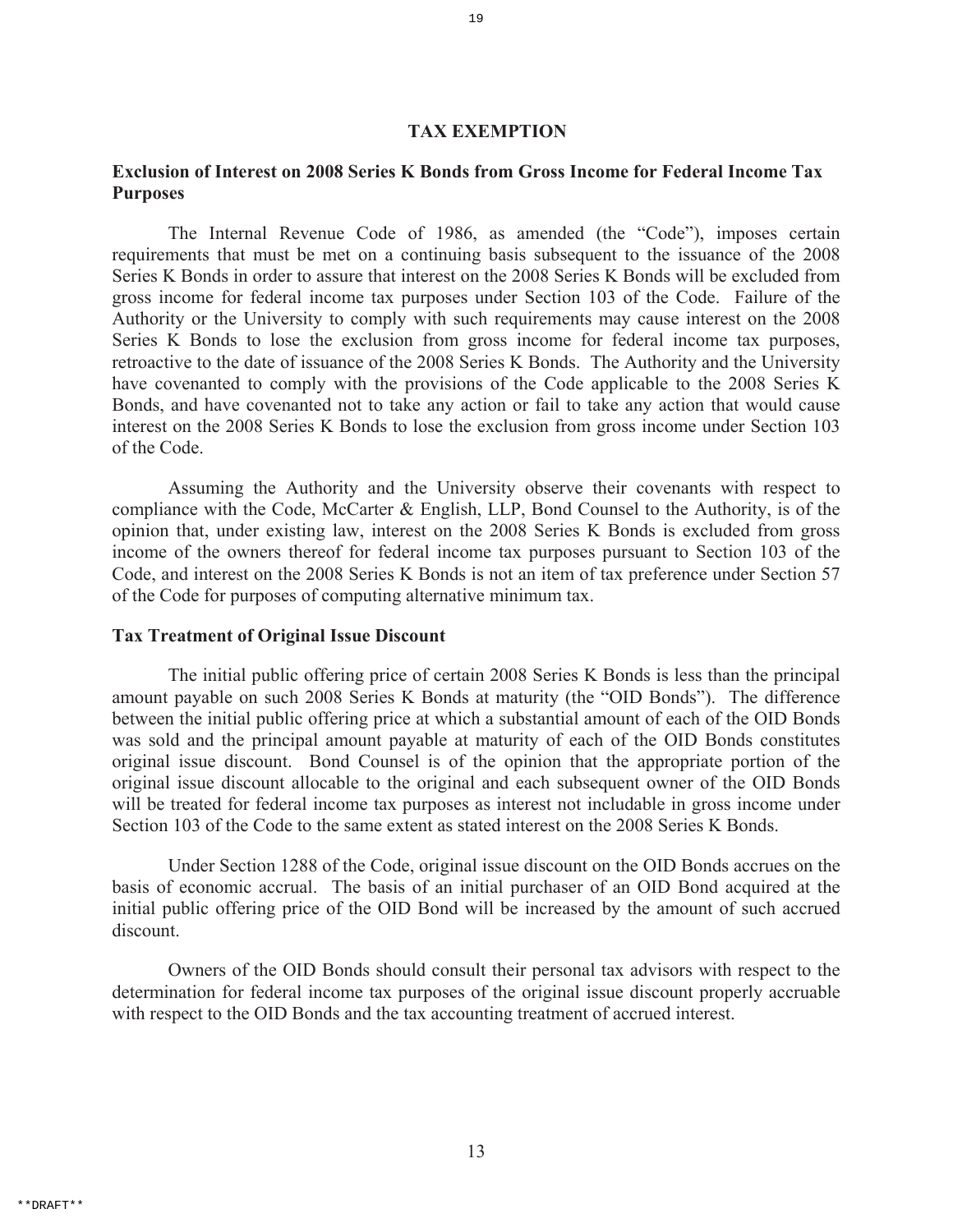## TAX EXEMPTION

### Exclusion of Interest on 2008 Series K Bonds from Gross Income for Federal Income Tax Purposes

The Internal Revenue Code of 1986, as amended (the "Code"), imposes certain requirements that must be met on a continuing basis subsequent to the issuance of the 2008 Series K Bonds in order to assure that interest on the 2008 Series K Bonds will be excluded from gross income for federal income tax purposes under Section 103 of the Code. Failure of the Authority or the University to comply with such requirements may cause interest on the 2008 Series K Bonds to lose the exclusion from gross income for federal income tax purposes, retroactive to the date of issuance of the 2008 Series K Bonds. The Authority and the University have covenanted to comply with the provisions of the Code applicable to the 2008 Series K Bonds, and have covenanted not to take any action or fail to take any action that would cause interest on the 2008 Series K Bonds to lose the exclusion from gross income under Section 103 of the Code.

Assuming the Authority and the University observe their covenants with respect to compliance with the Code, McCarter & English, LLP, Bond Counsel to the Authority, is of the opinion that, under existing law, interest on the 2008 Series K Bonds is excluded from gross income of the owners thereof for federal income tax purposes pursuant to Section 103 of the Code, and interest on the 2008 Series K Bonds is not an item of tax preference under Section 57 of the Code for purposes of computing alternative minimum tax.

### Tax Treatment of Original Issue Discount

The initial public offering price of certain 2008 Series K Bonds is less than the principal amount payable on such 2008 Series K Bonds at maturity (the "OID Bonds"). The difference between the initial public offering price at which a substantial amount of each of the OID Bonds was sold and the principal amount payable at maturity of each of the OID Bonds constitutes original issue discount. Bond Counsel is of the opinion that the appropriate portion of the original issue discount allocable to the original and each subsequent owner of the OID Bonds will be treated for federal income tax purposes as interest not includable in gross income under Section 103 of the Code to the same extent as stated interest on the 2008 Series K Bonds.

Under Section 1288 of the Code, original issue discount on the OID Bonds accrues on the basis of economic accrual. The basis of an initial purchaser of an OID Bond acquired at the initial public offering price of the OID Bond will be increased by the amount of such accrued discount.

Owners of the OID Bonds should consult their personal tax advisors with respect to the determination for federal income tax purposes of the original issue discount properly accruable with respect to the OID Bonds and the tax accounting treatment of accrued interest.

**DRAFT**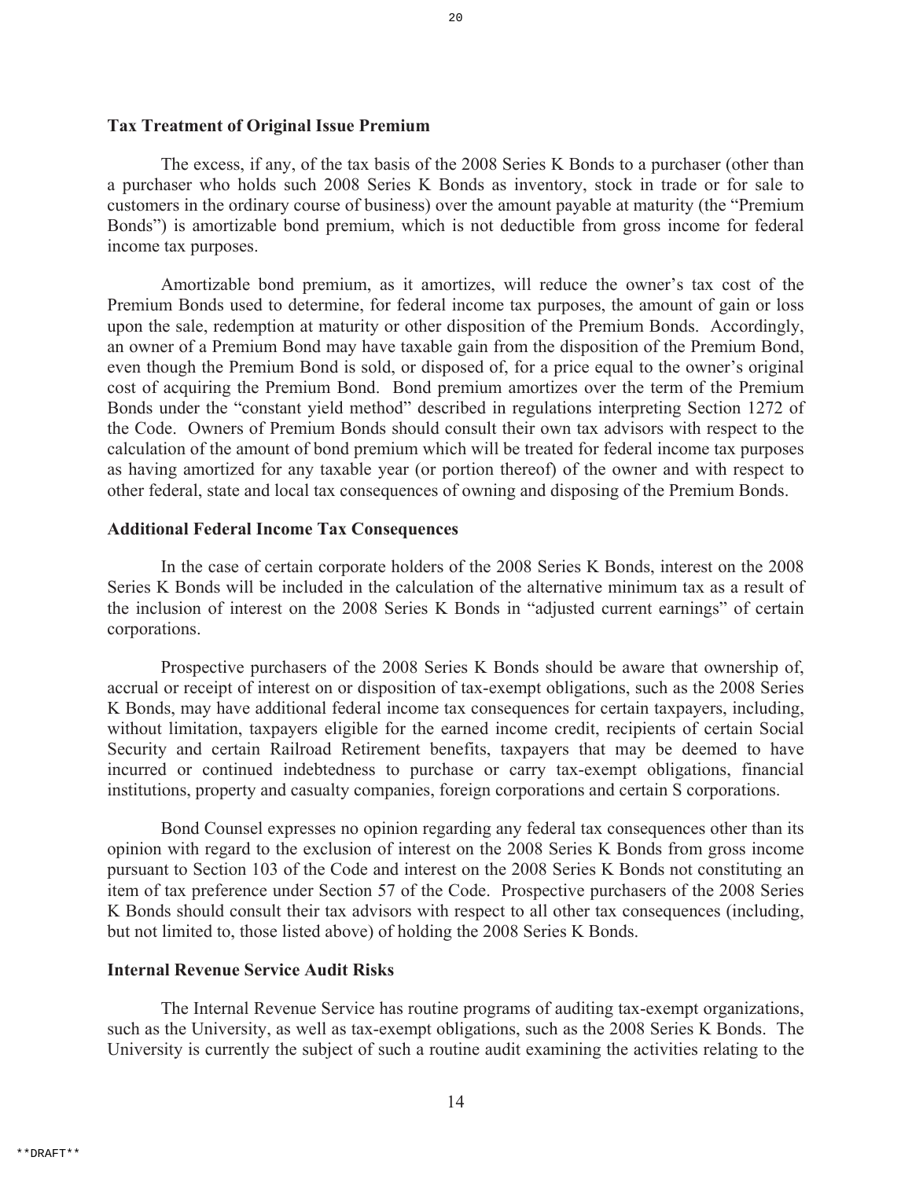### Tax Treatment of Original Issue Premium

The excess, if any, of the tax basis of the 2008 Series K Bonds to a purchaser (other than a purchaser who holds such 2008 Series K Bonds as inventory, stock in trade or for sale to customers in the ordinary course of business) over the amount payable at maturity (the "Premium Bonds") is amortizable bond premium, which is not deductible from gross income for federal income tax purposes.

Amortizable bond premium, as it amortizes, will reduce the owner's tax cost of the Premium Bonds used to determine, for federal income tax purposes, the amount of gain or loss upon the sale, redemption at maturity or other disposition of the Premium Bonds. Accordingly, an owner of a Premium Bond may have taxable gain from the disposition of the Premium Bond, even though the Premium Bond is sold, or disposed of, for a price equal to the owner's original cost of acquiring the Premium Bond. Bond premium amortizes over the term of the Premium Bonds under the "constant yield method" described in regulations interpreting Section 1272 of the Code. Owners of Premium Bonds should consult their own tax advisors with respect to the calculation of the amount of bond premium which will be treated for federal income tax purposes as having amortized for any taxable year (or portion thereof) of the owner and with respect to other federal, state and local tax consequences of owning and disposing of the Premium Bonds.

### Additional Federal Income Tax Consequences

In the case of certain corporate holders of the 2008 Series K Bonds, interest on the 2008 Series K Bonds will be included in the calculation of the alternative minimum tax as a result of the inclusion of interest on the 2008 Series K Bonds in "adjusted current earnings" of certain corporations.

Prospective purchasers of the 2008 Series K Bonds should be aware that ownership of, accrual or receipt of interest on or disposition of tax-exempt obligations, such as the 2008 Series K Bonds, may have additional federal income tax consequences for certain taxpayers, including, without limitation, taxpayers eligible for the earned income credit, recipients of certain Social Security and certain Railroad Retirement benefits, taxpayers that may be deemed to have incurred or continued indebtedness to purchase or carry tax-exempt obligations, financial institutions, property and casualty companies, foreign corporations and certain S corporations.

Bond Counsel expresses no opinion regarding any federal tax consequences other than its opinion with regard to the exclusion of interest on the 2008 Series K Bonds from gross income pursuant to Section 103 of the Code and interest on the 2008 Series K Bonds not constituting an item of tax preference under Section 57 of the Code. Prospective purchasers of the 2008 Series K Bonds should consult their tax advisors with respect to all other tax consequences (including, but not limited to, those listed above) of holding the 2008 Series K Bonds.

### Internal Revenue Service Audit Risks

The Internal Revenue Service has routine programs of auditing tax-exempt organizations, such as the University, as well as tax-exempt obligations, such as the 2008 Series K Bonds. The University is currently the subject of such a routine audit examining the activities relating to the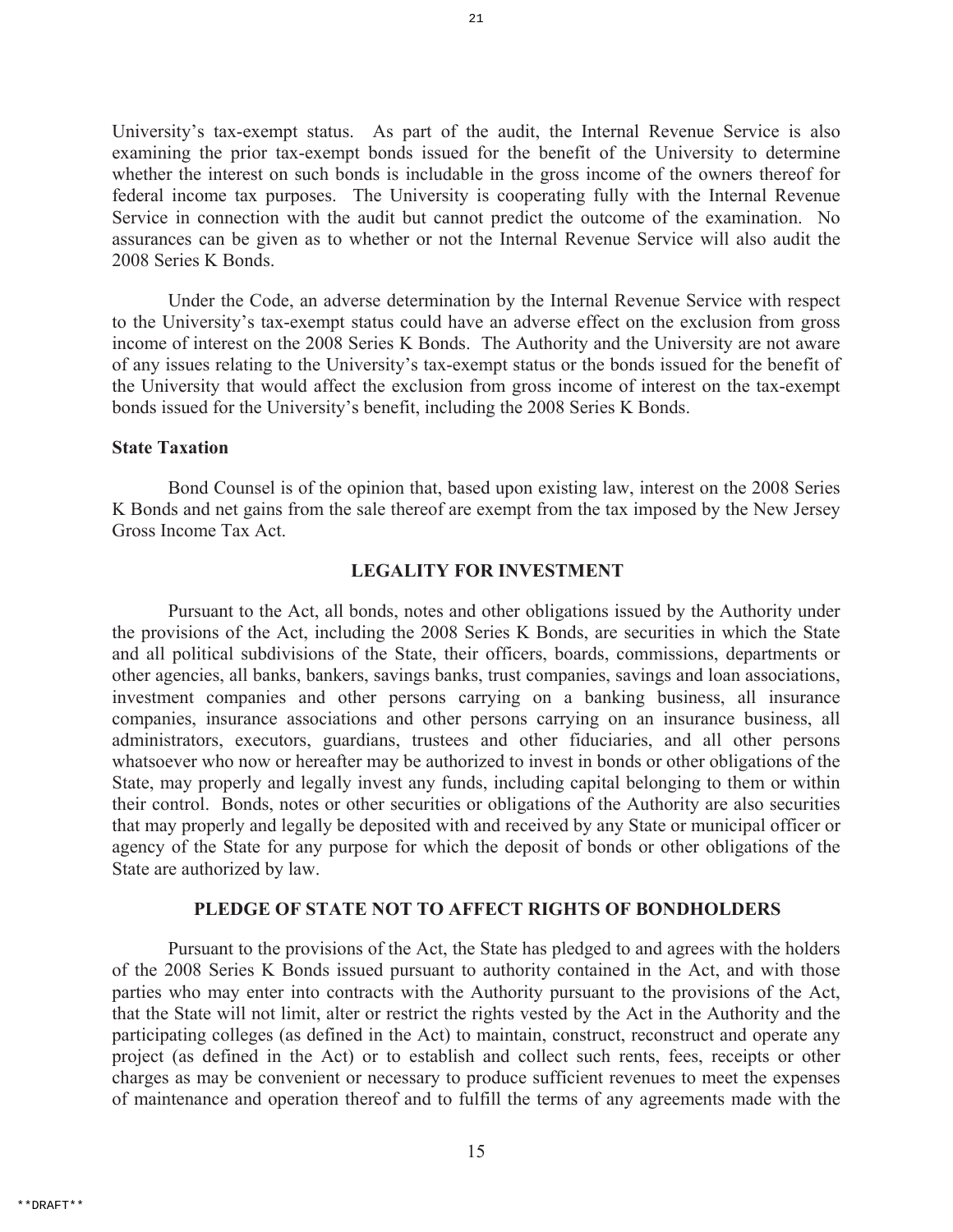University's tax-exempt status. As part of the audit, the Internal Revenue Service is also examining the prior tax-exempt bonds issued for the benefit of the University to determine whether the interest on such bonds is includable in the gross income of the owners thereof for federal income tax purposes. The University is cooperating fully with the Internal Revenue Service in connection with the audit but cannot predict the outcome of the examination. No assurances can be given as to whether or not the Internal Revenue Service will also audit the 2008 Series K Bonds.

Under the Code, an adverse determination by the Internal Revenue Service with respect to the University's tax-exempt status could have an adverse effect on the exclusion from gross income of interest on the 2008 Series K Bonds. The Authority and the University are not aware of any issues relating to the University's tax-exempt status or the bonds issued for the benefit of the University that would affect the exclusion from gross income of interest on the tax-exempt bonds issued for the University's benefit, including the 2008 Series K Bonds.

**State Taxation**

Bond Counsel is of the opinion that, based upon existing law, interest on the 2008 Series K Bonds and net gains from the sale thereof are exempt from the tax imposed by the New Jersey Gross Income Tax Act.

## LEGALITY FOR INVESTMENT

Pursuant to the Act, all bonds, notes and other obligations issued by the Authority under the provisions of the Act, including the 2008 Series K Bonds, are securities in which the State and all political subdivisions of the State, their officers, boards, commissions, departments or other agencies, all banks, bankers, savings banks, trust companies, savings and loan associations, investment companies and other persons carrying on a banking business, all insurance companies, insurance associations and other persons carrying on an insurance business, all administrators, executors, guardians, trustees and other fiduciaries, and all other persons whatsoever who now or hereafter may be authorized to invest in bonds or other obligations of the State, may properly and legally invest any funds, including capital belonging to them or within their control. Bonds, notes or other securities or obligations of the Authority are also securities that may properly and legally be deposited with and received by any State or municipal officer or agency of the State for any purpose for which the deposit of bonds or other obligations of the State are authorized by law.

## PLEDGE OF STATE NOT TO AFFECT RIGHTS OF BONDHOLDERS

Pursuant to the provisions of the Act, the State has pledged to and agrees with the holders of the 2008 Series K Bonds issued pursuant to authority contained in the Act, and with those parties who may enter into contracts with the Authority pursuant to the provisions of the Act, that the State will not limit, alter or restrict the rights vested by the Act in the Authority and the participating colleges (as defined in the Act) to maintain, construct, reconstruct and operate any project (as defined in the Act) or to establish and collect such rents, fees, receipts or other charges as may be convenient or necessary to produce sufficient revenues to meet the expenses of maintenance and operation thereof and to fulfill the terms of any agreements made with the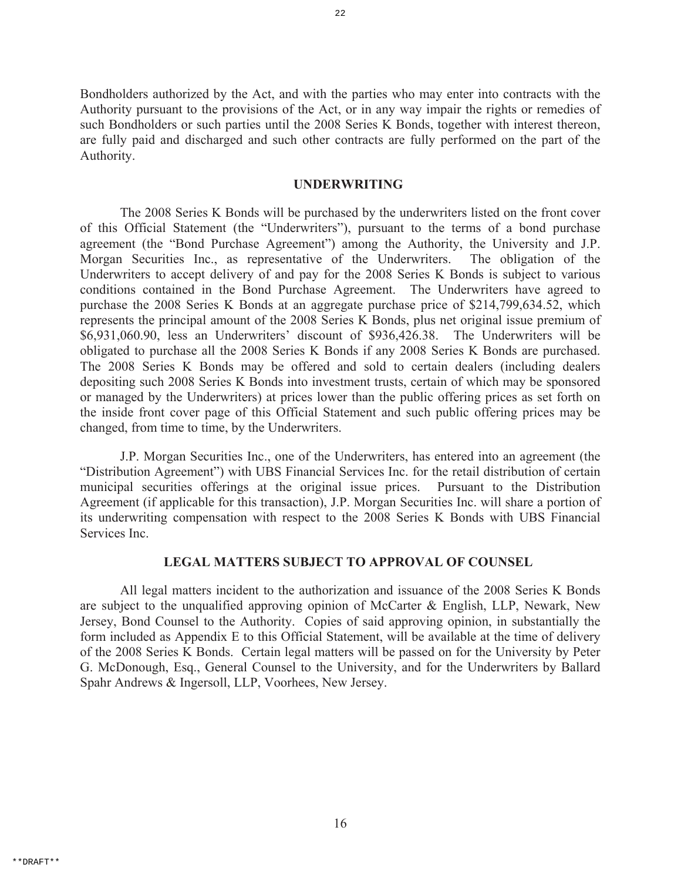Bondholders authorized by the Act, and with the parties who may enter into contracts with the Authority pursuant to the provisions of the Act, or in any way impair the rights or remedies of such Bondholders or such parties until the 2008 Series K Bonds, together with interest thereon, are fully paid and discharged and such other contracts are fully performed on the part of the Authority.

## UNDERWRITING

The 2008 Series K Bonds will be purchased by the underwriters listed on the front cover of this Official Statement (the "Underwriters"), pursuant to the terms of a bond purchase agreement (the "Bond Purchase Agreement") among the Authority, the University and J.P. Morgan Securities Inc., as representative of the Underwriters. The obligation of the Underwriters to accept delivery of and pay for the 2008 Series K Bonds is subject to various conditions contained in the Bond Purchase Agreement. The Underwriters have agreed to purchase the 2008 Series K Bonds at an aggregate purchase price of $214,799,634.52, which represents the principal amount of the 2008 Series K Bonds, plus net original issue premium of $6,931,060.90, less an Underwriters' discount of $936,426.38. The Underwriters will be obligated to purchase all the 2008 Series K Bonds if any 2008 Series K Bonds are purchased. The 2008 Series K Bonds may be offered and sold to certain dealers (including dealers depositing such 2008 Series K Bonds into investment trusts, certain of which may be sponsored or managed by the Underwriters) at prices lower than the public offering prices as set forth on the inside front cover page of this Official Statement and such public offering prices may be changed, from time to time, by the Underwriters.

J.P. Morgan Securities Inc., one of the Underwriters, has entered into an agreement (the "Distribution Agreement") with UBS Financial Services Inc. for the retail distribution of certain municipal securities offerings at the original issue prices. Pursuant to the Distribution Agreement (if applicable for this transaction), J.P. Morgan Securities Inc. will share a portion of its underwriting compensation with respect to the 2008 Series K Bonds with UBS Financial Services Inc.

## LEGAL MATTERS SUBJECT TO APPROVAL OF COUNSEL

All legal matters incident to the authorization and issuance of the 2008 Series K Bonds are subject to the unqualified approving opinion of McCarter & English, LLP, Newark, New Jersey, Bond Counsel to the Authority. Copies of said approving opinion, in substantially the form included as Appendix E to this Official Statement, will be available at the time of delivery of the 2008 Series K Bonds. Certain legal matters will be passed on for the University by Peter G. McDonough, Esq., General Counsel to the University, and for the Underwriters by Ballard Spahr Andrews & Ingersoll, LLP, Voorhees, New Jersey.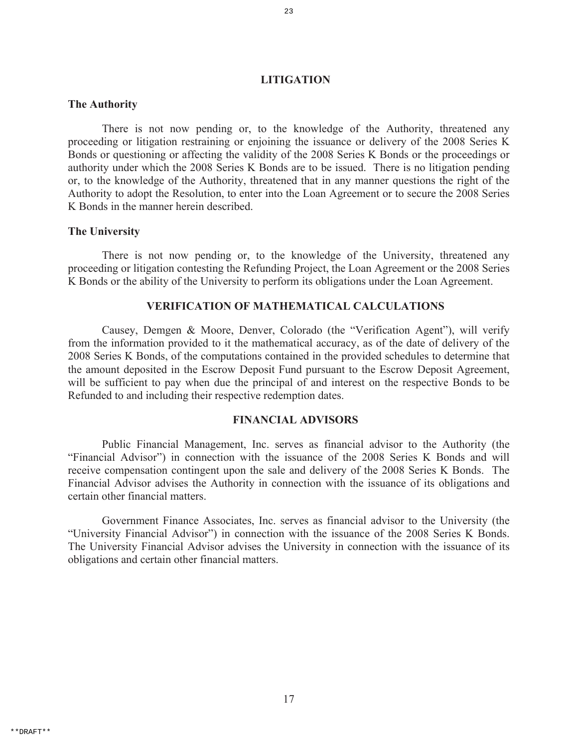## LITIGATION

### The Authority

There is not now pending or, to the knowledge of the Authority, threatened any proceeding or litigation restraining or enjoining the issuance or delivery of the 2008 Series K Bonds or questioning or affecting the validity of the 2008 Series K Bonds or the proceedings or authority under which the 2008 Series K Bonds are to be issued. There is no litigation pending or, to the knowledge of the Authority, threatened that in any manner questions the right of the Authority to adopt the Resolution, to enter into the Loan Agreement or to secure the 2008 Series K Bonds in the manner herein described.

### The University

There is not now pending or, to the knowledge of the University, threatened any proceeding or litigation contesting the Refunding Project, the Loan Agreement or the 2008 Series K Bonds or the ability of the University to perform its obligations under the Loan Agreement.

## VERIFICATION OF MATHEMATICAL CALCULATIONS

Causey, Demgen & Moore, Denver, Colorado (the "Verification Agent"), will verify from the information provided to it the mathematical accuracy, as of the date of delivery of the 2008 Series K Bonds, of the computations contained in the provided schedules to determine that the amount deposited in the Escrow Deposit Fund pursuant to the Escrow Deposit Agreement, will be sufficient to pay when due the principal of and interest on the respective Bonds to be Refunded to and including their respective redemption dates.

## FINANCIAL ADVISORS

Public Financial Management, Inc. serves as financial advisor to the Authority (the "Financial Advisor") in connection with the issuance of the 2008 Series K Bonds and will receive compensation contingent upon the sale and delivery of the 2008 Series K Bonds. The Financial Advisor advises the Authority in connection with the issuance of its obligations and certain other financial matters.

Government Finance Associates, Inc. serves as financial advisor to the University (the "University Financial Advisor") in connection with the issuance of the 2008 Series K Bonds. The University Financial Advisor advises the University in connection with the issuance of its obligations and certain other financial matters.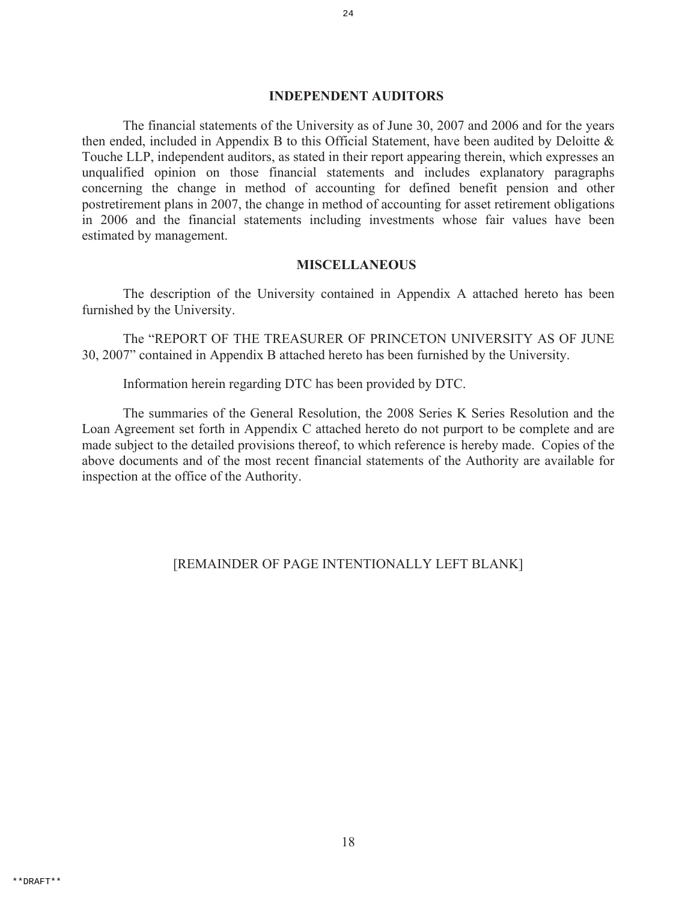## INDEPENDENT AUDITORS

The financial statements of the University as of June 30, 2007 and 2006 and for the years then ended, included in Appendix B to this Official Statement, have been audited by Deloitte & Touche LLP, independent auditors, as stated in their report appearing therein, which expresses an unqualified opinion on those financial statements and includes explanatory paragraphs concerning the change in method of accounting for defined benefit pension and other postretirement plans in 2007, the change in method of accounting for asset retirement obligations in 2006 and the financial statements including investments whose fair values have been estimated by management.

## MISCELLANEOUS

The description of the University contained in Appendix A attached hereto has been furnished by the University.

The "REPORT OF THE TREASURER OF PRINCETON UNIVERSITY AS OF JUNE 30, 2007" contained in Appendix B attached hereto has been furnished by the University.

Information herein regarding DTC has been provided by DTC.

The summaries of the General Resolution, the 2008 Series K Series Resolution and the Loan Agreement set forth in Appendix C attached hereto do not purport to be complete and are made subject to the detailed provisions thereof, to which reference is hereby made. Copies of the above documents and of the most recent financial statements of the Authority are available for inspection at the office of the Authority.

[REMAINDER OF PAGE INTENTIONALLY LEFT BLANK]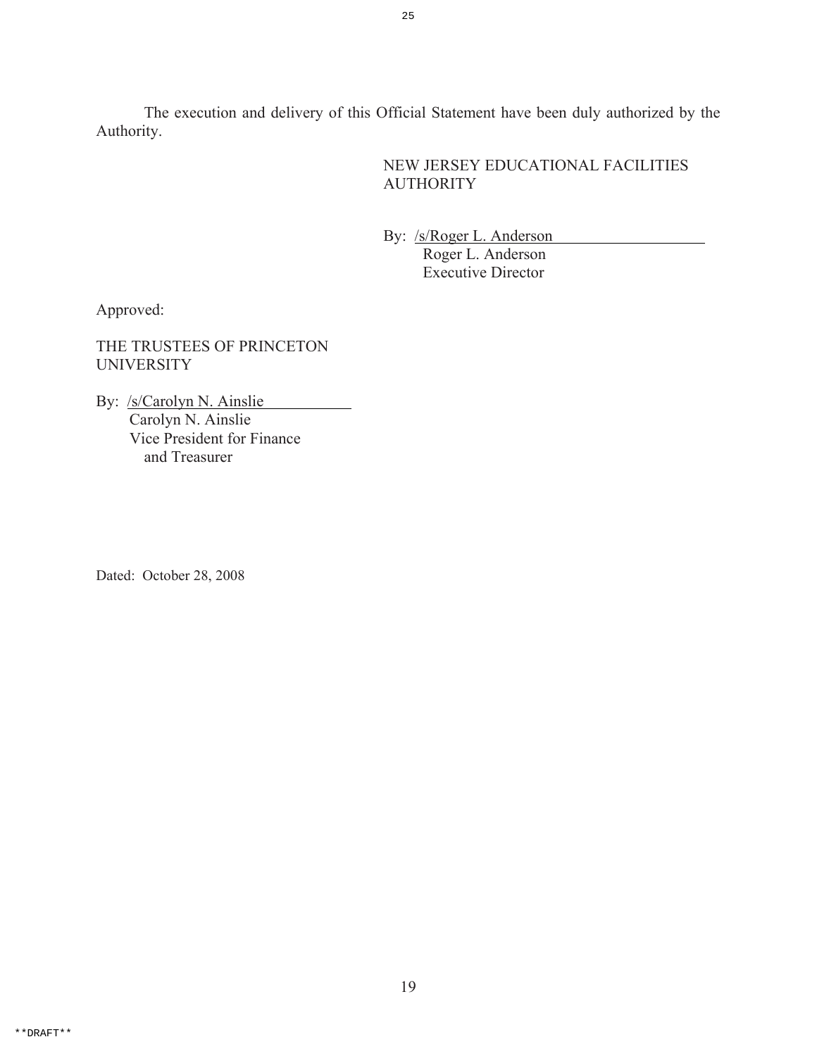The execution and delivery of this Official Statement have been duly authorized by the Authority.

NEW JERSEY EDUCATIONAL FACILITIES AUTHORITY

By: /s/Roger L. Anderson
Roger L. Anderson
Executive Director

Approved:

THE TRUSTEES OF PRINCETON UNIVERSITY

By: /s/Carolyn N. Ainslie
Carolyn N. Ainslie
Vice President for Finance and Treasurer

Dated: October 28, 2008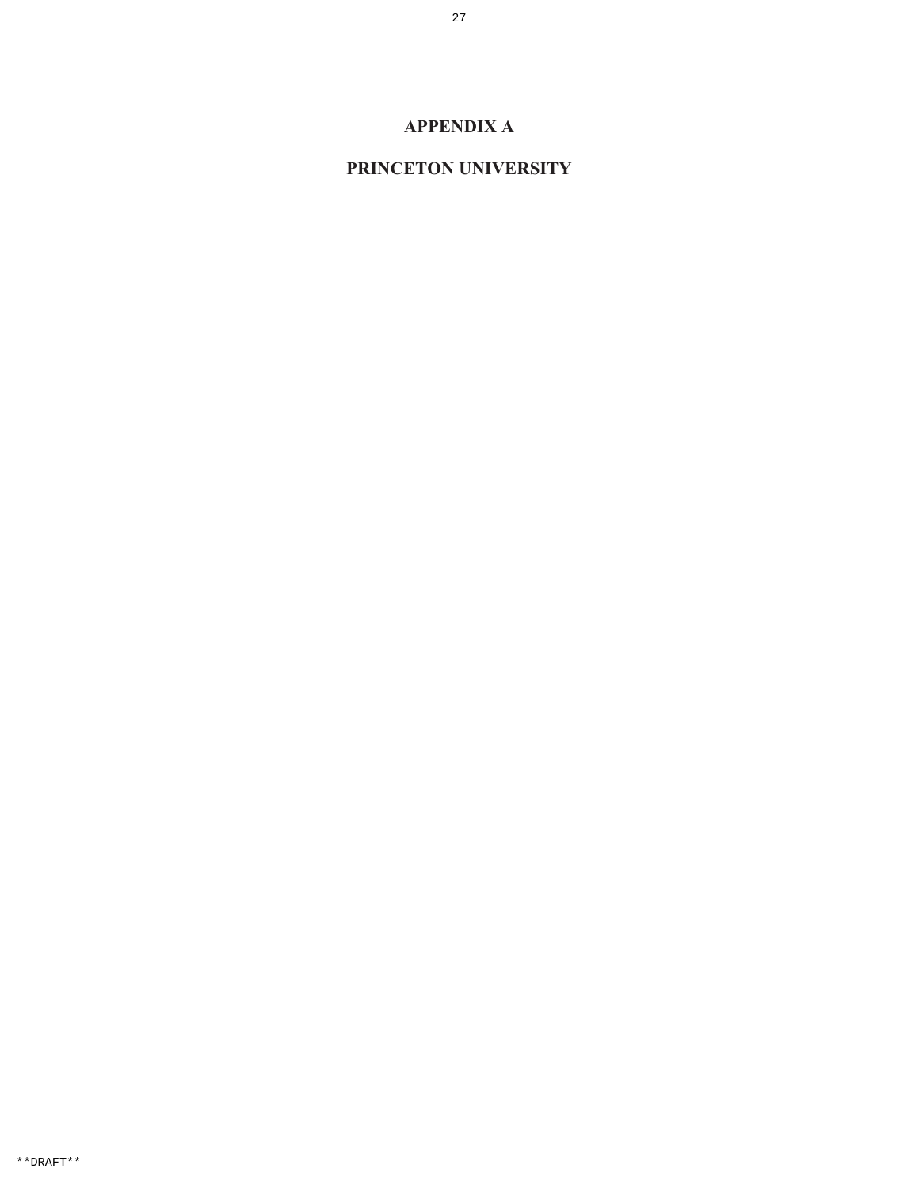# APPENDIX A

# PRINCETON UNIVERSITY

**DRAFT**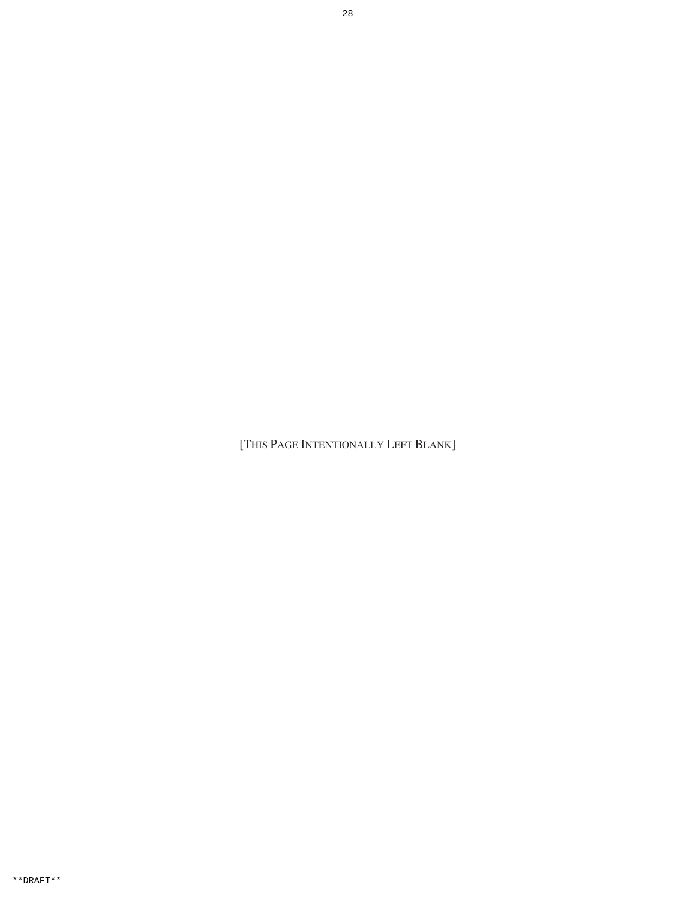[THIS PAGE INTENTIONALLY LEFT BLANK]

**DRAFT**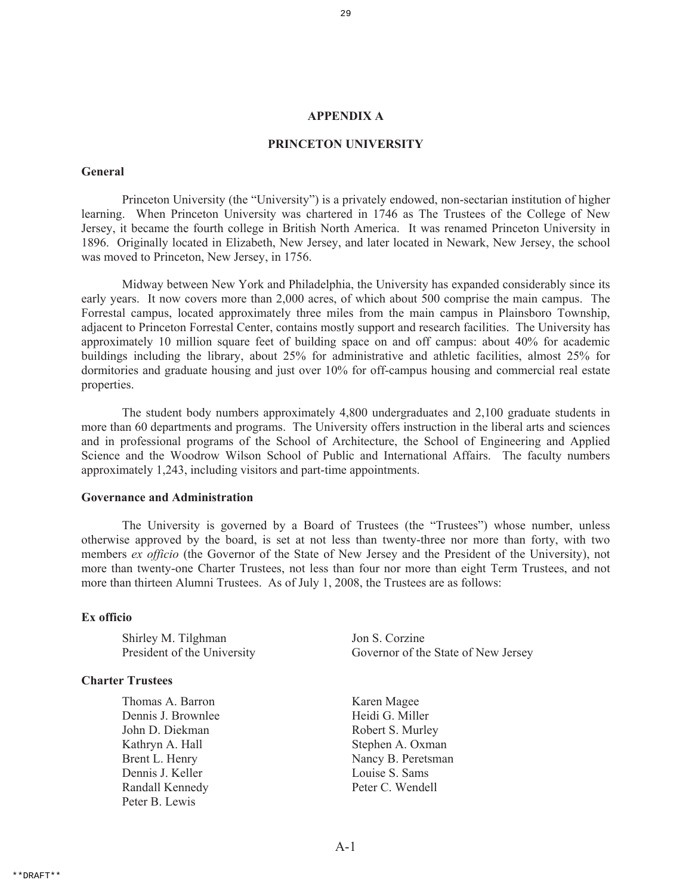## APPENDIX A

## PRINCETON UNIVERSITY

### General

Princeton University (the "University") is a privately endowed, non-sectarian institution of higher learning. When Princeton University was chartered in 1746 as The Trustees of the College of New Jersey, it became the fourth college in British North America. It was renamed Princeton University in 1896. Originally located in Elizabeth, New Jersey, and later located in Newark, New Jersey, the school was moved to Princeton, New Jersey, in 1756.

Midway between New York and Philadelphia, the University has expanded considerably since its early years. It now covers more than 2,000 acres, of which about 500 comprise the main campus. The Forrestal campus, located approximately three miles from the main campus in Plainsboro Township, adjacent to Princeton Forrestal Center, contains mostly support and research facilities. The University has approximately 10 million square feet of building space on and off campus: about 40% for academic buildings including the library, about 25% for administrative and athletic facilities, almost 25% for dormitories and graduate housing and just over 10% for off-campus housing and commercial real estate properties.

The student body numbers approximately 4,800 undergraduates and 2,100 graduate students in more than 60 departments and programs. The University offers instruction in the liberal arts and sciences and in professional programs of the School of Architecture, the School of Engineering and Applied Science and the Woodrow Wilson School of Public and International Affairs. The faculty numbers approximately 1,243, including visitors and part-time appointments.

### Governance and Administration

The University is governed by a Board of Trustees (the "Trustees") whose number, unless otherwise approved by the board, is set at not less than twenty-three nor more than forty, with two members *ex officio* (the Governor of the State of New Jersey and the President of the University), not more than twenty-one Charter Trustees, not less than four nor more than eight Term Trustees, and not more than thirteen Alumni Trustees. As of July 1, 2008, the Trustees are as follows:

### Ex officio

Shirley M. Tilghman
President of the University

Jon S. Corzine
Governor of the State of New Jersey

### Charter Trustees

Thomas A. Barron
Dennis J. Brownlee
John D. Diekman
Kathryn A. Hall
Brent L. Henry
Dennis J. Keller
Randall Kennedy
Peter B. Lewis
Karen Magee
Heidi G. Miller
Robert S. Murley
Stephen A. Oxman
Nancy B. Peretsman
Louise S. Sams
Peter C. Wendell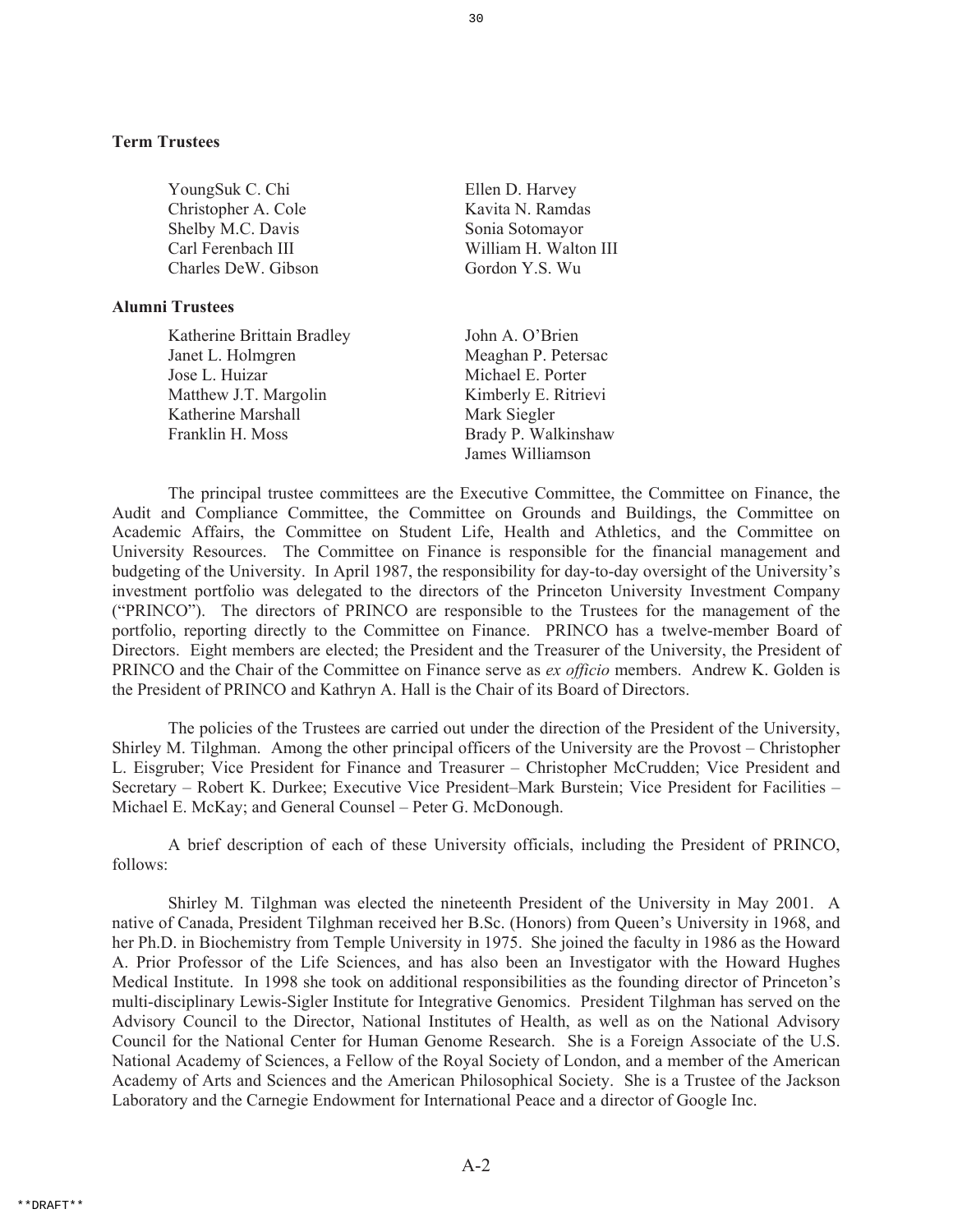**Term Trustees**

YoungSuk C. Chi
Christopher A. Cole
Shelby M.C. Davis
Carl Ferenbach III
Charles DeW. Gibson
Ellen D. Harvey
Kavita N. Ramdas
Sonia Sotomayor
William H. Walton III
Gordon Y.S. Wu

**Alumni Trustees**

Katherine Brittain Bradley
Janet L. Holmgren
Jose L. Huizar
Matthew J.T. Margolin
Katherine Marshall
Franklin H. Moss
John A. O'Brien
Meaghan P. Petersac
Michael E. Porter
Kimberly E. Ritrievi
Mark Siegler
Brady P. Walkinshaw
James Williamson

The principal trustee committees are the Executive Committee, the Committee on Finance, the Audit and Compliance Committee, the Committee on Grounds and Buildings, the Committee on Academic Affairs, the Committee on Student Life, Health and Athletics, and the Committee on University Resources. The Committee on Finance is responsible for the financial management and budgeting of the University. In April 1987, the responsibility for day-to-day oversight of the University's investment portfolio was delegated to the directors of the Princeton University Investment Company ("PRINCO"). The directors of PRINCO are responsible to the Trustees for the management of the portfolio, reporting directly to the Committee on Finance. PRINCO has a twelve-member Board of Directors. Eight members are elected; the President and the Treasurer of the University, the President of PRINCO and the Chair of the Committee on Finance serve as *ex officio* members. Andrew K. Golden is the President of PRINCO and Kathryn A. Hall is the Chair of its Board of Directors.

The policies of the Trustees are carried out under the direction of the President of the University, Shirley M. Tilghman. Among the other principal officers of the University are the Provost – Christopher L. Eisgruber; Vice President for Finance and Treasurer – Christopher McCrudden; Vice President and Secretary – Robert K. Durkee; Executive Vice President–Mark Burstein; Vice President for Facilities – Michael E. McKay; and General Counsel – Peter G. McDonough.

A brief description of each of these University officials, including the President of PRINCO, follows:

Shirley M. Tilghman was elected the nineteenth President of the University in May 2001. A native of Canada, President Tilghman received her B.Sc. (Honors) from Queen's University in 1968, and her Ph.D. in Biochemistry from Temple University in 1975. She joined the faculty in 1986 as the Howard A. Prior Professor of the Life Sciences, and has also been an Investigator with the Howard Hughes Medical Institute. In 1998 she took on additional responsibilities as the founding director of Princeton's multi-disciplinary Lewis-Sigler Institute for Integrative Genomics. President Tilghman has served on the Advisory Council to the Director, National Institutes of Health, as well as on the National Advisory Council for the National Center for Human Genome Research. She is a Foreign Associate of the U.S. National Academy of Sciences, a Fellow of the Royal Society of London, and a member of the American Academy of Arts and Sciences and the American Philosophical Society. She is a Trustee of the Jackson Laboratory and the Carnegie Endowment for International Peace and a director of Google Inc.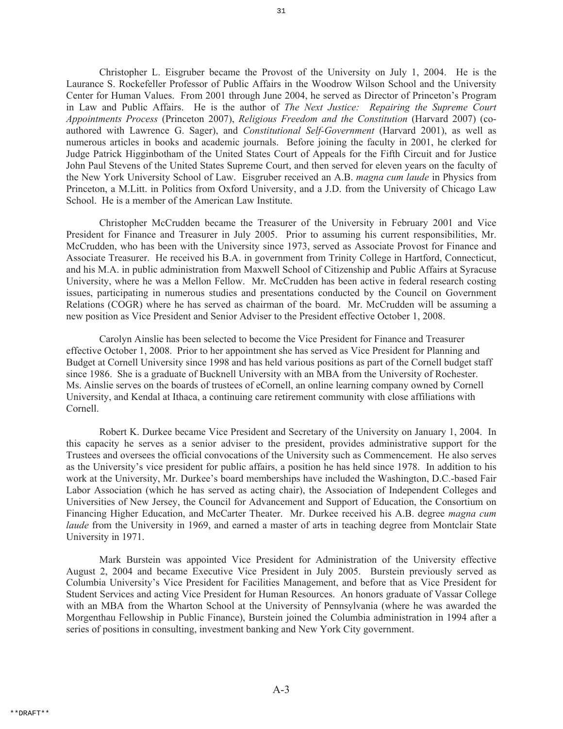Christopher L. Eisgruber became the Provost of the University on July 1, 2004. He is the Laurance S. Rockefeller Professor of Public Affairs in the Woodrow Wilson School and the University Center for Human Values. From 2001 through June 2004, he served as Director of Princeton's Program in Law and Public Affairs. He is the author of *The Next Justice: Repairing the Supreme Court Appointments Process* (Princeton 2007), *Religious Freedom and the Constitution* (Harvard 2007) (co-authored with Lawrence G. Sager), and *Constitutional Self-Government* (Harvard 2001), as well as numerous articles in books and academic journals. Before joining the faculty in 2001, he clerked for Judge Patrick Higginbotham of the United States Court of Appeals for the Fifth Circuit and for Justice John Paul Stevens of the United States Supreme Court, and then served for eleven years on the faculty of the New York University School of Law. Eisgruber received an A.B. *magna cum laude* in Physics from Princeton, a M.Litt. in Politics from Oxford University, and a J.D. from the University of Chicago Law School. He is a member of the American Law Institute.

Christopher McCrudden became the Treasurer of the University in February 2001 and Vice President for Finance and Treasurer in July 2005. Prior to assuming his current responsibilities, Mr. McCrudden, who has been with the University since 1973, served as Associate Provost for Finance and Associate Treasurer. He received his B.A. in government from Trinity College in Hartford, Connecticut, and his M.A. in public administration from Maxwell School of Citizenship and Public Affairs at Syracuse University, where he was a Mellon Fellow. Mr. McCrudden has been active in federal research costing issues, participating in numerous studies and presentations conducted by the Council on Government Relations (COGR) where he has served as chairman of the board. Mr. McCrudden will be assuming a new position as Vice President and Senior Adviser to the President effective October 1, 2008.

Carolyn Ainslie has been selected to become the Vice President for Finance and Treasurer effective October 1, 2008. Prior to her appointment she has served as Vice President for Planning and Budget at Cornell University since 1998 and has held various positions as part of the Cornell budget staff since 1986. She is a graduate of Bucknell University with an MBA from the University of Rochester. Ms. Ainslie serves on the boards of trustees of eCornell, an online learning company owned by Cornell University, and Kendal at Ithaca, a continuing care retirement community with close affiliations with Cornell.

Robert K. Durkee became Vice President and Secretary of the University on January 1, 2004. In this capacity he serves as a senior adviser to the president, provides administrative support for the Trustees and oversees the official convocations of the University such as Commencement. He also serves as the University's vice president for public affairs, a position he has held since 1978. In addition to his work at the University, Mr. Durkee's board memberships have included the Washington, D.C.-based Fair Labor Association (which he has served as acting chair), the Association of Independent Colleges and Universities of New Jersey, the Council for Advancement and Support of Education, the Consortium on Financing Higher Education, and McCarter Theater. Mr. Durkee received his A.B. degree *magna cum laude* from the University in 1969, and earned a master of arts in teaching degree from Montclair State University in 1971.

Mark Burstein was appointed Vice President for Administration of the University effective August 2, 2004 and became Executive Vice President in July 2005. Burstein previously served as Columbia University's Vice President for Facilities Management, and before that as Vice President for Student Services and acting Vice President for Human Resources. An honors graduate of Vassar College with an MBA from the Wharton School at the University of Pennsylvania (where he was awarded the Morgenthau Fellowship in Public Finance), Burstein joined the Columbia administration in 1994 after a series of positions in consulting, investment banking and New York City government.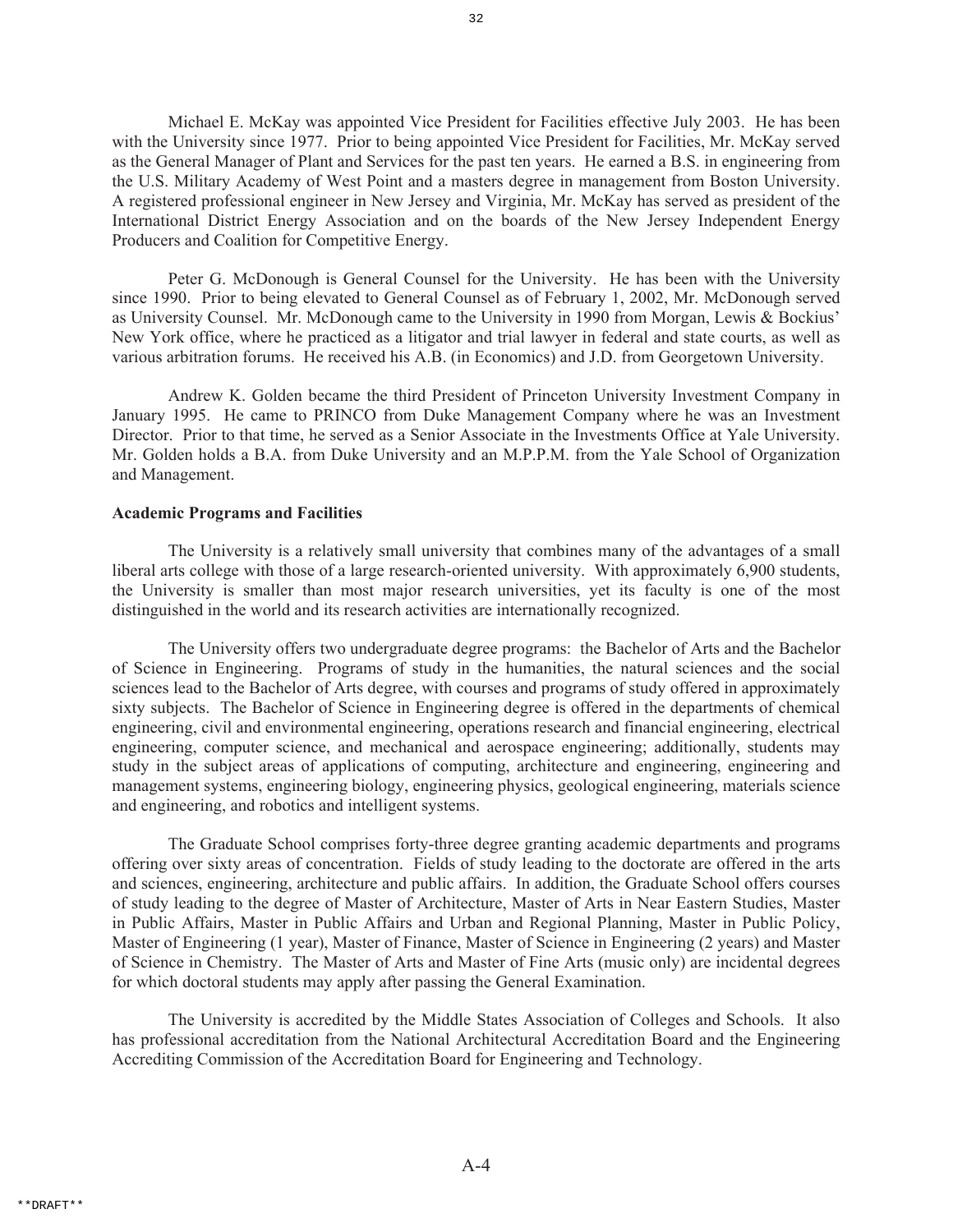Michael E. McKay was appointed Vice President for Facilities effective July 2003. He has been with the University since 1977. Prior to being appointed Vice President for Facilities, Mr. McKay served as the General Manager of Plant and Services for the past ten years. He earned a B.S. in engineering from the U.S. Military Academy of West Point and a masters degree in management from Boston University. A registered professional engineer in New Jersey and Virginia, Mr. McKay has served as president of the International District Energy Association and on the boards of the New Jersey Independent Energy Producers and Coalition for Competitive Energy.

Peter G. McDonough is General Counsel for the University. He has been with the University since 1990. Prior to being elevated to General Counsel as of February 1, 2002, Mr. McDonough served as University Counsel. Mr. McDonough came to the University in 1990 from Morgan, Lewis & Bockius' New York office, where he practiced as a litigator and trial lawyer in federal and state courts, as well as various arbitration forums. He received his A.B. (in Economics) and J.D. from Georgetown University.

Andrew K. Golden became the third President of Princeton University Investment Company in January 1995. He came to PRINCO from Duke Management Company where he was an Investment Director. Prior to that time, he served as a Senior Associate in the Investments Office at Yale University. Mr. Golden holds a B.A. from Duke University and an M.P.P.M. from the Yale School of Organization and Management.

**Academic Programs and Facilities**

The University is a relatively small university that combines many of the advantages of a small liberal arts college with those of a large research-oriented university. With approximately 6,900 students, the University is smaller than most major research universities, yet its faculty is one of the most distinguished in the world and its research activities are internationally recognized.

The University offers two undergraduate degree programs: the Bachelor of Arts and the Bachelor of Science in Engineering. Programs of study in the humanities, the natural sciences and the social sciences lead to the Bachelor of Arts degree, with courses and programs of study offered in approximately sixty subjects. The Bachelor of Science in Engineering degree is offered in the departments of chemical engineering, civil and environmental engineering, operations research and financial engineering, electrical engineering, computer science, and mechanical and aerospace engineering; additionally, students may study in the subject areas of applications of computing, architecture and engineering, engineering and management systems, engineering biology, engineering physics, geological engineering, materials science and engineering, and robotics and intelligent systems.

The Graduate School comprises forty-three degree granting academic departments and programs offering over sixty areas of concentration. Fields of study leading to the doctorate are offered in the arts and sciences, engineering, architecture and public affairs. In addition, the Graduate School offers courses of study leading to the degree of Master of Architecture, Master of Arts in Near Eastern Studies, Master in Public Affairs, Master in Public Affairs and Urban and Regional Planning, Master in Public Policy, Master of Engineering (1 year), Master of Finance, Master of Science in Engineering (2 years) and Master of Science in Chemistry. The Master of Arts and Master of Fine Arts (music only) are incidental degrees for which doctoral students may apply after passing the General Examination.

The University is accredited by the Middle States Association of Colleges and Schools. It also has professional accreditation from the National Architectural Accreditation Board and the Engineering Accrediting Commission of the Accreditation Board for Engineering and Technology.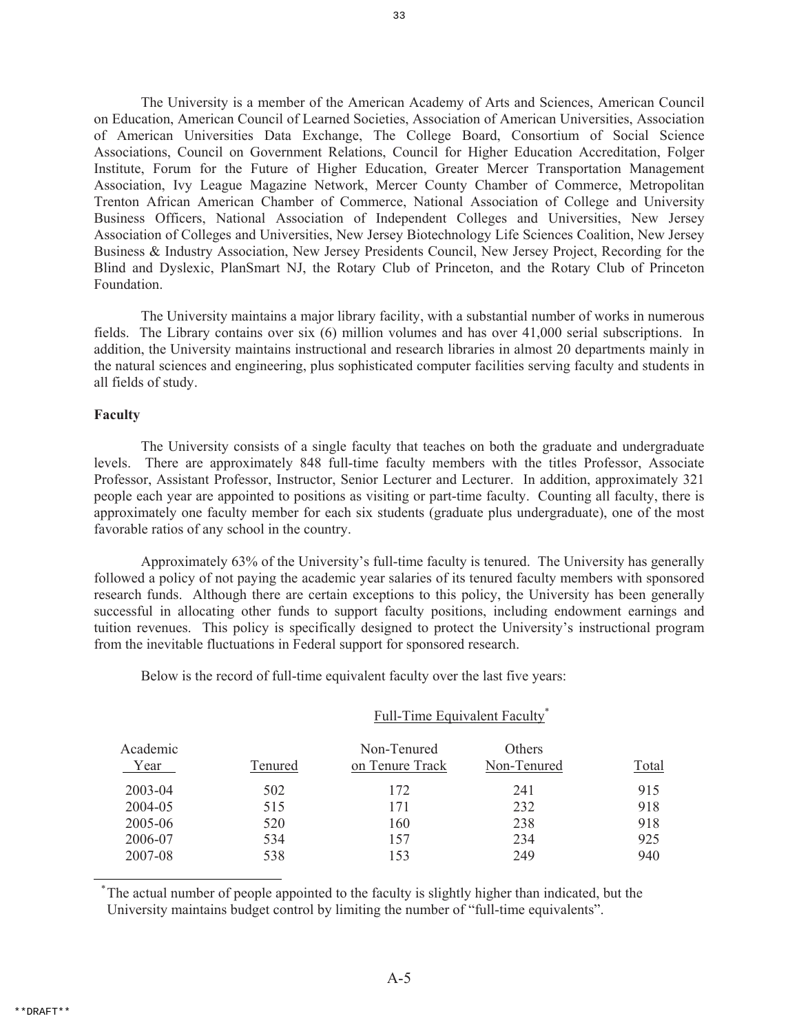The University is a member of the American Academy of Arts and Sciences, American Council on Education, American Council of Learned Societies, Association of American Universities, Association of American Universities Data Exchange, The College Board, Consortium of Social Science Associations, Council on Government Relations, Council for Higher Education Accreditation, Folger Institute, Forum for the Future of Higher Education, Greater Mercer Transportation Management Association, Ivy League Magazine Network, Mercer County Chamber of Commerce, Metropolitan Trenton African American Chamber of Commerce, National Association of College and University Business Officers, National Association of Independent Colleges and Universities, New Jersey Association of Colleges and Universities, New Jersey Biotechnology Life Sciences Coalition, New Jersey Business & Industry Association, New Jersey Presidents Council, New Jersey Project, Recording for the Blind and Dyslexic, PlanSmart NJ, the Rotary Club of Princeton, and the Rotary Club of Princeton Foundation.

The University maintains a major library facility, with a substantial number of works in numerous fields. The Library contains over six (6) million volumes and has over 41,000 serial subscriptions. In addition, the University maintains instructional and research libraries in almost 20 departments mainly in the natural sciences and engineering, plus sophisticated computer facilities serving faculty and students in all fields of study.

**Faculty**

The University consists of a single faculty that teaches on both the graduate and undergraduate levels. There are approximately 848 full-time faculty members with the titles Professor, Associate Professor, Assistant Professor, Instructor, Senior Lecturer and Lecturer. In addition, approximately 321 people each year are appointed to positions as visiting or part-time faculty. Counting all faculty, there is approximately one faculty member for each six students (graduate plus undergraduate), one of the most favorable ratios of any school in the country.

Approximately 63% of the University's full-time faculty is tenured. The University has generally followed a policy of not paying the academic year salaries of its tenured faculty members with sponsored research funds. Although there are certain exceptions to this policy, the University has been generally successful in allocating other funds to support faculty positions, including endowment earnings and tuition revenues. This policy is specifically designed to protect the University's instructional program from the inevitable fluctuations in Federal support for sponsored research.

Below is the record of full-time equivalent faculty over the last five years:

| | Full-Time Equivalent Faculty* | | | |
|---|---|---|---|---|
| Academic Year | Tenured | Non-Tenured on Tenure Track | Others Non-Tenured | Total |
| 2003-04 | 502 | 172 | 241 | 915 |
| 2004-05 | 515 | 171 | 232 | 918 |
| 2005-06 | 520 | 160 | 238 | 918 |
| 2006-07 | 534 | 157 | 234 | 925 |
| 2007-08 | 538 | 153 | 249 | 940 |

*The actual number of people appointed to the faculty is slightly higher than indicated, but the University maintains budget control by limiting the number of "full-time equivalents".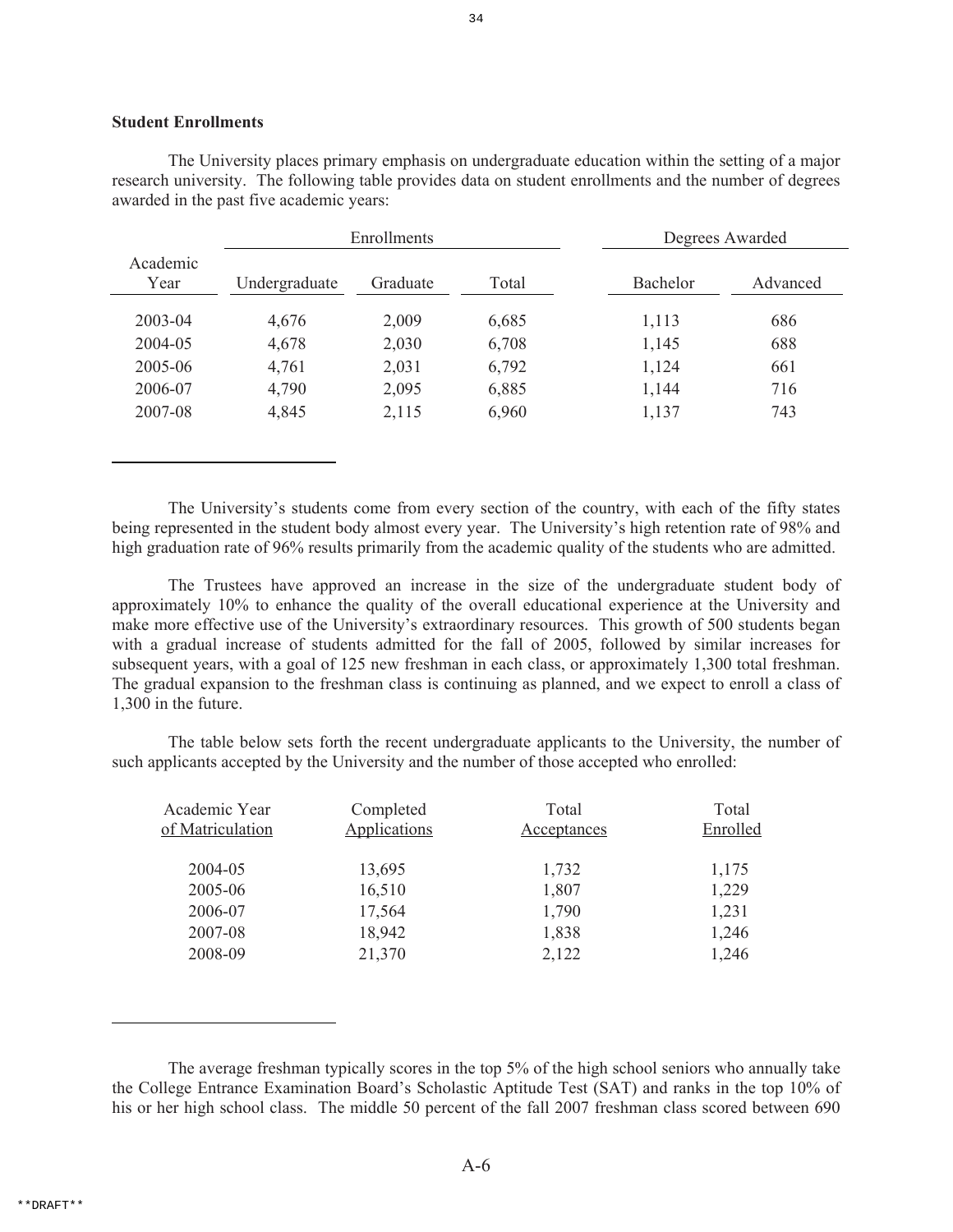### Student Enrollments

The University places primary emphasis on undergraduate education within the setting of a major research university. The following table provides data on student enrollments and the number of degrees awarded in the past five academic years:

| Academic Year | Enrollments | | | Degrees Awarded | |
|---|---|---|---|---|---|
| | Undergraduate | Graduate | Total | Bachelor | Advanced |
| 2003-04 | 4,676 | 2,009 | 6,685 | 1,113 | 686 |
| 2004-05 | 4,678 | 2,030 | 6,708 | 1,145 | 688 |
| 2005-06 | 4,761 | 2,031 | 6,792 | 1,124 | 661 |
| 2006-07 | 4,790 | 2,095 | 6,885 | 1,144 | 716 |
| 2007-08 | 4,845 | 2,115 | 6,960 | 1,137 | 743 |

---

The University's students come from every section of the country, with each of the fifty states being represented in the student body almost every year. The University's high retention rate of 98% and high graduation rate of 96% results primarily from the academic quality of the students who are admitted.

The Trustees have approved an increase in the size of the undergraduate student body of approximately 10% to enhance the quality of the overall educational experience at the University and make more effective use of the University's extraordinary resources. This growth of 500 students began with a gradual increase of students admitted for the fall of 2005, followed by similar increases for subsequent years, with a goal of 125 new freshman in each class, or approximately 1,300 total freshman. The gradual expansion to the freshman class is continuing as planned, and we expect to enroll a class of 1,300 in the future.

The table below sets forth the recent undergraduate applicants to the University, the number of such applicants accepted by the University and the number of those accepted who enrolled:

| Academic Year of Matriculation | Completed Applications | Total Acceptances | Total Enrolled |
|---|---|---|---|
| 2004-05 | 13,695 | 1,732 | 1,175 |
| 2005-06 | 16,510 | 1,807 | 1,229 |
| 2006-07 | 17,564 | 1,790 | 1,231 |
| 2007-08 | 18,942 | 1,838 | 1,246 |
| 2008-09 | 21,370 | 2,122 | 1,246 |

---

The average freshman typically scores in the top 5% of the high school seniors who annually take the College Entrance Examination Board's Scholastic Aptitude Test (SAT) and ranks in the top 10% of his or her high school class. The middle 50 percent of the fall 2007 freshman class scored between 690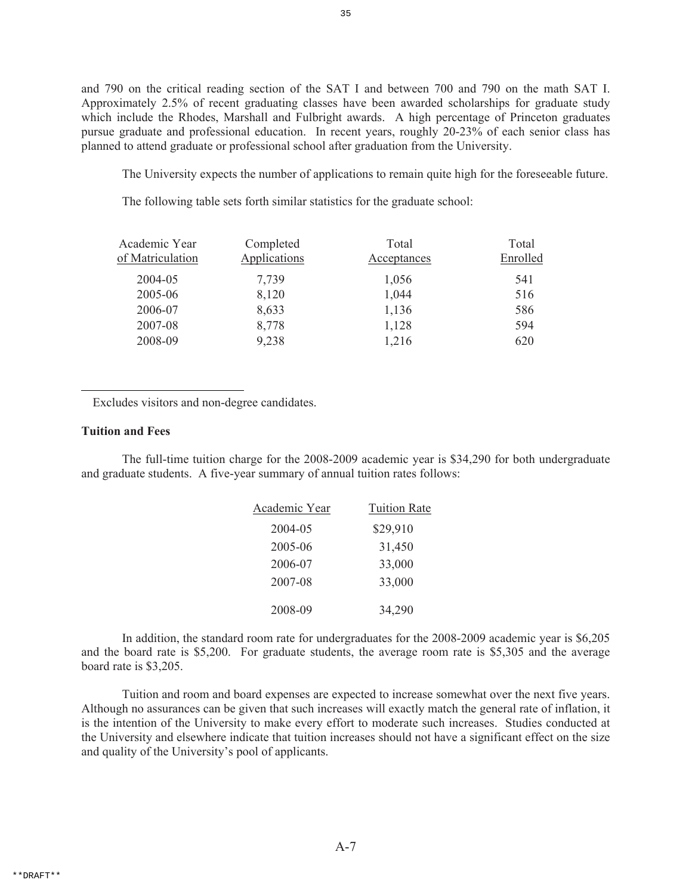and 790 on the critical reading section of the SAT I and between 700 and 790 on the math SAT I. Approximately 2.5% of recent graduating classes have been awarded scholarships for graduate study which include the Rhodes, Marshall and Fulbright awards. A high percentage of Princeton graduates pursue graduate and professional education. In recent years, roughly 20-23% of each senior class has planned to attend graduate or professional school after graduation from the University.

The University expects the number of applications to remain quite high for the foreseeable future.

The following table sets forth similar statistics for the graduate school:

| Academic Year of Matriculation | Completed Applications | Total Acceptances | Total Enrolled |
|---|---|---|---|
| 2004-05 | 7,739 | 1,056 | 541 |
| 2005-06 | 8,120 | 1,044 | 516 |
| 2006-07 | 8,633 | 1,136 | 586 |
| 2007-08 | 8,778 | 1,128 | 594 |
| 2008-09 | 9,238 | 1,216 | 620 |

Excludes visitors and non-degree candidates.

**Tuition and Fees**

The full-time tuition charge for the 2008-2009 academic year is $34,290 for both undergraduate and graduate students. A five-year summary of annual tuition rates follows:

| Academic Year | Tuition Rate |
|---|---|
| 2004-05 | $29,910 |
| 2005-06 | 31,450 |
| 2006-07 | 33,000 |
| 2007-08 | 33,000 |
| 2008-09 | 34,290 |

In addition, the standard room rate for undergraduates for the 2008-2009 academic year is $6,205 and the board rate is $5,200. For graduate students, the average room rate is $5,305 and the average board rate is $3,205.

Tuition and room and board expenses are expected to increase somewhat over the next five years. Although no assurances can be given that such increases will exactly match the general rate of inflation, it is the intention of the University to make every effort to moderate such increases. Studies conducted at the University and elsewhere indicate that tuition increases should not have a significant effect on the size and quality of the University's pool of applicants.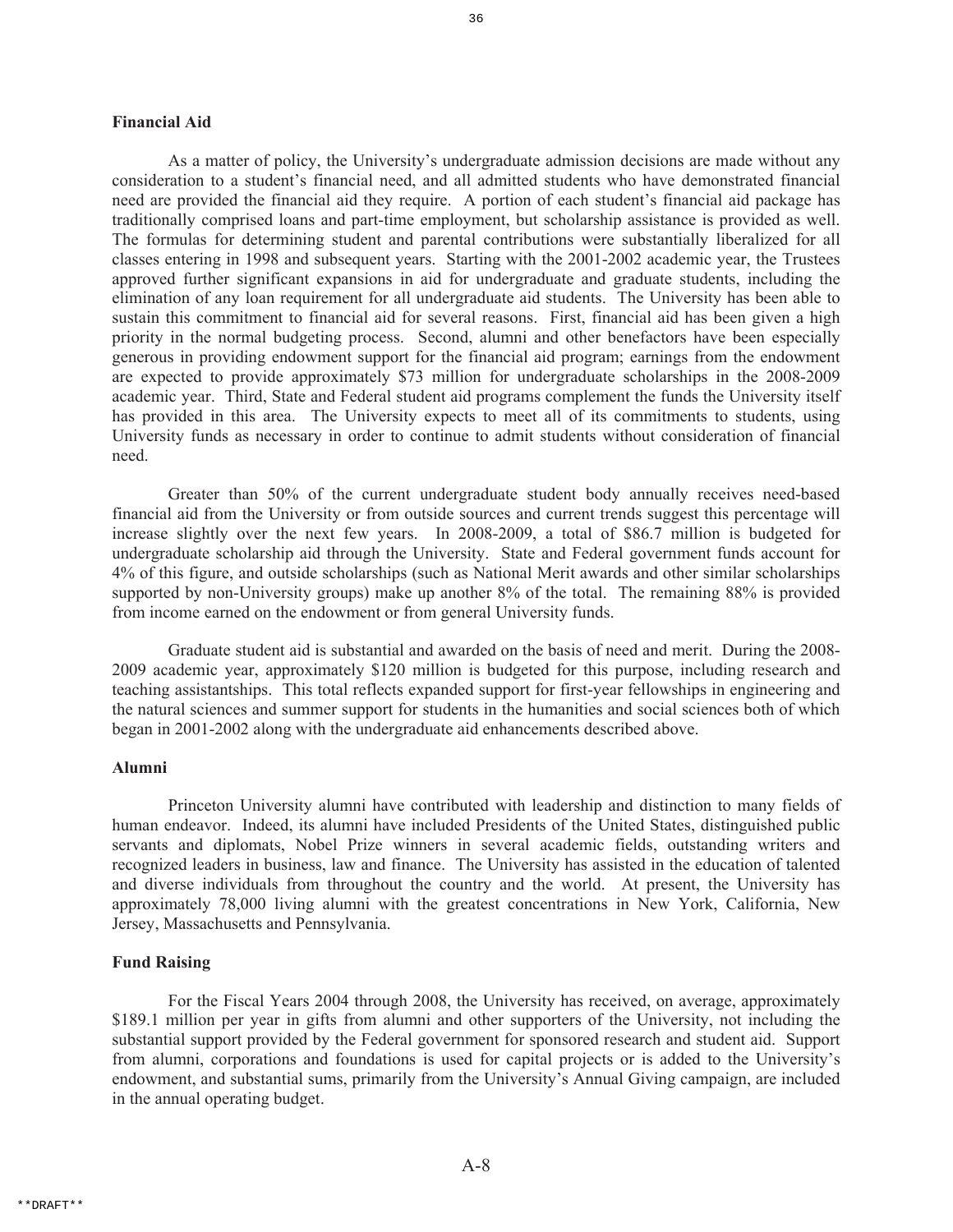## Financial Aid

As a matter of policy, the University's undergraduate admission decisions are made without any consideration to a student's financial need, and all admitted students who have demonstrated financial need are provided the financial aid they require. A portion of each student's financial aid package has traditionally comprised loans and part-time employment, but scholarship assistance is provided as well. The formulas for determining student and parental contributions were substantially liberalized for all classes entering in 1998 and subsequent years. Starting with the 2001-2002 academic year, the Trustees approved further significant expansions in aid for undergraduate and graduate students, including the elimination of any loan requirement for all undergraduate aid students. The University has been able to sustain this commitment to financial aid for several reasons. First, financial aid has been given a high priority in the normal budgeting process. Second, alumni and other benefactors have been especially generous in providing endowment support for the financial aid program; earnings from the endowment are expected to provide approximately $73 million for undergraduate scholarships in the 2008-2009 academic year. Third, State and Federal student aid programs complement the funds the University itself has provided in this area. The University expects to meet all of its commitments to students, using University funds as necessary in order to continue to admit students without consideration of financial need.

Greater than 50% of the current undergraduate student body annually receives need-based financial aid from the University or from outside sources and current trends suggest this percentage will increase slightly over the next few years. In 2008-2009, a total of $86.7 million is budgeted for undergraduate scholarship aid through the University. State and Federal government funds account for 4% of this figure, and outside scholarships (such as National Merit awards and other similar scholarships supported by non-University groups) make up another 8% of the total. The remaining 88% is provided from income earned on the endowment or from general University funds.

Graduate student aid is substantial and awarded on the basis of need and merit. During the 2008-2009 academic year, approximately $120 million is budgeted for this purpose, including research and teaching assistantships. This total reflects expanded support for first-year fellowships in engineering and the natural sciences and summer support for students in the humanities and social sciences both of which began in 2001-2002 along with the undergraduate aid enhancements described above.

## Alumni

Princeton University alumni have contributed with leadership and distinction to many fields of human endeavor. Indeed, its alumni have included Presidents of the United States, distinguished public servants and diplomats, Nobel Prize winners in several academic fields, outstanding writers and recognized leaders in business, law and finance. The University has assisted in the education of talented and diverse individuals from throughout the country and the world. At present, the University has approximately 78,000 living alumni with the greatest concentrations in New York, California, New Jersey, Massachusetts and Pennsylvania.

## Fund Raising

For the Fiscal Years 2004 through 2008, the University has received, on average, approximately $189.1 million per year in gifts from alumni and other supporters of the University, not including the substantial support provided by the Federal government for sponsored research and student aid. Support from alumni, corporations and foundations is used for capital projects or is added to the University's endowment, and substantial sums, primarily from the University's Annual Giving campaign, are included in the annual operating budget.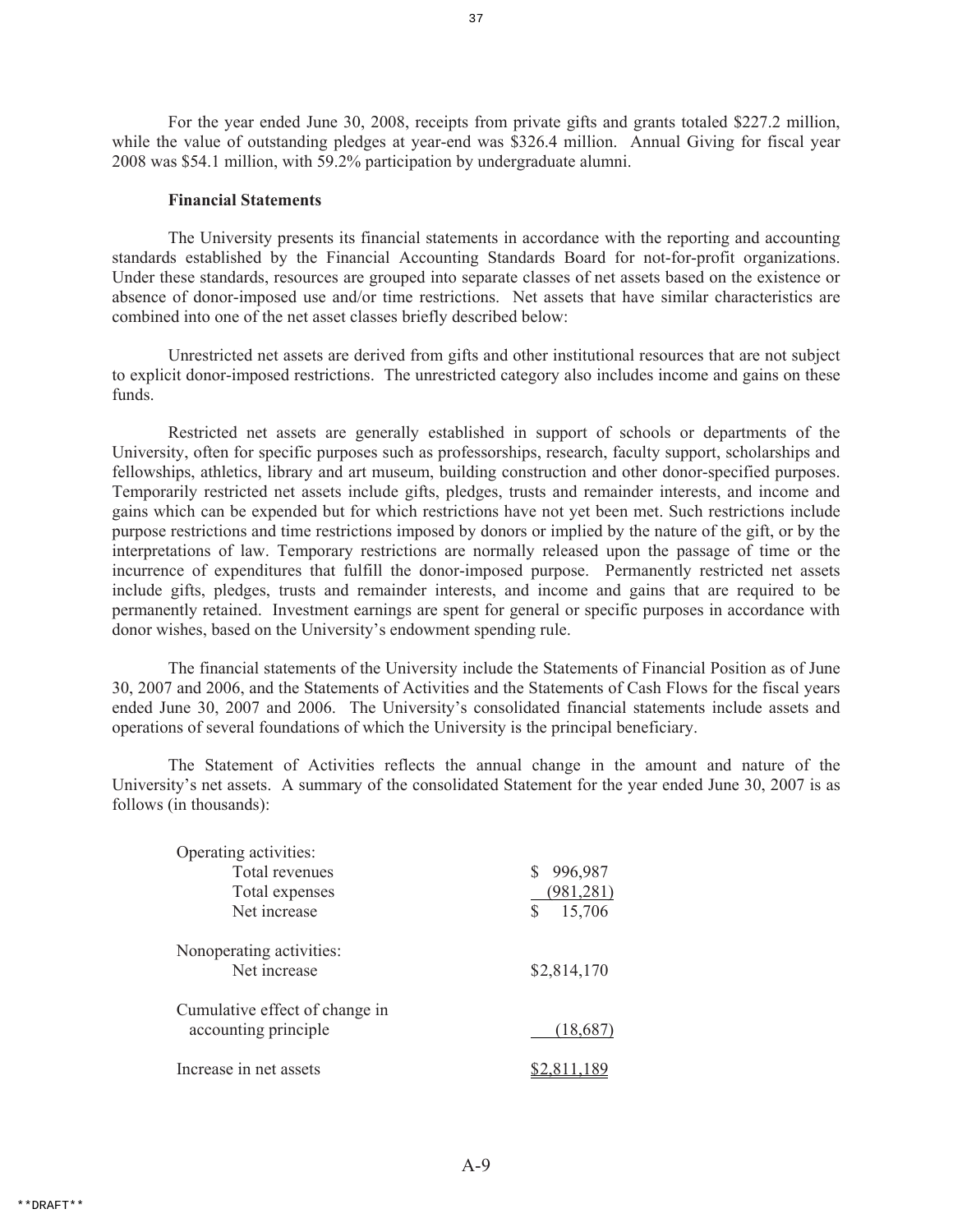For the year ended June 30, 2008, receipts from private gifts and grants totaled $227.2 million, while the value of outstanding pledges at year-end was $326.4 million. Annual Giving for fiscal year 2008 was $54.1 million, with 59.2% participation by undergraduate alumni.

**Financial Statements**

The University presents its financial statements in accordance with the reporting and accounting standards established by the Financial Accounting Standards Board for not-for-profit organizations. Under these standards, resources are grouped into separate classes of net assets based on the existence or absence of donor-imposed use and/or time restrictions. Net assets that have similar characteristics are combined into one of the net asset classes briefly described below:

Unrestricted net assets are derived from gifts and other institutional resources that are not subject to explicit donor-imposed restrictions. The unrestricted category also includes income and gains on these funds.

Restricted net assets are generally established in support of schools or departments of the University, often for specific purposes such as professorships, research, faculty support, scholarships and fellowships, athletics, library and art museum, building construction and other donor-specified purposes. Temporarily restricted net assets include gifts, pledges, trusts and remainder interests, and income and gains which can be expended but for which restrictions have not yet been met. Such restrictions include purpose restrictions and time restrictions imposed by donors or implied by the nature of the gift, or by the interpretations of law. Temporary restrictions are normally released upon the passage of time or the incurrence of expenditures that fulfill the donor-imposed purpose. Permanently restricted net assets include gifts, pledges, trusts and remainder interests, and income and gains that are required to be permanently retained. Investment earnings are spent for general or specific purposes in accordance with donor wishes, based on the University's endowment spending rule.

The financial statements of the University include the Statements of Financial Position as of June 30, 2007 and 2006, and the Statements of Activities and the Statements of Cash Flows for the fiscal years ended June 30, 2007 and 2006. The University's consolidated financial statements include assets and operations of several foundations of which the University is the principal beneficiary.

The Statement of Activities reflects the annual change in the amount and nature of the University's net assets. A summary of the consolidated Statement for the year ended June 30, 2007 is as follows (in thousands):

| | |
|---|---|
| Operating activities: | |
| Total revenues | $ 996,987 |
| Total expenses | (981,281) |
| Net increase | $ 15,706 |
| Nonoperating activities: | |
| Net increase | $2,814,170 |
| Cumulative effect of change in accounting principle | (18,687) |
| Increase in net assets | $2,811,189 |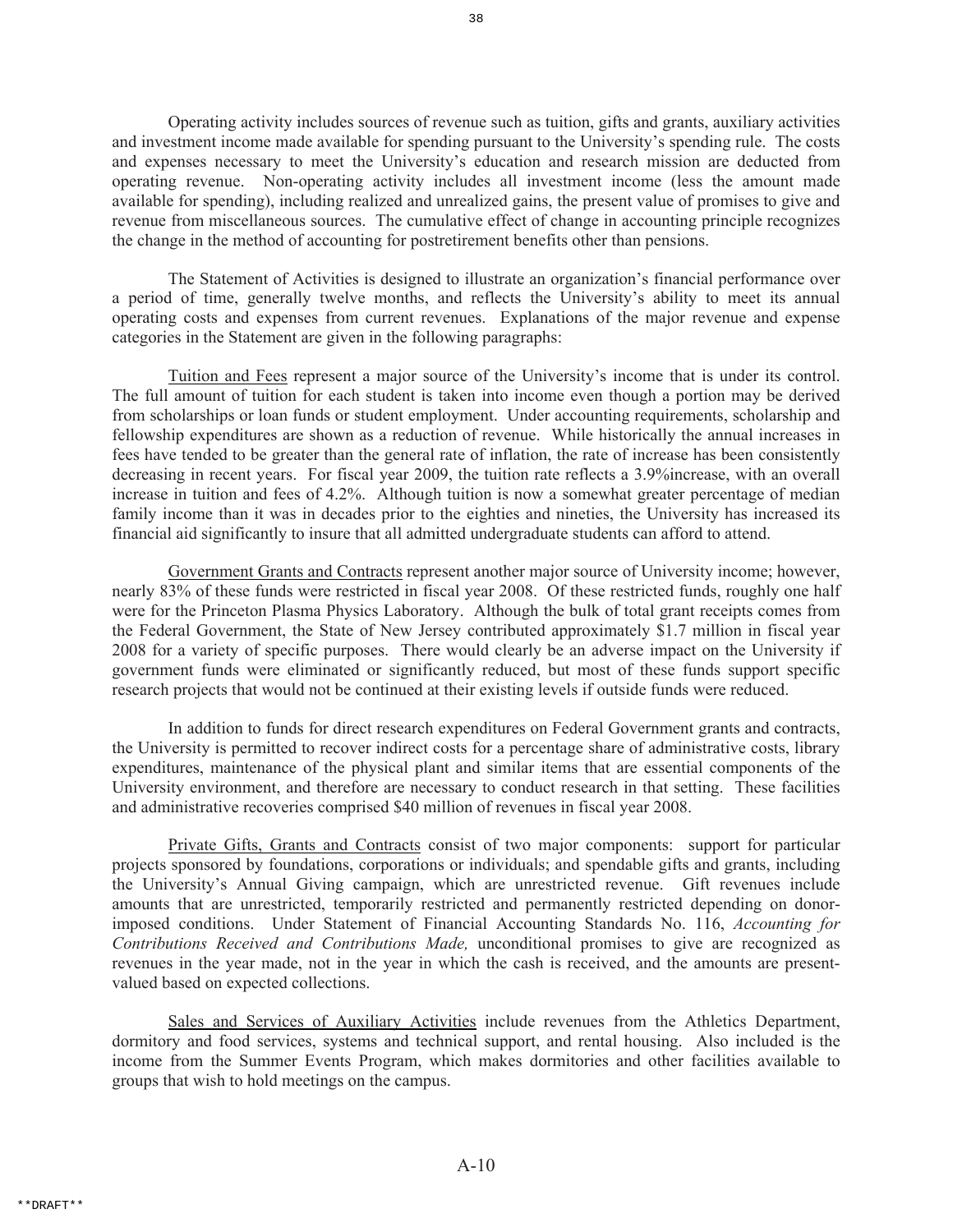Operating activity includes sources of revenue such as tuition, gifts and grants, auxiliary activities and investment income made available for spending pursuant to the University's spending rule. The costs and expenses necessary to meet the University's education and research mission are deducted from operating revenue. Non-operating activity includes all investment income (less the amount made available for spending), including realized and unrealized gains, the present value of promises to give and revenue from miscellaneous sources. The cumulative effect of change in accounting principle recognizes the change in the method of accounting for postretirement benefits other than pensions.

The Statement of Activities is designed to illustrate an organization's financial performance over a period of time, generally twelve months, and reflects the University's ability to meet its annual operating costs and expenses from current revenues. Explanations of the major revenue and expense categories in the Statement are given in the following paragraphs:

Tuition and Fees represent a major source of the University's income that is under its control. The full amount of tuition for each student is taken into income even though a portion may be derived from scholarships or loan funds or student employment. Under accounting requirements, scholarship and fellowship expenditures are shown as a reduction of revenue. While historically the annual increases in fees have tended to be greater than the general rate of inflation, the rate of increase has been consistently decreasing in recent years. For fiscal year 2009, the tuition rate reflects a 3.9%increase, with an overall increase in tuition and fees of 4.2%. Although tuition is now a somewhat greater percentage of median family income than it was in decades prior to the eighties and nineties, the University has increased its financial aid significantly to insure that all admitted undergraduate students can afford to attend.

Government Grants and Contracts represent another major source of University income; however, nearly 83% of these funds were restricted in fiscal year 2008. Of these restricted funds, roughly one half were for the Princeton Plasma Physics Laboratory. Although the bulk of total grant receipts comes from the Federal Government, the State of New Jersey contributed approximately $1.7 million in fiscal year 2008 for a variety of specific purposes. There would clearly be an adverse impact on the University if government funds were eliminated or significantly reduced, but most of these funds support specific research projects that would not be continued at their existing levels if outside funds were reduced.

In addition to funds for direct research expenditures on Federal Government grants and contracts, the University is permitted to recover indirect costs for a percentage share of administrative costs, library expenditures, maintenance of the physical plant and similar items that are essential components of the University environment, and therefore are necessary to conduct research in that setting. These facilities and administrative recoveries comprised $40 million of revenues in fiscal year 2008.

Private Gifts, Grants and Contracts consist of two major components: support for particular projects sponsored by foundations, corporations or individuals; and spendable gifts and grants, including the University's Annual Giving campaign, which are unrestricted revenue. Gift revenues include amounts that are unrestricted, temporarily restricted and permanently restricted depending on donor-imposed conditions. Under Statement of Financial Accounting Standards No. 116, *Accounting for Contributions Received and Contributions Made,* unconditional promises to give are recognized as revenues in the year made, not in the year in which the cash is received, and the amounts are present-valued based on expected collections.

Sales and Services of Auxiliary Activities include revenues from the Athletics Department, dormitory and food services, systems and technical support, and rental housing. Also included is the income from the Summer Events Program, which makes dormitories and other facilities available to groups that wish to hold meetings on the campus.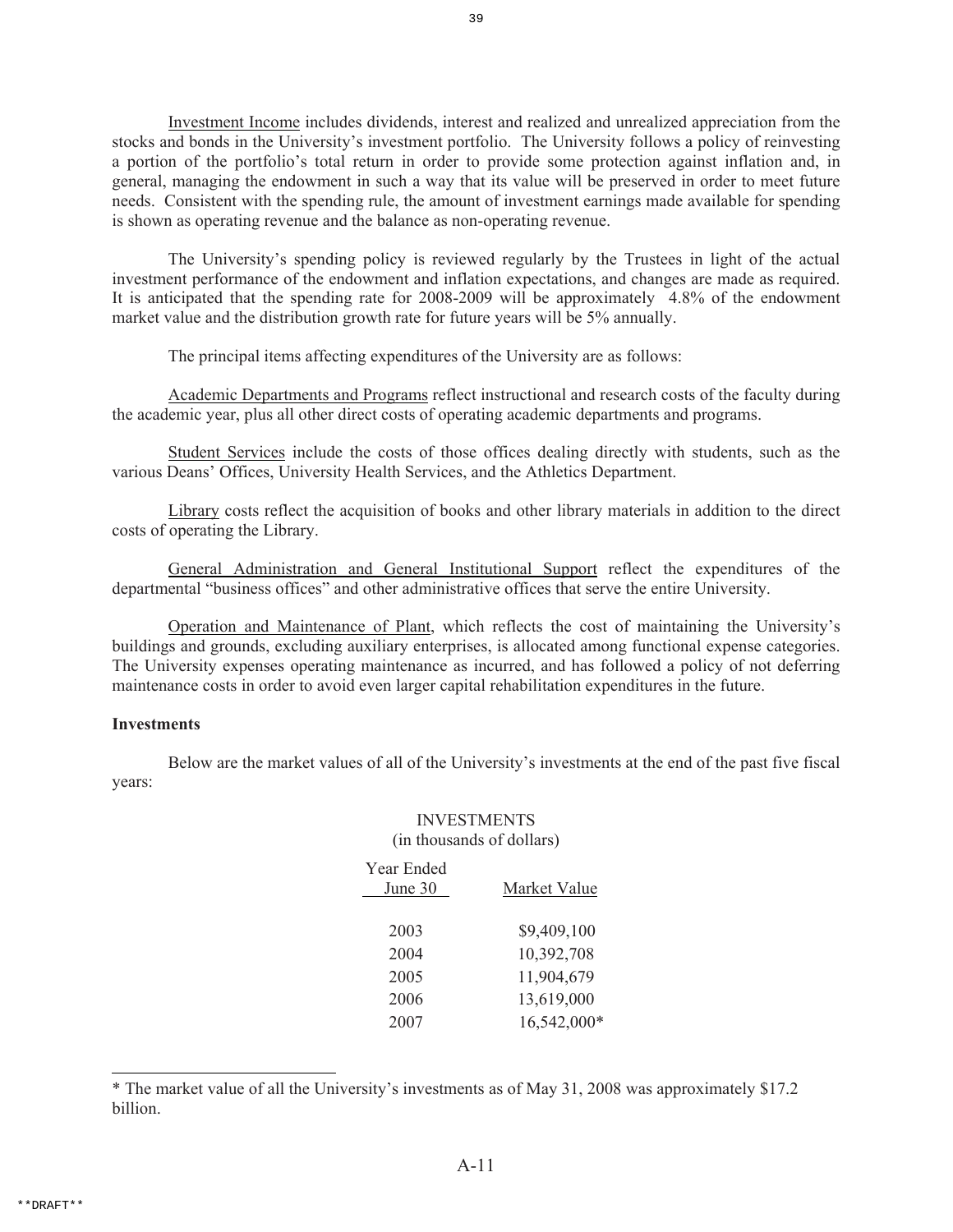Investment Income includes dividends, interest and realized and unrealized appreciation from the stocks and bonds in the University's investment portfolio. The University follows a policy of reinvesting a portion of the portfolio's total return in order to provide some protection against inflation and, in general, managing the endowment in such a way that its value will be preserved in order to meet future needs. Consistent with the spending rule, the amount of investment earnings made available for spending is shown as operating revenue and the balance as non-operating revenue.

The University's spending policy is reviewed regularly by the Trustees in light of the actual investment performance of the endowment and inflation expectations, and changes are made as required. It is anticipated that the spending rate for 2008-2009 will be approximately 4.8% of the endowment market value and the distribution growth rate for future years will be 5% annually.

The principal items affecting expenditures of the University are as follows:

Academic Departments and Programs reflect instructional and research costs of the faculty during the academic year, plus all other direct costs of operating academic departments and programs.

Student Services include the costs of those offices dealing directly with students, such as the various Deans' Offices, University Health Services, and the Athletics Department.

Library costs reflect the acquisition of books and other library materials in addition to the direct costs of operating the Library.

General Administration and General Institutional Support reflect the expenditures of the departmental "business offices" and other administrative offices that serve the entire University.

Operation and Maintenance of Plant, which reflects the cost of maintaining the University's buildings and grounds, excluding auxiliary enterprises, is allocated among functional expense categories. The University expenses operating maintenance as incurred, and has followed a policy of not deferring maintenance costs in order to avoid even larger capital rehabilitation expenditures in the future.

**Investments**

Below are the market values of all of the University's investments at the end of the past five fiscal years:

INVESTMENTS
(in thousands of dollars)

| Year Ended June 30 | Market Value |
|---|---|
| 2003 | $9,409,100 |
| 2004 | 10,392,708 |
| 2005 | 11,904,679 |
| 2006 | 13,619,000 |
| 2007 | 16,542,000* |

* The market value of all the University's investments as of May 31, 2008 was approximately $17.2 billion.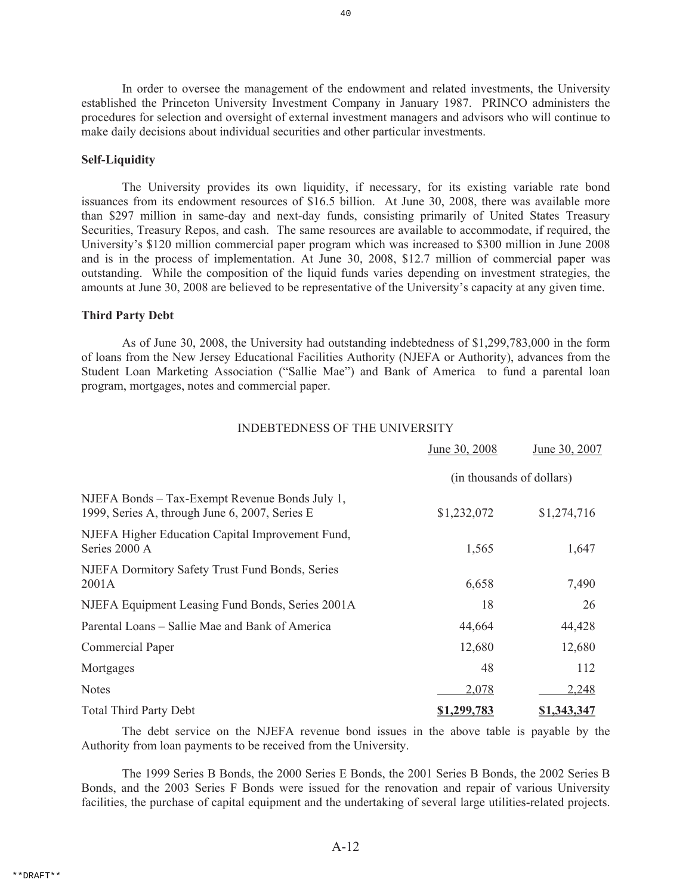In order to oversee the management of the endowment and related investments, the University established the Princeton University Investment Company in January 1987. PRINCO administers the procedures for selection and oversight of external investment managers and advisors who will continue to make daily decisions about individual securities and other particular investments.

**Self-Liquidity**

The University provides its own liquidity, if necessary, for its existing variable rate bond issuances from its endowment resources of $16.5 billion. At June 30, 2008, there was available more than $297 million in same-day and next-day funds, consisting primarily of United States Treasury Securities, Treasury Repos, and cash. The same resources are available to accommodate, if required, the University's $120 million commercial paper program which was increased to $300 million in June 2008 and is in the process of implementation. At June 30, 2008, $12.7 million of commercial paper was outstanding. While the composition of the liquid funds varies depending on investment strategies, the amounts at June 30, 2008 are believed to be representative of the University's capacity at any given time.

**Third Party Debt**

As of June 30, 2008, the University had outstanding indebtedness of $1,299,783,000 in the form of loans from the New Jersey Educational Facilities Authority (NJEFA or Authority), advances from the Student Loan Marketing Association ("Sallie Mae") and Bank of America to fund a parental loan program, mortgages, notes and commercial paper.

INDEBTEDNESS OF THE UNIVERSITY

| | June 30, 2008 | June 30, 2007 |
|---|---|---|
| | (in thousands of dollars) | |
| NJEFA Bonds – Tax-Exempt Revenue Bonds July 1, 1999, Series A, through June 6, 2007, Series E | $1,232,072 | $1,274,716 |
| NJEFA Higher Education Capital Improvement Fund, Series 2000 A | 1,565 | 1,647 |
| NJEFA Dormitory Safety Trust Fund Bonds, Series 2001A | 6,658 | 7,490 |
| NJEFA Equipment Leasing Fund Bonds, Series 2001A | 18 | 26 |
| Parental Loans – Sallie Mae and Bank of America | 44,664 | 44,428 |
| Commercial Paper | 12,680 | 12,680 |
| Mortgages | 48 | 112 |
| Notes | 2,078 | 2,248 |
| Total Third Party Debt | **$1,299,783** | **$1,343,347** |

The debt service on the NJEFA revenue bond issues in the above table is payable by the Authority from loan payments to be received from the University.

The 1999 Series B Bonds, the 2000 Series E Bonds, the 2001 Series B Bonds, the 2002 Series B Bonds, and the 2003 Series F Bonds were issued for the renovation and repair of various University facilities, the purchase of capital equipment and the undertaking of several large utilities-related projects.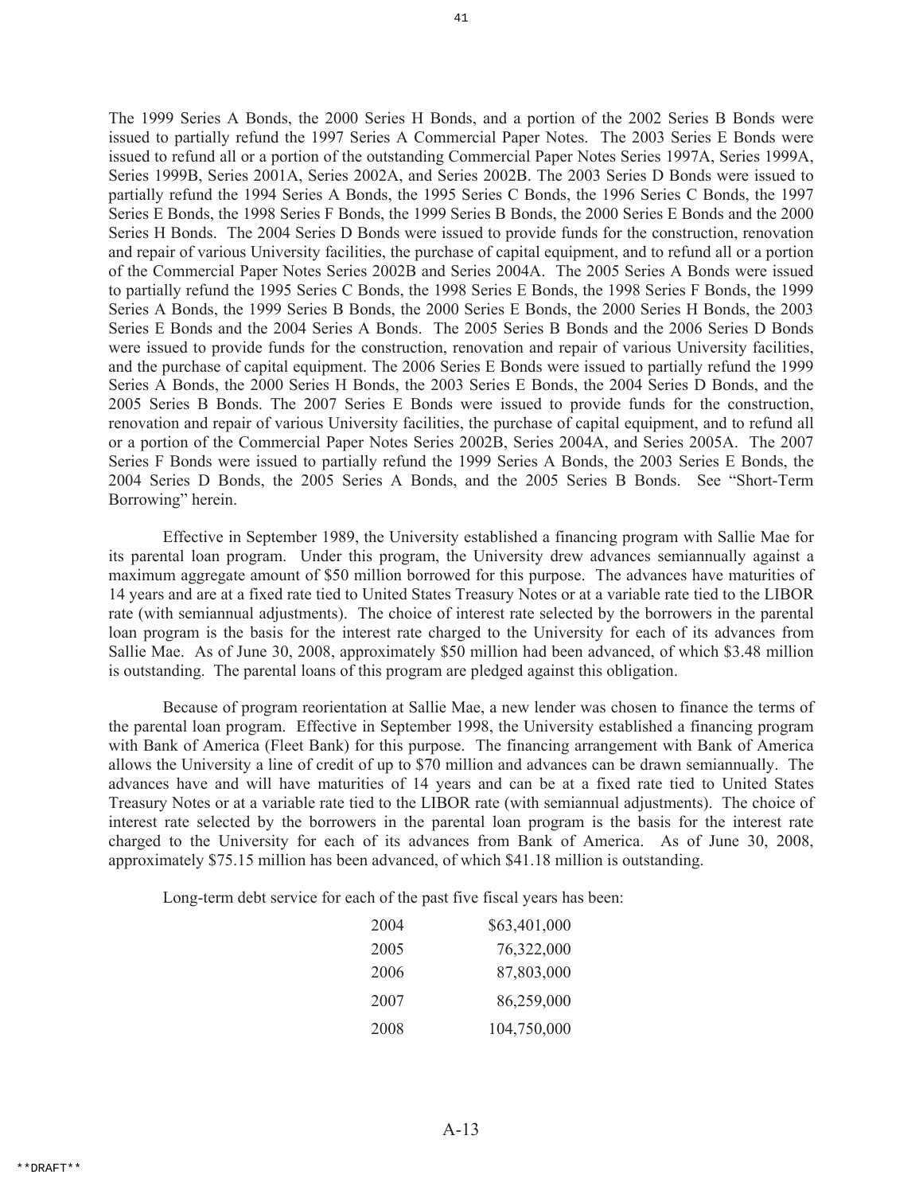The 1999 Series A Bonds, the 2000 Series H Bonds, and a portion of the 2002 Series B Bonds were issued to partially refund the 1997 Series A Commercial Paper Notes. The 2003 Series E Bonds were issued to refund all or a portion of the outstanding Commercial Paper Notes Series 1997A, Series 1999A, Series 1999B, Series 2001A, Series 2002A, and Series 2002B. The 2003 Series D Bonds were issued to partially refund the 1994 Series A Bonds, the 1995 Series C Bonds, the 1996 Series C Bonds, the 1997 Series E Bonds, the 1998 Series F Bonds, the 1999 Series B Bonds, the 2000 Series E Bonds and the 2000 Series H Bonds. The 2004 Series D Bonds were issued to provide funds for the construction, renovation and repair of various University facilities, the purchase of capital equipment, and to refund all or a portion of the Commercial Paper Notes Series 2002B and Series 2004A. The 2005 Series A Bonds were issued to partially refund the 1995 Series C Bonds, the 1998 Series E Bonds, the 1998 Series F Bonds, the 1999 Series A Bonds, the 1999 Series B Bonds, the 2000 Series E Bonds, the 2000 Series H Bonds, the 2003 Series E Bonds and the 2004 Series A Bonds. The 2005 Series B Bonds and the 2006 Series D Bonds were issued to provide funds for the construction, renovation and repair of various University facilities, and the purchase of capital equipment. The 2006 Series E Bonds were issued to partially refund the 1999 Series A Bonds, the 2000 Series H Bonds, the 2003 Series E Bonds, the 2004 Series D Bonds, and the 2005 Series B Bonds. The 2007 Series E Bonds were issued to provide funds for the construction, renovation and repair of various University facilities, the purchase of capital equipment, and to refund all or a portion of the Commercial Paper Notes Series 2002B, Series 2004A, and Series 2005A. The 2007 Series F Bonds were issued to partially refund the 1999 Series A Bonds, the 2003 Series E Bonds, the 2004 Series D Bonds, the 2005 Series A Bonds, and the 2005 Series B Bonds. See "Short-Term Borrowing" herein.

Effective in September 1989, the University established a financing program with Sallie Mae for its parental loan program. Under this program, the University drew advances semiannually against a maximum aggregate amount of $50 million borrowed for this purpose. The advances have maturities of 14 years and are at a fixed rate tied to United States Treasury Notes or at a variable rate tied to the LIBOR rate (with semiannual adjustments). The choice of interest rate selected by the borrowers in the parental loan program is the basis for the interest rate charged to the University for each of its advances from Sallie Mae. As of June 30, 2008, approximately $50 million had been advanced, of which $3.48 million is outstanding. The parental loans of this program are pledged against this obligation.

Because of program reorientation at Sallie Mae, a new lender was chosen to finance the terms of the parental loan program. Effective in September 1998, the University established a financing program with Bank of America (Fleet Bank) for this purpose. The financing arrangement with Bank of America allows the University a line of credit of up to $70 million and advances can be drawn semiannually. The advances have and will have maturities of 14 years and can be at a fixed rate tied to United States Treasury Notes or at a variable rate tied to the LIBOR rate (with semiannual adjustments). The choice of interest rate selected by the borrowers in the parental loan program is the basis for the interest rate charged to the University for each of its advances from Bank of America. As of June 30, 2008, approximately $75.15 million has been advanced, of which $41.18 million is outstanding.

Long-term debt service for each of the past five fiscal years has been:

| Year | Amount |
|---|---|
| 2004 | $63,401,000 |
| 2005 | 76,322,000 |
| 2006 | 87,803,000 |
| 2007 | 86,259,000 |
| 2008 | 104,750,000 |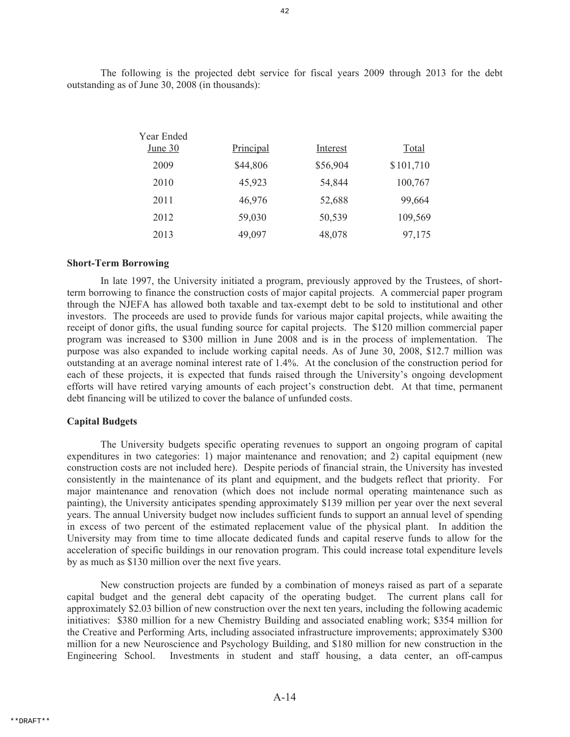The following is the projected debt service for fiscal years 2009 through 2013 for the debt outstanding as of June 30, 2008 (in thousands):

| Year Ended June 30 | Principal | Interest | Total |
|---|---|---|---|
| 2009 | $44,806 | $56,904 | $101,710 |
| 2010 | 45,923 | 54,844 | 100,767 |
| 2011 | 46,976 | 52,688 | 99,664 |
| 2012 | 59,030 | 50,539 | 109,569 |
| 2013 | 49,097 | 48,078 | 97,175 |

**Short-Term Borrowing**

In late 1997, the University initiated a program, previously approved by the Trustees, of short-term borrowing to finance the construction costs of major capital projects. A commercial paper program through the NJEFA has allowed both taxable and tax-exempt debt to be sold to institutional and other investors. The proceeds are used to provide funds for various major capital projects, while awaiting the receipt of donor gifts, the usual funding source for capital projects. The $120 million commercial paper program was increased to $300 million in June 2008 and is in the process of implementation. The purpose was also expanded to include working capital needs. As of June 30, 2008, $12.7 million was outstanding at an average nominal interest rate of 1.4%. At the conclusion of the construction period for each of these projects, it is expected that funds raised through the University's ongoing development efforts will have retired varying amounts of each project's construction debt. At that time, permanent debt financing will be utilized to cover the balance of unfunded costs.

**Capital Budgets**

The University budgets specific operating revenues to support an ongoing program of capital expenditures in two categories: 1) major maintenance and renovation; and 2) capital equipment (new construction costs are not included here). Despite periods of financial strain, the University has invested consistently in the maintenance of its plant and equipment, and the budgets reflect that priority. For major maintenance and renovation (which does not include normal operating maintenance such as painting), the University anticipates spending approximately $139 million per year over the next several years. The annual University budget now includes sufficient funds to support an annual level of spending in excess of two percent of the estimated replacement value of the physical plant. In addition the University may from time to time allocate dedicated funds and capital reserve funds to allow for the acceleration of specific buildings in our renovation program. This could increase total expenditure levels by as much as $130 million over the next five years.

New construction projects are funded by a combination of moneys raised as part of a separate capital budget and the general debt capacity of the operating budget. The current plans call for approximately $2.03 billion of new construction over the next ten years, including the following academic initiatives: $380 million for a new Chemistry Building and associated enabling work; $354 million for the Creative and Performing Arts, including associated infrastructure improvements; approximately $300 million for a new Neuroscience and Psychology Building, and $180 million for new construction in the Engineering School. Investments in student and staff housing, a data center, an off-campus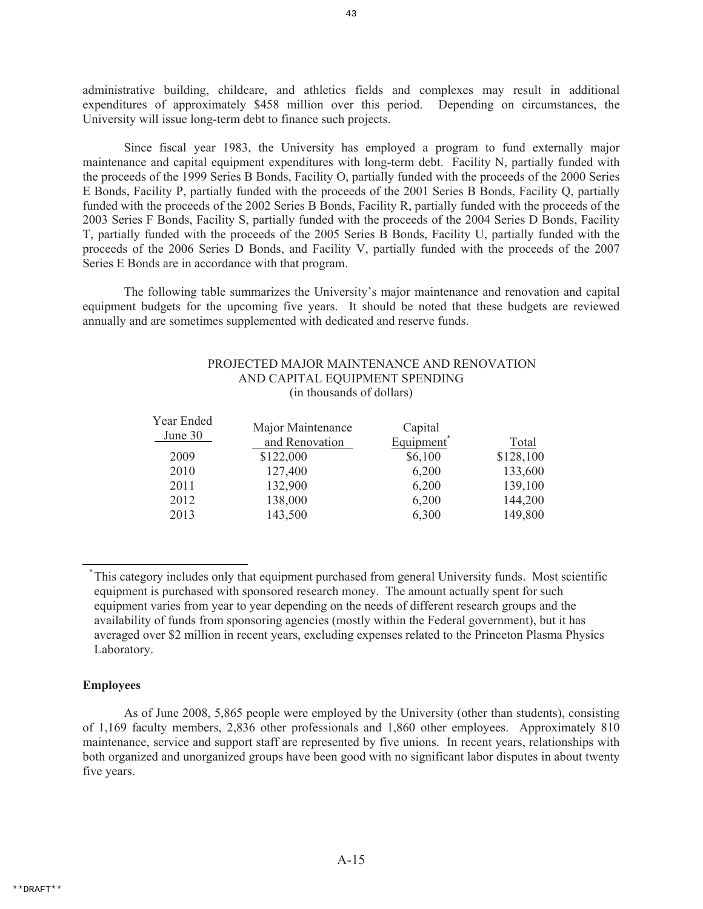administrative building, childcare, and athletics fields and complexes may result in additional expenditures of approximately $458 million over this period. Depending on circumstances, the University will issue long-term debt to finance such projects.

Since fiscal year 1983, the University has employed a program to fund externally major maintenance and capital equipment expenditures with long-term debt. Facility N, partially funded with the proceeds of the 1999 Series B Bonds, Facility O, partially funded with the proceeds of the 2000 Series E Bonds, Facility P, partially funded with the proceeds of the 2001 Series B Bonds, Facility Q, partially funded with the proceeds of the 2002 Series B Bonds, Facility R, partially funded with the proceeds of the 2003 Series F Bonds, Facility S, partially funded with the proceeds of the 2004 Series D Bonds, Facility T, partially funded with the proceeds of the 2005 Series B Bonds, Facility U, partially funded with the proceeds of the 2006 Series D Bonds, and Facility V, partially funded with the proceeds of the 2007 Series E Bonds are in accordance with that program.

The following table summarizes the University's major maintenance and renovation and capital equipment budgets for the upcoming five years. It should be noted that these budgets are reviewed annually and are sometimes supplemented with dedicated and reserve funds.

PROJECTED MAJOR MAINTENANCE AND RENOVATION AND CAPITAL EQUIPMENT SPENDING
(in thousands of dollars)

| Year Ended June 30 | Major Maintenance and Renovation | Capital Equipment* | Total |
|---|---|---|---|
| 2009 | $122,000 | $6,100 | $128,100 |
| 2010 | 127,400 | 6,200 | 133,600 |
| 2011 | 132,900 | 6,200 | 139,100 |
| 2012 | 138,000 | 6,200 | 144,200 |
| 2013 | 143,500 | 6,300 | 149,800 |

* This category includes only that equipment purchased from general University funds. Most scientific equipment is purchased with sponsored research money. The amount actually spent for such equipment varies from year to year depending on the needs of different research groups and the availability of funds from sponsoring agencies (mostly within the Federal government), but it has averaged over $2 million in recent years, excluding expenses related to the Princeton Plasma Physics Laboratory.

**Employees**

As of June 2008, 5,865 people were employed by the University (other than students), consisting of 1,169 faculty members, 2,836 other professionals and 1,860 other employees. Approximately 810 maintenance, service and support staff are represented by five unions. In recent years, relationships with both organized and unorganized groups have been good with no significant labor disputes in about twenty five years.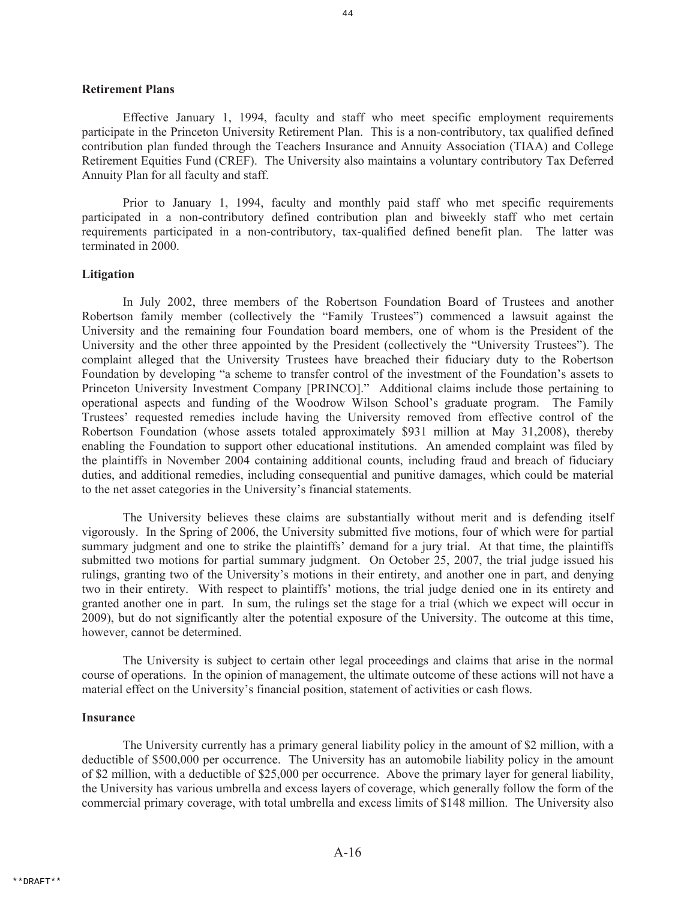## Retirement Plans

Effective January 1, 1994, faculty and staff who meet specific employment requirements participate in the Princeton University Retirement Plan. This is a non-contributory, tax qualified defined contribution plan funded through the Teachers Insurance and Annuity Association (TIAA) and College Retirement Equities Fund (CREF). The University also maintains a voluntary contributory Tax Deferred Annuity Plan for all faculty and staff.

Prior to January 1, 1994, faculty and monthly paid staff who met specific requirements participated in a non-contributory defined contribution plan and biweekly staff who met certain requirements participated in a non-contributory, tax-qualified defined benefit plan. The latter was terminated in 2000.

## Litigation

In July 2002, three members of the Robertson Foundation Board of Trustees and another Robertson family member (collectively the "Family Trustees") commenced a lawsuit against the University and the remaining four Foundation board members, one of whom is the President of the University and the other three appointed by the President (collectively the "University Trustees"). The complaint alleged that the University Trustees have breached their fiduciary duty to the Robertson Foundation by developing "a scheme to transfer control of the investment of the Foundation's assets to Princeton University Investment Company [PRINCO]." Additional claims include those pertaining to operational aspects and funding of the Woodrow Wilson School's graduate program. The Family Trustees' requested remedies include having the University removed from effective control of the Robertson Foundation (whose assets totaled approximately $931 million at May 31,2008), thereby enabling the Foundation to support other educational institutions. An amended complaint was filed by the plaintiffs in November 2004 containing additional counts, including fraud and breach of fiduciary duties, and additional remedies, including consequential and punitive damages, which could be material to the net asset categories in the University's financial statements.

The University believes these claims are substantially without merit and is defending itself vigorously. In the Spring of 2006, the University submitted five motions, four of which were for partial summary judgment and one to strike the plaintiffs' demand for a jury trial. At that time, the plaintiffs submitted two motions for partial summary judgment. On October 25, 2007, the trial judge issued his rulings, granting two of the University's motions in their entirety, and another one in part, and denying two in their entirety. With respect to plaintiffs' motions, the trial judge denied one in its entirety and granted another one in part. In sum, the rulings set the stage for a trial (which we expect will occur in 2009), but do not significantly alter the potential exposure of the University. The outcome at this time, however, cannot be determined.

The University is subject to certain other legal proceedings and claims that arise in the normal course of operations. In the opinion of management, the ultimate outcome of these actions will not have a material effect on the University's financial position, statement of activities or cash flows.

## Insurance

The University currently has a primary general liability policy in the amount of $2 million, with a deductible of $500,000 per occurrence. The University has an automobile liability policy in the amount of $2 million, with a deductible of $25,000 per occurrence. Above the primary layer for general liability, the University has various umbrella and excess layers of coverage, which generally follow the form of the commercial primary coverage, with total umbrella and excess limits of $148 million. The University also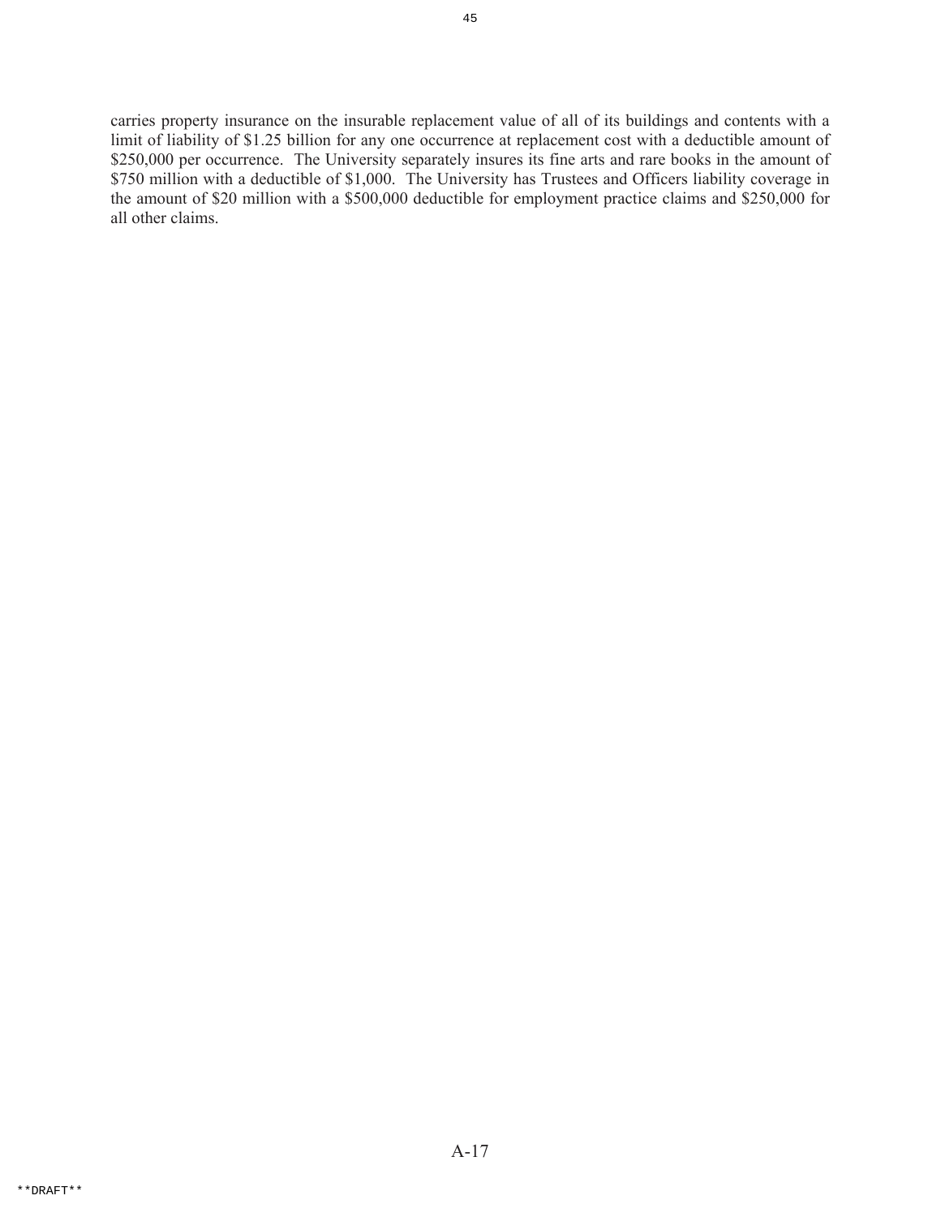carries property insurance on the insurable replacement value of all of its buildings and contents with a limit of liability of $1.25 billion for any one occurrence at replacement cost with a deductible amount of $250,000 per occurrence. The University separately insures its fine arts and rare books in the amount of $750 million with a deductible of $1,000. The University has Trustees and Officers liability coverage in the amount of $20 million with a $500,000 deductible for employment practice claims and $250,000 for all other claims.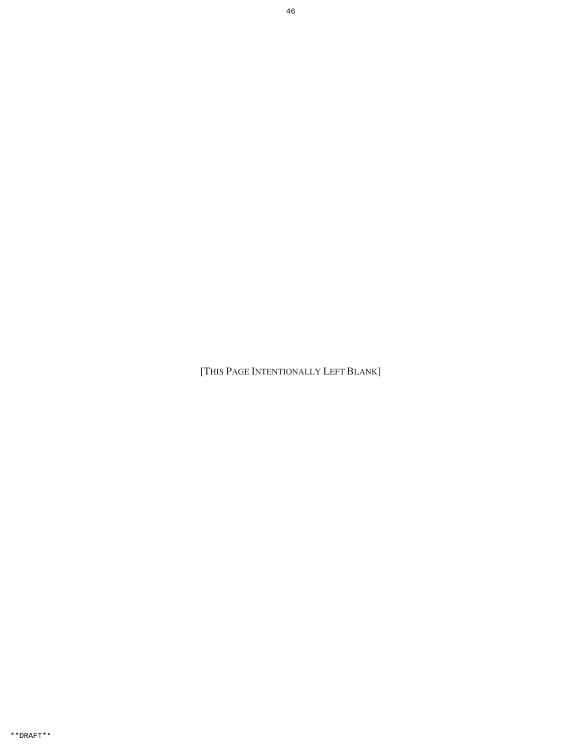[THIS PAGE INTENTIONALLY LEFT BLANK]

**DRAFT**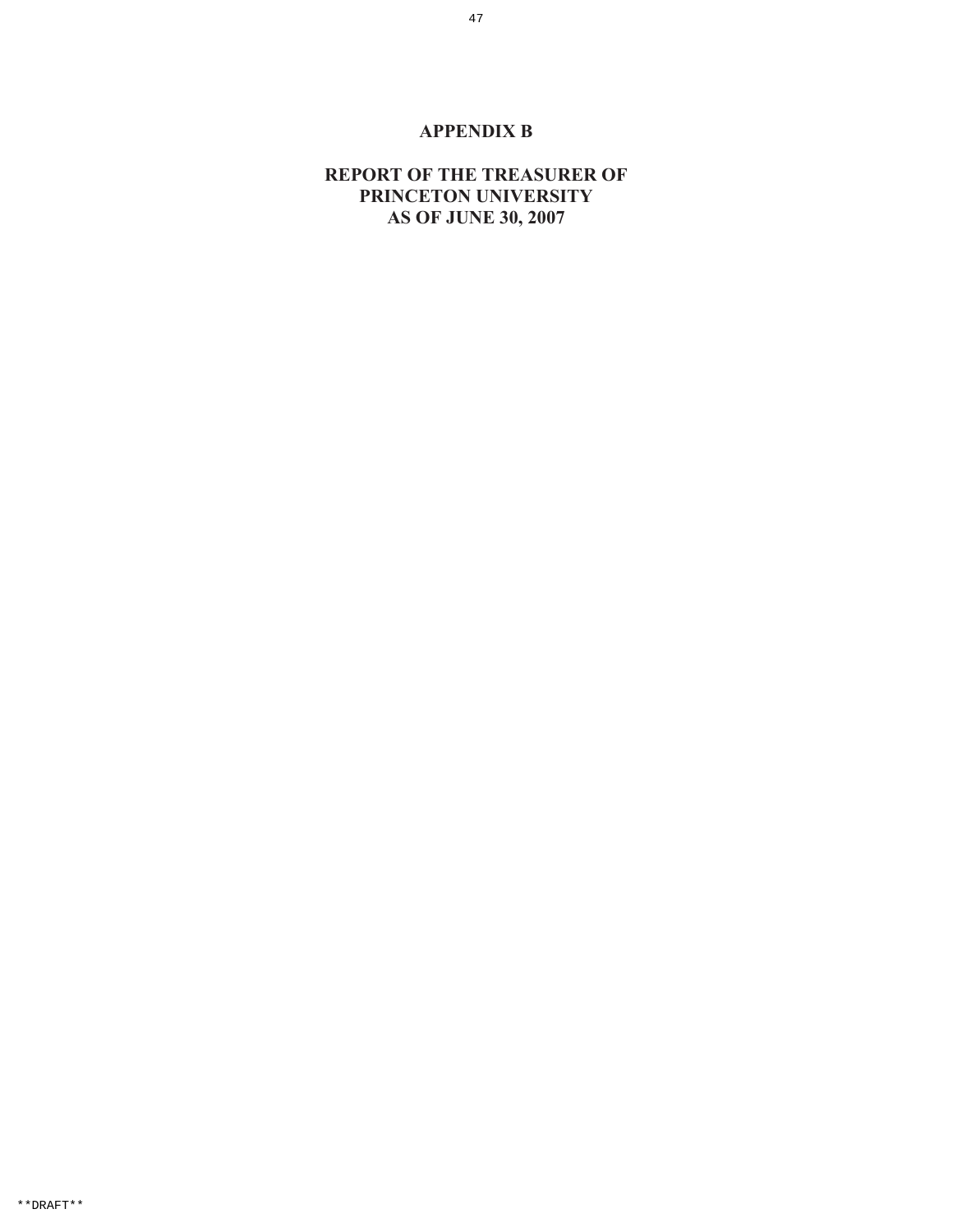# APPENDIX B

## REPORT OF THE TREASURER OF PRINCETON UNIVERSITY AS OF JUNE 30, 2007

**DRAFT**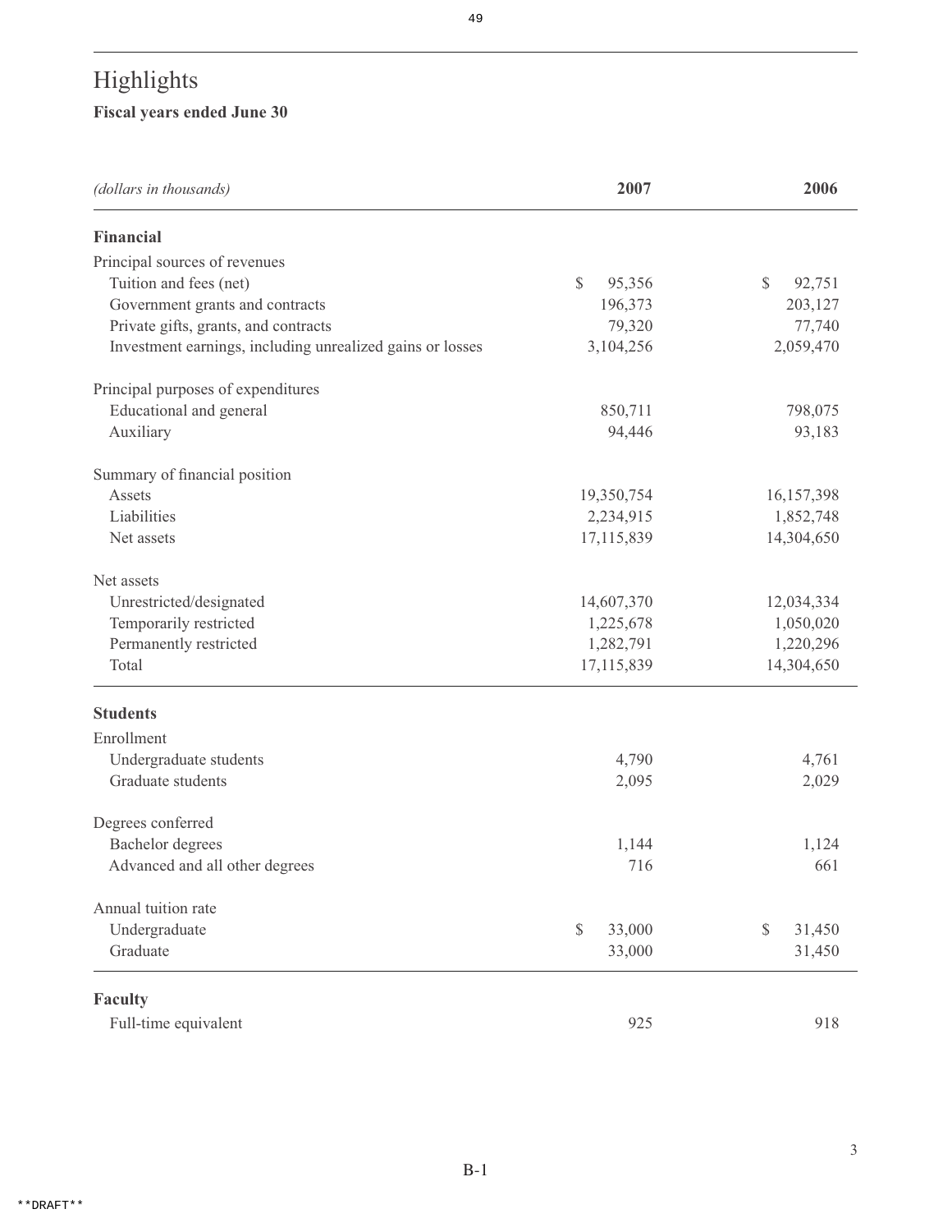# Highlights

**Fiscal years ended June 30**

| *(dollars in thousands)* | **2007** | **2006** |
|---|---|---|
| **Financial** | | |
| Principal sources of revenues | | |
| Tuition and fees (net) | $ 95,356 | $ 92,751 |
| Government grants and contracts | 196,373 | 203,127 |
| Private gifts, grants, and contracts | 79,320 | 77,740 |
| Investment earnings, including unrealized gains or losses | 3,104,256 | 2,059,470 |
| Principal purposes of expenditures | | |
| Educational and general | 850,711 | 798,075 |
| Auxiliary | 94,446 | 93,183 |
| Summary of financial position | | |
| Assets | 19,350,754 | 16,157,398 |
| Liabilities | 2,234,915 | 1,852,748 |
| Net assets | 17,115,839 | 14,304,650 |
| Net assets | | |
| Unrestricted/designated | 14,607,370 | 12,034,334 |
| Temporarily restricted | 1,225,678 | 1,050,020 |
| Permanently restricted | 1,282,791 | 1,220,296 |
| Total | 17,115,839 | 14,304,650 |
| **Students** | | |
| Enrollment | | |
| Undergraduate students | 4,790 | 4,761 |
| Graduate students | 2,095 | 2,029 |
| Degrees conferred | | |
| Bachelor degrees | 1,144 | 1,124 |
| Advanced and all other degrees | 716 | 661 |
| Annual tuition rate | | |
| Undergraduate | $ 33,000 | $ 31,450 |
| Graduate | 33,000 | 31,450 |
| **Faculty** | | |
| Full-time equivalent | 925 | 918 |

B-1

**DRAFT**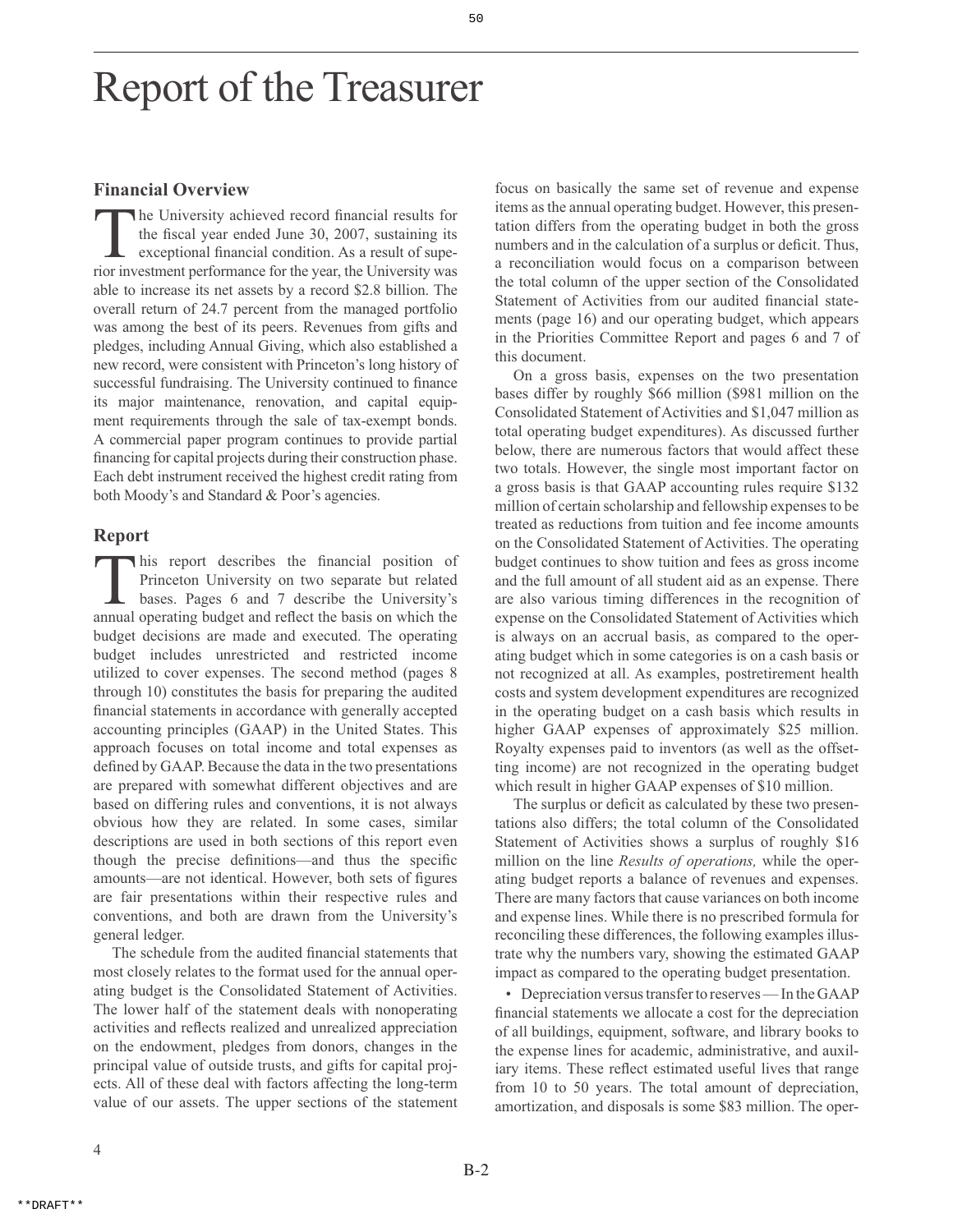# Report of the Treasurer

## Financial Overview

The University achieved record financial results for the fiscal year ended June 30, 2007, sustaining its exceptional financial condition. As a result of superior investment performance for the year, the University was able to increase its net assets by a record $2.8 billion. The overall return of 24.7 percent from the managed portfolio was among the best of its peers. Revenues from gifts and pledges, including Annual Giving, which also established a new record, were consistent with Princeton's long history of successful fundraising. The University continued to finance its major maintenance, renovation, and capital equipment requirements through the sale of tax-exempt bonds. A commercial paper program continues to provide partial financing for capital projects during their construction phase. Each debt instrument received the highest credit rating from both Moody's and Standard & Poor's agencies.

## Report

This report describes the financial position of Princeton University on two separate but related bases. Pages 6 and 7 describe the University's annual operating budget and reflect the basis on which the budget decisions are made and executed. The operating budget includes unrestricted and restricted income utilized to cover expenses. The second method (pages 8 through 10) constitutes the basis for preparing the audited financial statements in accordance with generally accepted accounting principles (GAAP) in the United States. This approach focuses on total income and total expenses as defined by GAAP. Because the data in the two presentations are prepared with somewhat different objectives and are based on differing rules and conventions, it is not always obvious how they are related. In some cases, similar descriptions are used in both sections of this report even though the precise definitions—and thus the specific amounts—are not identical. However, both sets of figures are fair presentations within their respective rules and conventions, and both are drawn from the University's general ledger.

The schedule from the audited financial statements that most closely relates to the format used for the annual operating budget is the Consolidated Statement of Activities. The lower half of the statement deals with nonoperating activities and reflects realized and unrealized appreciation on the endowment, pledges from donors, changes in the principal value of outside trusts, and gifts for capital projects. All of these deal with factors affecting the long-term value of our assets. The upper sections of the statement focus on basically the same set of revenue and expense items as the annual operating budget. However, this presentation differs from the operating budget in both the gross numbers and in the calculation of a surplus or deficit. Thus, a reconciliation would focus on a comparison between the total column of the upper section of the Consolidated Statement of Activities from our audited financial statements (page 16) and our operating budget, which appears in the Priorities Committee Report and pages 6 and 7 of this document.

On a gross basis, expenses on the two presentation bases differ by roughly $66 million ($981 million on the Consolidated Statement of Activities and $1,047 million as total operating budget expenditures). As discussed further below, there are numerous factors that would affect these two totals. However, the single most important factor on a gross basis is that GAAP accounting rules require $132 million of certain scholarship and fellowship expenses to be treated as reductions from tuition and fee income amounts on the Consolidated Statement of Activities. The operating budget continues to show tuition and fees as gross income and the full amount of all student aid as an expense. There are also various timing differences in the recognition of expense on the Consolidated Statement of Activities which is always on an accrual basis, as compared to the operating budget which in some categories is on a cash basis or not recognized at all. As examples, postretirement health costs and system development expenditures are recognized in the operating budget on a cash basis which results in higher GAAP expenses of approximately $25 million. Royalty expenses paid to inventors (as well as the offsetting income) are not recognized in the operating budget which result in higher GAAP expenses of $10 million.

The surplus or deficit as calculated by these two presentations also differs; the total column of the Consolidated Statement of Activities shows a surplus of roughly $16 million on the line *Results of operations,* while the operating budget reports a balance of revenues and expenses. There are many factors that cause variances on both income and expense lines. While there is no prescribed formula for reconciling these differences, the following examples illustrate why the numbers vary, showing the estimated GAAP impact as compared to the operating budget presentation.

- Depreciation versus transfer to reserves — In the GAAP financial statements we allocate a cost for the depreciation of all buildings, equipment, software, and library books to the expense lines for academic, administrative, and auxiliary items. These reflect estimated useful lives that range from 10 to 50 years. The total amount of depreciation, amortization, and disposals is some $83 million. The oper-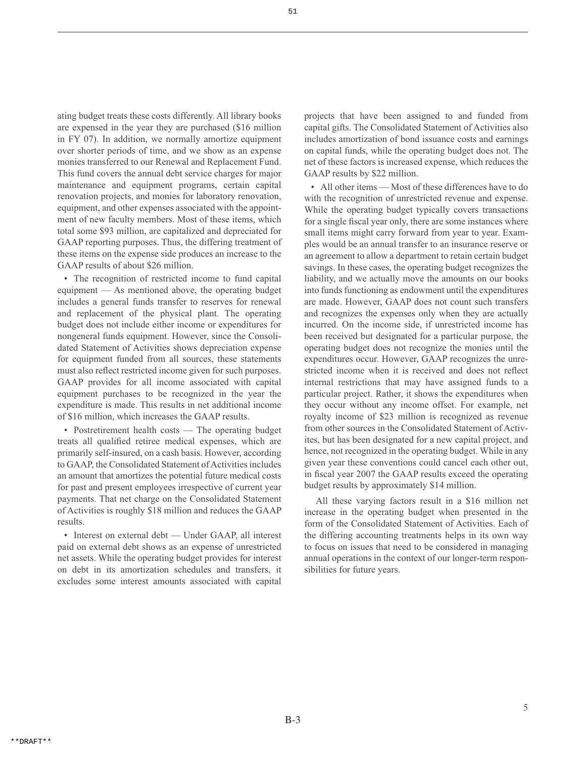ating budget treats these costs differently. All library books are expensed in the year they are purchased ($16 million in FY 07). In addition, we normally amortize equipment over shorter periods of time, and we show as an expense monies transferred to our Renewal and Replacement Fund. This fund covers the annual debt service charges for major maintenance and equipment programs, certain capital renovation projects, and monies for laboratory renovation, equipment, and other expenses associated with the appointment of new faculty members. Most of these items, which total some $93 million, are capitalized and depreciated for GAAP reporting purposes. Thus, the differing treatment of these items on the expense side produces an increase to the GAAP results of about $26 million.

- The recognition of restricted income to fund capital equipment — As mentioned above, the operating budget includes a general funds transfer to reserves for renewal and replacement of the physical plant. The operating budget does not include either income or expenditures for nongeneral funds equipment. However, since the Consolidated Statement of Activities shows depreciation expense for equipment funded from all sources, these statements must also reflect restricted income given for such purposes. GAAP provides for all income associated with capital equipment purchases to be recognized in the year the expenditure is made. This results in net additional income of $16 million, which increases the GAAP results.

- Postretirement health costs — The operating budget treats all qualified retiree medical expenses, which are primarily self-insured, on a cash basis. However, according to GAAP, the Consolidated Statement of Activities includes an amount that amortizes the potential future medical costs for past and present employees irrespective of current year payments. That net charge on the Consolidated Statement of Activities is roughly $18 million and reduces the GAAP results.

- Interest on external debt — Under GAAP, all interest paid on external debt shows as an expense of unrestricted net assets. While the operating budget provides for interest on debt in its amortization schedules and transfers, it excludes some interest amounts associated with capital projects that have been assigned to and funded from capital gifts. The Consolidated Statement of Activities also includes amortization of bond issuance costs and earnings on capital funds, while the operating budget does not. The net of these factors is increased expense, which reduces the GAAP results by $22 million.

- All other items — Most of these differences have to do with the recognition of unrestricted revenue and expense. While the operating budget typically covers transactions for a single fiscal year only, there are some instances where small items might carry forward from year to year. Examples would be an annual transfer to an insurance reserve or an agreement to allow a department to retain certain budget savings. In these cases, the operating budget recognizes the liability, and we actually move the amounts on our books into funds functioning as endowment until the expenditures are made. However, GAAP does not count such transfers and recognizes the expenses only when they are actually incurred. On the income side, if unrestricted income has been received but designated for a particular purpose, the operating budget does not recognize the monies until the expenditures occur. However, GAAP recognizes the unrestricted income when it is received and does not reflect internal restrictions that may have assigned funds to a particular project. Rather, it shows the expenditures when they occur without any income offset. For example, net royalty income of $23 million is recognized as revenue from other sources in the Consolidated Statement of Activites, but has been designated for a new capital project, and hence, not recognized in the operating budget. While in any given year these conventions could cancel each other out, in fiscal year 2007 the GAAP results exceed the operating budget results by approximately $14 million.

All these varying factors result in a $16 million net increase in the operating budget when presented in the form of the Consolidated Statement of Activities. Each of the differing accounting treatments helps in its own way to focus on issues that need to be considered in managing annual operations in the context of our longer-term responsibilities for future years.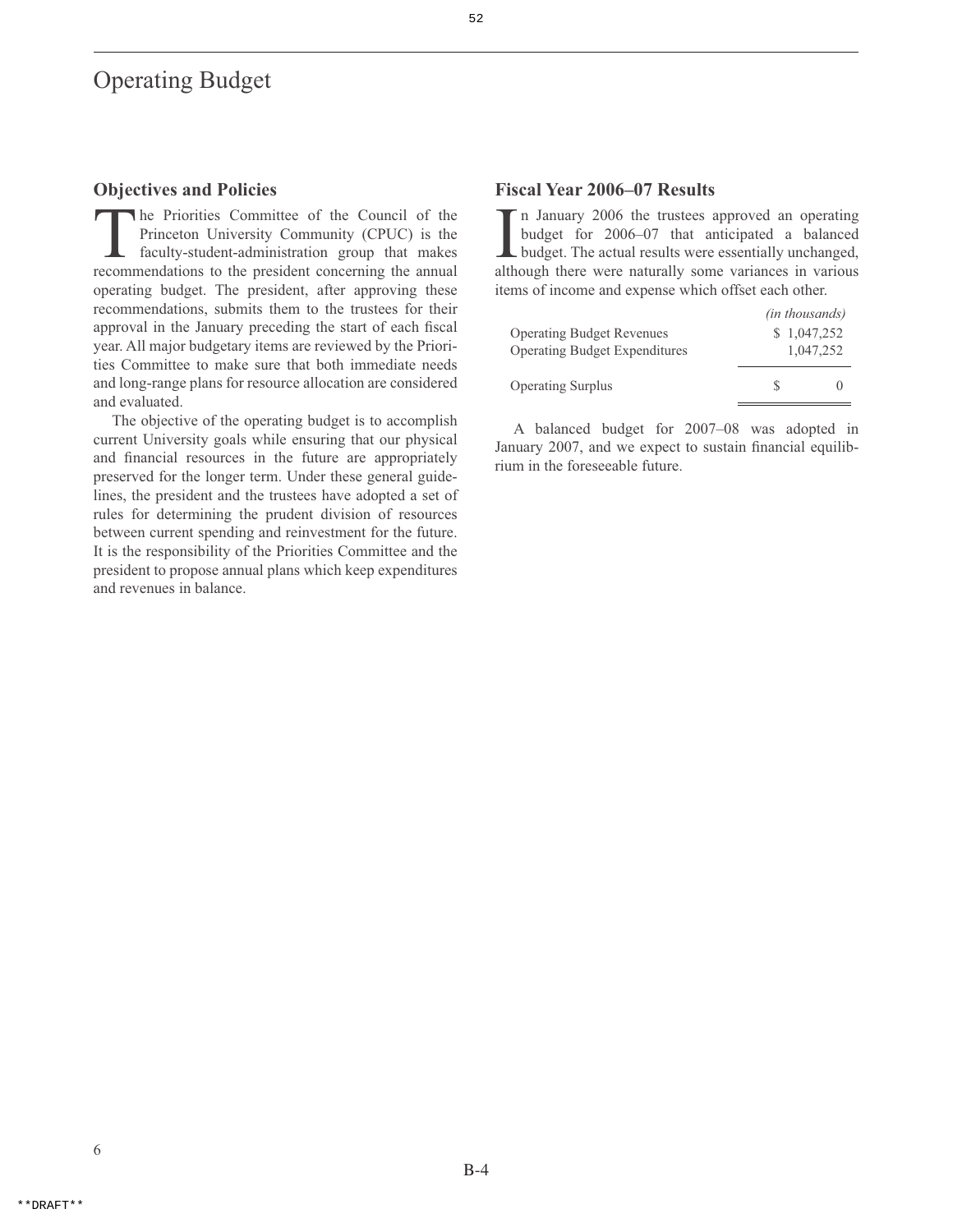# Operating Budget

## Objectives and Policies

The Priorities Committee of the Council of the Princeton University Community (CPUC) is the faculty-student-administration group that makes recommendations to the president concerning the annual operating budget. The president, after approving these recommendations, submits them to the trustees for their approval in the January preceding the start of each fiscal year. All major budgetary items are reviewed by the Priorities Committee to make sure that both immediate needs and long-range plans for resource allocation are considered and evaluated.

The objective of the operating budget is to accomplish current University goals while ensuring that our physical and financial resources in the future are appropriately preserved for the longer term. Under these general guidelines, the president and the trustees have adopted a set of rules for determining the prudent division of resources between current spending and reinvestment for the future. It is the responsibility of the Priorities Committee and the president to propose annual plans which keep expenditures and revenues in balance.

## Fiscal Year 2006–07 Results

In January 2006 the trustees approved an operating budget for 2006–07 that anticipated a balanced budget. The actual results were essentially unchanged, although there were naturally some variances in various items of income and expense which offset each other.

| | *(in thousands)* |
|---|---|
| Operating Budget Revenues | $ 1,047,252 |
| Operating Budget Expenditures | 1,047,252 |
| Operating Surplus | $ 0 |

A balanced budget for 2007–08 was adopted in January 2007, and we expect to sustain financial equilibrium in the foreseeable future.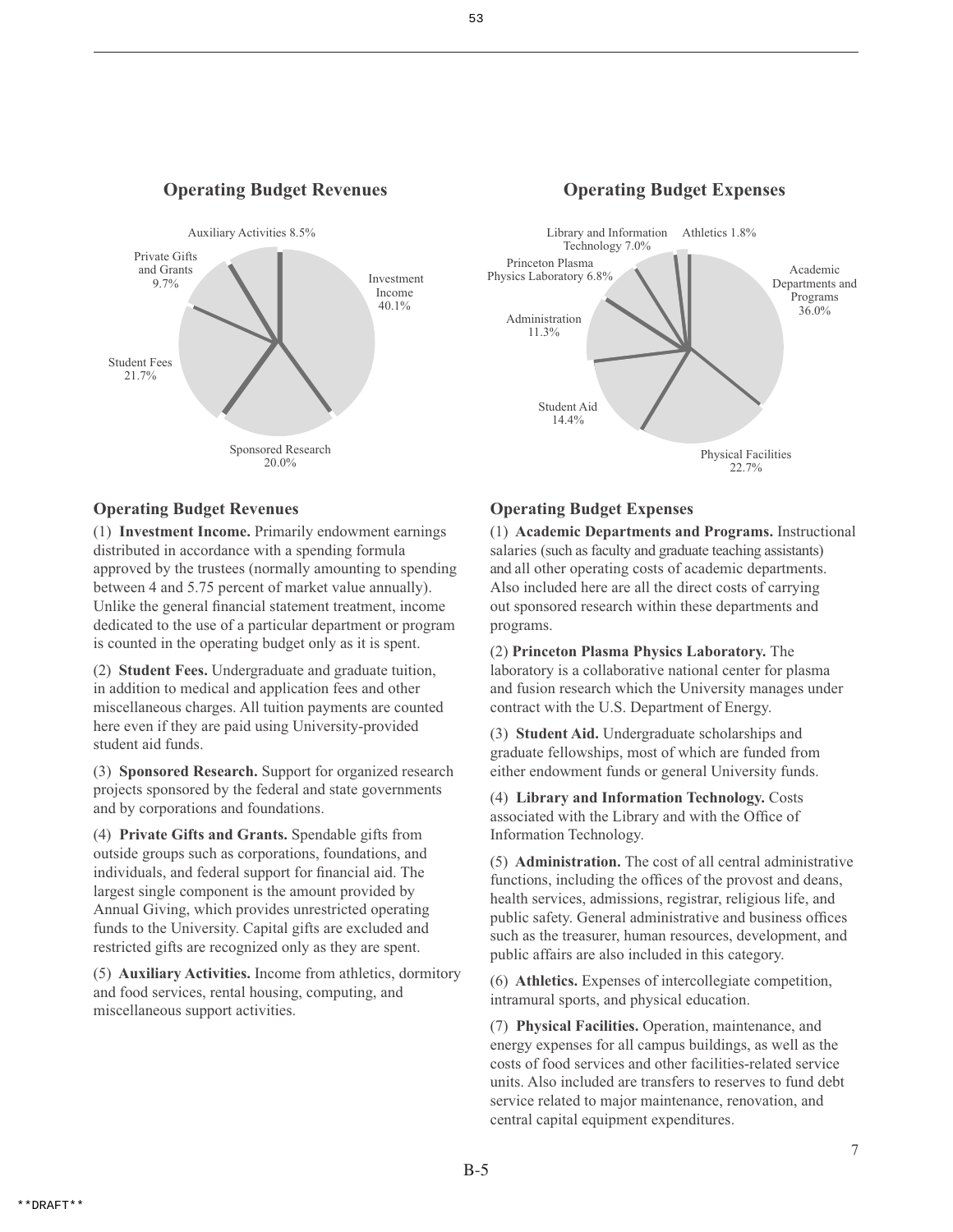## Operating Budget Revenues

Auxiliary Activities 8.5%

Private Gifts and Grants 9.7%

Investment Income 40.1%

Student Fees 21.7%

Sponsored Research 20.0%

## Operating Budget Expenses

Library and Information Technology 7.0%

Athletics 1.8%

Princeton Plasma Physics Laboratory 6.8%

Academic Departments and Programs 36.0%

Administration 11.3%

Student Aid 14.4%

Physical Facilities 22.7%

### Operating Budget Revenues

(1) **Investment Income.** Primarily endowment earnings distributed in accordance with a spending formula approved by the trustees (normally amounting to spending between 4 and 5.75 percent of market value annually). Unlike the general financial statement treatment, income dedicated to the use of a particular department or program is counted in the operating budget only as it is spent.

(2) **Student Fees.** Undergraduate and graduate tuition, in addition to medical and application fees and other miscellaneous charges. All tuition payments are counted here even if they are paid using University-provided student aid funds.

(3) **Sponsored Research.** Support for organized research projects sponsored by the federal and state governments and by corporations and foundations.

(4) **Private Gifts and Grants.** Spendable gifts from outside groups such as corporations, foundations, and individuals, and federal support for financial aid. The largest single component is the amount provided by Annual Giving, which provides unrestricted operating funds to the University. Capital gifts are excluded and restricted gifts are recognized only as they are spent.

(5) **Auxiliary Activities.** Income from athletics, dormitory and food services, rental housing, computing, and miscellaneous support activities.

### Operating Budget Expenses

(1) **Academic Departments and Programs.** Instructional salaries (such as faculty and graduate teaching assistants) and all other operating costs of academic departments. Also included here are all the direct costs of carrying out sponsored research within these departments and programs.

(2) **Princeton Plasma Physics Laboratory.** The laboratory is a collaborative national center for plasma and fusion research which the University manages under contract with the U.S. Department of Energy.

(3) **Student Aid.** Undergraduate scholarships and graduate fellowships, most of which are funded from either endowment funds or general University funds.

(4) **Library and Information Technology.** Costs associated with the Library and with the Office of Information Technology.

(5) **Administration.** The cost of all central administrative functions, including the offices of the provost and deans, health services, admissions, registrar, religious life, and public safety. General administrative and business offices such as the treasurer, human resources, development, and public affairs are also included in this category.

(6) **Athletics.** Expenses of intercollegiate competition, intramural sports, and physical education.

(7) **Physical Facilities.** Operation, maintenance, and energy expenses for all campus buildings, as well as the costs of food services and other facilities-related service units. Also included are transfers to reserves to fund debt service related to major maintenance, renovation, and central capital equipment expenditures.

**DRAFT**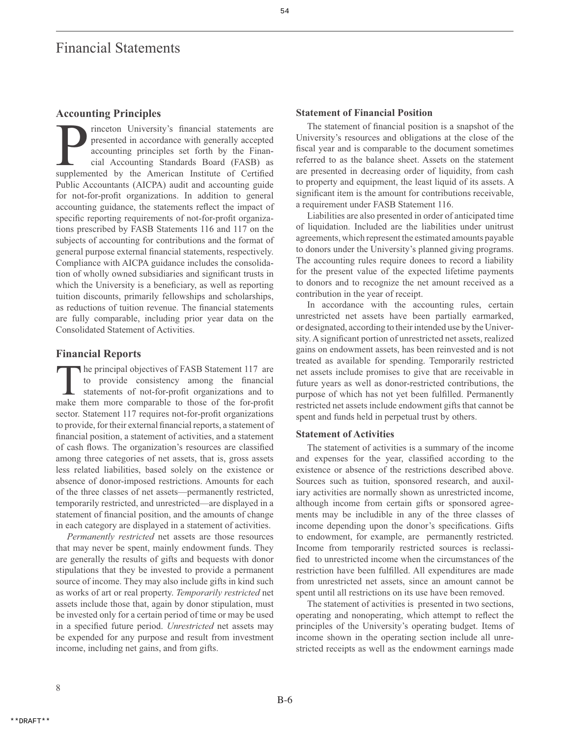# Financial Statements

## Accounting Principles

Princeton University's financial statements are presented in accordance with generally accepted accounting principles set forth by the Financial Accounting Standards Board (FASB) as supplemented by the American Institute of Certified Public Accountants (AICPA) audit and accounting guide for not-for-profit organizations. In addition to general accounting guidance, the statements reflect the impact of specific reporting requirements of not-for-profit organizations prescribed by FASB Statements 116 and 117 on the subjects of accounting for contributions and the format of general purpose external financial statements, respectively. Compliance with AICPA guidance includes the consolidation of wholly owned subsidiaries and significant trusts in which the University is a beneficiary, as well as reporting tuition discounts, primarily fellowships and scholarships, as reductions of tuition revenue. The financial statements are fully comparable, including prior year data on the Consolidated Statement of Activities.

## Financial Reports

The principal objectives of FASB Statement 117 are to provide consistency among the financial statements of not-for-profit organizations and to make them more comparable to those of the for-profit sector. Statement 117 requires not-for-profit organizations to provide, for their external financial reports, a statement of financial position, a statement of activities, and a statement of cash flows. The organization's resources are classified among three categories of net assets, that is, gross assets less related liabilities, based solely on the existence or absence of donor-imposed restrictions. Amounts for each of the three classes of net assets—permanently restricted, temporarily restricted, and unrestricted—are displayed in a statement of financial position, and the amounts of change in each category are displayed in a statement of activities.

*Permanently restricted* net assets are those resources that may never be spent, mainly endowment funds. They are generally the results of gifts and bequests with donor stipulations that they be invested to provide a permanent source of income. They may also include gifts in kind such as works of art or real property. *Temporarily restricted* net assets include those that, again by donor stipulation, must be invested only for a certain period of time or may be used in a specified future period. *Unrestricted* net assets may be expended for any purpose and result from investment income, including net gains, and from gifts.

### Statement of Financial Position

The statement of financial position is a snapshot of the University's resources and obligations at the close of the fiscal year and is comparable to the document sometimes referred to as the balance sheet. Assets on the statement are presented in decreasing order of liquidity, from cash to property and equipment, the least liquid of its assets. A significant item is the amount for contributions receivable, a requirement under FASB Statement 116.

Liabilities are also presented in order of anticipated time of liquidation. Included are the liabilities under unitrust agreements, which represent the estimated amounts payable to donors under the University's planned giving programs. The accounting rules require donees to record a liability for the present value of the expected lifetime payments to donors and to recognize the net amount received as a contribution in the year of receipt.

In accordance with the accounting rules, certain unrestricted net assets have been partially earmarked, or designated, according to their intended use by the University. A significant portion of unrestricted net assets, realized gains on endowment assets, has been reinvested and is not treated as available for spending. Temporarily restricted net assets include promises to give that are receivable in future years as well as donor-restricted contributions, the purpose of which has not yet been fulfilled. Permanently restricted net assets include endowment gifts that cannot be spent and funds held in perpetual trust by others.

### Statement of Activities

The statement of activities is a summary of the income and expenses for the year, classified according to the existence or absence of the restrictions described above. Sources such as tuition, sponsored research, and auxiliary activities are normally shown as unrestricted income, although income from certain gifts or sponsored agreements may be includible in any of the three classes of income depending upon the donor's specifications. Gifts to endowment, for example, are permanently restricted. Income from temporarily restricted sources is reclassified to unrestricted income when the circumstances of the restriction have been fulfilled. All expenditures are made from unrestricted net assets, since an amount cannot be spent until all restrictions on its use have been removed.

The statement of activities is presented in two sections, operating and nonoperating, which attempt to reflect the principles of the University's operating budget. Items of income shown in the operating section include all unrestricted receipts as well as the endowment earnings made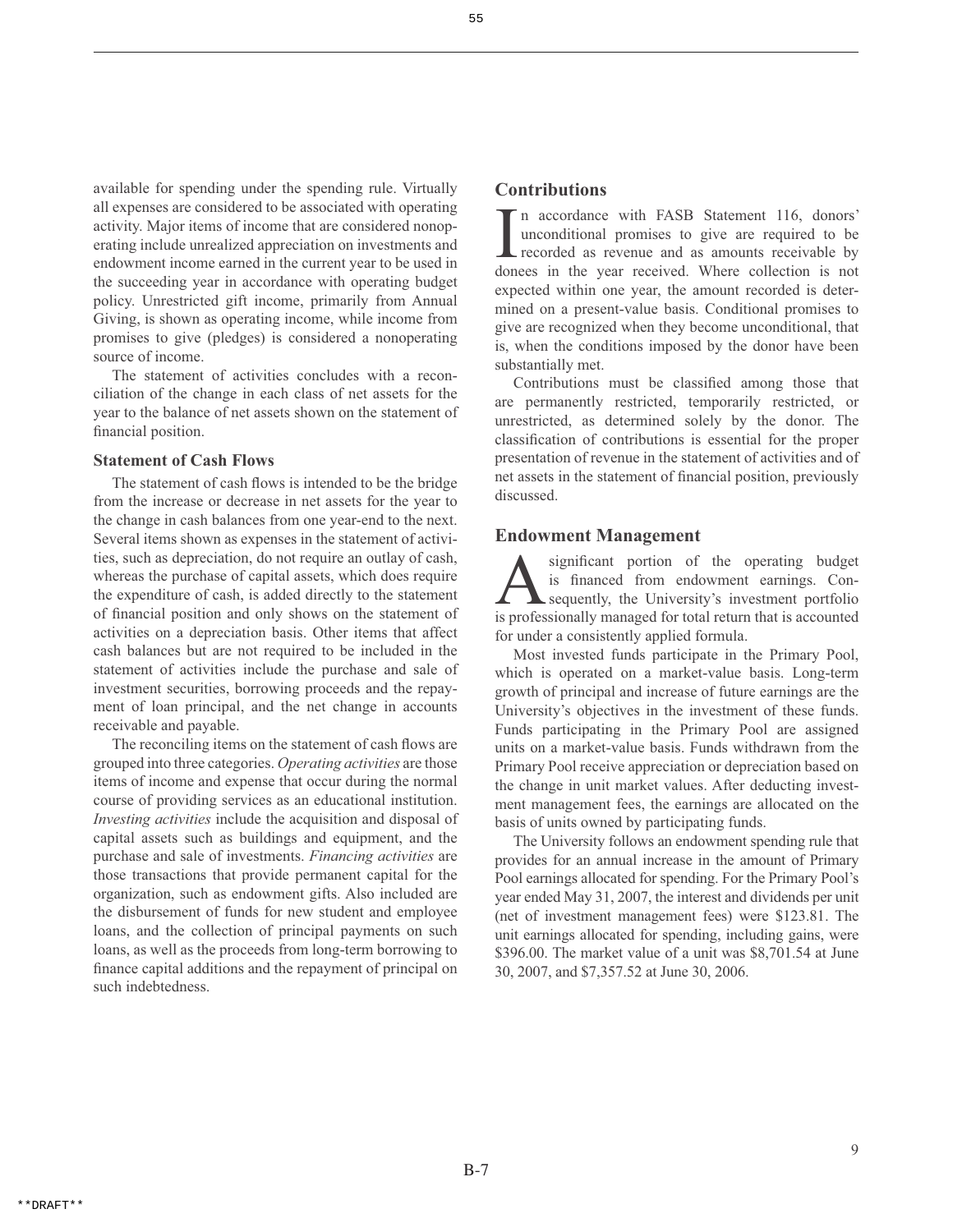available for spending under the spending rule. Virtually all expenses are considered to be associated with operating activity. Major items of income that are considered nonoperating include unrealized appreciation on investments and endowment income earned in the current year to be used in the succeeding year in accordance with operating budget policy. Unrestricted gift income, primarily from Annual Giving, is shown as operating income, while income from promises to give (pledges) is considered a nonoperating source of income.

The statement of activities concludes with a reconciliation of the change in each class of net assets for the year to the balance of net assets shown on the statement of financial position.

### Statement of Cash Flows

The statement of cash flows is intended to be the bridge from the increase or decrease in net assets for the year to the change in cash balances from one year-end to the next. Several items shown as expenses in the statement of activities, such as depreciation, do not require an outlay of cash, whereas the purchase of capital assets, which does require the expenditure of cash, is added directly to the statement of financial position and only shows on the statement of activities on a depreciation basis. Other items that affect cash balances but are not required to be included in the statement of activities include the purchase and sale of investment securities, borrowing proceeds and the repayment of loan principal, and the net change in accounts receivable and payable.

The reconciling items on the statement of cash flows are grouped into three categories. *Operating activities* are those items of income and expense that occur during the normal course of providing services as an educational institution. *Investing activities* include the acquisition and disposal of capital assets such as buildings and equipment, and the purchase and sale of investments. *Financing activities* are those transactions that provide permanent capital for the organization, such as endowment gifts. Also included are the disbursement of funds for new student and employee loans, and the collection of principal payments on such loans, as well as the proceeds from long-term borrowing to finance capital additions and the repayment of principal on such indebtedness.

## Contributions

In accordance with FASB Statement 116, donors' unconditional promises to give are required to be recorded as revenue and as amounts receivable by donees in the year received. Where collection is not expected within one year, the amount recorded is determined on a present-value basis. Conditional promises to give are recognized when they become unconditional, that is, when the conditions imposed by the donor have been substantially met.

Contributions must be classified among those that are permanently restricted, temporarily restricted, or unrestricted, as determined solely by the donor. The classification of contributions is essential for the proper presentation of revenue in the statement of activities and of net assets in the statement of financial position, previously discussed.

## Endowment Management

A significant portion of the operating budget is financed from endowment earnings. Consequently, the University's investment portfolio is professionally managed for total return that is accounted for under a consistently applied formula.

Most invested funds participate in the Primary Pool, which is operated on a market-value basis. Long-term growth of principal and increase of future earnings are the University's objectives in the investment of these funds. Funds participating in the Primary Pool are assigned units on a market-value basis. Funds withdrawn from the Primary Pool receive appreciation or depreciation based on the change in unit market values. After deducting investment management fees, the earnings are allocated on the basis of units owned by participating funds.

The University follows an endowment spending rule that provides for an annual increase in the amount of Primary Pool earnings allocated for spending. For the Primary Pool's year ended May 31, 2007, the interest and dividends per unit (net of investment management fees) were $123.81. The unit earnings allocated for spending, including gains, were $396.00. The market value of a unit was $8,701.54 at June 30, 2007, and $7,357.52 at June 30, 2006.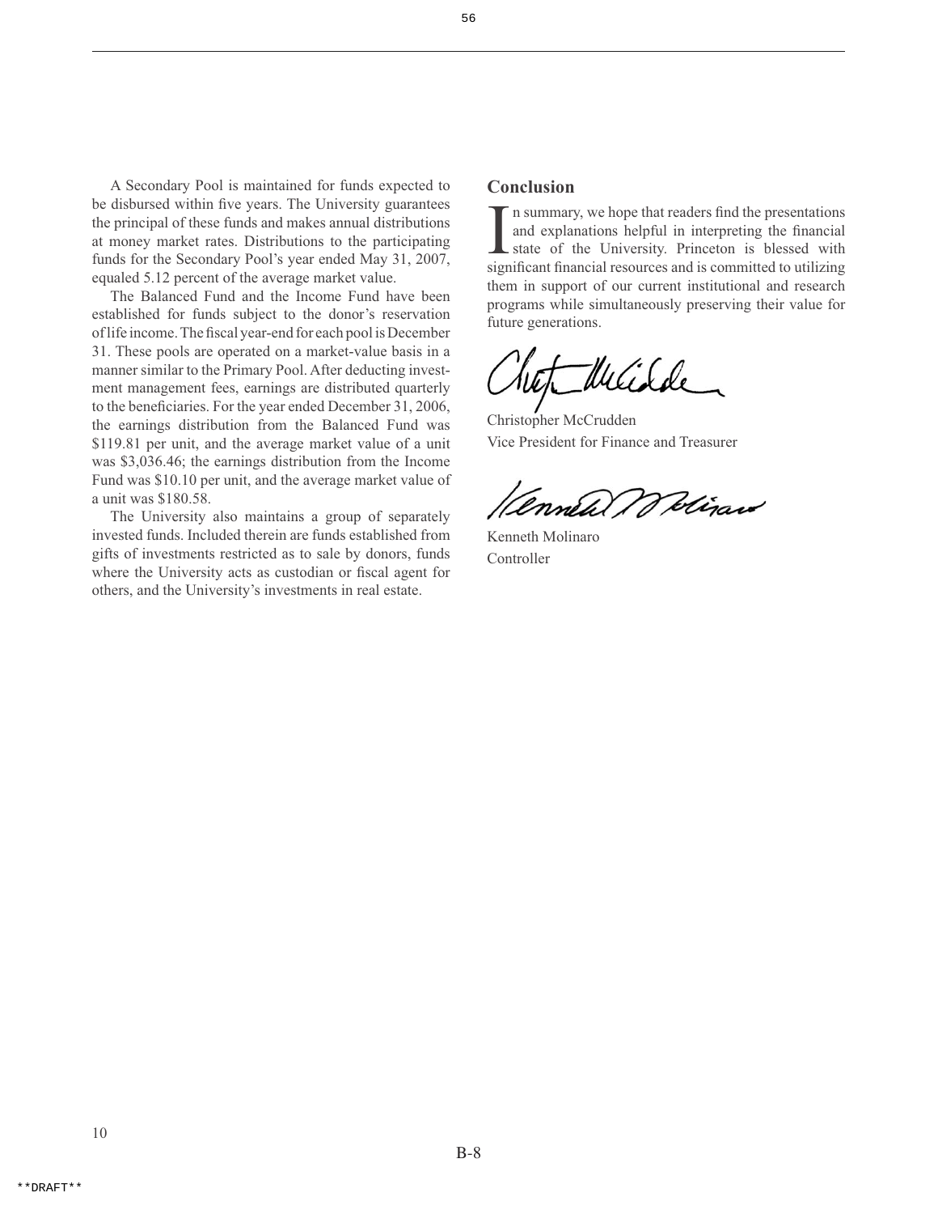A Secondary Pool is maintained for funds expected to be disbursed within five years. The University guarantees the principal of these funds and makes annual distributions at money market rates. Distributions to the participating funds for the Secondary Pool's year ended May 31, 2007, equaled 5.12 percent of the average market value.

The Balanced Fund and the Income Fund have been established for funds subject to the donor's reservation of life income. The fiscal year-end for each pool is December 31. These pools are operated on a market-value basis in a manner similar to the Primary Pool. After deducting investment management fees, earnings are distributed quarterly to the beneficiaries. For the year ended December 31, 2006, the earnings distribution from the Balanced Fund was $119.81 per unit, and the average market value of a unit was $3,036.46; the earnings distribution from the Income Fund was $10.10 per unit, and the average market value of a unit was $180.58.

The University also maintains a group of separately invested funds. Included therein are funds established from gifts of investments restricted as to sale by donors, funds where the University acts as custodian or fiscal agent for others, and the University's investments in real estate.

## Conclusion

In summary, we hope that readers find the presentations and explanations helpful in interpreting the financial state of the University. Princeton is blessed with significant financial resources and is committed to utilizing them in support of our current institutional and research programs while simultaneously preserving their value for future generations.

Christopher McCrudden
Vice President for Finance and Treasurer

Kenneth Molinaro
Controller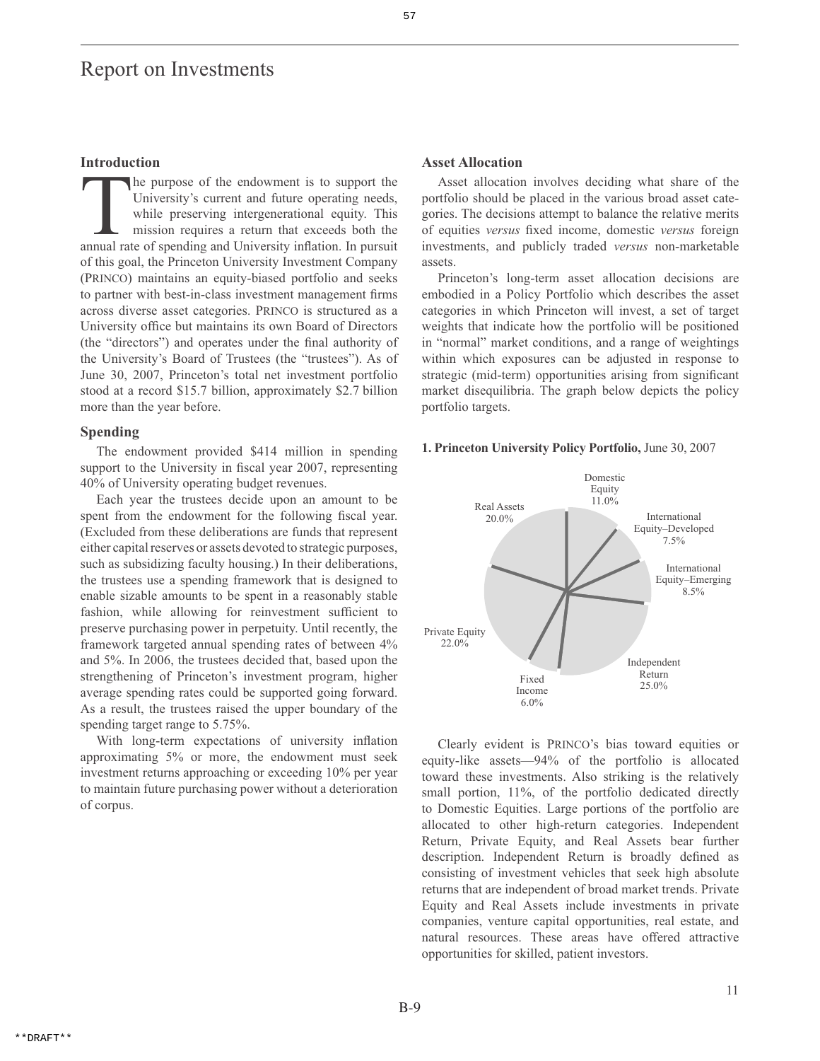# Report on Investments

## Introduction

The purpose of the endowment is to support the University's current and future operating needs, while preserving intergenerational equity. This mission requires a return that exceeds both the annual rate of spending and University inflation. In pursuit of this goal, the Princeton University Investment Company (PRINCO) maintains an equity-biased portfolio and seeks to partner with best-in-class investment management firms across diverse asset categories. PRINCO is structured as a University office but maintains its own Board of Directors (the "directors") and operates under the final authority of the University's Board of Trustees (the "trustees"). As of June 30, 2007, Princeton's total net investment portfolio stood at a record $15.7 billion, approximately $2.7 billion more than the year before.

## Spending

The endowment provided $414 million in spending support to the University in fiscal year 2007, representing 40% of University operating budget revenues.

Each year the trustees decide upon an amount to be spent from the endowment for the following fiscal year. (Excluded from these deliberations are funds that represent either capital reserves or assets devoted to strategic purposes, such as subsidizing faculty housing.) In their deliberations, the trustees use a spending framework that is designed to enable sizable amounts to be spent in a reasonably stable fashion, while allowing for reinvestment sufficient to preserve purchasing power in perpetuity. Until recently, the framework targeted annual spending rates of between 4% and 5%. In 2006, the trustees decided that, based upon the strengthening of Princeton's investment program, higher average spending rates could be supported going forward. As a result, the trustees raised the upper boundary of the spending target range to 5.75%.

With long-term expectations of university inflation approximating 5% or more, the endowment must seek investment returns approaching or exceeding 10% per year to maintain future purchasing power without a deterioration of corpus.

## Asset Allocation

Asset allocation involves deciding what share of the portfolio should be placed in the various broad asset categories. The decisions attempt to balance the relative merits of equities *versus* fixed income, domestic *versus* foreign investments, and publicly traded *versus* non-marketable assets.

Princeton's long-term asset allocation decisions are embodied in a Policy Portfolio which describes the asset categories in which Princeton will invest, a set of target weights that indicate how the portfolio will be positioned in "normal" market conditions, and a range of weightings within which exposures can be adjusted in response to strategic (mid-term) opportunities arising from significant market disequilibria. The graph below depicts the policy portfolio targets.

**1. Princeton University Policy Portfolio,** June 30, 2007

| Asset Category | Target |
| --- | --- |
| Domestic Equity | 11.0% |
| International Equity–Developed | 7.5% |
| International Equity–Emerging | 8.5% |
| Independent Return | 25.0% |
| Fixed Income | 6.0% |
| Private Equity | 22.0% |
| Real Assets | 20.0% |

Clearly evident is PRINCO's bias toward equities or equity-like assets—94% of the portfolio is allocated toward these investments. Also striking is the relatively small portion, 11%, of the portfolio dedicated directly to Domestic Equities. Large portions of the portfolio are allocated to other high-return categories. Independent Return, Private Equity, and Real Assets bear further description. Independent Return is broadly defined as consisting of investment vehicles that seek high absolute returns that are independent of broad market trends. Private Equity and Real Assets include investments in private companies, venture capital opportunities, real estate, and natural resources. These areas have offered attractive opportunities for skilled, patient investors.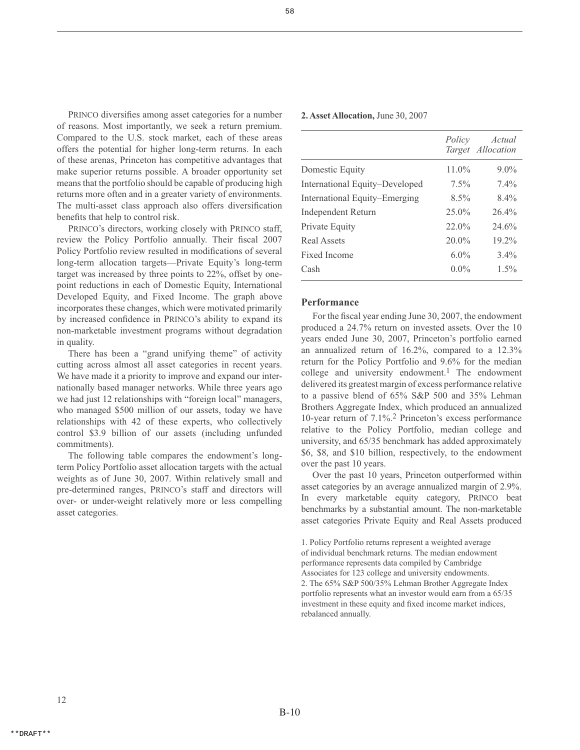PRINCO diversifies among asset categories for a number of reasons. Most importantly, we seek a return premium. Compared to the U.S. stock market, each of these areas offers the potential for higher long-term returns. In each of these arenas, Princeton has competitive advantages that make superior returns possible. A broader opportunity set means that the portfolio should be capable of producing high returns more often and in a greater variety of environments. The multi-asset class approach also offers diversification benefits that help to control risk.

PRINCO's directors, working closely with PRINCO staff, review the Policy Portfolio annually. Their fiscal 2007 Policy Portfolio review resulted in modifications of several long-term allocation targets—Private Equity's long-term target was increased by three points to 22%, offset by one-point reductions in each of Domestic Equity, International Developed Equity, and Fixed Income. The graph above incorporates these changes, which were motivated primarily by increased confidence in PRINCO's ability to expand its non-marketable investment programs without degradation in quality.

There has been a "grand unifying theme" of activity cutting across almost all asset categories in recent years. We have made it a priority to improve and expand our internationally based manager networks. While three years ago we had just 12 relationships with "foreign local" managers, who managed $500 million of our assets, today we have relationships with 42 of these experts, who collectively control $3.9 billion of our assets (including unfunded commitments).

The following table compares the endowment's long-term Policy Portfolio asset allocation targets with the actual weights as of June 30, 2007. Within relatively small and pre-determined ranges, PRINCO's staff and directors will over- or under-weight relatively more or less compelling asset categories.

**2. Asset Allocation,** June 30, 2007

| | *Policy Target* | *Actual Allocation* |
|---|---|---|
| Domestic Equity | 11.0% | 9.0% |
| International Equity–Developed | 7.5% | 7.4% |
| International Equity–Emerging | 8.5% | 8.4% |
| Independent Return | 25.0% | 26.4% |
| Private Equity | 22.0% | 24.6% |
| Real Assets | 20.0% | 19.2% |
| Fixed Income | 6.0% | 3.4% |
| Cash | 0.0% | 1.5% |

### Performance

For the fiscal year ending June 30, 2007, the endowment produced a 24.7% return on invested assets. Over the 10 years ended June 30, 2007, Princeton's portfolio earned an annualized return of 16.2%, compared to a 12.3% return for the Policy Portfolio and 9.6% for the median college and university endowment.[1] The endowment delivered its greatest margin of excess performance relative to a passive blend of 65% S&P 500 and 35% Lehman Brothers Aggregate Index, which produced an annualized 10-year return of 7.1%.[2] Princeton's excess performance relative to the Policy Portfolio, median college and university, and 65/35 benchmark has added approximately $6, $8, and $10 billion, respectively, to the endowment over the past 10 years.

Over the past 10 years, Princeton outperformed within asset categories by an average annualized margin of 2.9%. In every marketable equity category, PRINCO beat benchmarks by a substantial amount. The non-marketable asset categories Private Equity and Real Assets produced

1. Policy Portfolio returns represent a weighted average of individual benchmark returns. The median endowment performance represents data compiled by Cambridge Associates for 123 college and university endowments.
2. The 65% S&P 500/35% Lehman Brother Aggregate Index portfolio represents what an investor would earn from a 65/35 investment in these equity and fixed income market indices, rebalanced annually.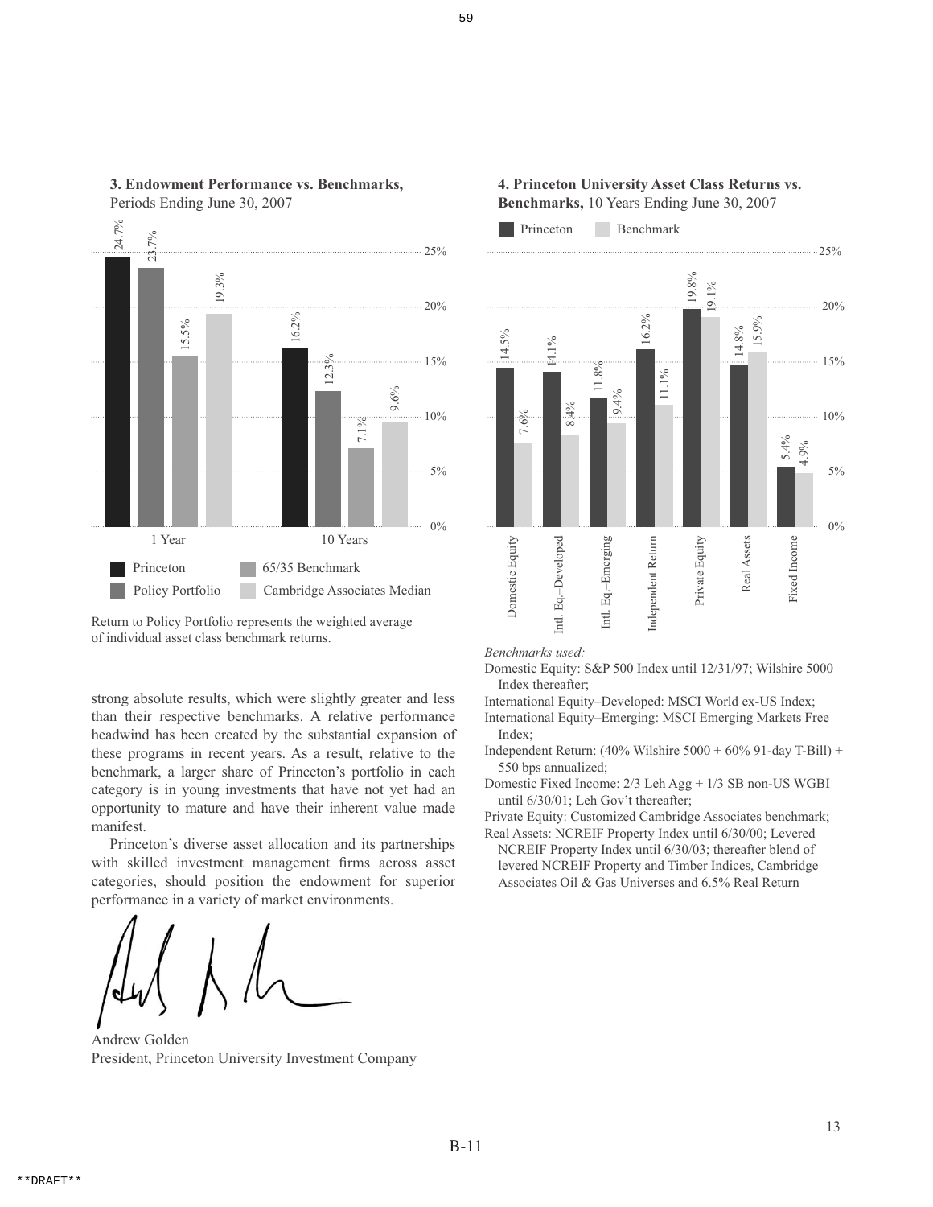**3. Endowment Performance vs. Benchmarks,** Periods Ending June 30, 2007

| | Princeton | Policy Portfolio | 65/35 Benchmark | Cambridge Associates Median |
|---|---|---|---|---|
| 1 Year | 24.7% | 23.7% | 15.5% | 19.3% |
| 10 Years | 16.2% | 12.3% | 7.1% | 9.6% |

Return to Policy Portfolio represents the weighted average of individual asset class benchmark returns.

strong absolute results, which were slightly greater and less than their respective benchmarks. A relative performance headwind has been created by the substantial expansion of these programs in recent years. As a result, relative to the benchmark, a larger share of Princeton's portfolio in each category is in young investments that have not yet had an opportunity to mature and have their inherent value made manifest.

Princeton's diverse asset allocation and its partnerships with skilled investment management firms across asset categories, should position the endowment for superior performance in a variety of market environments.

Andrew Golden
President, Princeton University Investment Company

**4. Princeton University Asset Class Returns vs. Benchmarks,** 10 Years Ending June 30, 2007

| | Princeton | Benchmark |
|---|---|---|
| Domestic Equity | 14.5% | 7.6% |
| Intl. Eq.–Developed | 14.1% | 8.4% |
| Intl. Eq.–Emerging | 11.8% | 9.4% |
| Independent Return | 16.2% | 11.1% |
| Private Equity | 19.8% | 19.1% |
| Real Assets | 14.8% | 15.9% |
| Fixed Income | 5.4% | 4.9% |

*Benchmarks used:*

Domestic Equity: S&P 500 Index until 12/31/97; Wilshire 5000 Index thereafter;

International Equity–Developed: MSCI World ex-US Index;

International Equity–Emerging: MSCI Emerging Markets Free Index;

Independent Return: (40% Wilshire 5000 + 60% 91-day T-Bill) + 550 bps annualized;

Domestic Fixed Income: 2/3 Leh Agg + 1/3 SB non-US WGBI until 6/30/01; Leh Gov't thereafter;

Private Equity: Customized Cambridge Associates benchmark;

Real Assets: NCREIF Property Index until 6/30/00; Levered NCREIF Property Index until 6/30/03; thereafter blend of levered NCREIF Property and Timber Indices, Cambridge Associates Oil & Gas Universes and 6.5% Real Return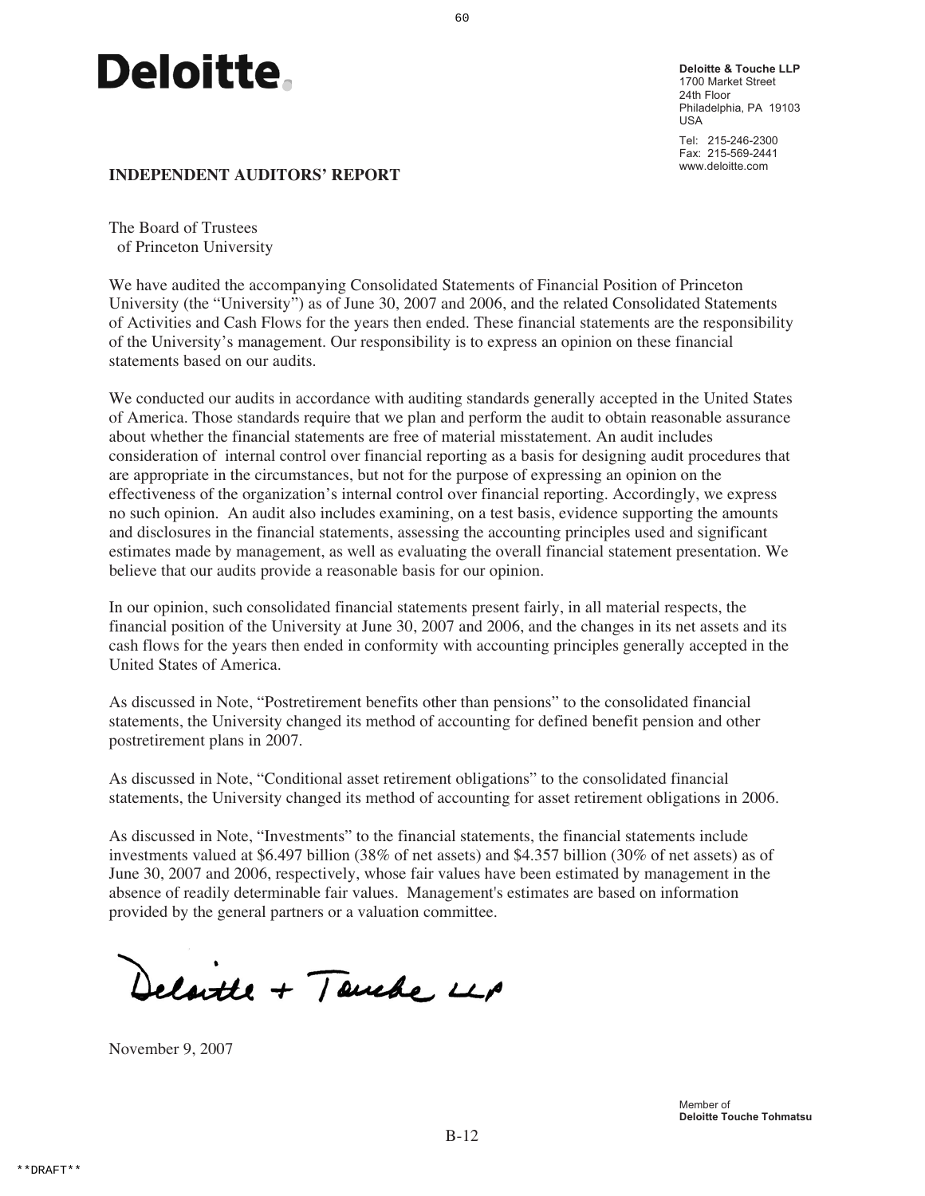**Deloitte.**

**Deloitte & Touche LLP**
1700 Market Street
24th Floor
Philadelphia, PA 19103
USA

Tel: 215-246-2300
Fax: 215-569-2441
www.deloitte.com

## INDEPENDENT AUDITORS' REPORT

The Board of Trustees
of Princeton University

We have audited the accompanying Consolidated Statements of Financial Position of Princeton University (the "University") as of June 30, 2007 and 2006, and the related Consolidated Statements of Activities and Cash Flows for the years then ended. These financial statements are the responsibility of the University's management. Our responsibility is to express an opinion on these financial statements based on our audits.

We conducted our audits in accordance with auditing standards generally accepted in the United States of America. Those standards require that we plan and perform the audit to obtain reasonable assurance about whether the financial statements are free of material misstatement. An audit includes consideration of internal control over financial reporting as a basis for designing audit procedures that are appropriate in the circumstances, but not for the purpose of expressing an opinion on the effectiveness of the organization's internal control over financial reporting. Accordingly, we express no such opinion. An audit also includes examining, on a test basis, evidence supporting the amounts and disclosures in the financial statements, assessing the accounting principles used and significant estimates made by management, as well as evaluating the overall financial statement presentation. We believe that our audits provide a reasonable basis for our opinion.

In our opinion, such consolidated financial statements present fairly, in all material respects, the financial position of the University at June 30, 2007 and 2006, and the changes in its net assets and its cash flows for the years then ended in conformity with accounting principles generally accepted in the United States of America.

As discussed in Note, "Postretirement benefits other than pensions" to the consolidated financial statements, the University changed its method of accounting for defined benefit pension and other postretirement plans in 2007.

As discussed in Note, "Conditional asset retirement obligations" to the consolidated financial statements, the University changed its method of accounting for asset retirement obligations in 2006.

As discussed in Note, "Investments" to the financial statements, the financial statements include investments valued at $6.497 billion (38% of net assets) and $4.357 billion (30% of net assets) as of June 30, 2007 and 2006, respectively, whose fair values have been estimated by management in the absence of readily determinable fair values. Management's estimates are based on information provided by the general partners or a valuation committee.

Deloitte + Touche LLP

November 9, 2007

Member of
**Deloitte Touche Tohmatsu**

**DRAFT**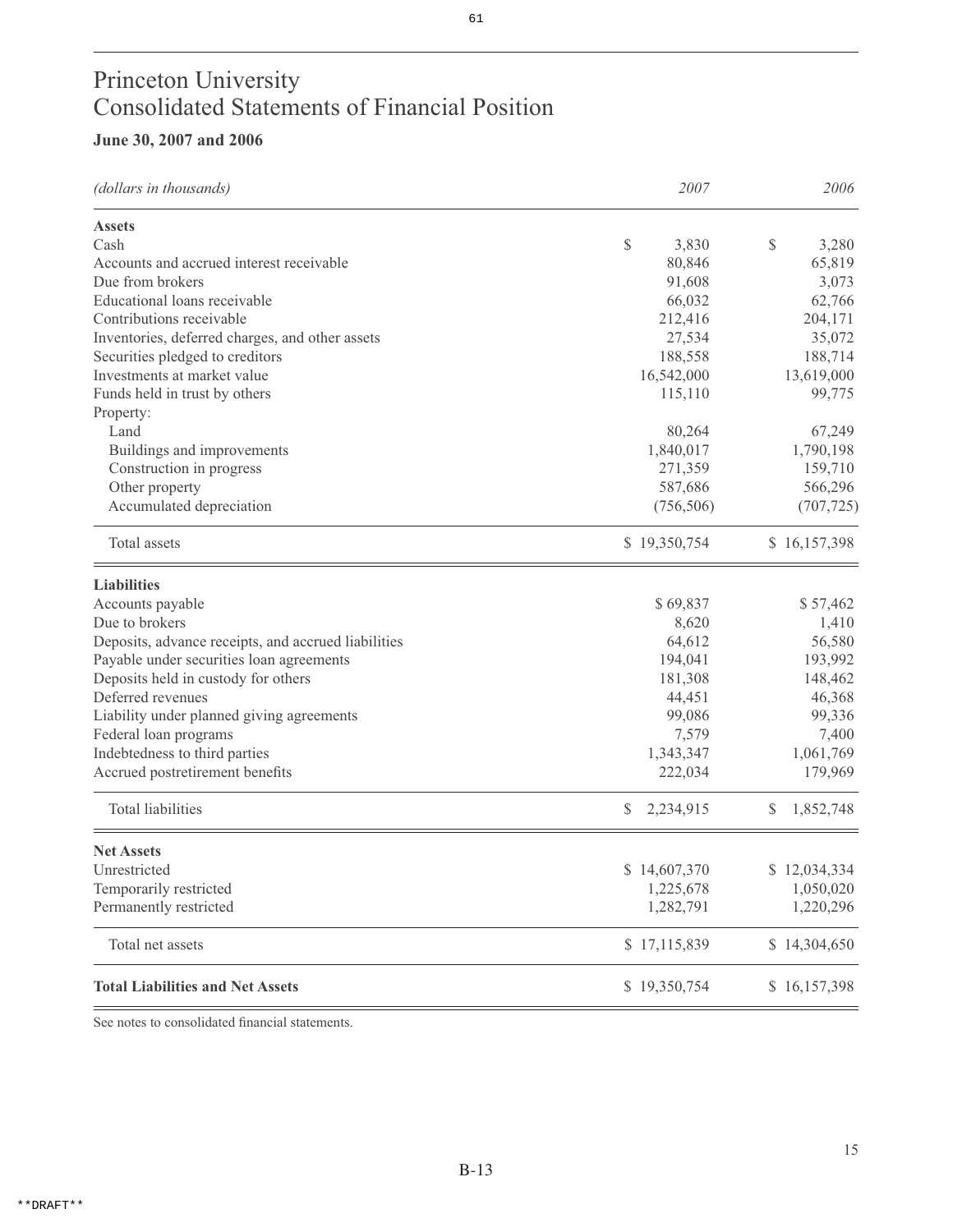# Princeton University
# Consolidated Statements of Financial Position

### June 30, 2007 and 2006

| *(dollars in thousands)* | *2007* | *2006* |
|---|---|---|
| **Assets** | | |
| Cash | $ 3,830 | $ 3,280 |
| Accounts and accrued interest receivable | 80,846 | 65,819 |
| Due from brokers | 91,608 | 3,073 |
| Educational loans receivable | 66,032 | 62,766 |
| Contributions receivable | 212,416 | 204,171 |
| Inventories, deferred charges, and other assets | 27,534 | 35,072 |
| Securities pledged to creditors | 188,558 | 188,714 |
| Investments at market value | 16,542,000 | 13,619,000 |
| Funds held in trust by others | 115,110 | 99,775 |
| Property: | | |
| Land | 80,264 | 67,249 |
| Buildings and improvements | 1,840,017 | 1,790,198 |
| Construction in progress | 271,359 | 159,710 |
| Other property | 587,686 | 566,296 |
| Accumulated depreciation | (756,506) | (707,725) |
| Total assets | $ 19,350,754 | $ 16,157,398 |
| **Liabilities** | | |
| Accounts payable | $ 69,837 | $ 57,462 |
| Due to brokers | 8,620 | 1,410 |
| Deposits, advance receipts, and accrued liabilities | 64,612 | 56,580 |
| Payable under securities loan agreements | 194,041 | 193,992 |
| Deposits held in custody for others | 181,308 | 148,462 |
| Deferred revenues | 44,451 | 46,368 |
| Liability under planned giving agreements | 99,086 | 99,336 |
| Federal loan programs | 7,579 | 7,400 |
| Indebtedness to third parties | 1,343,347 | 1,061,769 |
| Accrued postretirement benefits | 222,034 | 179,969 |
| Total liabilities | $ 2,234,915 | $ 1,852,748 |
| **Net Assets** | | |
| Unrestricted | $ 14,607,370 | $ 12,034,334 |
| Temporarily restricted | 1,225,678 | 1,050,020 |
| Permanently restricted | 1,282,791 | 1,220,296 |
| Total net assets | $ 17,115,839 | $ 14,304,650 |
| **Total Liabilities and Net Assets** | $ 19,350,754 | $ 16,157,398 |

See notes to consolidated financial statements.

**DRAFT**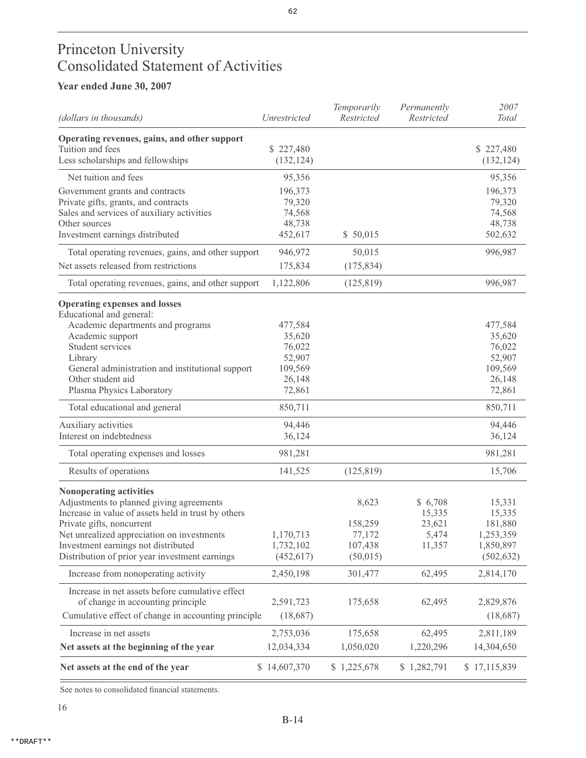# Princeton University
# Consolidated Statement of Activities

**Year ended June 30, 2007**

| *(dollars in thousands)* | *Unrestricted* | *Temporarily Restricted* | *Permanently Restricted* | *2007 Total* |
|---|---|---|---|---|
| **Operating revenues, gains, and other support** | | | | |
| Tuition and fees | $ 227,480 | | | $ 227,480 |
| Less scholarships and fellowships | (132,124) | | | (132,124) |
| Net tuition and fees | 95,356 | | | 95,356 |
| Government grants and contracts | 196,373 | | | 196,373 |
| Private gifts, grants, and contracts | 79,320 | | | 79,320 |
| Sales and services of auxiliary activities | 74,568 | | | 74,568 |
| Other sources | 48,738 | | | 48,738 |
| Investment earnings distributed | 452,617 | $ 50,015 | | 502,632 |
| Total operating revenues, gains, and other support | 946,972 | 50,015 | | 996,987 |
| Net assets released from restrictions | 175,834 | (175,834) | | |
| Total operating revenues, gains, and other support | 1,122,806 | (125,819) | | 996,987 |
| **Operating expenses and losses** | | | | |
| Educational and general: | | | | |
| Academic departments and programs | 477,584 | | | 477,584 |
| Academic support | 35,620 | | | 35,620 |
| Student services | 76,022 | | | 76,022 |
| Library | 52,907 | | | 52,907 |
| General administration and institutional support | 109,569 | | | 109,569 |
| Other student aid | 26,148 | | | 26,148 |
| Plasma Physics Laboratory | 72,861 | | | 72,861 |
| Total educational and general | 850,711 | | | 850,711 |
| Auxiliary activities | 94,446 | | | 94,446 |
| Interest on indebtedness | 36,124 | | | 36,124 |
| Total operating expenses and losses | 981,281 | | | 981,281 |
| Results of operations | 141,525 | (125,819) | | 15,706 |
| **Nonoperating activities** | | | | |
| Adjustments to planned giving agreements | | 8,623 | $ 6,708 | 15,331 |
| Increase in value of assets held in trust by others | | | 15,335 | 15,335 |
| Private gifts, noncurrent | | 158,259 | 23,621 | 181,880 |
| Net unrealized appreciation on investments | 1,170,713 | 77,172 | 5,474 | 1,253,359 |
| Investment earnings not distributed | 1,732,102 | 107,438 | 11,357 | 1,850,897 |
| Distribution of prior year investment earnings | (452,617) | (50,015) | | (502,632) |
| Increase from nonoperating activity | 2,450,198 | 301,477 | 62,495 | 2,814,170 |
| Increase in net assets before cumulative effect of change in accounting principle | 2,591,723 | 175,658 | 62,495 | 2,829,876 |
| Cumulative effect of change in accounting principle | (18,687) | | | (18,687) |
| Increase in net assets | 2,753,036 | 175,658 | 62,495 | 2,811,189 |
| **Net assets at the beginning of the year** | 12,034,334 | 1,050,020 | 1,220,296 | 14,304,650 |
| **Net assets at the end of the year** | $ 14,607,370 | $ 1,225,678 | $ 1,282,791 | $ 17,115,839 |

See notes to consolidated financial statements.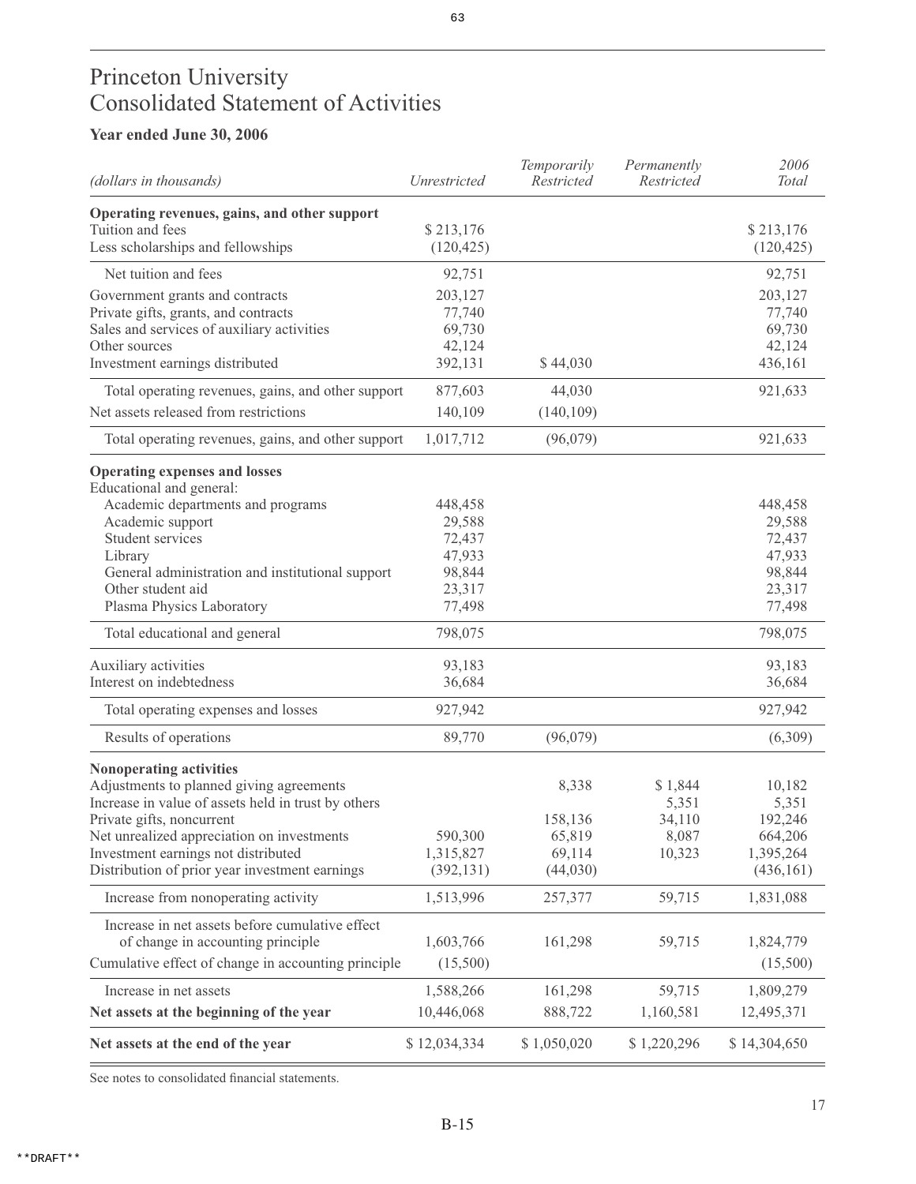# Princeton University
# Consolidated Statement of Activities

### Year ended June 30, 2006

| *(dollars in thousands)* | *Unrestricted* | *Temporarily Restricted* | *Permanently Restricted* | *2006 Total* |
|---|---|---|---|---|
| **Operating revenues, gains, and other support** | | | | |
| Tuition and fees | $ 213,176 | | | $ 213,176 |
| Less scholarships and fellowships | (120,425) | | | (120,425) |
| Net tuition and fees | 92,751 | | | 92,751 |
| Government grants and contracts | 203,127 | | | 203,127 |
| Private gifts, grants, and contracts | 77,740 | | | 77,740 |
| Sales and services of auxiliary activities | 69,730 | | | 69,730 |
| Other sources | 42,124 | | | 42,124 |
| Investment earnings distributed | 392,131 | $ 44,030 | | 436,161 |
| Total operating revenues, gains, and other support | 877,603 | 44,030 | | 921,633 |
| Net assets released from restrictions | 140,109 | (140,109) | | |
| Total operating revenues, gains, and other support | 1,017,712 | (96,079) | | 921,633 |
| **Operating expenses and losses** | | | | |
| Educational and general: | | | | |
| Academic departments and programs | 448,458 | | | 448,458 |
| Academic support | 29,588 | | | 29,588 |
| Student services | 72,437 | | | 72,437 |
| Library | 47,933 | | | 47,933 |
| General administration and institutional support | 98,844 | | | 98,844 |
| Other student aid | 23,317 | | | 23,317 |
| Plasma Physics Laboratory | 77,498 | | | 77,498 |
| Total educational and general | 798,075 | | | 798,075 |
| Auxiliary activities | 93,183 | | | 93,183 |
| Interest on indebtedness | 36,684 | | | 36,684 |
| Total operating expenses and losses | 927,942 | | | 927,942 |
| Results of operations | 89,770 | (96,079) | | (6,309) |
| **Nonoperating activities** | | | | |
| Adjustments to planned giving agreements | | 8,338 | $ 1,844 | 10,182 |
| Increase in value of assets held in trust by others | | | 5,351 | 5,351 |
| Private gifts, noncurrent | | 158,136 | 34,110 | 192,246 |
| Net unrealized appreciation on investments | 590,300 | 65,819 | 8,087 | 664,206 |
| Investment earnings not distributed | 1,315,827 | 69,114 | 10,323 | 1,395,264 |
| Distribution of prior year investment earnings | (392,131) | (44,030) | | (436,161) |
| Increase from nonoperating activity | 1,513,996 | 257,377 | 59,715 | 1,831,088 |
| Increase in net assets before cumulative effect of change in accounting principle | 1,603,766 | 161,298 | 59,715 | 1,824,779 |
| Cumulative effect of change in accounting principle | (15,500) | | | (15,500) |
| Increase in net assets | 1,588,266 | 161,298 | 59,715 | 1,809,279 |
| **Net assets at the beginning of the year** | 10,446,068 | 888,722 | 1,160,581 | 12,495,371 |
| **Net assets at the end of the year** | $ 12,034,334 | $ 1,050,020 | $ 1,220,296 | $ 14,304,650 |

See notes to consolidated financial statements.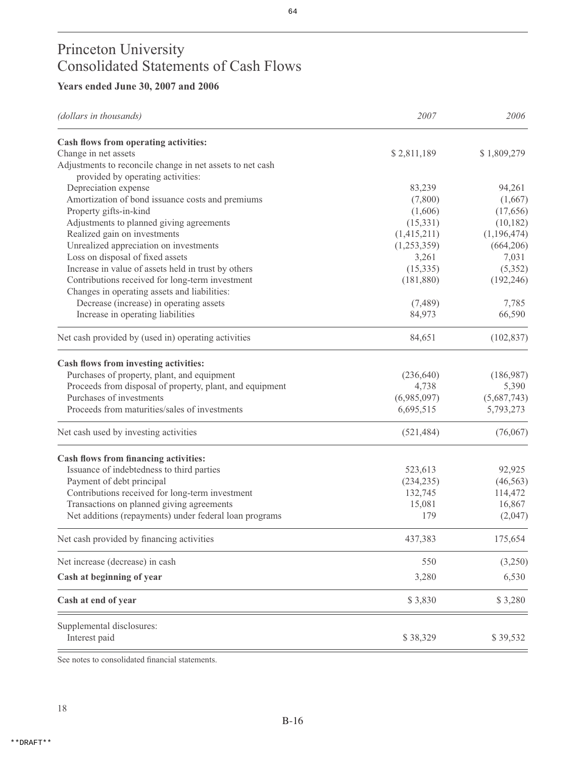# Princeton University
# Consolidated Statements of Cash Flows

**Years ended June 30, 2007 and 2006**

| *(dollars in thousands)* | *2007* | *2006* |
|---|---|---|
| **Cash flows from operating activities:** | | |
| Change in net assets | $ 2,811,189 | $ 1,809,279 |
| Adjustments to reconcile change in net assets to net cash provided by operating activities: | | |
| Depreciation expense | 83,239 | 94,261 |
| Amortization of bond issuance costs and premiums | (7,800) | (1,667) |
| Property gifts-in-kind | (1,606) | (17,656) |
| Adjustments to planned giving agreements | (15,331) | (10,182) |
| Realized gain on investments | (1,415,211) | (1,196,474) |
| Unrealized appreciation on investments | (1,253,359) | (664,206) |
| Loss on disposal of fixed assets | 3,261 | 7,031 |
| Increase in value of assets held in trust by others | (15,335) | (5,352) |
| Contributions received for long-term investment | (181,880) | (192,246) |
| Changes in operating assets and liabilities: | | |
| Decrease (increase) in operating assets | (7,489) | 7,785 |
| Increase in operating liabilities | 84,973 | 66,590 |
| Net cash provided by (used in) operating activities | 84,651 | (102,837) |
| **Cash flows from investing activities:** | | |
| Purchases of property, plant, and equipment | (236,640) | (186,987) |
| Proceeds from disposal of property, plant, and equipment | 4,738 | 5,390 |
| Purchases of investments | (6,985,097) | (5,687,743) |
| Proceeds from maturities/sales of investments | 6,695,515 | 5,793,273 |
| Net cash used by investing activities | (521,484) | (76,067) |
| **Cash flows from financing activities:** | | |
| Issuance of indebtedness to third parties | 523,613 | 92,925 |
| Payment of debt principal | (234,235) | (46,563) |
| Contributions received for long-term investment | 132,745 | 114,472 |
| Transactions on planned giving agreements | 15,081 | 16,867 |
| Net additions (repayments) under federal loan programs | 179 | (2,047) |
| Net cash provided by financing activities | 437,383 | 175,654 |
| Net increase (decrease) in cash | 550 | (3,250) |
| **Cash at beginning of year** | 3,280 | 6,530 |
| **Cash at end of year** | $ 3,830 | $ 3,280 |
| Supplemental disclosures: | | |
| Interest paid | $ 38,329 | $ 39,532 |

See notes to consolidated financial statements.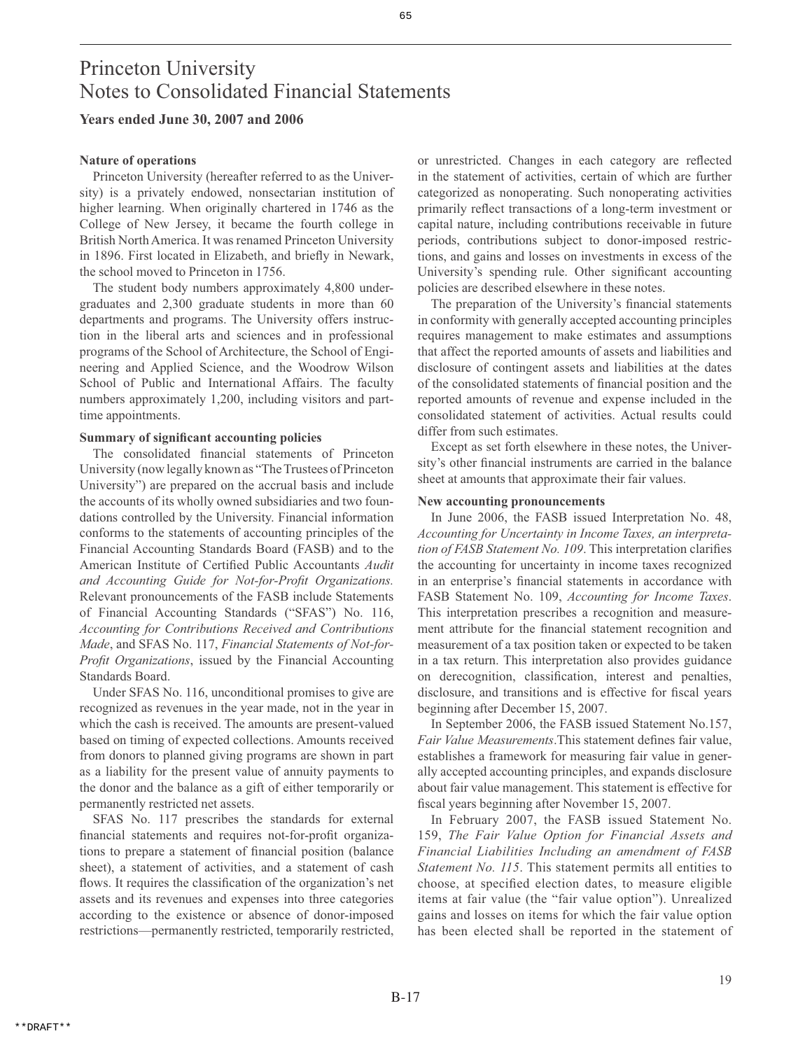# Princeton University
# Notes to Consolidated Financial Statements

**Years ended June 30, 2007 and 2006**

**Nature of operations**

Princeton University (hereafter referred to as the University) is a privately endowed, nonsectarian institution of higher learning. When originally chartered in 1746 as the College of New Jersey, it became the fourth college in British North America. It was renamed Princeton University in 1896. First located in Elizabeth, and briefly in Newark, the school moved to Princeton in 1756.

The student body numbers approximately 4,800 undergraduates and 2,300 graduate students in more than 60 departments and programs. The University offers instruction in the liberal arts and sciences and in professional programs of the School of Architecture, the School of Engineering and Applied Science, and the Woodrow Wilson School of Public and International Affairs. The faculty numbers approximately 1,200, including visitors and part-time appointments.

**Summary of significant accounting policies**

The consolidated financial statements of Princeton University (now legally known as "The Trustees of Princeton University") are prepared on the accrual basis and include the accounts of its wholly owned subsidiaries and two foundations controlled by the University. Financial information conforms to the statements of accounting principles of the Financial Accounting Standards Board (FASB) and to the American Institute of Certified Public Accountants *Audit and Accounting Guide for Not-for-Profit Organizations.* Relevant pronouncements of the FASB include Statements of Financial Accounting Standards ("SFAS") No. 116, *Accounting for Contributions Received and Contributions Made*, and SFAS No. 117, *Financial Statements of Not-for-Profit Organizations*, issued by the Financial Accounting Standards Board.

Under SFAS No. 116, unconditional promises to give are recognized as revenues in the year made, not in the year in which the cash is received. The amounts are present-valued based on timing of expected collections. Amounts received from donors to planned giving programs are shown in part as a liability for the present value of annuity payments to the donor and the balance as a gift of either temporarily or permanently restricted net assets.

SFAS No. 117 prescribes the standards for external financial statements and requires not-for-profit organizations to prepare a statement of financial position (balance sheet), a statement of activities, and a statement of cash flows. It requires the classification of the organization's net assets and its revenues and expenses into three categories according to the existence or absence of donor-imposed restrictions—permanently restricted, temporarily restricted, or unrestricted. Changes in each category are reflected in the statement of activities, certain of which are further categorized as nonoperating. Such nonoperating activities primarily reflect transactions of a long-term investment or capital nature, including contributions receivable in future periods, contributions subject to donor-imposed restrictions, and gains and losses on investments in excess of the University's spending rule. Other significant accounting policies are described elsewhere in these notes.

The preparation of the University's financial statements in conformity with generally accepted accounting principles requires management to make estimates and assumptions that affect the reported amounts of assets and liabilities and disclosure of contingent assets and liabilities at the dates of the consolidated statements of financial position and the reported amounts of revenue and expense included in the consolidated statement of activities. Actual results could differ from such estimates.

Except as set forth elsewhere in these notes, the University's other financial instruments are carried in the balance sheet at amounts that approximate their fair values.

**New accounting pronouncements**

In June 2006, the FASB issued Interpretation No. 48, *Accounting for Uncertainty in Income Taxes, an interpretation of FASB Statement No. 109*. This interpretation clarifies the accounting for uncertainty in income taxes recognized in an enterprise's financial statements in accordance with FASB Statement No. 109, *Accounting for Income Taxes*. This interpretation prescribes a recognition and measurement attribute for the financial statement recognition and measurement of a tax position taken or expected to be taken in a tax return. This interpretation also provides guidance on derecognition, classification, interest and penalties, disclosure, and transitions and is effective for fiscal years beginning after December 15, 2007.

In September 2006, the FASB issued Statement No.157, *Fair Value Measurements*.This statement defines fair value, establishes a framework for measuring fair value in generally accepted accounting principles, and expands disclosure about fair value management. This statement is effective for fiscal years beginning after November 15, 2007.

In February 2007, the FASB issued Statement No. 159, *The Fair Value Option for Financial Assets and Financial Liabilities Including an amendment of FASB Statement No. 115*. This statement permits all entities to choose, at specified election dates, to measure eligible items at fair value (the "fair value option"). Unrealized gains and losses on items for which the fair value option has been elected shall be reported in the statement of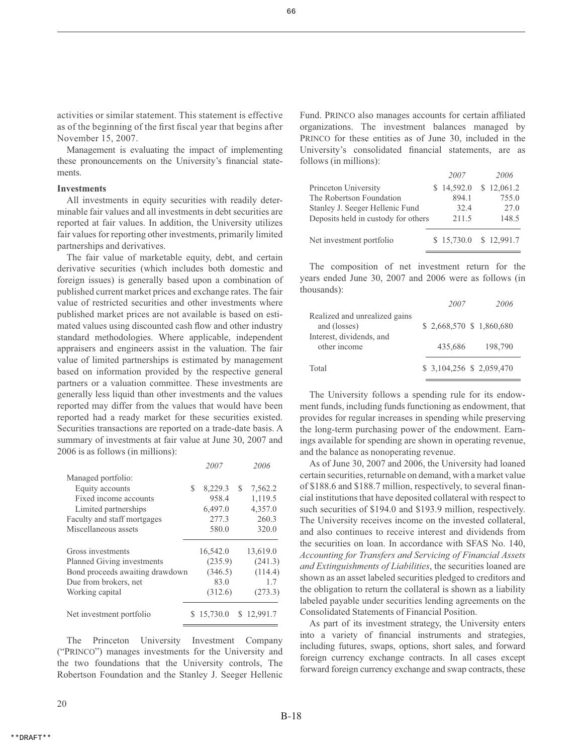activities or similar statement. This statement is effective as of the beginning of the first fiscal year that begins after November 15, 2007.

Management is evaluating the impact of implementing these pronouncements on the University's financial statements.

**Investments**

All investments in equity securities with readily determinable fair values and all investments in debt securities are reported at fair values. In addition, the University utilizes fair values for reporting other investments, primarily limited partnerships and derivatives.

The fair value of marketable equity, debt, and certain derivative securities (which includes both domestic and foreign issues) is generally based upon a combination of published current market prices and exchange rates. The fair value of restricted securities and other investments where published market prices are not available is based on estimated values using discounted cash flow and other industry standard methodologies. Where applicable, independent appraisers and engineers assist in the valuation. The fair value of limited partnerships is estimated by management based on information provided by the respective general partners or a valuation committee. These investments are generally less liquid than other investments and the values reported may differ from the values that would have been reported had a ready market for these securities existed. Securities transactions are reported on a trade-date basis. A summary of investments at fair value at June 30, 2007 and 2006 is as follows (in millions):

| | *2007* | *2006* |
|---|---|---|
| Managed portfolio: | | |
| Equity accounts | $ 8,229.3 | $ 7,562.2 |
| Fixed income accounts | 958.4 | 1,119.5 |
| Limited partnerships | 6,497.0 | 4,357.0 |
| Faculty and staff mortgages | 277.3 | 260.3 |
| Miscellaneous assets | 580.0 | 320.0 |
| Gross investments | 16,542.0 | 13,619.0 |
| Planned Giving investments | (235.9) | (241.3) |
| Bond proceeds awaiting drawdown | (346.5) | (114.4) |
| Due from brokers, net | 83.0 | 1.7 |
| Working capital | (312.6) | (273.3) |
| Net investment portfolio | $ 15,730.0 | $ 12,991.7 |

The Princeton University Investment Company ("PRINCO") manages investments for the University and the two foundations that the University controls, The Robertson Foundation and the Stanley J. Seeger Hellenic Fund. PRINCO also manages accounts for certain affiliated organizations. The investment balances managed by PRINCO for these entities as of June 30, included in the University's consolidated financial statements, are as follows (in millions):

| | *2007* | *2006* |
|---|---|---|
| Princeton University | $ 14,592.0 | $ 12,061.2 |
| The Robertson Foundation | 894.1 | 755.0 |
| Stanley J. Seeger Hellenic Fund | 32.4 | 27.0 |
| Deposits held in custody for others | 211.5 | 148.5 |
| Net investment portfolio | $ 15,730.0 | $ 12,991.7 |

The composition of net investment return for the years ended June 30, 2007 and 2006 were as follows (in thousands):

| | *2007* | *2006* |
|---|---|---|
| Realized and unrealized gains and (losses) | $ 2,668,570 | $ 1,860,680 |
| Interest, dividends, and other income | 435,686 | 198,790 |
| Total | $ 3,104,256 | $ 2,059,470 |

The University follows a spending rule for its endowment funds, including funds functioning as endowment, that provides for regular increases in spending while preserving the long-term purchasing power of the endowment. Earnings available for spending are shown in operating revenue, and the balance as nonoperating revenue.

As of June 30, 2007 and 2006, the University had loaned certain securities, returnable on demand, with a market value of $188.6 and $188.7 million, respectively, to several financial institutions that have deposited collateral with respect to such securities of $194.0 and $193.9 million, respectively. The University receives income on the invested collateral, and also continues to receive interest and dividends from the securities on loan. In accordance with SFAS No. 140, *Accounting for Transfers and Servicing of Financial Assets and Extinguishments of Liabilities*, the securities loaned are shown as an asset labeled securities pledged to creditors and the obligation to return the collateral is shown as a liability labeled payable under securities lending agreements on the Consolidated Statements of Financial Position.

As part of its investment strategy, the University enters into a variety of financial instruments and strategies, including futures, swaps, options, short sales, and forward foreign currency exchange contracts. In all cases except forward foreign currency exchange and swap contracts, these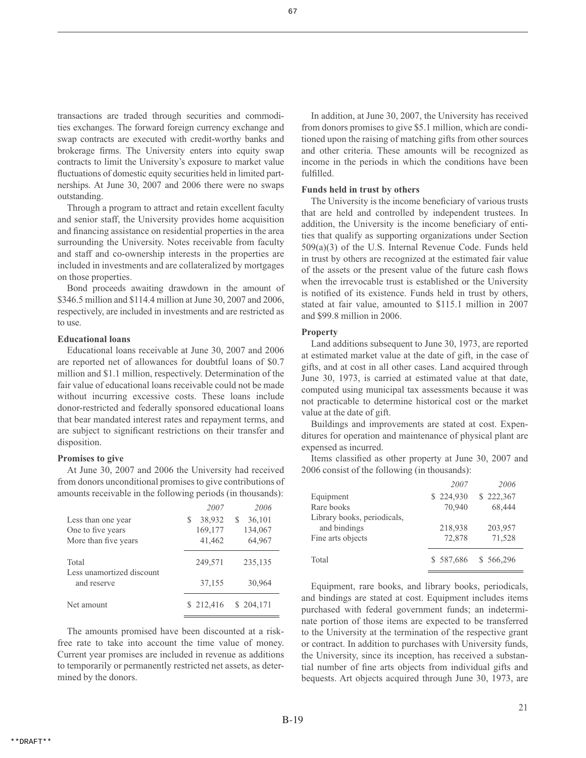transactions are traded through securities and commodities exchanges. The forward foreign currency exchange and swap contracts are executed with credit-worthy banks and brokerage firms. The University enters into equity swap contracts to limit the University's exposure to market value fluctuations of domestic equity securities held in limited partnerships. At June 30, 2007 and 2006 there were no swaps outstanding.

Through a program to attract and retain excellent faculty and senior staff, the University provides home acquisition and financing assistance on residential properties in the area surrounding the University. Notes receivable from faculty and staff and co-ownership interests in the properties are included in investments and are collateralized by mortgages on those properties.

Bond proceeds awaiting drawdown in the amount of $346.5 million and $114.4 million at June 30, 2007 and 2006, respectively, are included in investments and are restricted as to use.

**Educational loans**

Educational loans receivable at June 30, 2007 and 2006 are reported net of allowances for doubtful loans of $0.7 million and $1.1 million, respectively. Determination of the fair value of educational loans receivable could not be made without incurring excessive costs. These loans include donor-restricted and federally sponsored educational loans that bear mandated interest rates and repayment terms, and are subject to significant restrictions on their transfer and disposition.

**Promises to give**

At June 30, 2007 and 2006 the University had received from donors unconditional promises to give contributions of amounts receivable in the following periods (in thousands):

| | *2007* | *2006* |
|---|---|---|
| Less than one year | $ 38,932 | $ 36,101 |
| One to five years | 169,177 | 134,067 |
| More than five years | 41,462 | 64,967 |
| Total | 249,571 | 235,135 |
| Less unamortized discount and reserve | 37,155 | 30,964 |
| Net amount | $ 212,416 | $ 204,171 |

The amounts promised have been discounted at a risk-free rate to take into account the time value of money. Current year promises are included in revenue as additions to temporarily or permanently restricted net assets, as determined by the donors.

In addition, at June 30, 2007, the University has received from donors promises to give $5.1 million, which are conditioned upon the raising of matching gifts from other sources and other criteria. These amounts will be recognized as income in the periods in which the conditions have been fulfilled.

**Funds held in trust by others**

The University is the income beneficiary of various trusts that are held and controlled by independent trustees. In addition, the University is the income beneficiary of entities that qualify as supporting organizations under Section 509(a)(3) of the U.S. Internal Revenue Code. Funds held in trust by others are recognized at the estimated fair value of the assets or the present value of the future cash flows when the irrevocable trust is established or the University is notified of its existence. Funds held in trust by others, stated at fair value, amounted to $115.1 million in 2007 and $99.8 million in 2006.

**Property**

Land additions subsequent to June 30, 1973, are reported at estimated market value at the date of gift, in the case of gifts, and at cost in all other cases. Land acquired through June 30, 1973, is carried at estimated value at that date, computed using municipal tax assessments because it was not practicable to determine historical cost or the market value at the date of gift.

Buildings and improvements are stated at cost. Expenditures for operation and maintenance of physical plant are expensed as incurred.

Items classified as other property at June 30, 2007 and 2006 consist of the following (in thousands):

| | *2007* | *2006* |
|---|---|---|
| Equipment | $ 224,930 | $ 222,367 |
| Rare books | 70,940 | 68,444 |
| Library books, periodicals, and bindings | 218,938 | 203,957 |
| Fine arts objects | 72,878 | 71,528 |
| Total | $ 587,686 | $ 566,296 |

Equipment, rare books, and library books, periodicals, and bindings are stated at cost. Equipment includes items purchased with federal government funds; an indeterminate portion of those items are expected to be transferred to the University at the termination of the respective grant or contract. In addition to purchases with University funds, the University, since its inception, has received a substantial number of fine arts objects from individual gifts and bequests. Art objects acquired through June 30, 1973, are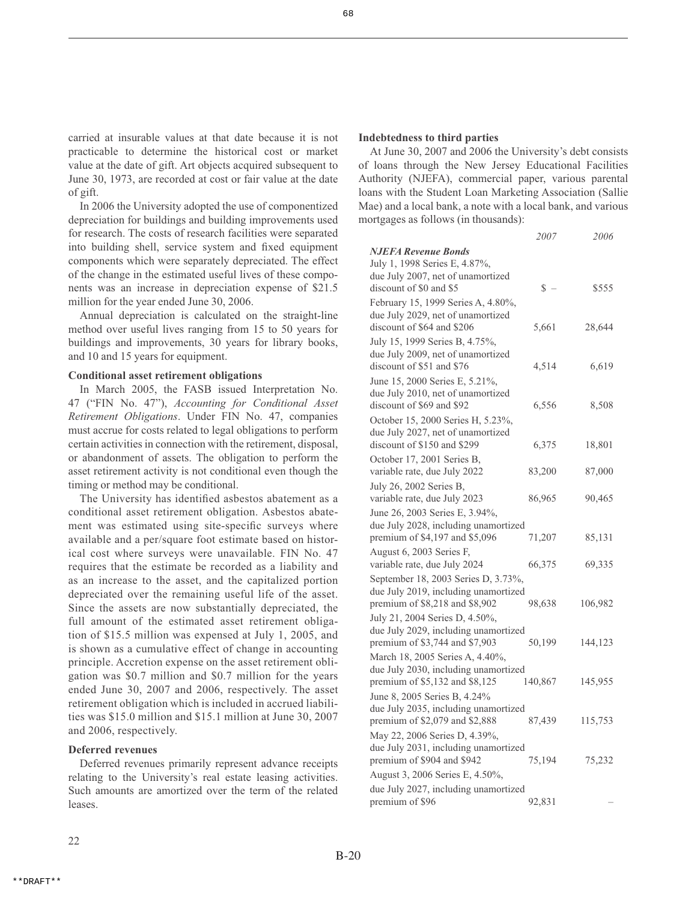carried at insurable values at that date because it is not practicable to determine the historical cost or market value at the date of gift. Art objects acquired subsequent to June 30, 1973, are recorded at cost or fair value at the date of gift.

In 2006 the University adopted the use of componentized depreciation for buildings and building improvements used for research. The costs of research facilities were separated into building shell, service system and fixed equipment components which were separately depreciated. The effect of the change in the estimated useful lives of these components was an increase in depreciation expense of $21.5 million for the year ended June 30, 2006.

Annual depreciation is calculated on the straight-line method over useful lives ranging from 15 to 50 years for buildings and improvements, 30 years for library books, and 10 and 15 years for equipment.

**Conditional asset retirement obligations**

In March 2005, the FASB issued Interpretation No. 47 ("FIN No. 47"), *Accounting for Conditional Asset Retirement Obligations*. Under FIN No. 47, companies must accrue for costs related to legal obligations to perform certain activities in connection with the retirement, disposal, or abandonment of assets. The obligation to perform the asset retirement activity is not conditional even though the timing or method may be conditional.

The University has identified asbestos abatement as a conditional asset retirement obligation. Asbestos abatement was estimated using site-specific surveys where available and a per/square foot estimate based on historical cost where surveys were unavailable. FIN No. 47 requires that the estimate be recorded as a liability and as an increase to the asset, and the capitalized portion depreciated over the remaining useful life of the asset. Since the assets are now substantially depreciated, the full amount of the estimated asset retirement obligation of $15.5 million was expensed at July 1, 2005, and is shown as a cumulative effect of change in accounting principle. Accretion expense on the asset retirement obligation was $0.7 million and $0.7 million for the years ended June 30, 2007 and 2006, respectively. The asset retirement obligation which is included in accrued liabilities was $15.0 million and $15.1 million at June 30, 2007 and 2006, respectively.

**Deferred revenues**

Deferred revenues primarily represent advance receipts relating to the University's real estate leasing activities. Such amounts are amortized over the term of the related leases.

**Indebtedness to third parties**

At June 30, 2007 and 2006 the University's debt consists of loans through the New Jersey Educational Facilities Authority (NJEFA), commercial paper, various parental loans with the Student Loan Marketing Association (Sallie Mae) and a local bank, a note with a local bank, and various mortgages as follows (in thousands):

| | *2007* | *2006* |
|---|---|---|
| ***NJEFA Revenue Bonds*** | | |
| July 1, 1998 Series E, 4.87%, due July 2007, net of unamortized discount of $0 and $5 | $ – | $555 |
| February 15, 1999 Series A, 4.80%, due July 2029, net of unamortized discount of $64 and $206 | 5,661 | 28,644 |
| July 15, 1999 Series B, 4.75%, due July 2009, net of unamortized discount of $51 and $76 | 4,514 | 6,619 |
| June 15, 2000 Series E, 5.21%, due July 2010, net of unamortized discount of $69 and $92 | 6,556 | 8,508 |
| October 15, 2000 Series H, 5.23%, due July 2027, net of unamortized discount of $150 and $299 | 6,375 | 18,801 |
| October 17, 2001 Series B, variable rate, due July 2022 | 83,200 | 87,000 |
| July 26, 2002 Series B, variable rate, due July 2023 | 86,965 | 90,465 |
| June 26, 2003 Series E, 3.94%, due July 2028, including unamortized premium of $4,197 and $5,096 | 71,207 | 85,131 |
| August 6, 2003 Series F, variable rate, due July 2024 | 66,375 | 69,335 |
| September 18, 2003 Series D, 3.73%, due July 2019, including unamortized premium of $8,218 and $8,902 | 98,638 | 106,982 |
| July 21, 2004 Series D, 4.50%, due July 2029, including unamortized premium of $3,744 and $7,903 | 50,199 | 144,123 |
| March 18, 2005 Series A, 4.40%, due July 2030, including unamortized premium of $5,132 and $8,125 | 140,867 | 145,955 |
| June 8, 2005 Series B, 4.24% due July 2035, including unamortized premium of $2,079 and $2,888 | 87,439 | 115,753 |
| May 22, 2006 Series D, 4.39%, due July 2031, including unamortized premium of $904 and $942 | 75,194 | 75,232 |
| August 3, 2006 Series E, 4.50%, due July 2027, including unamortized premium of $96 | 92,831 | – |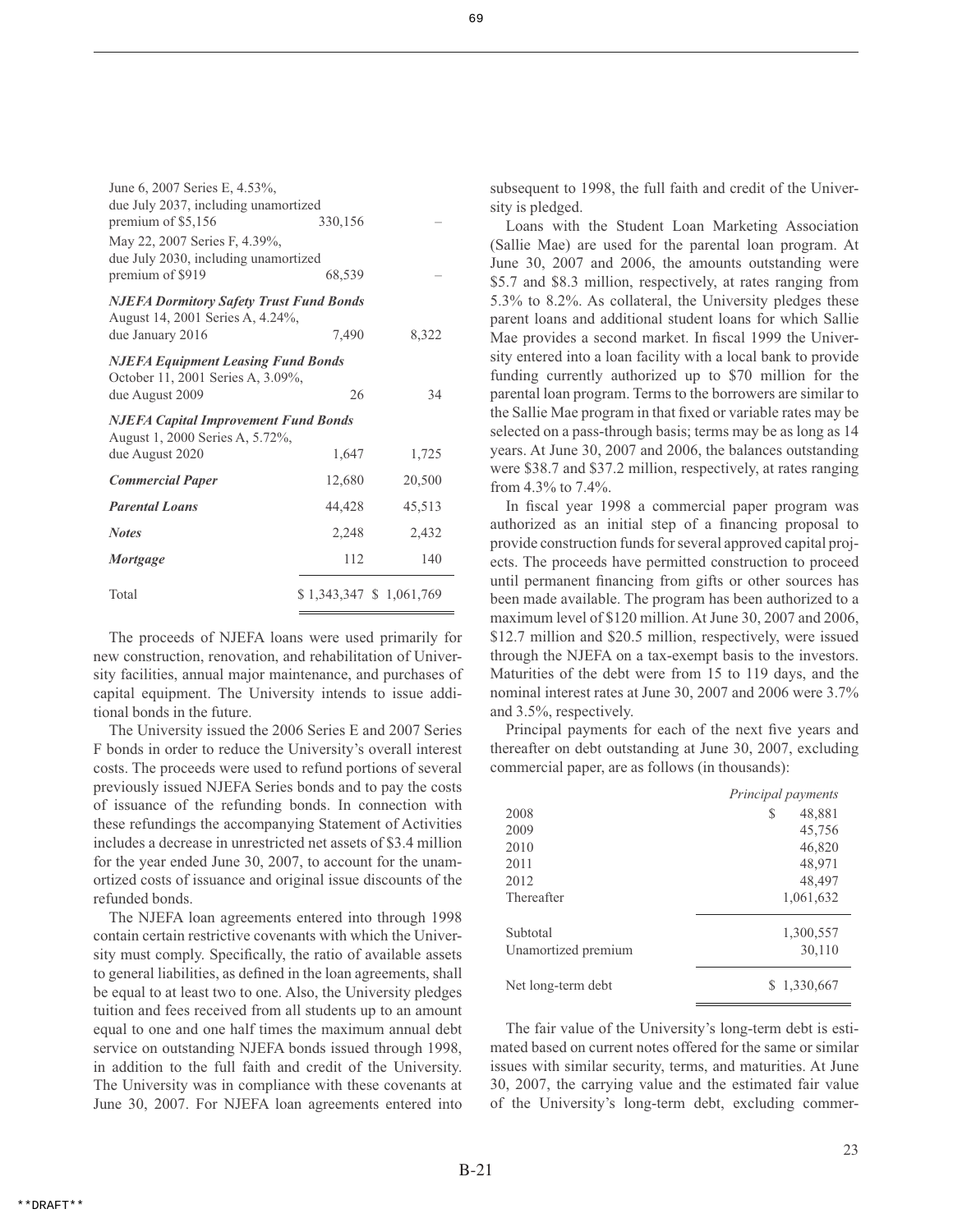| | 2007 | 2006 |
|---|---|---|
| June 6, 2007 Series E, 4.53%, due July 2037, including unamortized premium of $5,156 | 330,156 | – |
| May 22, 2007 Series F, 4.39%, due July 2030, including unamortized premium of $919 | 68,539 | – |
| ***NJEFA Dormitory Safety Trust Fund Bonds*** | | |
| August 14, 2001 Series A, 4.24%, due January 2016 | 7,490 | 8,322 |
| ***NJEFA Equipment Leasing Fund Bonds*** | | |
| October 11, 2001 Series A, 3.09%, due August 2009 | 26 | 34 |
| ***NJEFA Capital Improvement Fund Bonds*** | | |
| August 1, 2000 Series A, 5.72%, due August 2020 | 1,647 | 1,725 |
| ***Commercial Paper*** | 12,680 | 20,500 |
| ***Parental Loans*** | 44,428 | 45,513 |
| ***Notes*** | 2,248 | 2,432 |
| ***Mortgage*** | 112 | 140 |
| Total | $ 1,343,347 | $ 1,061,769 |

The proceeds of NJEFA loans were used primarily for new construction, renovation, and rehabilitation of University facilities, annual major maintenance, and purchases of capital equipment. The University intends to issue additional bonds in the future.

The University issued the 2006 Series E and 2007 Series F bonds in order to reduce the University's overall interest costs. The proceeds were used to refund portions of several previously issued NJEFA Series bonds and to pay the costs of issuance of the refunding bonds. In connection with these refundings the accompanying Statement of Activities includes a decrease in unrestricted net assets of $3.4 million for the year ended June 30, 2007, to account for the unamortized costs of issuance and original issue discounts of the refunded bonds.

The NJEFA loan agreements entered into through 1998 contain certain restrictive covenants with which the University must comply. Specifically, the ratio of available assets to general liabilities, as defined in the loan agreements, shall be equal to at least two to one. Also, the University pledges tuition and fees received from all students up to an amount equal to one and one half times the maximum annual debt service on outstanding NJEFA bonds issued through 1998, in addition to the full faith and credit of the University. The University was in compliance with these covenants at June 30, 2007. For NJEFA loan agreements entered into subsequent to 1998, the full faith and credit of the University is pledged.

Loans with the Student Loan Marketing Association (Sallie Mae) are used for the parental loan program. At June 30, 2007 and 2006, the amounts outstanding were $5.7 and $8.3 million, respectively, at rates ranging from 5.3% to 8.2%. As collateral, the University pledges these parent loans and additional student loans for which Sallie Mae provides a second market. In fiscal 1999 the University entered into a loan facility with a local bank to provide funding currently authorized up to $70 million for the parental loan program. Terms to the borrowers are similar to the Sallie Mae program in that fixed or variable rates may be selected on a pass-through basis; terms may be as long as 14 years. At June 30, 2007 and 2006, the balances outstanding were $38.7 and $37.2 million, respectively, at rates ranging from 4.3% to 7.4%.

In fiscal year 1998 a commercial paper program was authorized as an initial step of a financing proposal to provide construction funds for several approved capital projects. The proceeds have permitted construction to proceed until permanent financing from gifts or other sources has been made available. The program has been authorized to a maximum level of $120 million. At June 30, 2007 and 2006, $12.7 million and $20.5 million, respectively, were issued through the NJEFA on a tax-exempt basis to the investors. Maturities of the debt were from 15 to 119 days, and the nominal interest rates at June 30, 2007 and 2006 were 3.7% and 3.5%, respectively.

Principal payments for each of the next five years and thereafter on debt outstanding at June 30, 2007, excluding commercial paper, are as follows (in thousands):

| | *Principal payments* |
|---|---|
| 2008 | $ 48,881 |
| 2009 | 45,756 |
| 2010 | 46,820 |
| 2011 | 48,971 |
| 2012 | 48,497 |
| Thereafter | 1,061,632 |
| Subtotal | 1,300,557 |
| Unamortized premium | 30,110 |
| Net long-term debt | $ 1,330,667 |

The fair value of the University's long-term debt is estimated based on current notes offered for the same or similar issues with similar security, terms, and maturities. At June 30, 2007, the carrying value and the estimated fair value of the University's long-term debt, excluding commer-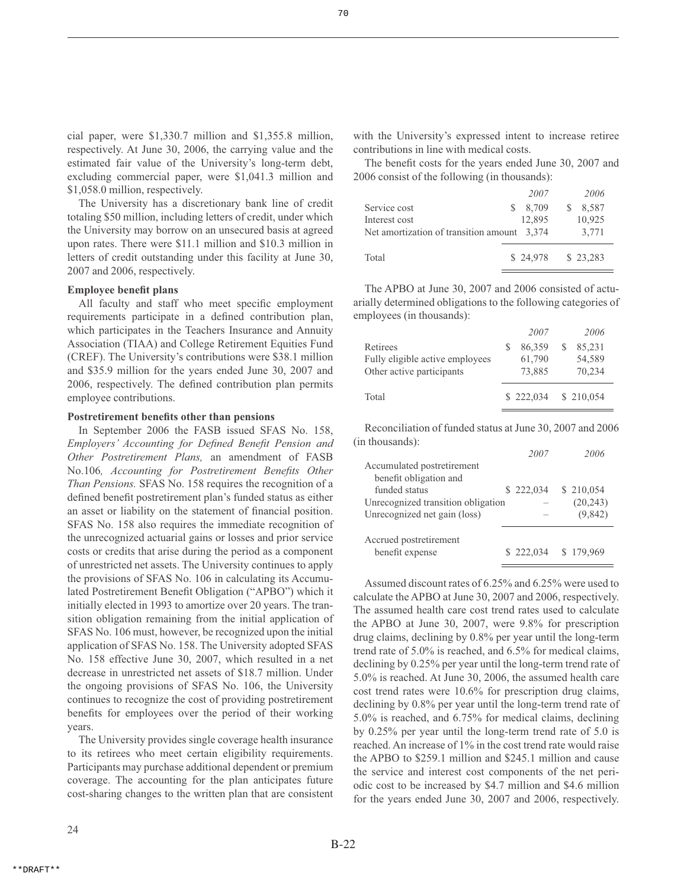cial paper, were $1,330.7 million and $1,355.8 million, respectively. At June 30, 2006, the carrying value and the estimated fair value of the University's long-term debt, excluding commercial paper, were $1,041.3 million and $1,058.0 million, respectively.

The University has a discretionary bank line of credit totaling $50 million, including letters of credit, under which the University may borrow on an unsecured basis at agreed upon rates. There were $11.1 million and $10.3 million in letters of credit outstanding under this facility at June 30, 2007 and 2006, respectively.

**Employee benefit plans**

All faculty and staff who meet specific employment requirements participate in a defined contribution plan, which participates in the Teachers Insurance and Annuity Association (TIAA) and College Retirement Equities Fund (CREF). The University's contributions were $38.1 million and $35.9 million for the years ended June 30, 2007 and 2006, respectively. The defined contribution plan permits employee contributions.

**Postretirement benefits other than pensions**

In September 2006 the FASB issued SFAS No. 158, *Employers' Accounting for Defined Benefit Pension and Other Postretirement Plans,* an amendment of FASB No.106*, Accounting for Postretirement Benefits Other Than Pensions.* SFAS No. 158 requires the recognition of a defined benefit postretirement plan's funded status as either an asset or liability on the statement of financial position. SFAS No. 158 also requires the immediate recognition of the unrecognized actuarial gains or losses and prior service costs or credits that arise during the period as a component of unrestricted net assets. The University continues to apply the provisions of SFAS No. 106 in calculating its Accumulated Postretirement Benefit Obligation ("APBO") which it initially elected in 1993 to amortize over 20 years. The transition obligation remaining from the initial application of SFAS No. 106 must, however, be recognized upon the initial application of SFAS No. 158. The University adopted SFAS No. 158 effective June 30, 2007, which resulted in a net decrease in unrestricted net assets of $18.7 million. Under the ongoing provisions of SFAS No. 106, the University continues to recognize the cost of providing postretirement benefits for employees over the period of their working years.

The University provides single coverage health insurance to its retirees who meet certain eligibility requirements. Participants may purchase additional dependent or premium coverage. The accounting for the plan anticipates future cost-sharing changes to the written plan that are consistent with the University's expressed intent to increase retiree contributions in line with medical costs.

The benefit costs for the years ended June 30, 2007 and 2006 consist of the following (in thousands):

| | *2007* | *2006* |
|---|---|---|
| Service cost | $ 8,709 | $ 8,587 |
| Interest cost | 12,895 | 10,925 |
| Net amortization of transition amount | 3,374 | 3,771 |
| Total | $ 24,978 | $ 23,283 |

The APBO at June 30, 2007 and 2006 consisted of actuarially determined obligations to the following categories of employees (in thousands):

| | *2007* | *2006* |
|---|---|---|
| Retirees | $ 86,359 | $ 85,231 |
| Fully eligible active employees | 61,790 | 54,589 |
| Other active participants | 73,885 | 70,234 |
| Total | $ 222,034 | $ 210,054 |

Reconciliation of funded status at June 30, 2007 and 2006 (in thousands):

| | *2007* | *2006* |
|---|---|---|
| Accumulated postretirement benefit obligation and funded status | $ 222,034 | $ 210,054 |
| Unrecognized transition obligation | – | (20,243) |
| Unrecognized net gain (loss) | – | (9,842) |
| Accrued postretirement benefit expense | $ 222,034 | $ 179,969 |

Assumed discount rates of 6.25% and 6.25% were used to calculate the APBO at June 30, 2007 and 2006, respectively. The assumed health care cost trend rates used to calculate the APBO at June 30, 2007, were 9.8% for prescription drug claims, declining by 0.8% per year until the long-term trend rate of 5.0% is reached, and 6.5% for medical claims, declining by 0.25% per year until the long-term trend rate of 5.0% is reached. At June 30, 2006, the assumed health care cost trend rates were 10.6% for prescription drug claims, declining by 0.8% per year until the long-term trend rate of 5.0% is reached, and 6.75% for medical claims, declining by 0.25% per year until the long-term trend rate of 5.0 is reached. An increase of 1% in the cost trend rate would raise the APBO to $259.1 million and $245.1 million and cause the service and interest cost components of the net periodic cost to be increased by $4.7 million and $4.6 million for the years ended June 30, 2007 and 2006, respectively.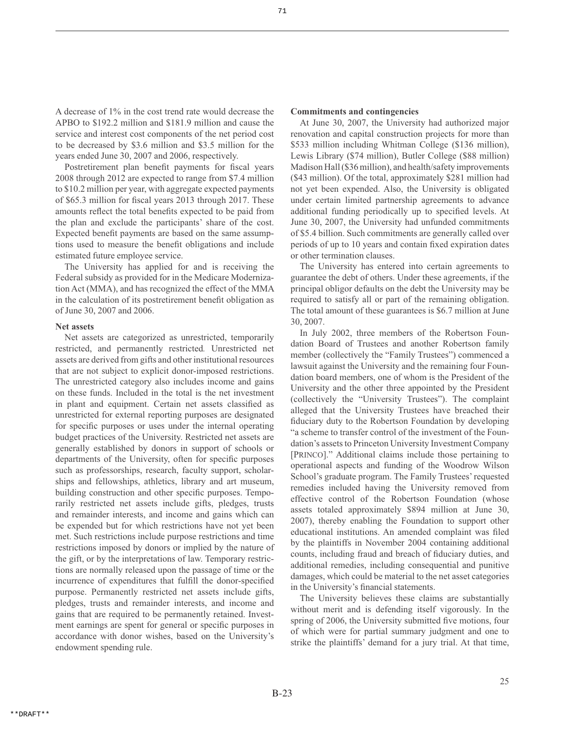A decrease of 1% in the cost trend rate would decrease the APBO to $192.2 million and $181.9 million and cause the service and interest cost components of the net period cost to be decreased by $3.6 million and $3.5 million for the years ended June 30, 2007 and 2006, respectively.

Postretirement plan benefit payments for fiscal years 2008 through 2012 are expected to range from $7.4 million to $10.2 million per year, with aggregate expected payments of $65.3 million for fiscal years 2013 through 2017. These amounts reflect the total benefits expected to be paid from the plan and exclude the participants' share of the cost. Expected benefit payments are based on the same assumptions used to measure the benefit obligations and include estimated future employee service.

The University has applied for and is receiving the Federal subsidy as provided for in the Medicare Modernization Act (MMA), and has recognized the effect of the MMA in the calculation of its postretirement benefit obligation as of June 30, 2007 and 2006.

**Net assets**

Net assets are categorized as unrestricted, temporarily restricted, and permanently restricted. Unrestricted net assets are derived from gifts and other institutional resources that are not subject to explicit donor-imposed restrictions. The unrestricted category also includes income and gains on these funds. Included in the total is the net investment in plant and equipment. Certain net assets classified as unrestricted for external reporting purposes are designated for specific purposes or uses under the internal operating budget practices of the University. Restricted net assets are generally established by donors in support of schools or departments of the University, often for specific purposes such as professorships, research, faculty support, scholarships and fellowships, athletics, library and art museum, building construction and other specific purposes. Temporarily restricted net assets include gifts, pledges, trusts and remainder interests, and income and gains which can be expended but for which restrictions have not yet been met. Such restrictions include purpose restrictions and time restrictions imposed by donors or implied by the nature of the gift, or by the interpretations of law. Temporary restrictions are normally released upon the passage of time or the incurrence of expenditures that fulfill the donor-specified purpose. Permanently restricted net assets include gifts, pledges, trusts and remainder interests, and income and gains that are required to be permanently retained. Investment earnings are spent for general or specific purposes in accordance with donor wishes, based on the University's endowment spending rule.

**Commitments and contingencies**

At June 30, 2007, the University had authorized major renovation and capital construction projects for more than $533 million including Whitman College ($136 million), Lewis Library ($74 million), Butler College ($88 million) Madison Hall ($36 million), and health/safety improvements ($43 million). Of the total, approximately $281 million had not yet been expended. Also, the University is obligated under certain limited partnership agreements to advance additional funding periodically up to specified levels. At June 30, 2007, the University had unfunded commitments of $5.4 billion. Such commitments are generally called over periods of up to 10 years and contain fixed expiration dates or other termination clauses.

The University has entered into certain agreements to guarantee the debt of others. Under these agreements, if the principal obligor defaults on the debt the University may be required to satisfy all or part of the remaining obligation. The total amount of these guarantees is $6.7 million at June 30, 2007.

In July 2002, three members of the Robertson Foundation Board of Trustees and another Robertson family member (collectively the "Family Trustees") commenced a lawsuit against the University and the remaining four Foundation board members, one of whom is the President of the University and the other three appointed by the President (collectively the "University Trustees"). The complaint alleged that the University Trustees have breached their fiduciary duty to the Robertson Foundation by developing "a scheme to transfer control of the investment of the Foundation's assets to Princeton University Investment Company [PRINCO]." Additional claims include those pertaining to operational aspects and funding of the Woodrow Wilson School's graduate program. The Family Trustees' requested remedies included having the University removed from effective control of the Robertson Foundation (whose assets totaled approximately $894 million at June 30, 2007), thereby enabling the Foundation to support other educational institutions. An amended complaint was filed by the plaintiffs in November 2004 containing additional counts, including fraud and breach of fiduciary duties, and additional remedies, including consequential and punitive damages, which could be material to the net asset categories in the University's financial statements.

The University believes these claims are substantially without merit and is defending itself vigorously. In the spring of 2006, the University submitted five motions, four of which were for partial summary judgment and one to strike the plaintiffs' demand for a jury trial. At that time,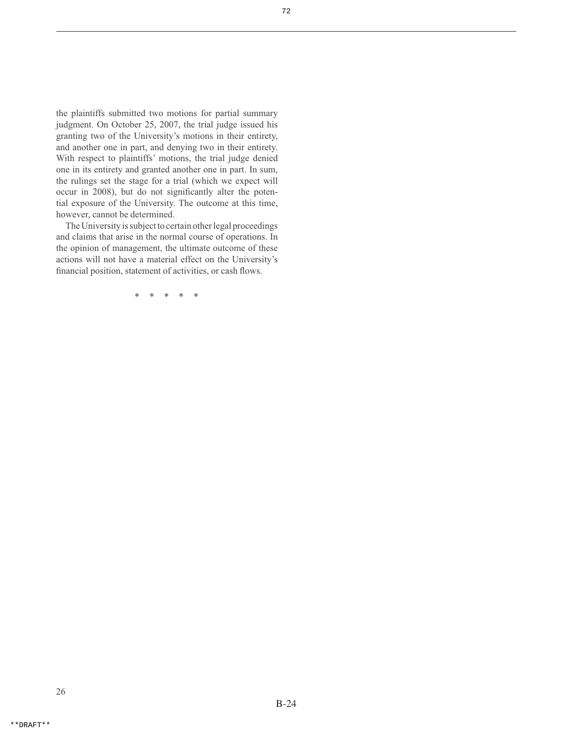the plaintiffs submitted two motions for partial summary judgment. On October 25, 2007, the trial judge issued his granting two of the University's motions in their entirety, and another one in part, and denying two in their entirety. With respect to plaintiffs' motions, the trial judge denied one in its entirety and granted another one in part. In sum, the rulings set the stage for a trial (which we expect will occur in 2008), but do not significantly alter the potential exposure of the University. The outcome at this time, however, cannot be determined.

The University is subject to certain other legal proceedings and claims that arise in the normal course of operations. In the opinion of management, the ultimate outcome of these actions will not have a material effect on the University's financial position, statement of activities, or cash flows.

\* \* \* \* \*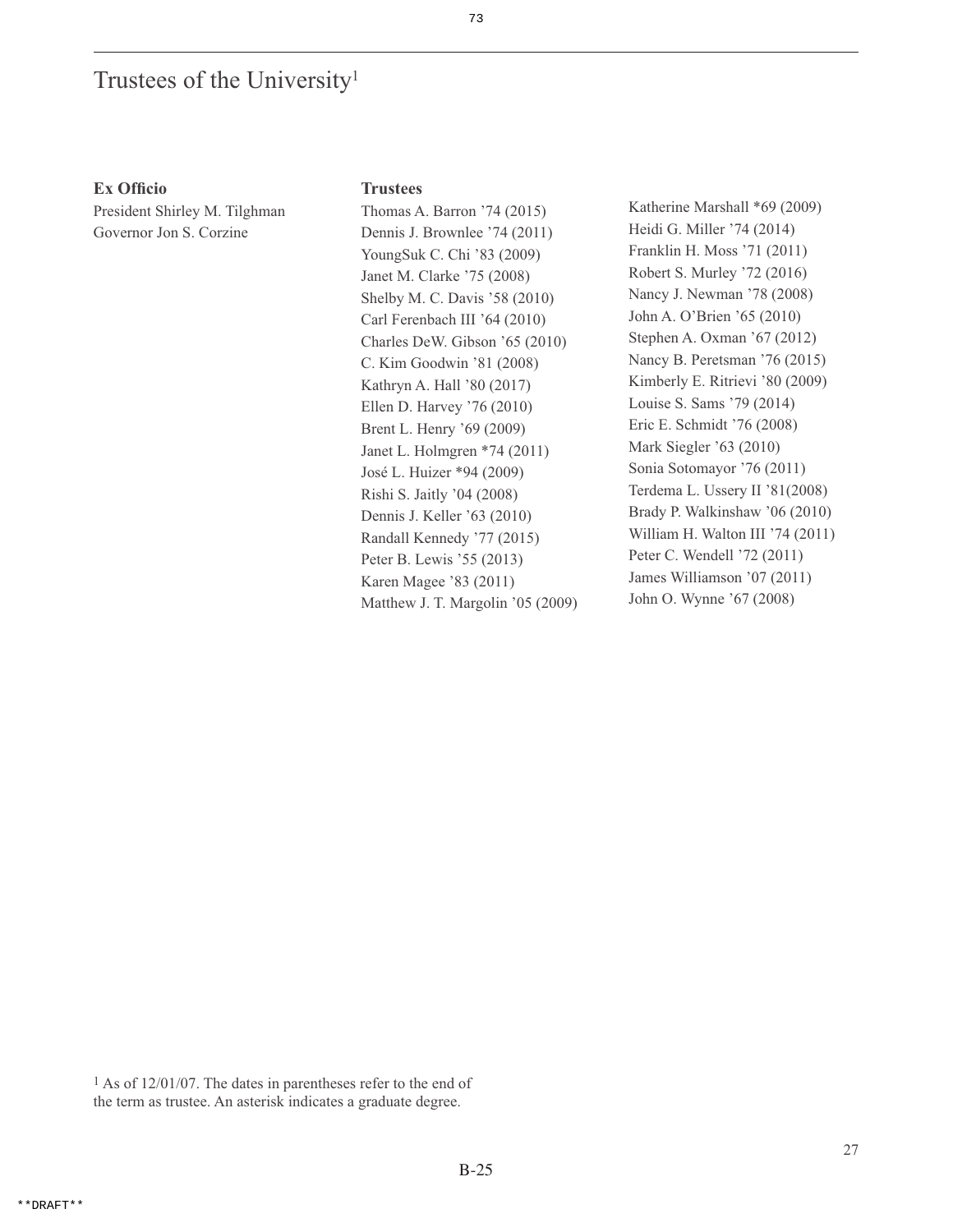# Trustees of the University[1]

**Ex Officio**

President Shirley M. Tilghman
Governor Jon S. Corzine

**Trustees**

Thomas A. Barron ’74 (2015)
Dennis J. Brownlee ’74 (2011)
YoungSuk C. Chi ’83 (2009)
Janet M. Clarke ’75 (2008)
Shelby M. C. Davis ’58 (2010)
Carl Ferenbach III ’64 (2010)
Charles DeW. Gibson ’65 (2010)
C. Kim Goodwin ’81 (2008)
Kathryn A. Hall ’80 (2017)
Ellen D. Harvey ’76 (2010)
Brent L. Henry ’69 (2009)
Janet L. Holmgren *74 (2011)
José L. Huizer *94 (2009)
Rishi S. Jaitly ’04 (2008)
Dennis J. Keller ’63 (2010)
Randall Kennedy ’77 (2015)
Peter B. Lewis ’55 (2013)
Karen Magee ’83 (2011)
Matthew J. T. Margolin ’05 (2009)
Katherine Marshall *69 (2009)
Heidi G. Miller ’74 (2014)
Franklin H. Moss ’71 (2011)
Robert S. Murley ’72 (2016)
Nancy J. Newman ’78 (2008)
John A. O’Brien ’65 (2010)
Stephen A. Oxman ’67 (2012)
Nancy B. Peretsman ’76 (2015)
Kimberly E. Ritrievi ’80 (2009)
Louise S. Sams ’79 (2014)
Eric E. Schmidt ’76 (2008)
Mark Siegler ’63 (2010)
Sonia Sotomayor ’76 (2011)
Terdema L. Ussery II ’81(2008)
Brady P. Walkinshaw ’06 (2010)
William H. Walton III ’74 (2011)
Peter C. Wendell ’72 (2011)
James Williamson ’07 (2011)
John O. Wynne ’67 (2008)

[1] As of 12/01/07. The dates in parentheses refer to the end of the term as trustee. An asterisk indicates a graduate degree.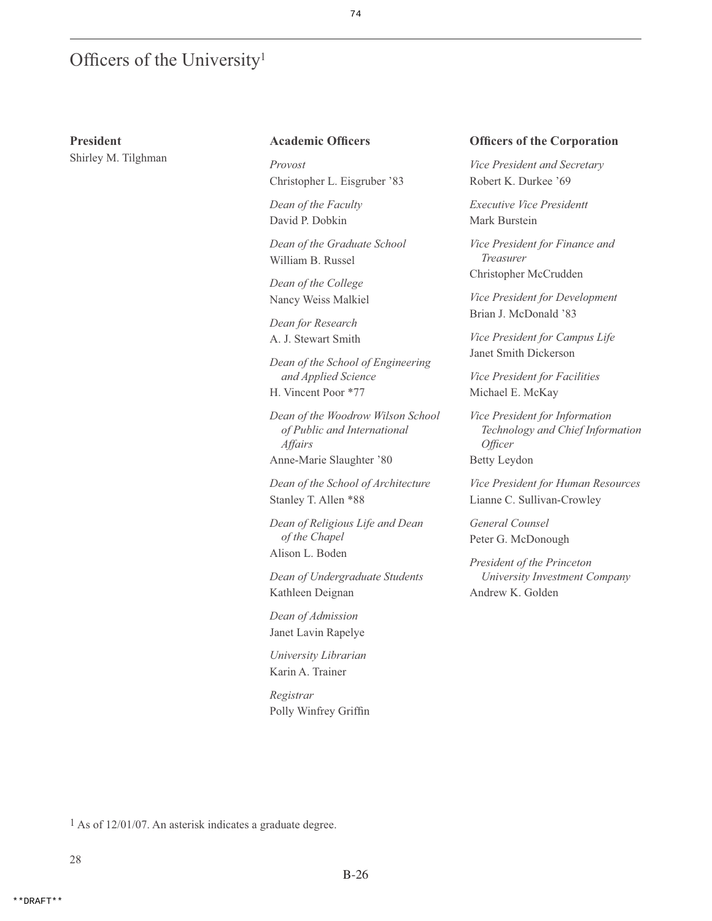# Officers of the University[1]

**President**
Shirley M. Tilghman

**Academic Officers**

*Provost*
Christopher L. Eisgruber '83

*Dean of the Faculty*
David P. Dobkin

*Dean of the Graduate School*
William B. Russel

*Dean of the College*
Nancy Weiss Malkiel

*Dean for Research*
A. J. Stewart Smith

*Dean of the School of Engineering and Applied Science*
H. Vincent Poor *77

*Dean of the Woodrow Wilson School of Public and International Affairs*
Anne-Marie Slaughter '80

*Dean of the School of Architecture*
Stanley T. Allen *88

*Dean of Religious Life and Dean of the Chapel*
Alison L. Boden

*Dean of Undergraduate Students*
Kathleen Deignan

*Dean of Admission*
Janet Lavin Rapelye

*University Librarian*
Karin A. Trainer

*Registrar*
Polly Winfrey Griffin

**Officers of the Corporation**

*Vice President and Secretary*
Robert K. Durkee '69

*Executive Vice Presidentt*
Mark Burstein

*Vice President for Finance and Treasurer*
Christopher McCrudden

*Vice President for Development*
Brian J. McDonald '83

*Vice President for Campus Life*
Janet Smith Dickerson

*Vice President for Facilities*
Michael E. McKay

*Vice President for Information Technology and Chief Information Officer*
Betty Leydon

*Vice President for Human Resources*
Lianne C. Sullivan-Crowley

*General Counsel*
Peter G. McDonough

*President of the Princeton University Investment Company*
Andrew K. Golden

[1] As of 12/01/07. An asterisk indicates a graduate degree.

**DRAFT**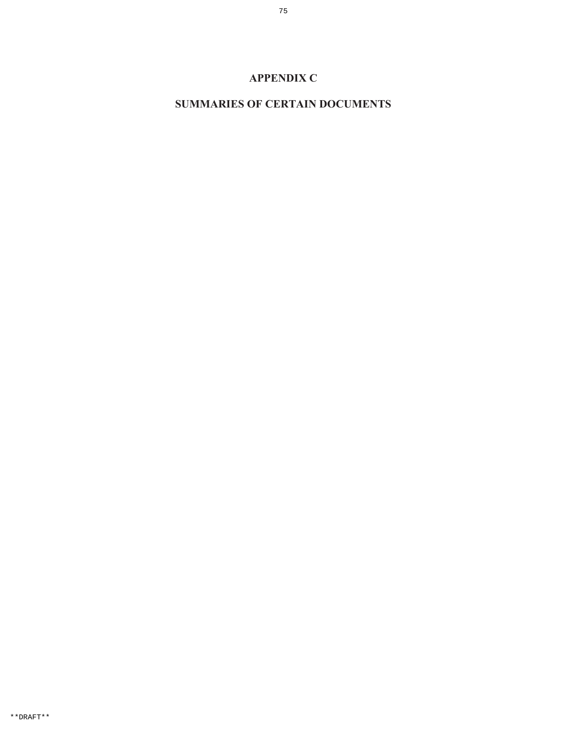# APPENDIX C

# SUMMARIES OF CERTAIN DOCUMENTS

**DRAFT**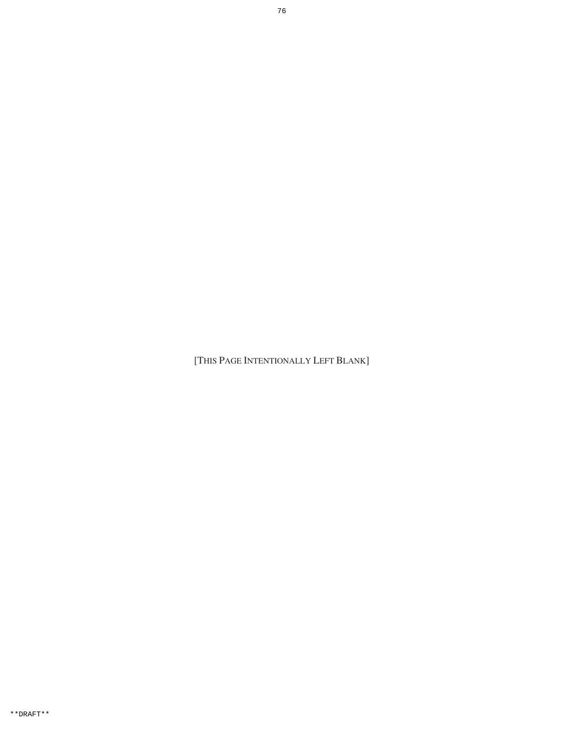[THIS PAGE INTENTIONALLY LEFT BLANK]

**DRAFT**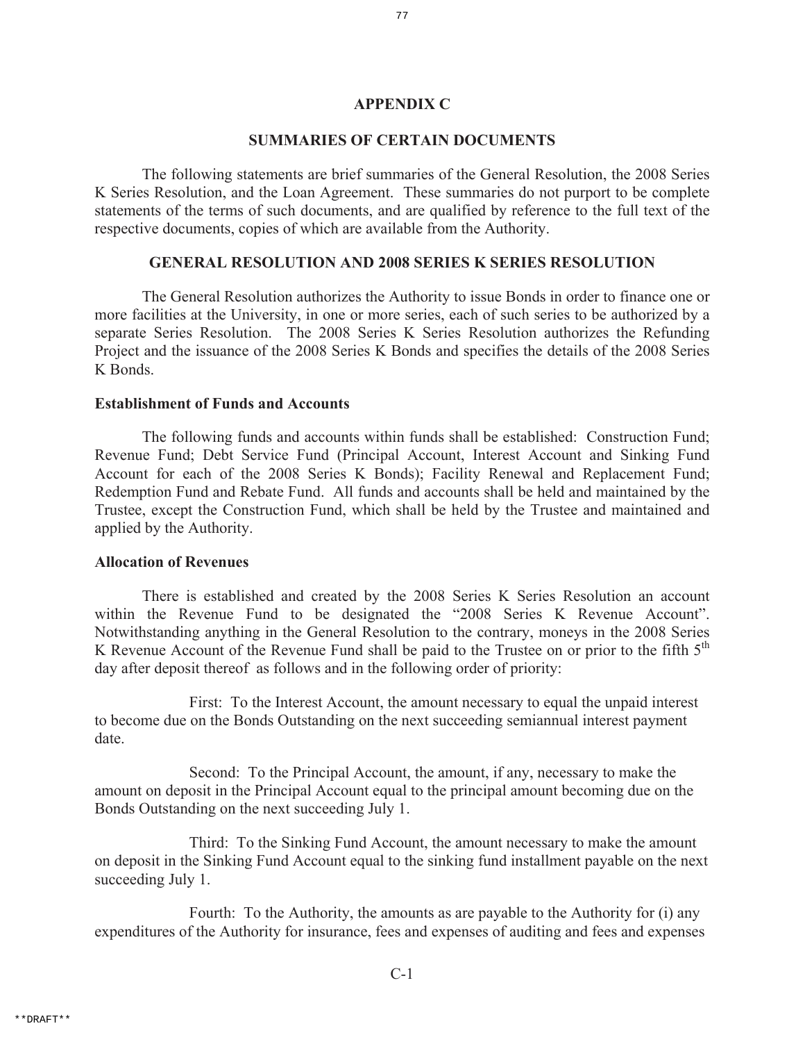# APPENDIX C

## SUMMARIES OF CERTAIN DOCUMENTS

The following statements are brief summaries of the General Resolution, the 2008 Series K Series Resolution, and the Loan Agreement. These summaries do not purport to be complete statements of the terms of such documents, and are qualified by reference to the full text of the respective documents, copies of which are available from the Authority.

## GENERAL RESOLUTION AND 2008 SERIES K SERIES RESOLUTION

The General Resolution authorizes the Authority to issue Bonds in order to finance one or more facilities at the University, in one or more series, each of such series to be authorized by a separate Series Resolution. The 2008 Series K Series Resolution authorizes the Refunding Project and the issuance of the 2008 Series K Bonds and specifies the details of the 2008 Series K Bonds.

### Establishment of Funds and Accounts

The following funds and accounts within funds shall be established: Construction Fund; Revenue Fund; Debt Service Fund (Principal Account, Interest Account and Sinking Fund Account for each of the 2008 Series K Bonds); Facility Renewal and Replacement Fund; Redemption Fund and Rebate Fund. All funds and accounts shall be held and maintained by the Trustee, except the Construction Fund, which shall be held by the Trustee and maintained and applied by the Authority.

### Allocation of Revenues

There is established and created by the 2008 Series K Series Resolution an account within the Revenue Fund to be designated the "2008 Series K Revenue Account". Notwithstanding anything in the General Resolution to the contrary, moneys in the 2008 Series K Revenue Account of the Revenue Fund shall be paid to the Trustee on or prior to the fifth 5th day after deposit thereof as follows and in the following order of priority:

First: To the Interest Account, the amount necessary to equal the unpaid interest to become due on the Bonds Outstanding on the next succeeding semiannual interest payment date.

Second: To the Principal Account, the amount, if any, necessary to make the amount on deposit in the Principal Account equal to the principal amount becoming due on the Bonds Outstanding on the next succeeding July 1.

Third: To the Sinking Fund Account, the amount necessary to make the amount on deposit in the Sinking Fund Account equal to the sinking fund installment payable on the next succeeding July 1.

Fourth: To the Authority, the amounts as are payable to the Authority for (i) any expenditures of the Authority for insurance, fees and expenses of auditing and fees and expenses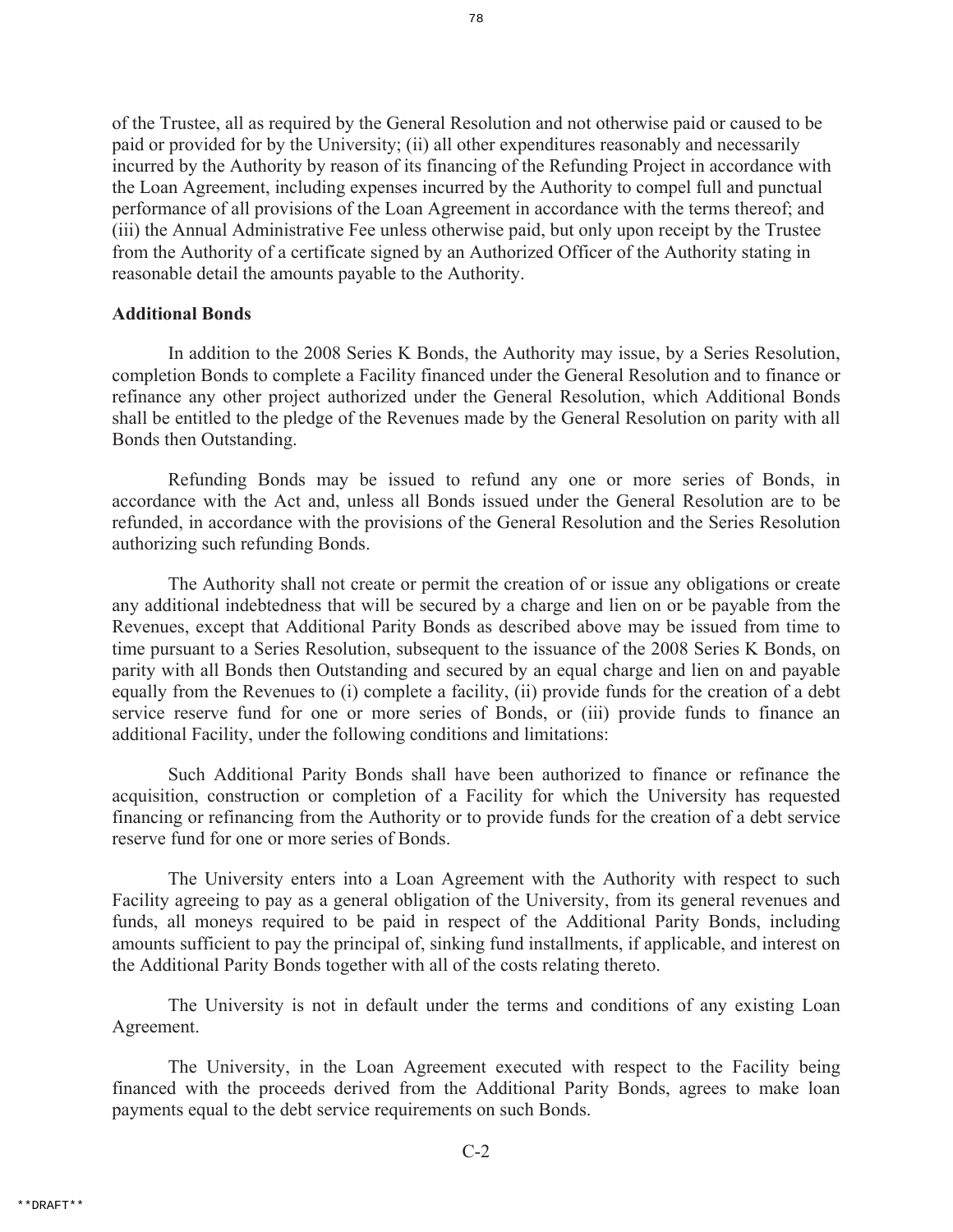of the Trustee, all as required by the General Resolution and not otherwise paid or caused to be paid or provided for by the University; (ii) all other expenditures reasonably and necessarily incurred by the Authority by reason of its financing of the Refunding Project in accordance with the Loan Agreement, including expenses incurred by the Authority to compel full and punctual performance of all provisions of the Loan Agreement in accordance with the terms thereof; and (iii) the Annual Administrative Fee unless otherwise paid, but only upon receipt by the Trustee from the Authority of a certificate signed by an Authorized Officer of the Authority stating in reasonable detail the amounts payable to the Authority.

**Additional Bonds**

In addition to the 2008 Series K Bonds, the Authority may issue, by a Series Resolution, completion Bonds to complete a Facility financed under the General Resolution and to finance or refinance any other project authorized under the General Resolution, which Additional Bonds shall be entitled to the pledge of the Revenues made by the General Resolution on parity with all Bonds then Outstanding.

Refunding Bonds may be issued to refund any one or more series of Bonds, in accordance with the Act and, unless all Bonds issued under the General Resolution are to be refunded, in accordance with the provisions of the General Resolution and the Series Resolution authorizing such refunding Bonds.

The Authority shall not create or permit the creation of or issue any obligations or create any additional indebtedness that will be secured by a charge and lien on or be payable from the Revenues, except that Additional Parity Bonds as described above may be issued from time to time pursuant to a Series Resolution, subsequent to the issuance of the 2008 Series K Bonds, on parity with all Bonds then Outstanding and secured by an equal charge and lien on and payable equally from the Revenues to (i) complete a facility, (ii) provide funds for the creation of a debt service reserve fund for one or more series of Bonds, or (iii) provide funds to finance an additional Facility, under the following conditions and limitations:

Such Additional Parity Bonds shall have been authorized to finance or refinance the acquisition, construction or completion of a Facility for which the University has requested financing or refinancing from the Authority or to provide funds for the creation of a debt service reserve fund for one or more series of Bonds.

The University enters into a Loan Agreement with the Authority with respect to such Facility agreeing to pay as a general obligation of the University, from its general revenues and funds, all moneys required to be paid in respect of the Additional Parity Bonds, including amounts sufficient to pay the principal of, sinking fund installments, if applicable, and interest on the Additional Parity Bonds together with all of the costs relating thereto.

The University is not in default under the terms and conditions of any existing Loan Agreement.

The University, in the Loan Agreement executed with respect to the Facility being financed with the proceeds derived from the Additional Parity Bonds, agrees to make loan payments equal to the debt service requirements on such Bonds.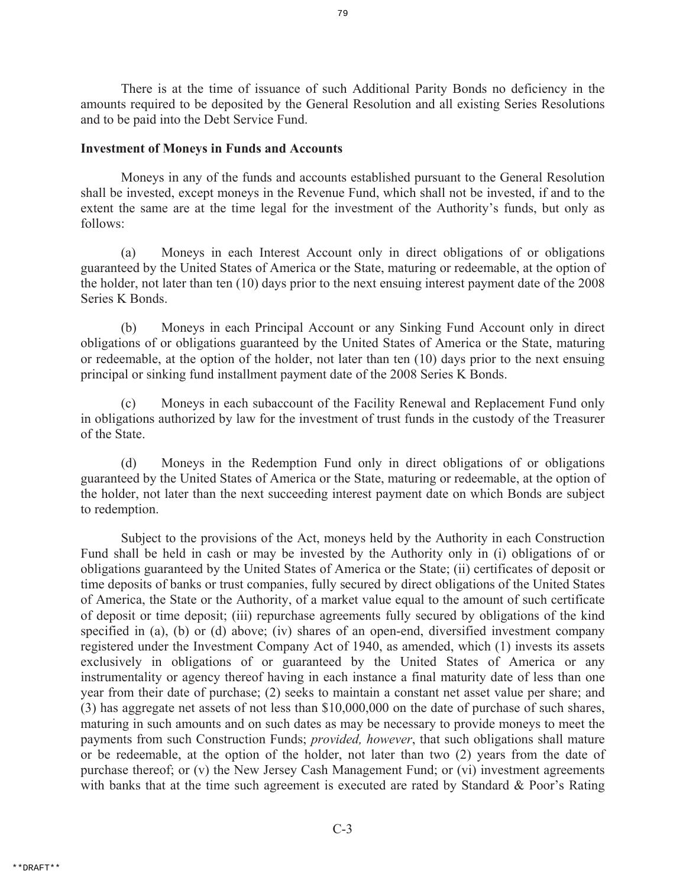There is at the time of issuance of such Additional Parity Bonds no deficiency in the amounts required to be deposited by the General Resolution and all existing Series Resolutions and to be paid into the Debt Service Fund.

**Investment of Moneys in Funds and Accounts**

Moneys in any of the funds and accounts established pursuant to the General Resolution shall be invested, except moneys in the Revenue Fund, which shall not be invested, if and to the extent the same are at the time legal for the investment of the Authority's funds, but only as follows:

(a) Moneys in each Interest Account only in direct obligations of or obligations guaranteed by the United States of America or the State, maturing or redeemable, at the option of the holder, not later than ten (10) days prior to the next ensuing interest payment date of the 2008 Series K Bonds.

(b) Moneys in each Principal Account or any Sinking Fund Account only in direct obligations of or obligations guaranteed by the United States of America or the State, maturing or redeemable, at the option of the holder, not later than ten (10) days prior to the next ensuing principal or sinking fund installment payment date of the 2008 Series K Bonds.

(c) Moneys in each subaccount of the Facility Renewal and Replacement Fund only in obligations authorized by law for the investment of trust funds in the custody of the Treasurer of the State.

(d) Moneys in the Redemption Fund only in direct obligations of or obligations guaranteed by the United States of America or the State, maturing or redeemable, at the option of the holder, not later than the next succeeding interest payment date on which Bonds are subject to redemption.

Subject to the provisions of the Act, moneys held by the Authority in each Construction Fund shall be held in cash or may be invested by the Authority only in (i) obligations of or obligations guaranteed by the United States of America or the State; (ii) certificates of deposit or time deposits of banks or trust companies, fully secured by direct obligations of the United States of America, the State or the Authority, of a market value equal to the amount of such certificate of deposit or time deposit; (iii) repurchase agreements fully secured by obligations of the kind specified in (a), (b) or (d) above; (iv) shares of an open-end, diversified investment company registered under the Investment Company Act of 1940, as amended, which (1) invests its assets exclusively in obligations of or guaranteed by the United States of America or any instrumentality or agency thereof having in each instance a final maturity date of less than one year from their date of purchase; (2) seeks to maintain a constant net asset value per share; and (3) has aggregate net assets of not less than $10,000,000 on the date of purchase of such shares, maturing in such amounts and on such dates as may be necessary to provide moneys to meet the payments from such Construction Funds; *provided, however*, that such obligations shall mature or be redeemable, at the option of the holder, not later than two (2) years from the date of purchase thereof; or (v) the New Jersey Cash Management Fund; or (vi) investment agreements with banks that at the time such agreement is executed are rated by Standard & Poor's Rating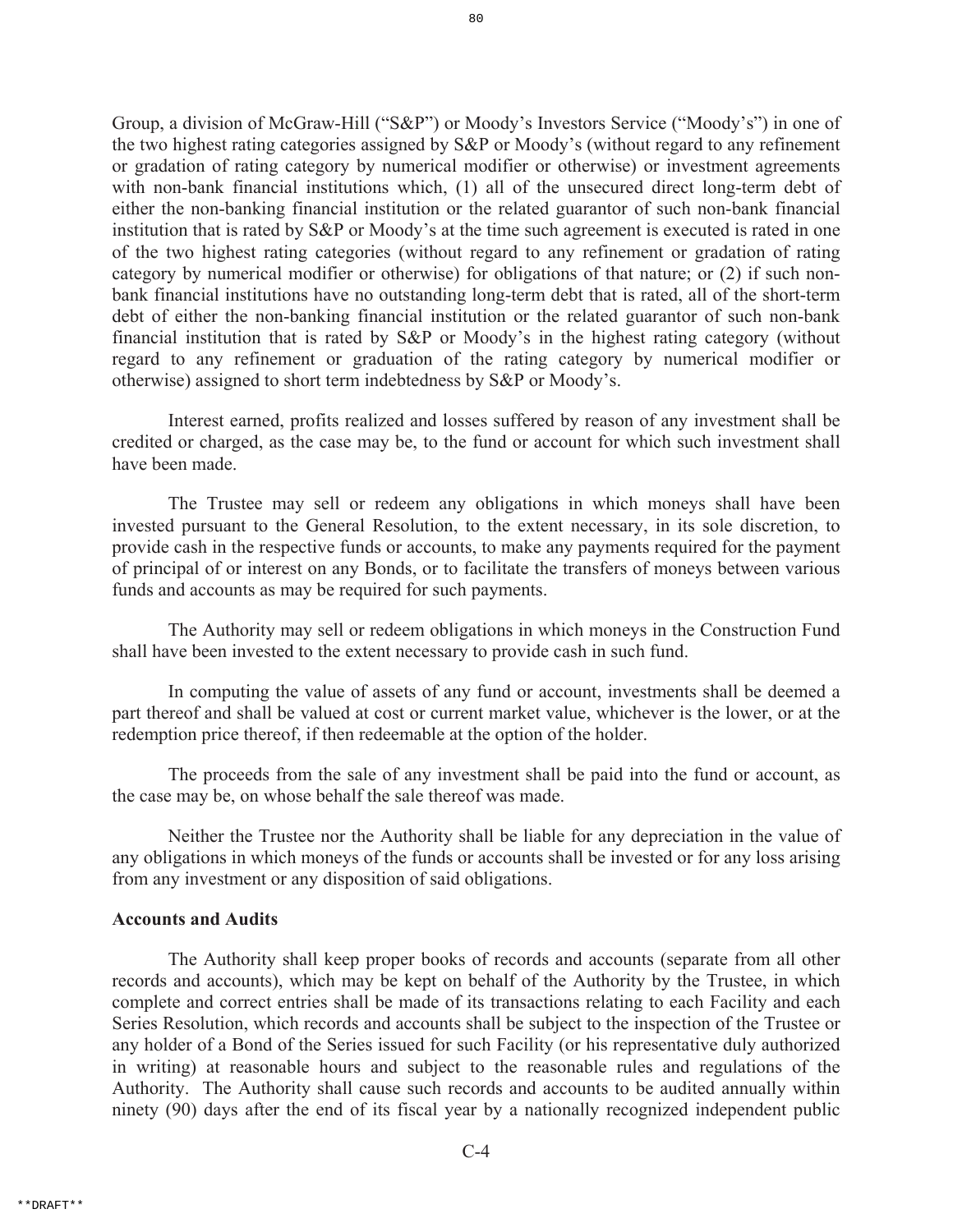Group, a division of McGraw-Hill ("S&P") or Moody's Investors Service ("Moody's") in one of the two highest rating categories assigned by S&P or Moody's (without regard to any refinement or gradation of rating category by numerical modifier or otherwise) or investment agreements with non-bank financial institutions which, (1) all of the unsecured direct long-term debt of either the non-banking financial institution or the related guarantor of such non-bank financial institution that is rated by S&P or Moody's at the time such agreement is executed is rated in one of the two highest rating categories (without regard to any refinement or gradation of rating category by numerical modifier or otherwise) for obligations of that nature; or (2) if such non-bank financial institutions have no outstanding long-term debt that is rated, all of the short-term debt of either the non-banking financial institution or the related guarantor of such non-bank financial institution that is rated by S&P or Moody's in the highest rating category (without regard to any refinement or graduation of the rating category by numerical modifier or otherwise) assigned to short term indebtedness by S&P or Moody's.

Interest earned, profits realized and losses suffered by reason of any investment shall be credited or charged, as the case may be, to the fund or account for which such investment shall have been made.

The Trustee may sell or redeem any obligations in which moneys shall have been invested pursuant to the General Resolution, to the extent necessary, in its sole discretion, to provide cash in the respective funds or accounts, to make any payments required for the payment of principal of or interest on any Bonds, or to facilitate the transfers of moneys between various funds and accounts as may be required for such payments.

The Authority may sell or redeem obligations in which moneys in the Construction Fund shall have been invested to the extent necessary to provide cash in such fund.

In computing the value of assets of any fund or account, investments shall be deemed a part thereof and shall be valued at cost or current market value, whichever is the lower, or at the redemption price thereof, if then redeemable at the option of the holder.

The proceeds from the sale of any investment shall be paid into the fund or account, as the case may be, on whose behalf the sale thereof was made.

Neither the Trustee nor the Authority shall be liable for any depreciation in the value of any obligations in which moneys of the funds or accounts shall be invested or for any loss arising from any investment or any disposition of said obligations.

**Accounts and Audits**

The Authority shall keep proper books of records and accounts (separate from all other records and accounts), which may be kept on behalf of the Authority by the Trustee, in which complete and correct entries shall be made of its transactions relating to each Facility and each Series Resolution, which records and accounts shall be subject to the inspection of the Trustee or any holder of a Bond of the Series issued for such Facility (or his representative duly authorized in writing) at reasonable hours and subject to the reasonable rules and regulations of the Authority. The Authority shall cause such records and accounts to be audited annually within ninety (90) days after the end of its fiscal year by a nationally recognized independent public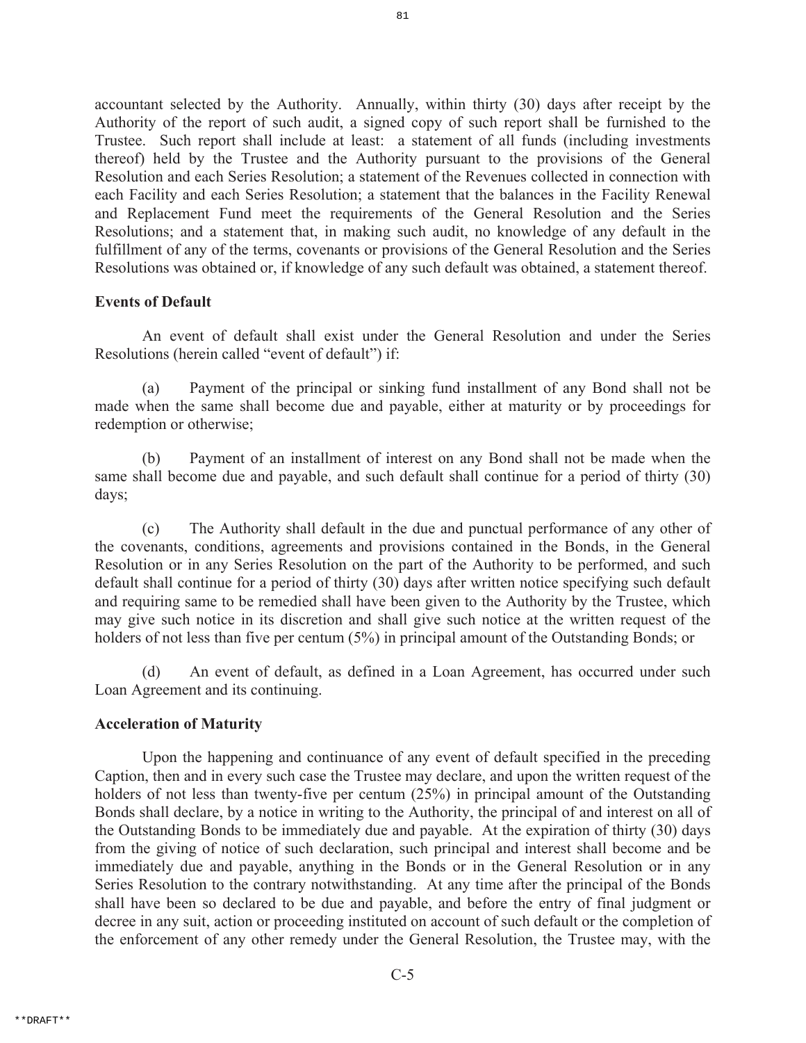accountant selected by the Authority. Annually, within thirty (30) days after receipt by the Authority of the report of such audit, a signed copy of such report shall be furnished to the Trustee. Such report shall include at least: a statement of all funds (including investments thereof) held by the Trustee and the Authority pursuant to the provisions of the General Resolution and each Series Resolution; a statement of the Revenues collected in connection with each Facility and each Series Resolution; a statement that the balances in the Facility Renewal and Replacement Fund meet the requirements of the General Resolution and the Series Resolutions; and a statement that, in making such audit, no knowledge of any default in the fulfillment of any of the terms, covenants or provisions of the General Resolution and the Series Resolutions was obtained or, if knowledge of any such default was obtained, a statement thereof.

**Events of Default**

An event of default shall exist under the General Resolution and under the Series Resolutions (herein called "event of default") if:

(a) Payment of the principal or sinking fund installment of any Bond shall not be made when the same shall become due and payable, either at maturity or by proceedings for redemption or otherwise;

(b) Payment of an installment of interest on any Bond shall not be made when the same shall become due and payable, and such default shall continue for a period of thirty (30) days;

(c) The Authority shall default in the due and punctual performance of any other of the covenants, conditions, agreements and provisions contained in the Bonds, in the General Resolution or in any Series Resolution on the part of the Authority to be performed, and such default shall continue for a period of thirty (30) days after written notice specifying such default and requiring same to be remedied shall have been given to the Authority by the Trustee, which may give such notice in its discretion and shall give such notice at the written request of the holders of not less than five per centum (5%) in principal amount of the Outstanding Bonds; or

(d) An event of default, as defined in a Loan Agreement, has occurred under such Loan Agreement and its continuing.

**Acceleration of Maturity**

Upon the happening and continuance of any event of default specified in the preceding Caption, then and in every such case the Trustee may declare, and upon the written request of the holders of not less than twenty-five per centum (25%) in principal amount of the Outstanding Bonds shall declare, by a notice in writing to the Authority, the principal of and interest on all of the Outstanding Bonds to be immediately due and payable. At the expiration of thirty (30) days from the giving of notice of such declaration, such principal and interest shall become and be immediately due and payable, anything in the Bonds or in the General Resolution or in any Series Resolution to the contrary notwithstanding. At any time after the principal of the Bonds shall have been so declared to be due and payable, and before the entry of final judgment or decree in any suit, action or proceeding instituted on account of such default or the completion of the enforcement of any other remedy under the General Resolution, the Trustee may, with the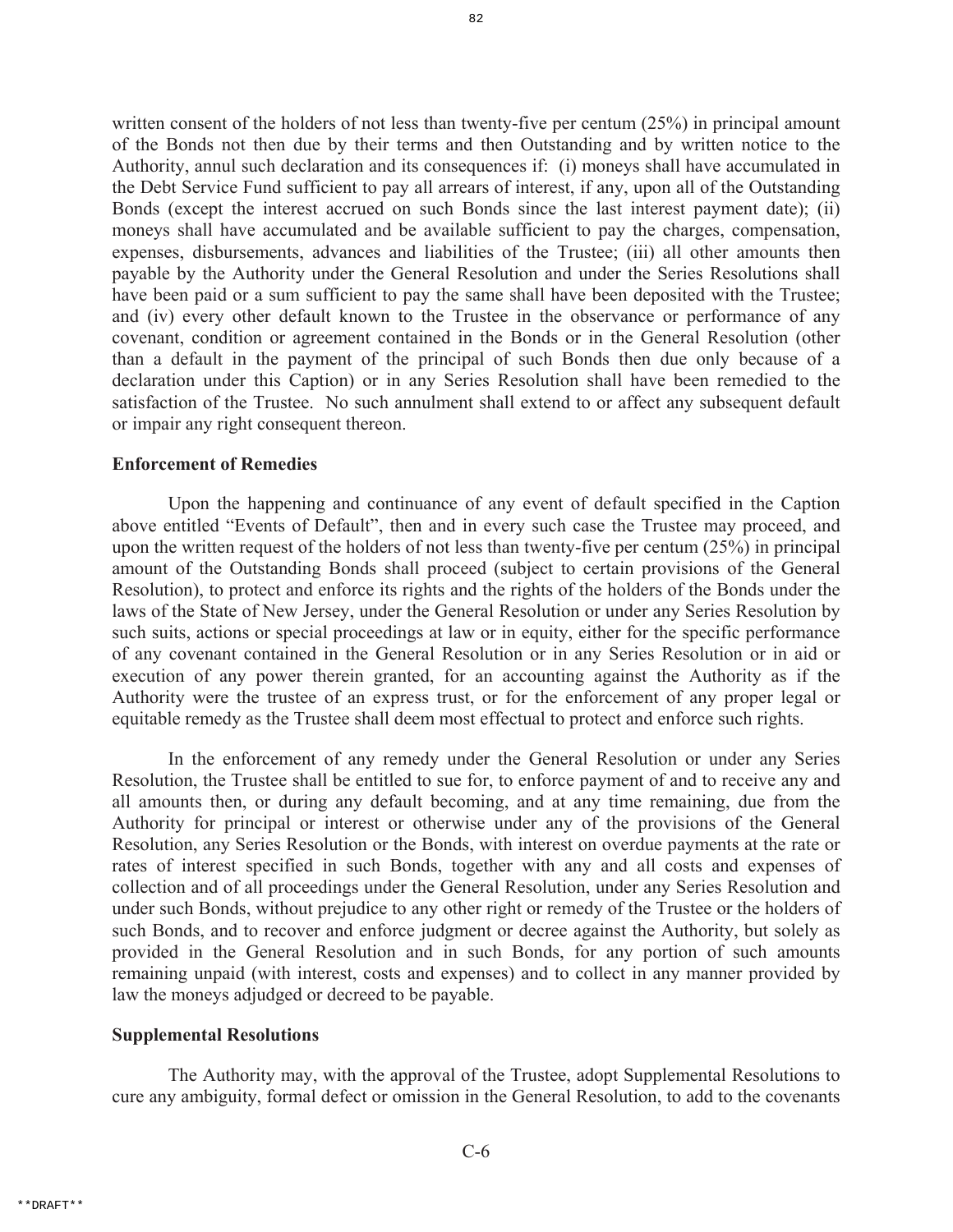written consent of the holders of not less than twenty-five per centum (25%) in principal amount of the Bonds not then due by their terms and then Outstanding and by written notice to the Authority, annul such declaration and its consequences if: (i) moneys shall have accumulated in the Debt Service Fund sufficient to pay all arrears of interest, if any, upon all of the Outstanding Bonds (except the interest accrued on such Bonds since the last interest payment date); (ii) moneys shall have accumulated and be available sufficient to pay the charges, compensation, expenses, disbursements, advances and liabilities of the Trustee; (iii) all other amounts then payable by the Authority under the General Resolution and under the Series Resolutions shall have been paid or a sum sufficient to pay the same shall have been deposited with the Trustee; and (iv) every other default known to the Trustee in the observance or performance of any covenant, condition or agreement contained in the Bonds or in the General Resolution (other than a default in the payment of the principal of such Bonds then due only because of a declaration under this Caption) or in any Series Resolution shall have been remedied to the satisfaction of the Trustee. No such annulment shall extend to or affect any subsequent default or impair any right consequent thereon.

**Enforcement of Remedies**

Upon the happening and continuance of any event of default specified in the Caption above entitled "Events of Default", then and in every such case the Trustee may proceed, and upon the written request of the holders of not less than twenty-five per centum (25%) in principal amount of the Outstanding Bonds shall proceed (subject to certain provisions of the General Resolution), to protect and enforce its rights and the rights of the holders of the Bonds under the laws of the State of New Jersey, under the General Resolution or under any Series Resolution by such suits, actions or special proceedings at law or in equity, either for the specific performance of any covenant contained in the General Resolution or in any Series Resolution or in aid or execution of any power therein granted, for an accounting against the Authority as if the Authority were the trustee of an express trust, or for the enforcement of any proper legal or equitable remedy as the Trustee shall deem most effectual to protect and enforce such rights.

In the enforcement of any remedy under the General Resolution or under any Series Resolution, the Trustee shall be entitled to sue for, to enforce payment of and to receive any and all amounts then, or during any default becoming, and at any time remaining, due from the Authority for principal or interest or otherwise under any of the provisions of the General Resolution, any Series Resolution or the Bonds, with interest on overdue payments at the rate or rates of interest specified in such Bonds, together with any and all costs and expenses of collection and of all proceedings under the General Resolution, under any Series Resolution and under such Bonds, without prejudice to any other right or remedy of the Trustee or the holders of such Bonds, and to recover and enforce judgment or decree against the Authority, but solely as provided in the General Resolution and in such Bonds, for any portion of such amounts remaining unpaid (with interest, costs and expenses) and to collect in any manner provided by law the moneys adjudged or decreed to be payable.

**Supplemental Resolutions**

The Authority may, with the approval of the Trustee, adopt Supplemental Resolutions to cure any ambiguity, formal defect or omission in the General Resolution, to add to the covenants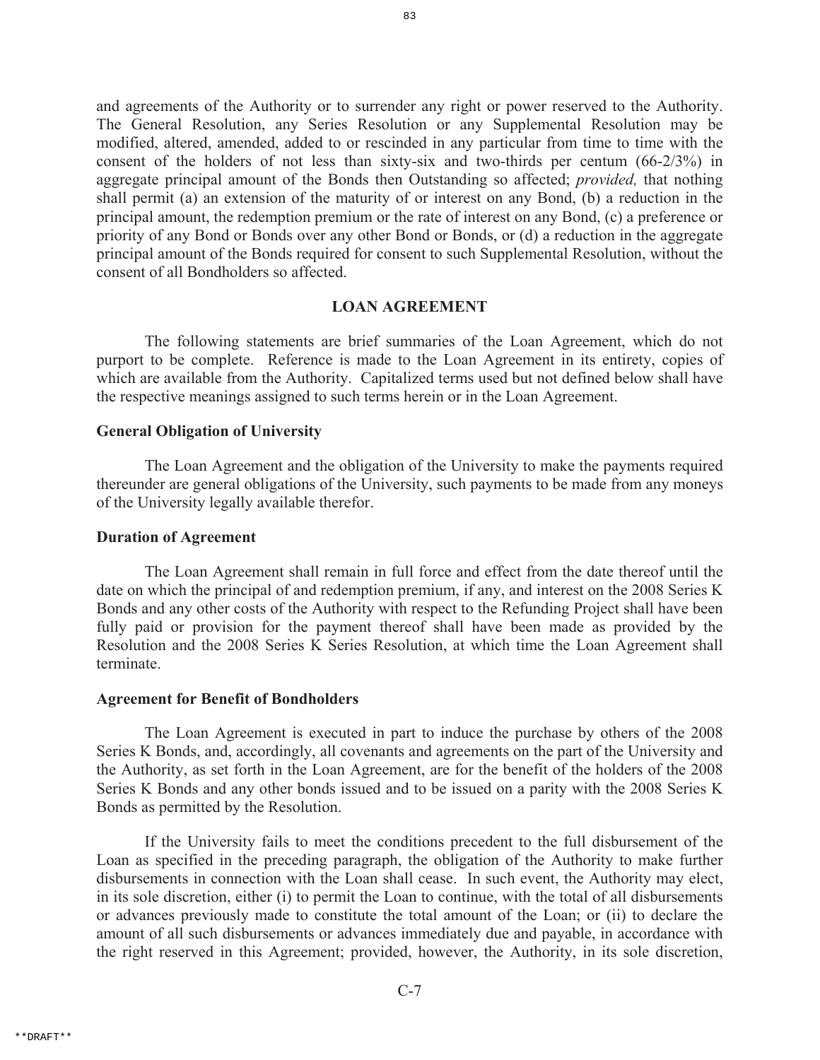and agreements of the Authority or to surrender any right or power reserved to the Authority. The General Resolution, any Series Resolution or any Supplemental Resolution may be modified, altered, amended, added to or rescinded in any particular from time to time with the consent of the holders of not less than sixty-six and two-thirds per centum (66-2/3%) in aggregate principal amount of the Bonds then Outstanding so affected; *provided,* that nothing shall permit (a) an extension of the maturity of or interest on any Bond, (b) a reduction in the principal amount, the redemption premium or the rate of interest on any Bond, (c) a preference or priority of any Bond or Bonds over any other Bond or Bonds, or (d) a reduction in the aggregate principal amount of the Bonds required for consent to such Supplemental Resolution, without the consent of all Bondholders so affected.

## LOAN AGREEMENT

The following statements are brief summaries of the Loan Agreement, which do not purport to be complete. Reference is made to the Loan Agreement in its entirety, copies of which are available from the Authority. Capitalized terms used but not defined below shall have the respective meanings assigned to such terms herein or in the Loan Agreement.

### General Obligation of University

The Loan Agreement and the obligation of the University to make the payments required thereunder are general obligations of the University, such payments to be made from any moneys of the University legally available therefor.

### Duration of Agreement

The Loan Agreement shall remain in full force and effect from the date thereof until the date on which the principal of and redemption premium, if any, and interest on the 2008 Series K Bonds and any other costs of the Authority with respect to the Refunding Project shall have been fully paid or provision for the payment thereof shall have been made as provided by the Resolution and the 2008 Series K Series Resolution, at which time the Loan Agreement shall terminate.

### Agreement for Benefit of Bondholders

The Loan Agreement is executed in part to induce the purchase by others of the 2008 Series K Bonds, and, accordingly, all covenants and agreements on the part of the University and the Authority, as set forth in the Loan Agreement, are for the benefit of the holders of the 2008 Series K Bonds and any other bonds issued and to be issued on a parity with the 2008 Series K Bonds as permitted by the Resolution.

If the University fails to meet the conditions precedent to the full disbursement of the Loan as specified in the preceding paragraph, the obligation of the Authority to make further disbursements in connection with the Loan shall cease. In such event, the Authority may elect, in its sole discretion, either (i) to permit the Loan to continue, with the total of all disbursements or advances previously made to constitute the total amount of the Loan; or (ii) to declare the amount of all such disbursements or advances immediately due and payable, in accordance with the right reserved in this Agreement; provided, however, the Authority, in its sole discretion,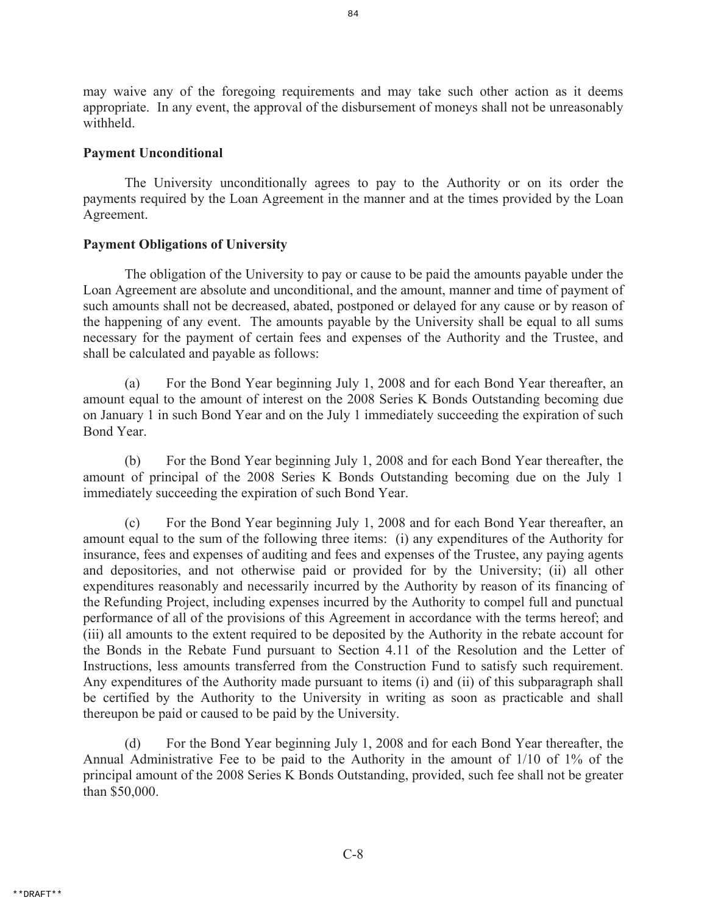may waive any of the foregoing requirements and may take such other action as it deems appropriate. In any event, the approval of the disbursement of moneys shall not be unreasonably withheld.

**Payment Unconditional**

The University unconditionally agrees to pay to the Authority or on its order the payments required by the Loan Agreement in the manner and at the times provided by the Loan Agreement.

**Payment Obligations of University**

The obligation of the University to pay or cause to be paid the amounts payable under the Loan Agreement are absolute and unconditional, and the amount, manner and time of payment of such amounts shall not be decreased, abated, postponed or delayed for any cause or by reason of the happening of any event. The amounts payable by the University shall be equal to all sums necessary for the payment of certain fees and expenses of the Authority and the Trustee, and shall be calculated and payable as follows:

(a) For the Bond Year beginning July 1, 2008 and for each Bond Year thereafter, an amount equal to the amount of interest on the 2008 Series K Bonds Outstanding becoming due on January 1 in such Bond Year and on the July 1 immediately succeeding the expiration of such Bond Year.

(b) For the Bond Year beginning July 1, 2008 and for each Bond Year thereafter, the amount of principal of the 2008 Series K Bonds Outstanding becoming due on the July 1 immediately succeeding the expiration of such Bond Year.

(c) For the Bond Year beginning July 1, 2008 and for each Bond Year thereafter, an amount equal to the sum of the following three items: (i) any expenditures of the Authority for insurance, fees and expenses of auditing and fees and expenses of the Trustee, any paying agents and depositories, and not otherwise paid or provided for by the University; (ii) all other expenditures reasonably and necessarily incurred by the Authority by reason of its financing of the Refunding Project, including expenses incurred by the Authority to compel full and punctual performance of all of the provisions of this Agreement in accordance with the terms hereof; and (iii) all amounts to the extent required to be deposited by the Authority in the rebate account for the Bonds in the Rebate Fund pursuant to Section 4.11 of the Resolution and the Letter of Instructions, less amounts transferred from the Construction Fund to satisfy such requirement. Any expenditures of the Authority made pursuant to items (i) and (ii) of this subparagraph shall be certified by the Authority to the University in writing as soon as practicable and shall thereupon be paid or caused to be paid by the University.

(d) For the Bond Year beginning July 1, 2008 and for each Bond Year thereafter, the Annual Administrative Fee to be paid to the Authority in the amount of 1/10 of 1% of the principal amount of the 2008 Series K Bonds Outstanding, provided, such fee shall not be greater than $50,000.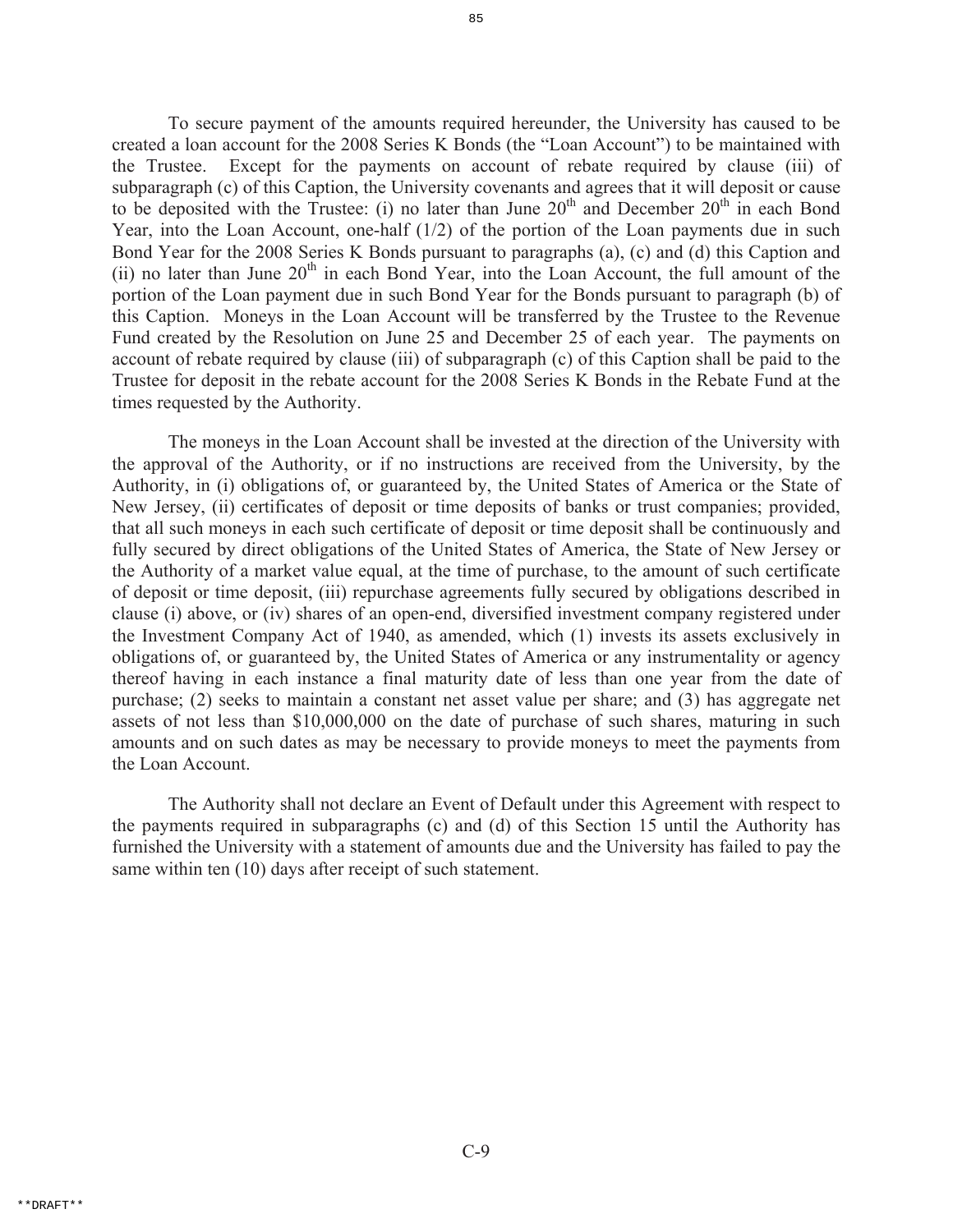To secure payment of the amounts required hereunder, the University has caused to be created a loan account for the 2008 Series K Bonds (the "Loan Account") to be maintained with the Trustee. Except for the payments on account of rebate required by clause (iii) of subparagraph (c) of this Caption, the University covenants and agrees that it will deposit or cause to be deposited with the Trustee: (i) no later than June 20th and December 20th in each Bond Year, into the Loan Account, one-half (1/2) of the portion of the Loan payments due in such Bond Year for the 2008 Series K Bonds pursuant to paragraphs (a), (c) and (d) this Caption and (ii) no later than June 20th in each Bond Year, into the Loan Account, the full amount of the portion of the Loan payment due in such Bond Year for the Bonds pursuant to paragraph (b) of this Caption. Moneys in the Loan Account will be transferred by the Trustee to the Revenue Fund created by the Resolution on June 25 and December 25 of each year. The payments on account of rebate required by clause (iii) of subparagraph (c) of this Caption shall be paid to the Trustee for deposit in the rebate account for the 2008 Series K Bonds in the Rebate Fund at the times requested by the Authority.

The moneys in the Loan Account shall be invested at the direction of the University with the approval of the Authority, or if no instructions are received from the University, by the Authority, in (i) obligations of, or guaranteed by, the United States of America or the State of New Jersey, (ii) certificates of deposit or time deposits of banks or trust companies; provided, that all such moneys in each such certificate of deposit or time deposit shall be continuously and fully secured by direct obligations of the United States of America, the State of New Jersey or the Authority of a market value equal, at the time of purchase, to the amount of such certificate of deposit or time deposit, (iii) repurchase agreements fully secured by obligations described in clause (i) above, or (iv) shares of an open-end, diversified investment company registered under the Investment Company Act of 1940, as amended, which (1) invests its assets exclusively in obligations of, or guaranteed by, the United States of America or any instrumentality or agency thereof having in each instance a final maturity date of less than one year from the date of purchase; (2) seeks to maintain a constant net asset value per share; and (3) has aggregate net assets of not less than $10,000,000 on the date of purchase of such shares, maturing in such amounts and on such dates as may be necessary to provide moneys to meet the payments from the Loan Account.

The Authority shall not declare an Event of Default under this Agreement with respect to the payments required in subparagraphs (c) and (d) of this Section 15 until the Authority has furnished the University with a statement of amounts due and the University has failed to pay the same within ten (10) days after receipt of such statement.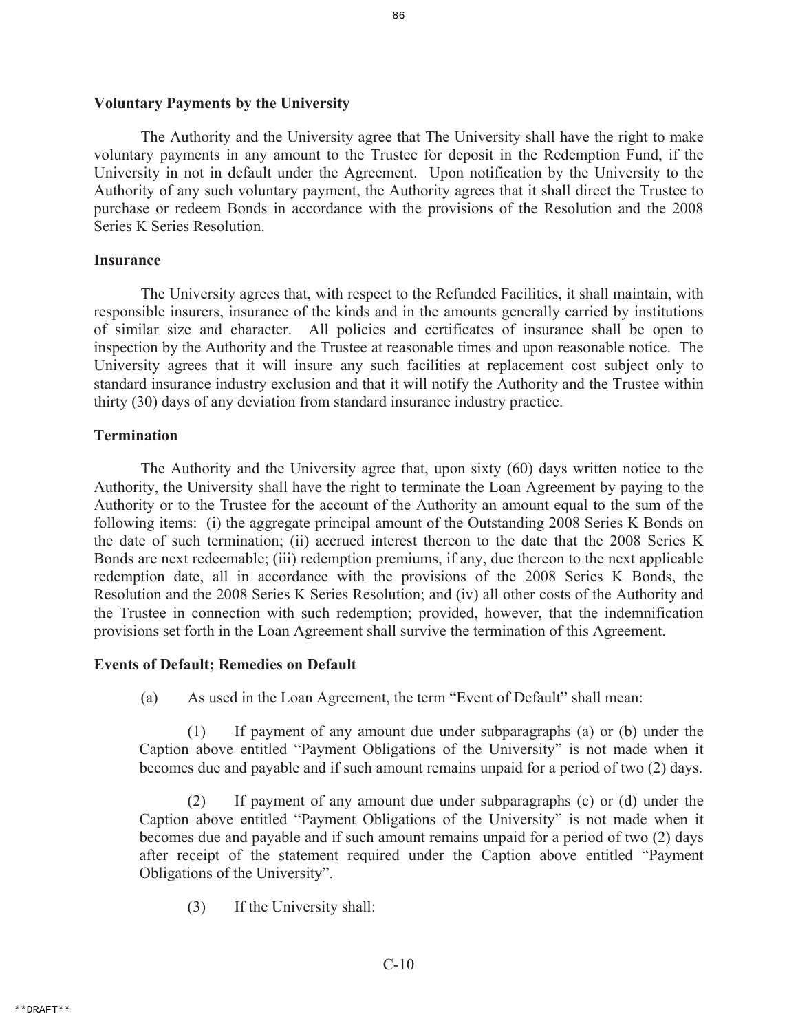**Voluntary Payments by the University**

The Authority and the University agree that The University shall have the right to make voluntary payments in any amount to the Trustee for deposit in the Redemption Fund, if the University in not in default under the Agreement. Upon notification by the University to the Authority of any such voluntary payment, the Authority agrees that it shall direct the Trustee to purchase or redeem Bonds in accordance with the provisions of the Resolution and the 2008 Series K Series Resolution.

**Insurance**

The University agrees that, with respect to the Refunded Facilities, it shall maintain, with responsible insurers, insurance of the kinds and in the amounts generally carried by institutions of similar size and character. All policies and certificates of insurance shall be open to inspection by the Authority and the Trustee at reasonable times and upon reasonable notice. The University agrees that it will insure any such facilities at replacement cost subject only to standard insurance industry exclusion and that it will notify the Authority and the Trustee within thirty (30) days of any deviation from standard insurance industry practice.

**Termination**

The Authority and the University agree that, upon sixty (60) days written notice to the Authority, the University shall have the right to terminate the Loan Agreement by paying to the Authority or to the Trustee for the account of the Authority an amount equal to the sum of the following items: (i) the aggregate principal amount of the Outstanding 2008 Series K Bonds on the date of such termination; (ii) accrued interest thereon to the date that the 2008 Series K Bonds are next redeemable; (iii) redemption premiums, if any, due thereon to the next applicable redemption date, all in accordance with the provisions of the 2008 Series K Bonds, the Resolution and the 2008 Series K Series Resolution; and (iv) all other costs of the Authority and the Trustee in connection with such redemption; provided, however, that the indemnification provisions set forth in the Loan Agreement shall survive the termination of this Agreement.

**Events of Default; Remedies on Default**

(a) As used in the Loan Agreement, the term "Event of Default" shall mean:

(1) If payment of any amount due under subparagraphs (a) or (b) under the Caption above entitled "Payment Obligations of the University" is not made when it becomes due and payable and if such amount remains unpaid for a period of two (2) days.

(2) If payment of any amount due under subparagraphs (c) or (d) under the Caption above entitled "Payment Obligations of the University" is not made when it becomes due and payable and if such amount remains unpaid for a period of two (2) days after receipt of the statement required under the Caption above entitled "Payment Obligations of the University".

(3) If the University shall: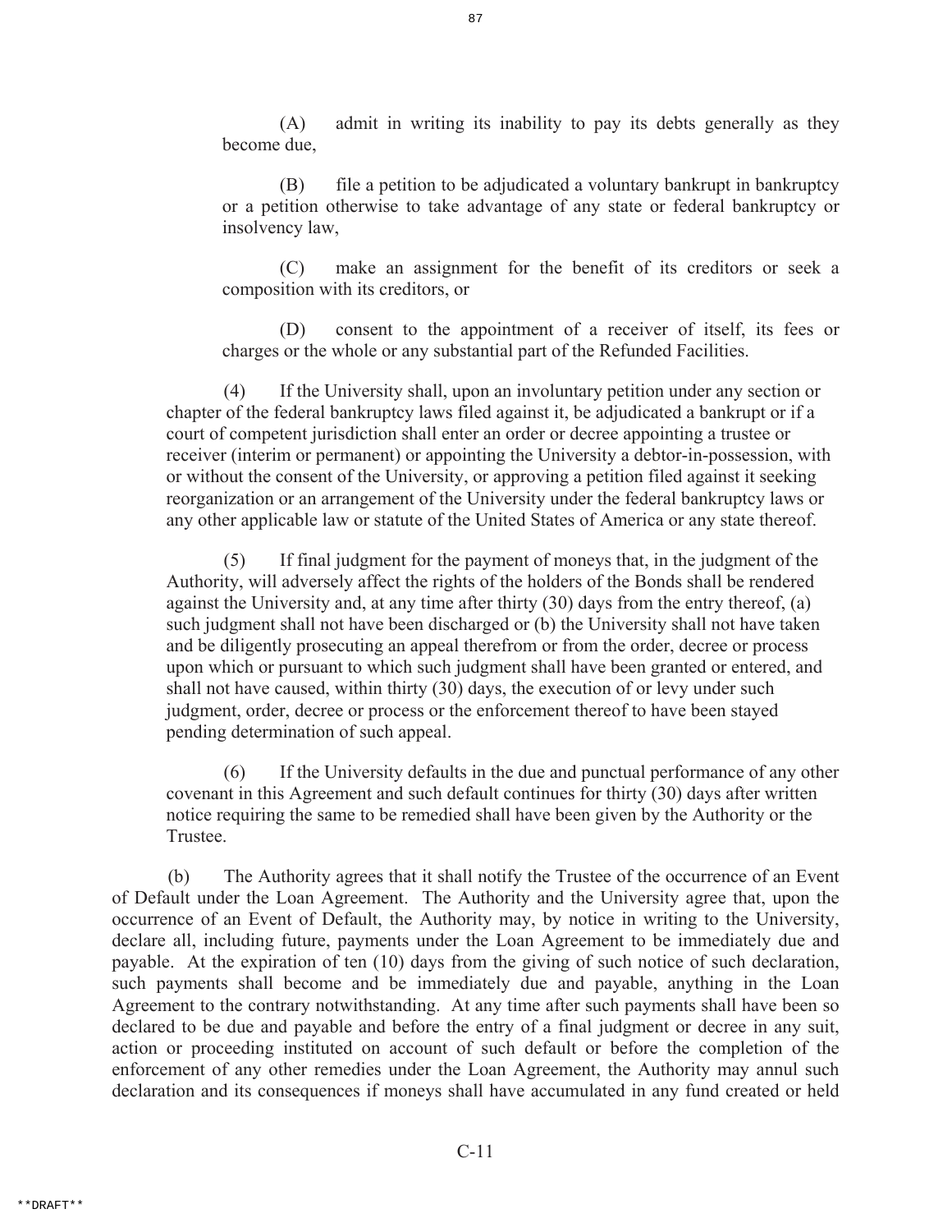(A) admit in writing its inability to pay its debts generally as they become due,

(B) file a petition to be adjudicated a voluntary bankrupt in bankruptcy or a petition otherwise to take advantage of any state or federal bankruptcy or insolvency law,

(C) make an assignment for the benefit of its creditors or seek a composition with its creditors, or

(D) consent to the appointment of a receiver of itself, its fees or charges or the whole or any substantial part of the Refunded Facilities.

(4) If the University shall, upon an involuntary petition under any section or chapter of the federal bankruptcy laws filed against it, be adjudicated a bankrupt or if a court of competent jurisdiction shall enter an order or decree appointing a trustee or receiver (interim or permanent) or appointing the University a debtor-in-possession, with or without the consent of the University, or approving a petition filed against it seeking reorganization or an arrangement of the University under the federal bankruptcy laws or any other applicable law or statute of the United States of America or any state thereof.

(5) If final judgment for the payment of moneys that, in the judgment of the Authority, will adversely affect the rights of the holders of the Bonds shall be rendered against the University and, at any time after thirty (30) days from the entry thereof, (a) such judgment shall not have been discharged or (b) the University shall not have taken and be diligently prosecuting an appeal therefrom or from the order, decree or process upon which or pursuant to which such judgment shall have been granted or entered, and shall not have caused, within thirty (30) days, the execution of or levy under such judgment, order, decree or process or the enforcement thereof to have been stayed pending determination of such appeal.

(6) If the University defaults in the due and punctual performance of any other covenant in this Agreement and such default continues for thirty (30) days after written notice requiring the same to be remedied shall have been given by the Authority or the Trustee.

(b) The Authority agrees that it shall notify the Trustee of the occurrence of an Event of Default under the Loan Agreement. The Authority and the University agree that, upon the occurrence of an Event of Default, the Authority may, by notice in writing to the University, declare all, including future, payments under the Loan Agreement to be immediately due and payable. At the expiration of ten (10) days from the giving of such notice of such declaration, such payments shall become and be immediately due and payable, anything in the Loan Agreement to the contrary notwithstanding. At any time after such payments shall have been so declared to be due and payable and before the entry of a final judgment or decree in any suit, action or proceeding instituted on account of such default or before the completion of the enforcement of any other remedies under the Loan Agreement, the Authority may annul such declaration and its consequences if moneys shall have accumulated in any fund created or held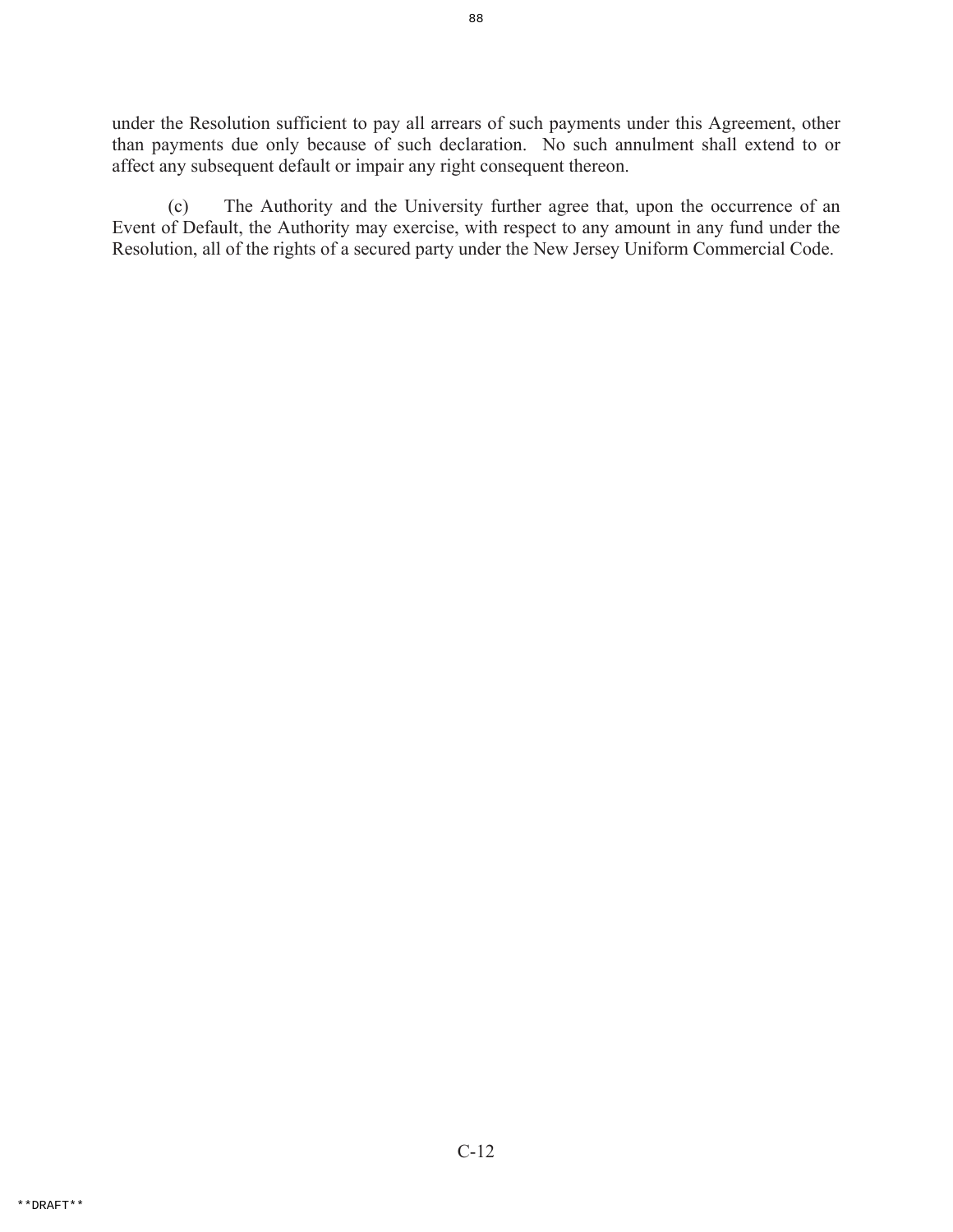under the Resolution sufficient to pay all arrears of such payments under this Agreement, other than payments due only because of such declaration. No such annulment shall extend to or affect any subsequent default or impair any right consequent thereon.

(c) The Authority and the University further agree that, upon the occurrence of an Event of Default, the Authority may exercise, with respect to any amount in any fund under the Resolution, all of the rights of a secured party under the New Jersey Uniform Commercial Code.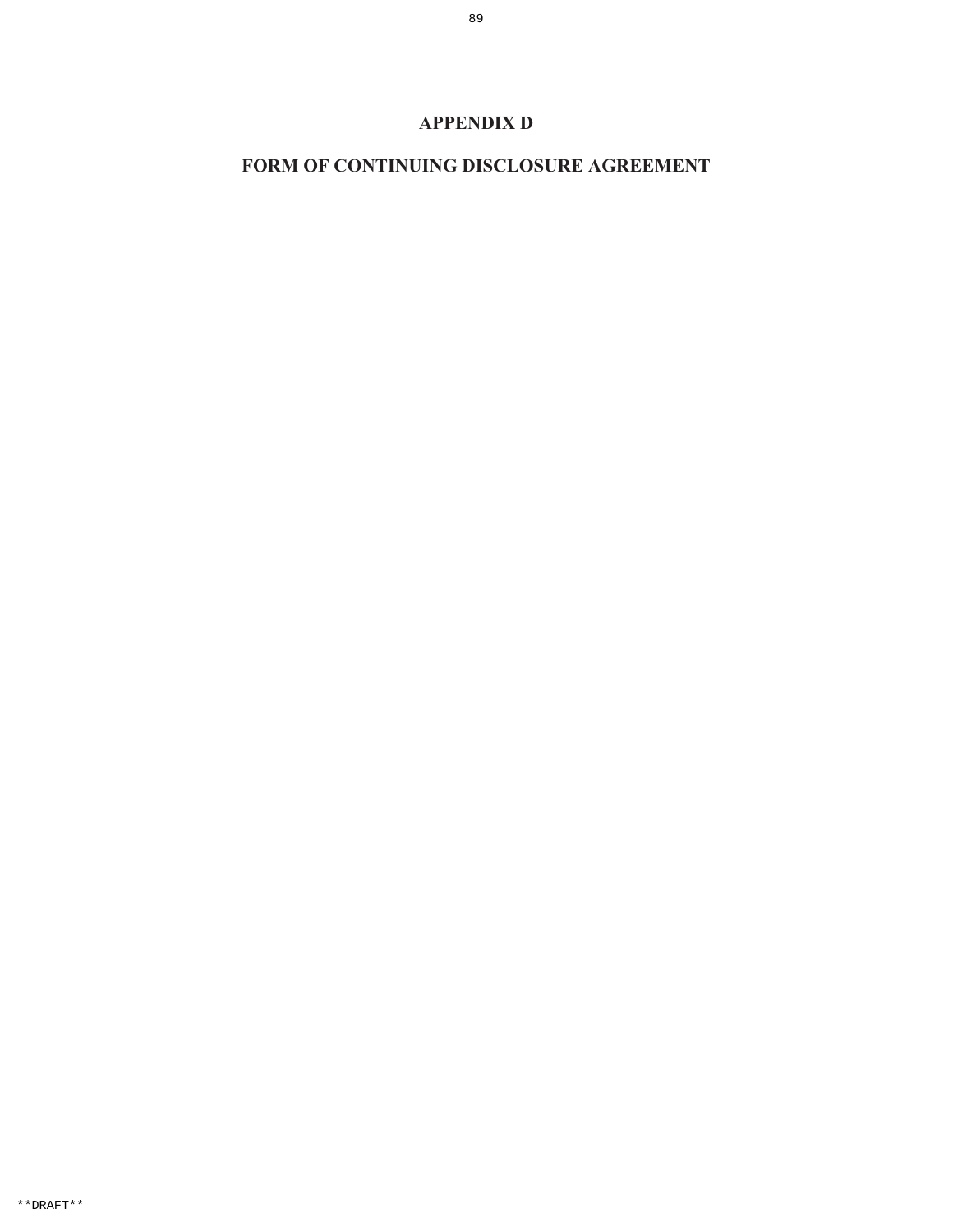# APPENDIX D

# FORM OF CONTINUING DISCLOSURE AGREEMENT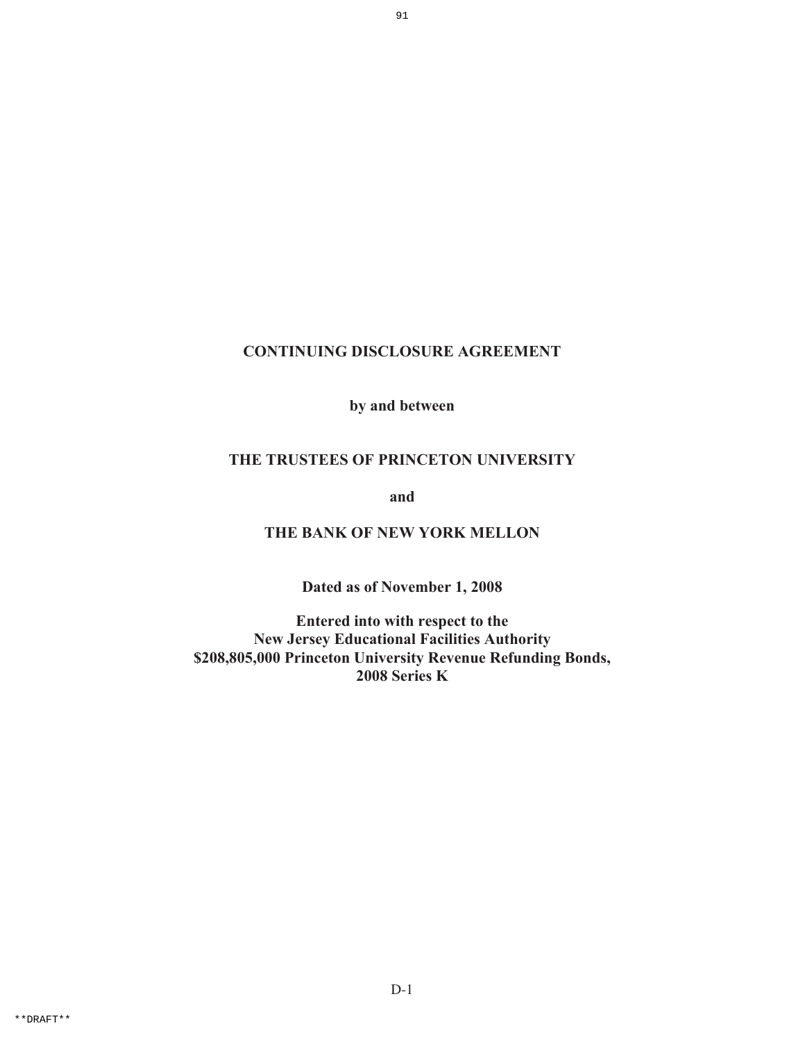# CONTINUING DISCLOSURE AGREEMENT

**by and between**

**THE TRUSTEES OF PRINCETON UNIVERSITY**

**and**

**THE BANK OF NEW YORK MELLON**

**Dated as of November 1, 2008**

**Entered into with respect to the**
**New Jersey Educational Facilities Authority**
**$208,805,000 Princeton University Revenue Refunding Bonds,**
**2008 Series K**

**DRAFT**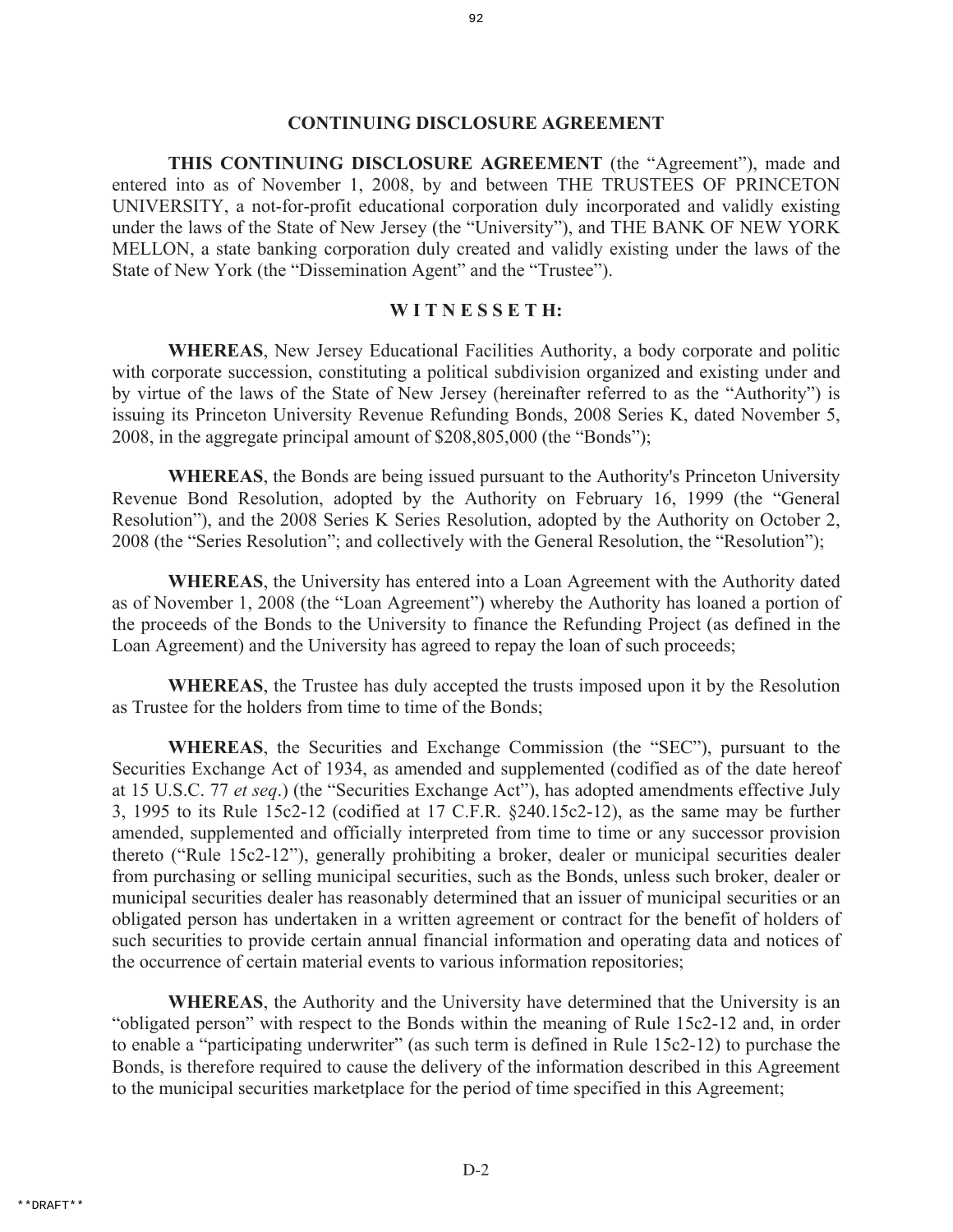## CONTINUING DISCLOSURE AGREEMENT

**THIS CONTINUING DISCLOSURE AGREEMENT** (the "Agreement"), made and entered into as of November 1, 2008, by and between THE TRUSTEES OF PRINCETON UNIVERSITY, a not-for-profit educational corporation duly incorporated and validly existing under the laws of the State of New Jersey (the "University"), and THE BANK OF NEW YORK MELLON, a state banking corporation duly created and validly existing under the laws of the State of New York (the "Dissemination Agent" and the "Trustee").

### W I T N E S S E T H:

**WHEREAS**, New Jersey Educational Facilities Authority, a body corporate and politic with corporate succession, constituting a political subdivision organized and existing under and by virtue of the laws of the State of New Jersey (hereinafter referred to as the "Authority") is issuing its Princeton University Revenue Refunding Bonds, 2008 Series K, dated November 5, 2008, in the aggregate principal amount of $208,805,000 (the "Bonds");

**WHEREAS**, the Bonds are being issued pursuant to the Authority's Princeton University Revenue Bond Resolution, adopted by the Authority on February 16, 1999 (the "General Resolution"), and the 2008 Series K Series Resolution, adopted by the Authority on October 2, 2008 (the "Series Resolution"; and collectively with the General Resolution, the "Resolution");

**WHEREAS**, the University has entered into a Loan Agreement with the Authority dated as of November 1, 2008 (the "Loan Agreement") whereby the Authority has loaned a portion of the proceeds of the Bonds to the University to finance the Refunding Project (as defined in the Loan Agreement) and the University has agreed to repay the loan of such proceeds;

**WHEREAS**, the Trustee has duly accepted the trusts imposed upon it by the Resolution as Trustee for the holders from time to time of the Bonds;

**WHEREAS**, the Securities and Exchange Commission (the "SEC"), pursuant to the Securities Exchange Act of 1934, as amended and supplemented (codified as of the date hereof at 15 U.S.C. 77 *et seq*.) (the "Securities Exchange Act"), has adopted amendments effective July 3, 1995 to its Rule 15c2-12 (codified at 17 C.F.R. §240.15c2-12), as the same may be further amended, supplemented and officially interpreted from time to time or any successor provision thereto ("Rule 15c2-12"), generally prohibiting a broker, dealer or municipal securities dealer from purchasing or selling municipal securities, such as the Bonds, unless such broker, dealer or municipal securities dealer has reasonably determined that an issuer of municipal securities or an obligated person has undertaken in a written agreement or contract for the benefit of holders of such securities to provide certain annual financial information and operating data and notices of the occurrence of certain material events to various information repositories;

**WHEREAS**, the Authority and the University have determined that the University is an "obligated person" with respect to the Bonds within the meaning of Rule 15c2-12 and, in order to enable a "participating underwriter" (as such term is defined in Rule 15c2-12) to purchase the Bonds, is therefore required to cause the delivery of the information described in this Agreement to the municipal securities marketplace for the period of time specified in this Agreement;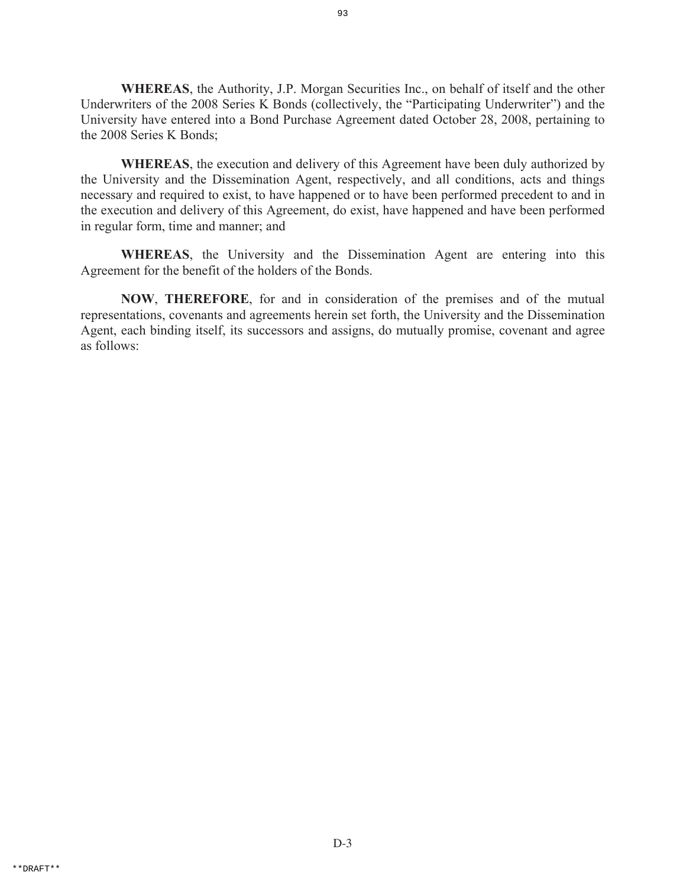**WHEREAS**, the Authority, J.P. Morgan Securities Inc., on behalf of itself and the other Underwriters of the 2008 Series K Bonds (collectively, the "Participating Underwriter") and the University have entered into a Bond Purchase Agreement dated October 28, 2008, pertaining to the 2008 Series K Bonds;

**WHEREAS**, the execution and delivery of this Agreement have been duly authorized by the University and the Dissemination Agent, respectively, and all conditions, acts and things necessary and required to exist, to have happened or to have been performed precedent to and in the execution and delivery of this Agreement, do exist, have happened and have been performed in regular form, time and manner; and

**WHEREAS**, the University and the Dissemination Agent are entering into this Agreement for the benefit of the holders of the Bonds.

**NOW**, **THEREFORE**, for and in consideration of the premises and of the mutual representations, covenants and agreements herein set forth, the University and the Dissemination Agent, each binding itself, its successors and assigns, do mutually promise, covenant and agree as follows: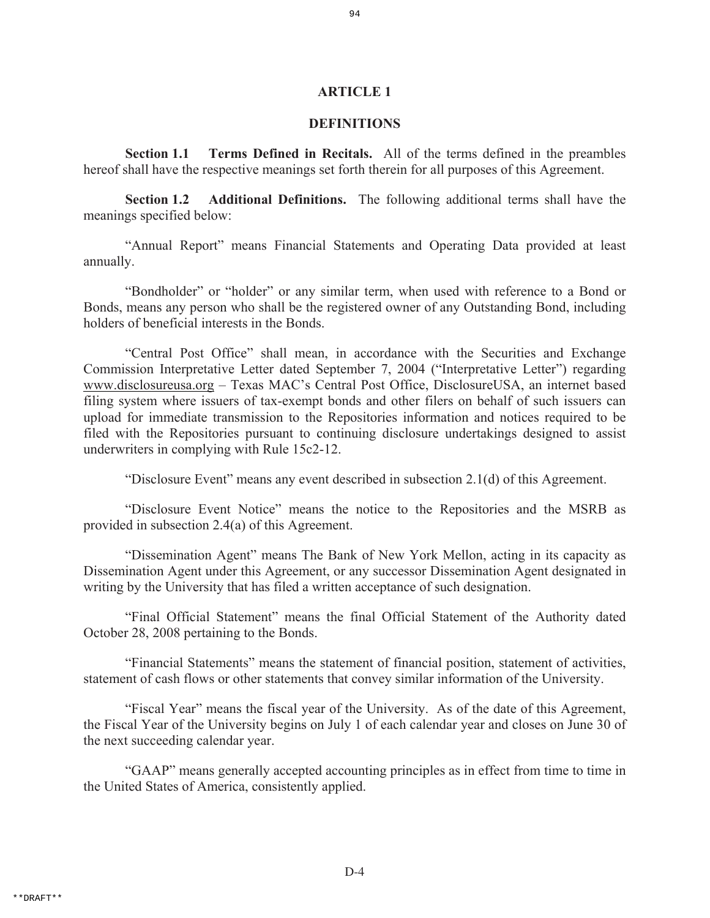# ARTICLE 1

## DEFINITIONS

**Section 1.1 Terms Defined in Recitals.** All of the terms defined in the preambles hereof shall have the respective meanings set forth therein for all purposes of this Agreement.

**Section 1.2 Additional Definitions.** The following additional terms shall have the meanings specified below:

"Annual Report" means Financial Statements and Operating Data provided at least annually.

"Bondholder" or "holder" or any similar term, when used with reference to a Bond or Bonds, means any person who shall be the registered owner of any Outstanding Bond, including holders of beneficial interests in the Bonds.

"Central Post Office" shall mean, in accordance with the Securities and Exchange Commission Interpretative Letter dated September 7, 2004 ("Interpretative Letter") regarding www.disclosureusa.org – Texas MAC's Central Post Office, DisclosureUSA, an internet based filing system where issuers of tax-exempt bonds and other filers on behalf of such issuers can upload for immediate transmission to the Repositories information and notices required to be filed with the Repositories pursuant to continuing disclosure undertakings designed to assist underwriters in complying with Rule 15c2-12.

"Disclosure Event" means any event described in subsection 2.1(d) of this Agreement.

"Disclosure Event Notice" means the notice to the Repositories and the MSRB as provided in subsection 2.4(a) of this Agreement.

"Dissemination Agent" means The Bank of New York Mellon, acting in its capacity as Dissemination Agent under this Agreement, or any successor Dissemination Agent designated in writing by the University that has filed a written acceptance of such designation.

"Final Official Statement" means the final Official Statement of the Authority dated October 28, 2008 pertaining to the Bonds.

"Financial Statements" means the statement of financial position, statement of activities, statement of cash flows or other statements that convey similar information of the University.

"Fiscal Year" means the fiscal year of the University. As of the date of this Agreement, the Fiscal Year of the University begins on July 1 of each calendar year and closes on June 30 of the next succeeding calendar year.

"GAAP" means generally accepted accounting principles as in effect from time to time in the United States of America, consistently applied.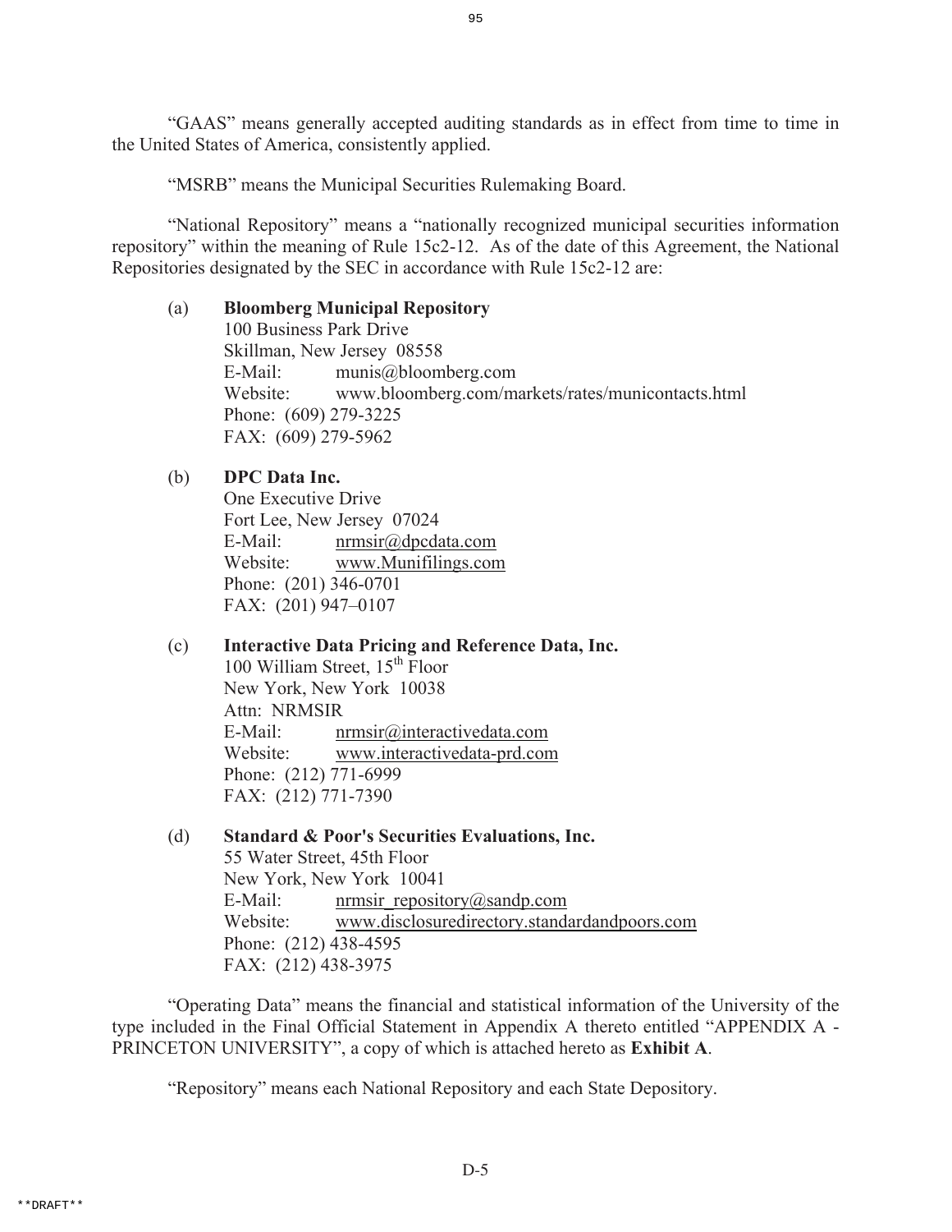"GAAS" means generally accepted auditing standards as in effect from time to time in the United States of America, consistently applied.

"MSRB" means the Municipal Securities Rulemaking Board.

"National Repository" means a "nationally recognized municipal securities information repository" within the meaning of Rule 15c2-12. As of the date of this Agreement, the National Repositories designated by the SEC in accordance with Rule 15c2-12 are:

(a) **Bloomberg Municipal Repository**
100 Business Park Drive
Skillman, New Jersey 08558
E-Mail: munis@bloomberg.com
Website: www.bloomberg.com/markets/rates/municontacts.html
Phone: (609) 279-3225
FAX: (609) 279-5962

(b) **DPC Data Inc.**
One Executive Drive
Fort Lee, New Jersey 07024
E-Mail: nrmsir@dpcdata.com
Website: www.Munifilings.com
Phone: (201) 346-0701
FAX: (201) 947–0107

(c) **Interactive Data Pricing and Reference Data, Inc.**
100 William Street, 15th Floor
New York, New York 10038
Attn: NRMSIR
E-Mail: nrmsir@interactivedata.com
Website: www.interactivedata-prd.com
Phone: (212) 771-6999
FAX: (212) 771-7390

(d) **Standard & Poor's Securities Evaluations, Inc.**
55 Water Street, 45th Floor
New York, New York 10041
E-Mail: nrmsir_repository@sandp.com
Website: www.disclosuredirectory.standardandpoors.com
Phone: (212) 438-4595
FAX: (212) 438-3975

"Operating Data" means the financial and statistical information of the University of the type included in the Final Official Statement in Appendix A thereto entitled "APPENDIX A - PRINCETON UNIVERSITY", a copy of which is attached hereto as **Exhibit A**.

"Repository" means each National Repository and each State Depository.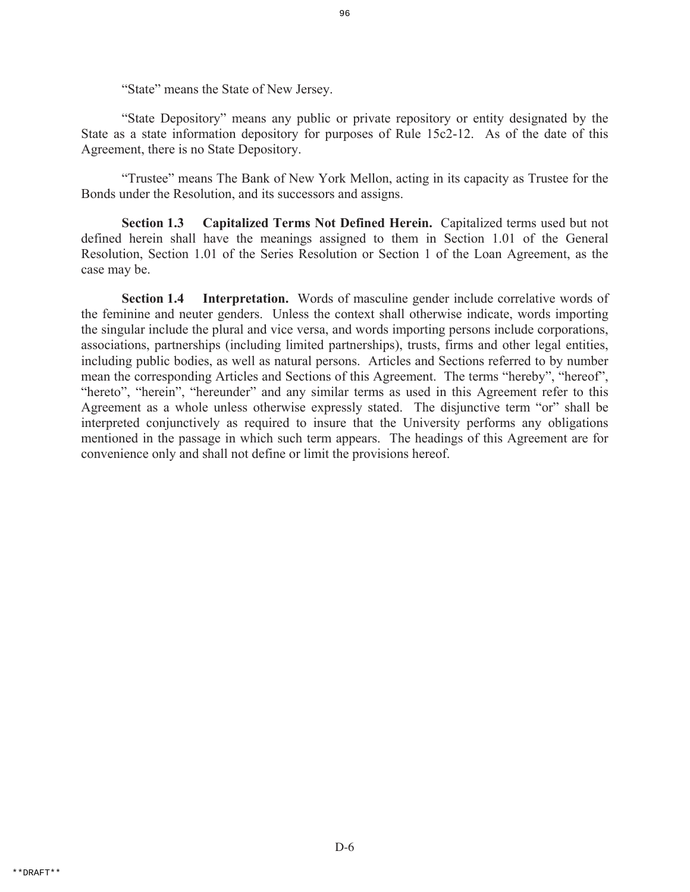"State" means the State of New Jersey.

"State Depository" means any public or private repository or entity designated by the State as a state information depository for purposes of Rule 15c2-12. As of the date of this Agreement, there is no State Depository.

"Trustee" means The Bank of New York Mellon, acting in its capacity as Trustee for the Bonds under the Resolution, and its successors and assigns.

**Section 1.3 Capitalized Terms Not Defined Herein.** Capitalized terms used but not defined herein shall have the meanings assigned to them in Section 1.01 of the General Resolution, Section 1.01 of the Series Resolution or Section 1 of the Loan Agreement, as the case may be.

**Section 1.4 Interpretation.** Words of masculine gender include correlative words of the feminine and neuter genders. Unless the context shall otherwise indicate, words importing the singular include the plural and vice versa, and words importing persons include corporations, associations, partnerships (including limited partnerships), trusts, firms and other legal entities, including public bodies, as well as natural persons. Articles and Sections referred to by number mean the corresponding Articles and Sections of this Agreement. The terms "hereby", "hereof", "hereto", "herein", "hereunder" and any similar terms as used in this Agreement refer to this Agreement as a whole unless otherwise expressly stated. The disjunctive term "or" shall be interpreted conjunctively as required to insure that the University performs any obligations mentioned in the passage in which such term appears. The headings of this Agreement are for convenience only and shall not define or limit the provisions hereof.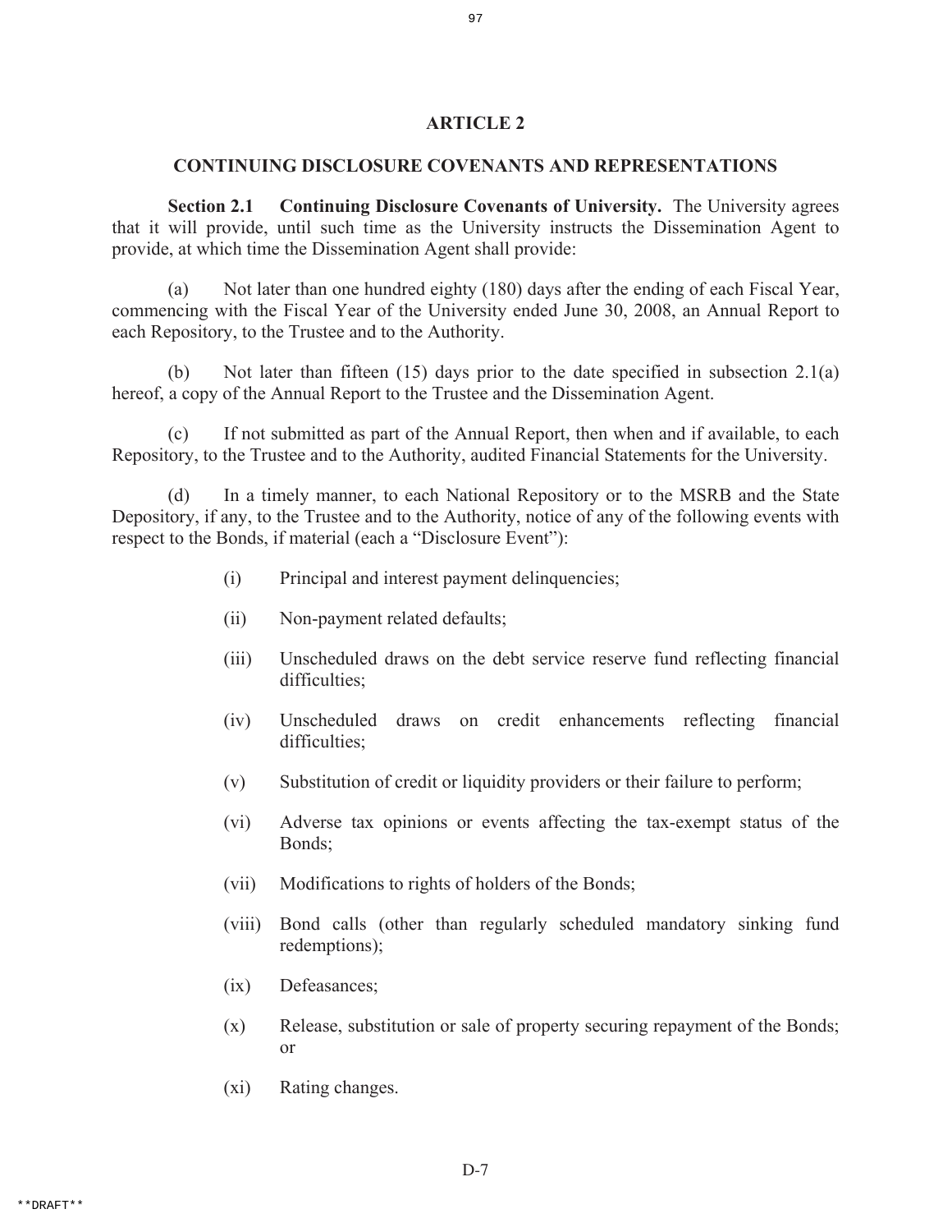## ARTICLE 2

## CONTINUING DISCLOSURE COVENANTS AND REPRESENTATIONS

**Section 2.1 Continuing Disclosure Covenants of University.** The University agrees that it will provide, until such time as the University instructs the Dissemination Agent to provide, at which time the Dissemination Agent shall provide:

(a) Not later than one hundred eighty (180) days after the ending of each Fiscal Year, commencing with the Fiscal Year of the University ended June 30, 2008, an Annual Report to each Repository, to the Trustee and to the Authority.

(b) Not later than fifteen (15) days prior to the date specified in subsection 2.1(a) hereof, a copy of the Annual Report to the Trustee and the Dissemination Agent.

(c) If not submitted as part of the Annual Report, then when and if available, to each Repository, to the Trustee and to the Authority, audited Financial Statements for the University.

(d) In a timely manner, to each National Repository or to the MSRB and the State Depository, if any, to the Trustee and to the Authority, notice of any of the following events with respect to the Bonds, if material (each a "Disclosure Event"):

- (i) Principal and interest payment delinquencies;
- (ii) Non-payment related defaults;
- (iii) Unscheduled draws on the debt service reserve fund reflecting financial difficulties;
- (iv) Unscheduled draws on credit enhancements reflecting financial difficulties;
- (v) Substitution of credit or liquidity providers or their failure to perform;
- (vi) Adverse tax opinions or events affecting the tax-exempt status of the Bonds;
- (vii) Modifications to rights of holders of the Bonds;
- (viii) Bond calls (other than regularly scheduled mandatory sinking fund redemptions);
- (ix) Defeasances;
- (x) Release, substitution or sale of property securing repayment of the Bonds; or
- (xi) Rating changes.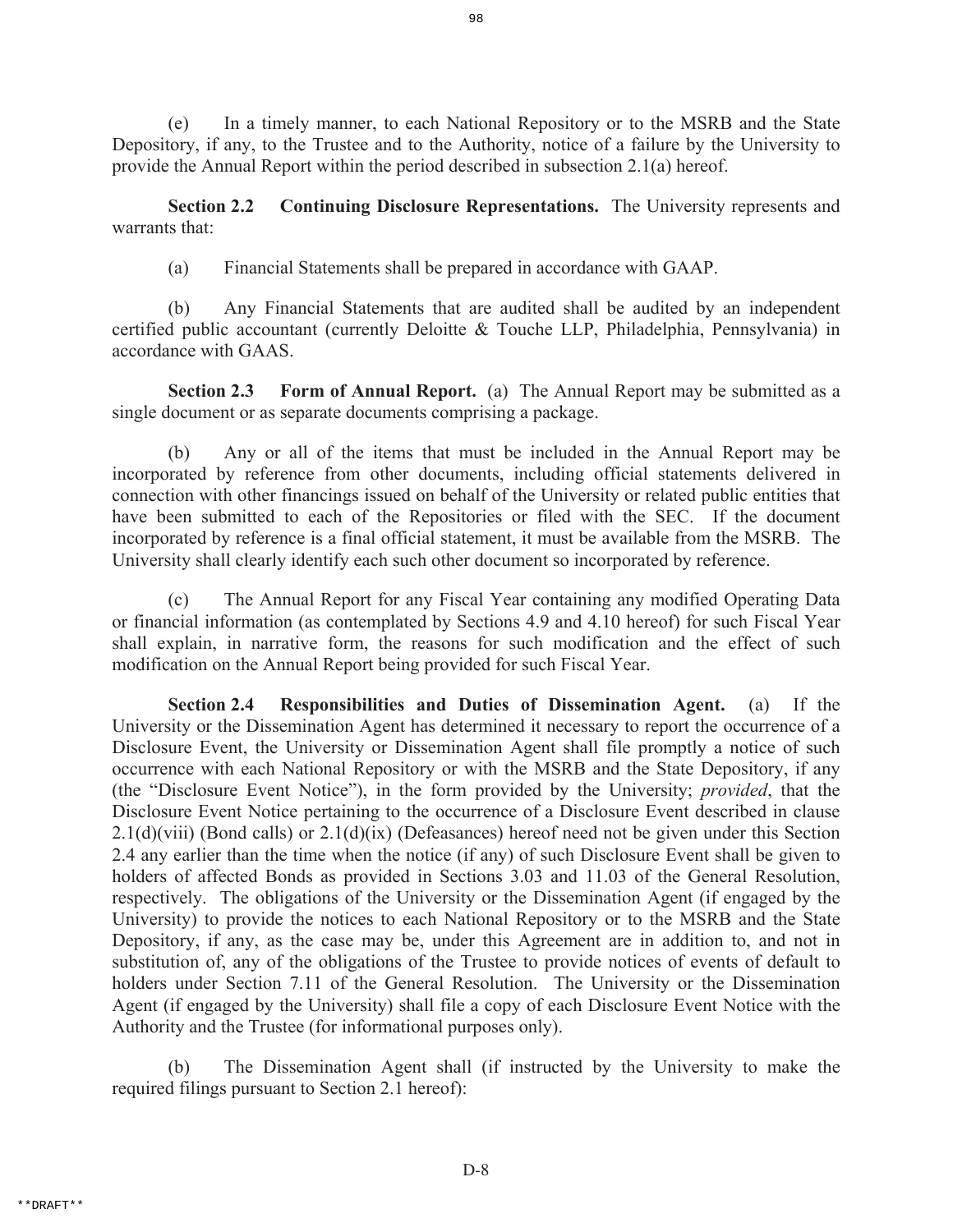(e) In a timely manner, to each National Repository or to the MSRB and the State Depository, if any, to the Trustee and to the Authority, notice of a failure by the University to provide the Annual Report within the period described in subsection 2.1(a) hereof.

**Section 2.2 Continuing Disclosure Representations.** The University represents and warrants that:

(a) Financial Statements shall be prepared in accordance with GAAP.

(b) Any Financial Statements that are audited shall be audited by an independent certified public accountant (currently Deloitte & Touche LLP, Philadelphia, Pennsylvania) in accordance with GAAS.

**Section 2.3 Form of Annual Report.** (a) The Annual Report may be submitted as a single document or as separate documents comprising a package.

(b) Any or all of the items that must be included in the Annual Report may be incorporated by reference from other documents, including official statements delivered in connection with other financings issued on behalf of the University or related public entities that have been submitted to each of the Repositories or filed with the SEC. If the document incorporated by reference is a final official statement, it must be available from the MSRB. The University shall clearly identify each such other document so incorporated by reference.

(c) The Annual Report for any Fiscal Year containing any modified Operating Data or financial information (as contemplated by Sections 4.9 and 4.10 hereof) for such Fiscal Year shall explain, in narrative form, the reasons for such modification and the effect of such modification on the Annual Report being provided for such Fiscal Year.

**Section 2.4 Responsibilities and Duties of Dissemination Agent.** (a) If the University or the Dissemination Agent has determined it necessary to report the occurrence of a Disclosure Event, the University or Dissemination Agent shall file promptly a notice of such occurrence with each National Repository or with the MSRB and the State Depository, if any (the "Disclosure Event Notice"), in the form provided by the University; *provided*, that the Disclosure Event Notice pertaining to the occurrence of a Disclosure Event described in clause 2.1(d)(viii) (Bond calls) or 2.1(d)(ix) (Defeasances) hereof need not be given under this Section 2.4 any earlier than the time when the notice (if any) of such Disclosure Event shall be given to holders of affected Bonds as provided in Sections 3.03 and 11.03 of the General Resolution, respectively. The obligations of the University or the Dissemination Agent (if engaged by the University) to provide the notices to each National Repository or to the MSRB and the State Depository, if any, as the case may be, under this Agreement are in addition to, and not in substitution of, any of the obligations of the Trustee to provide notices of events of default to holders under Section 7.11 of the General Resolution. The University or the Dissemination Agent (if engaged by the University) shall file a copy of each Disclosure Event Notice with the Authority and the Trustee (for informational purposes only).

(b) The Dissemination Agent shall (if instructed by the University to make the required filings pursuant to Section 2.1 hereof):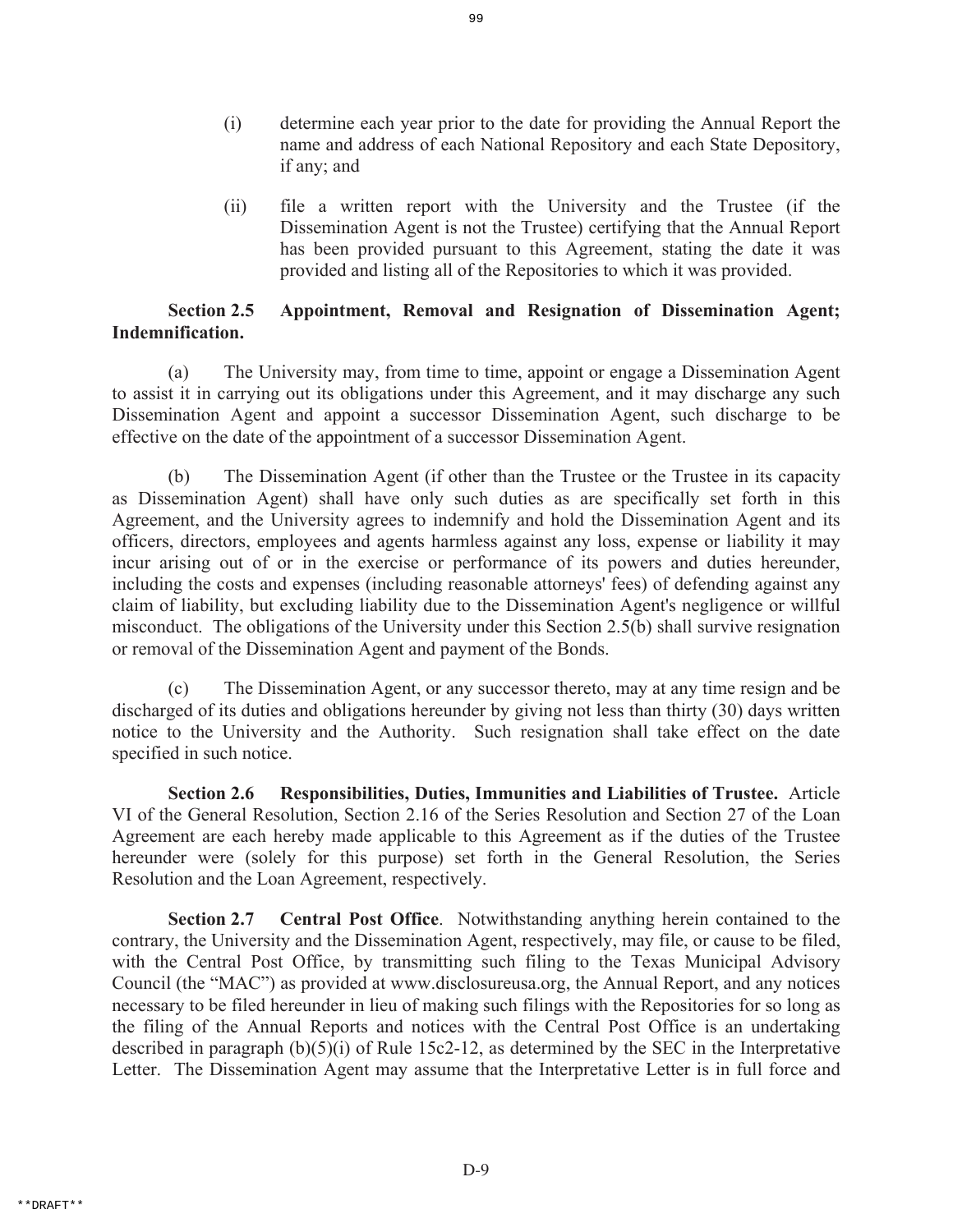(i) determine each year prior to the date for providing the Annual Report the name and address of each National Repository and each State Depository, if any; and

(ii) file a written report with the University and the Trustee (if the Dissemination Agent is not the Trustee) certifying that the Annual Report has been provided pursuant to this Agreement, stating the date it was provided and listing all of the Repositories to which it was provided.

**Section 2.5 Appointment, Removal and Resignation of Dissemination Agent; Indemnification.**

(a) The University may, from time to time, appoint or engage a Dissemination Agent to assist it in carrying out its obligations under this Agreement, and it may discharge any such Dissemination Agent and appoint a successor Dissemination Agent, such discharge to be effective on the date of the appointment of a successor Dissemination Agent.

(b) The Dissemination Agent (if other than the Trustee or the Trustee in its capacity as Dissemination Agent) shall have only such duties as are specifically set forth in this Agreement, and the University agrees to indemnify and hold the Dissemination Agent and its officers, directors, employees and agents harmless against any loss, expense or liability it may incur arising out of or in the exercise or performance of its powers and duties hereunder, including the costs and expenses (including reasonable attorneys' fees) of defending against any claim of liability, but excluding liability due to the Dissemination Agent's negligence or willful misconduct. The obligations of the University under this Section 2.5(b) shall survive resignation or removal of the Dissemination Agent and payment of the Bonds.

(c) The Dissemination Agent, or any successor thereto, may at any time resign and be discharged of its duties and obligations hereunder by giving not less than thirty (30) days written notice to the University and the Authority. Such resignation shall take effect on the date specified in such notice.

**Section 2.6 Responsibilities, Duties, Immunities and Liabilities of Trustee.** Article VI of the General Resolution, Section 2.16 of the Series Resolution and Section 27 of the Loan Agreement are each hereby made applicable to this Agreement as if the duties of the Trustee hereunder were (solely for this purpose) set forth in the General Resolution, the Series Resolution and the Loan Agreement, respectively.

**Section 2.7 Central Post Office**. Notwithstanding anything herein contained to the contrary, the University and the Dissemination Agent, respectively, may file, or cause to be filed, with the Central Post Office, by transmitting such filing to the Texas Municipal Advisory Council (the "MAC") as provided at www.disclosureusa.org, the Annual Report, and any notices necessary to be filed hereunder in lieu of making such filings with the Repositories for so long as the filing of the Annual Reports and notices with the Central Post Office is an undertaking described in paragraph (b)(5)(i) of Rule 15c2-12, as determined by the SEC in the Interpretative Letter. The Dissemination Agent may assume that the Interpretative Letter is in full force and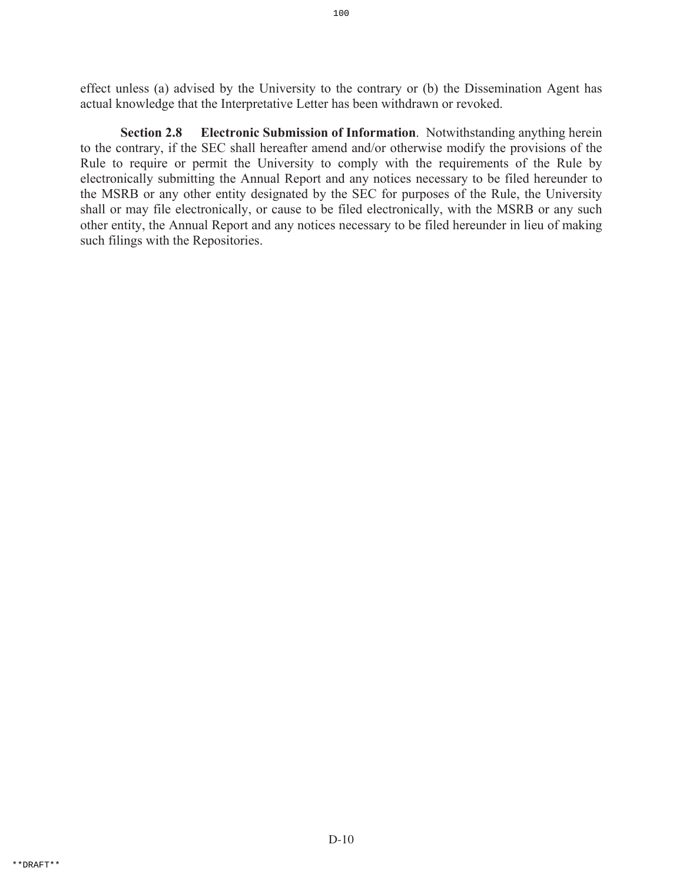effect unless (a) advised by the University to the contrary or (b) the Dissemination Agent has actual knowledge that the Interpretative Letter has been withdrawn or revoked.

**Section 2.8 Electronic Submission of Information**. Notwithstanding anything herein to the contrary, if the SEC shall hereafter amend and/or otherwise modify the provisions of the Rule to require or permit the University to comply with the requirements of the Rule by electronically submitting the Annual Report and any notices necessary to be filed hereunder to the MSRB or any other entity designated by the SEC for purposes of the Rule, the University shall or may file electronically, or cause to be filed electronically, with the MSRB or any such other entity, the Annual Report and any notices necessary to be filed hereunder in lieu of making such filings with the Repositories.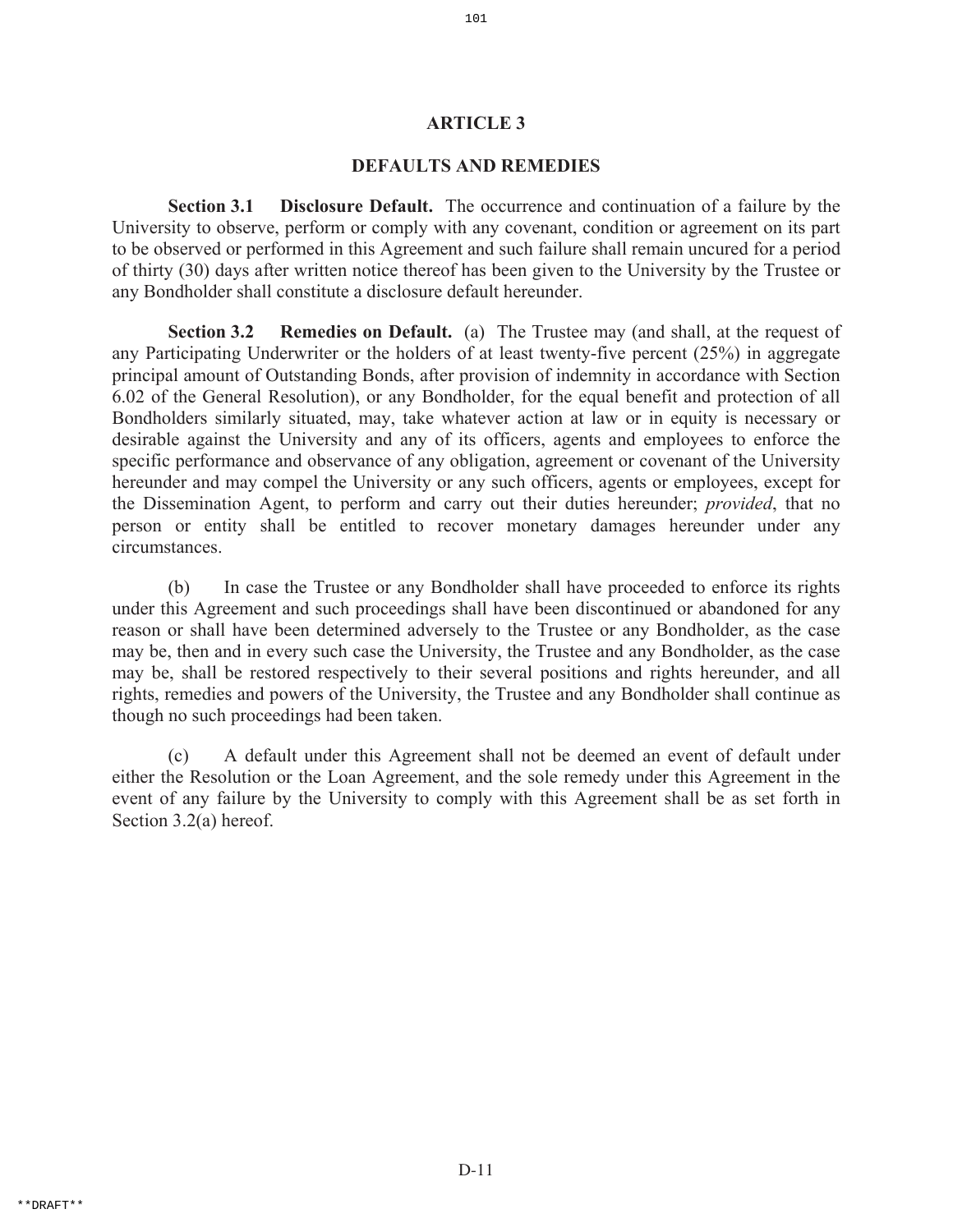## ARTICLE 3

## DEFAULTS AND REMEDIES

**Section 3.1 Disclosure Default.** The occurrence and continuation of a failure by the University to observe, perform or comply with any covenant, condition or agreement on its part to be observed or performed in this Agreement and such failure shall remain uncured for a period of thirty (30) days after written notice thereof has been given to the University by the Trustee or any Bondholder shall constitute a disclosure default hereunder.

**Section 3.2 Remedies on Default.** (a) The Trustee may (and shall, at the request of any Participating Underwriter or the holders of at least twenty-five percent (25%) in aggregate principal amount of Outstanding Bonds, after provision of indemnity in accordance with Section 6.02 of the General Resolution), or any Bondholder, for the equal benefit and protection of all Bondholders similarly situated, may, take whatever action at law or in equity is necessary or desirable against the University and any of its officers, agents and employees to enforce the specific performance and observance of any obligation, agreement or covenant of the University hereunder and may compel the University or any such officers, agents or employees, except for the Dissemination Agent, to perform and carry out their duties hereunder; *provided*, that no person or entity shall be entitled to recover monetary damages hereunder under any circumstances.

(b) In case the Trustee or any Bondholder shall have proceeded to enforce its rights under this Agreement and such proceedings shall have been discontinued or abandoned for any reason or shall have been determined adversely to the Trustee or any Bondholder, as the case may be, then and in every such case the University, the Trustee and any Bondholder, as the case may be, shall be restored respectively to their several positions and rights hereunder, and all rights, remedies and powers of the University, the Trustee and any Bondholder shall continue as though no such proceedings had been taken.

(c) A default under this Agreement shall not be deemed an event of default under either the Resolution or the Loan Agreement, and the sole remedy under this Agreement in the event of any failure by the University to comply with this Agreement shall be as set forth in Section 3.2(a) hereof.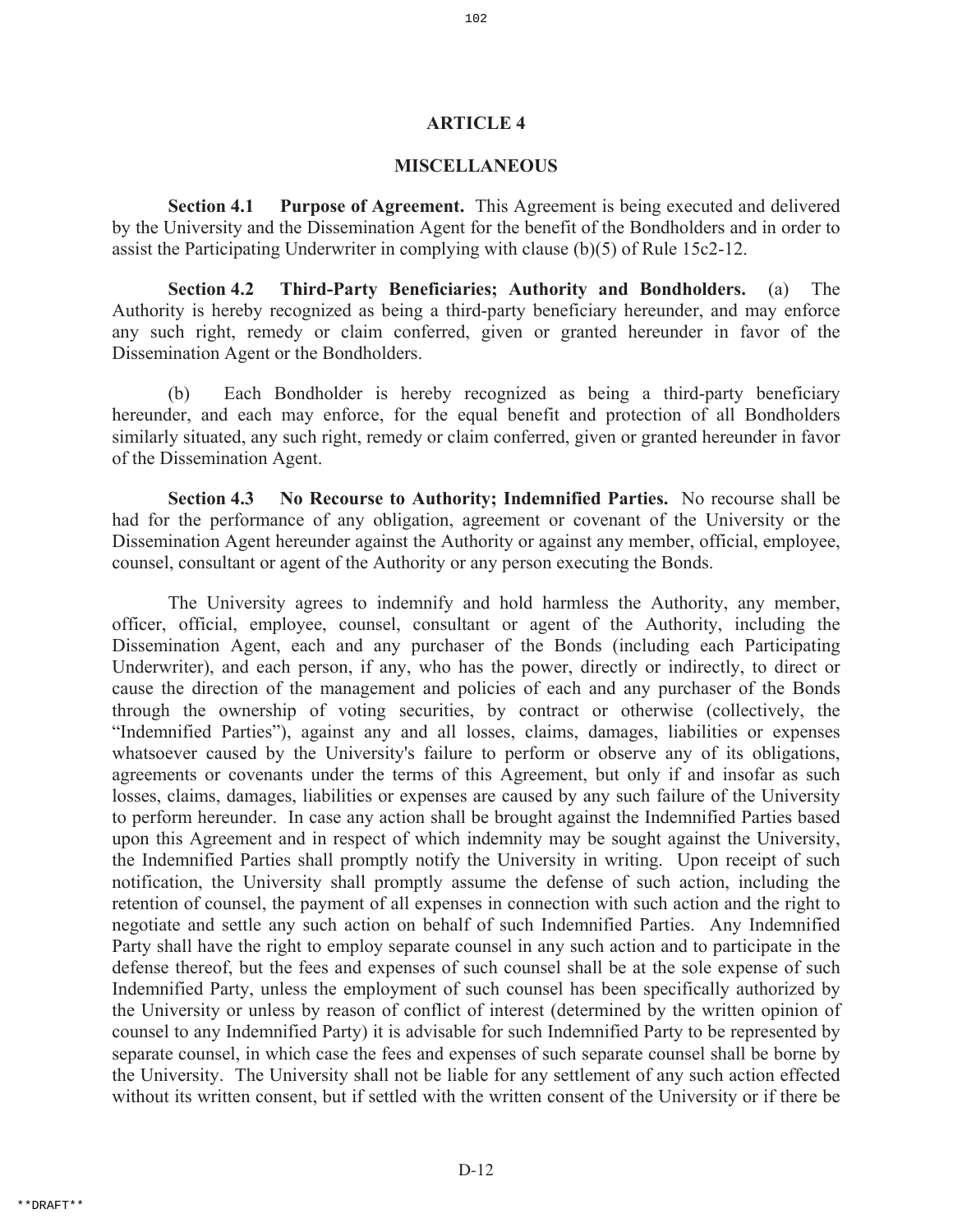## ARTICLE 4

## MISCELLANEOUS

**Section 4.1 Purpose of Agreement.** This Agreement is being executed and delivered by the University and the Dissemination Agent for the benefit of the Bondholders and in order to assist the Participating Underwriter in complying with clause (b)(5) of Rule 15c2-12.

**Section 4.2 Third-Party Beneficiaries; Authority and Bondholders.** (a) The Authority is hereby recognized as being a third-party beneficiary hereunder, and may enforce any such right, remedy or claim conferred, given or granted hereunder in favor of the Dissemination Agent or the Bondholders.

(b) Each Bondholder is hereby recognized as being a third-party beneficiary hereunder, and each may enforce, for the equal benefit and protection of all Bondholders similarly situated, any such right, remedy or claim conferred, given or granted hereunder in favor of the Dissemination Agent.

**Section 4.3 No Recourse to Authority; Indemnified Parties.** No recourse shall be had for the performance of any obligation, agreement or covenant of the University or the Dissemination Agent hereunder against the Authority or against any member, official, employee, counsel, consultant or agent of the Authority or any person executing the Bonds.

The University agrees to indemnify and hold harmless the Authority, any member, officer, official, employee, counsel, consultant or agent of the Authority, including the Dissemination Agent, each and any purchaser of the Bonds (including each Participating Underwriter), and each person, if any, who has the power, directly or indirectly, to direct or cause the direction of the management and policies of each and any purchaser of the Bonds through the ownership of voting securities, by contract or otherwise (collectively, the "Indemnified Parties"), against any and all losses, claims, damages, liabilities or expenses whatsoever caused by the University's failure to perform or observe any of its obligations, agreements or covenants under the terms of this Agreement, but only if and insofar as such losses, claims, damages, liabilities or expenses are caused by any such failure of the University to perform hereunder. In case any action shall be brought against the Indemnified Parties based upon this Agreement and in respect of which indemnity may be sought against the University, the Indemnified Parties shall promptly notify the University in writing. Upon receipt of such notification, the University shall promptly assume the defense of such action, including the retention of counsel, the payment of all expenses in connection with such action and the right to negotiate and settle any such action on behalf of such Indemnified Parties. Any Indemnified Party shall have the right to employ separate counsel in any such action and to participate in the defense thereof, but the fees and expenses of such counsel shall be at the sole expense of such Indemnified Party, unless the employment of such counsel has been specifically authorized by the University or unless by reason of conflict of interest (determined by the written opinion of counsel to any Indemnified Party) it is advisable for such Indemnified Party to be represented by separate counsel, in which case the fees and expenses of such separate counsel shall be borne by the University. The University shall not be liable for any settlement of any such action effected without its written consent, but if settled with the written consent of the University or if there be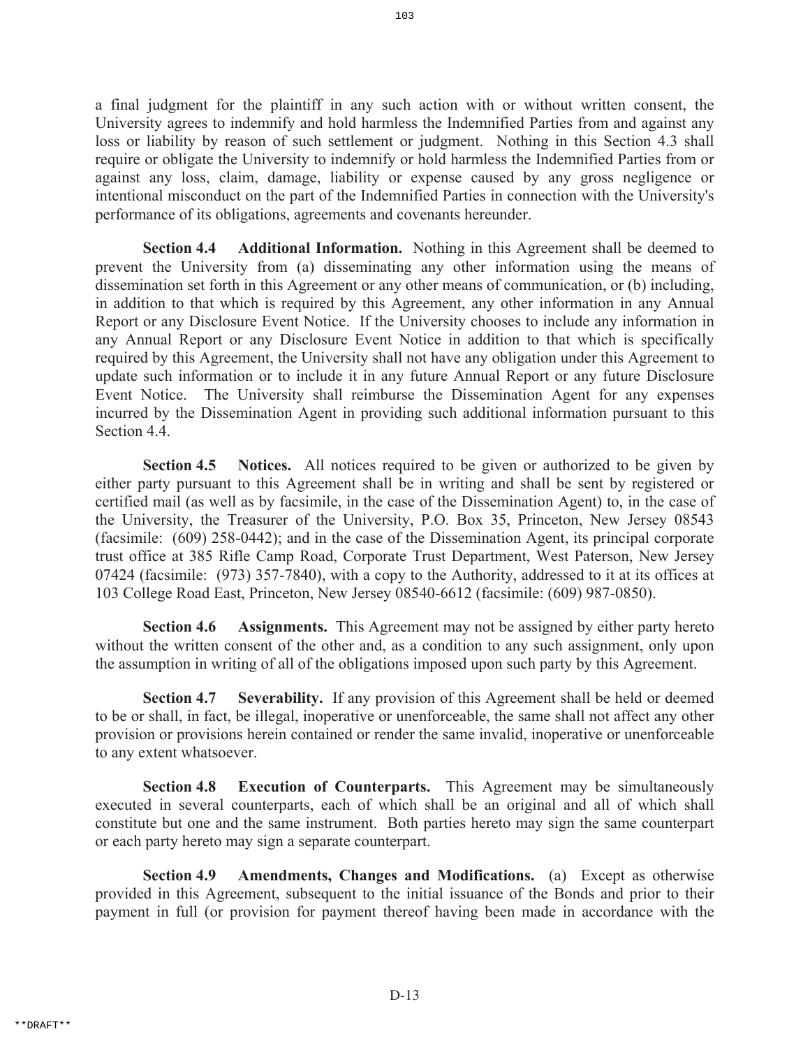a final judgment for the plaintiff in any such action with or without written consent, the University agrees to indemnify and hold harmless the Indemnified Parties from and against any loss or liability by reason of such settlement or judgment. Nothing in this Section 4.3 shall require or obligate the University to indemnify or hold harmless the Indemnified Parties from or against any loss, claim, damage, liability or expense caused by any gross negligence or intentional misconduct on the part of the Indemnified Parties in connection with the University's performance of its obligations, agreements and covenants hereunder.

**Section 4.4 Additional Information.** Nothing in this Agreement shall be deemed to prevent the University from (a) disseminating any other information using the means of dissemination set forth in this Agreement or any other means of communication, or (b) including, in addition to that which is required by this Agreement, any other information in any Annual Report or any Disclosure Event Notice. If the University chooses to include any information in any Annual Report or any Disclosure Event Notice in addition to that which is specifically required by this Agreement, the University shall not have any obligation under this Agreement to update such information or to include it in any future Annual Report or any future Disclosure Event Notice. The University shall reimburse the Dissemination Agent for any expenses incurred by the Dissemination Agent in providing such additional information pursuant to this Section 4.4.

**Section 4.5 Notices.** All notices required to be given or authorized to be given by either party pursuant to this Agreement shall be in writing and shall be sent by registered or certified mail (as well as by facsimile, in the case of the Dissemination Agent) to, in the case of the University, the Treasurer of the University, P.O. Box 35, Princeton, New Jersey 08543 (facsimile: (609) 258-0442); and in the case of the Dissemination Agent, its principal corporate trust office at 385 Rifle Camp Road, Corporate Trust Department, West Paterson, New Jersey 07424 (facsimile: (973) 357-7840), with a copy to the Authority, addressed to it at its offices at 103 College Road East, Princeton, New Jersey 08540-6612 (facsimile: (609) 987-0850).

**Section 4.6 Assignments.** This Agreement may not be assigned by either party hereto without the written consent of the other and, as a condition to any such assignment, only upon the assumption in writing of all of the obligations imposed upon such party by this Agreement.

**Section 4.7 Severability.** If any provision of this Agreement shall be held or deemed to be or shall, in fact, be illegal, inoperative or unenforceable, the same shall not affect any other provision or provisions herein contained or render the same invalid, inoperative or unenforceable to any extent whatsoever.

**Section 4.8 Execution of Counterparts.** This Agreement may be simultaneously executed in several counterparts, each of which shall be an original and all of which shall constitute but one and the same instrument. Both parties hereto may sign the same counterpart or each party hereto may sign a separate counterpart.

**Section 4.9 Amendments, Changes and Modifications.** (a) Except as otherwise provided in this Agreement, subsequent to the initial issuance of the Bonds and prior to their payment in full (or provision for payment thereof having been made in accordance with the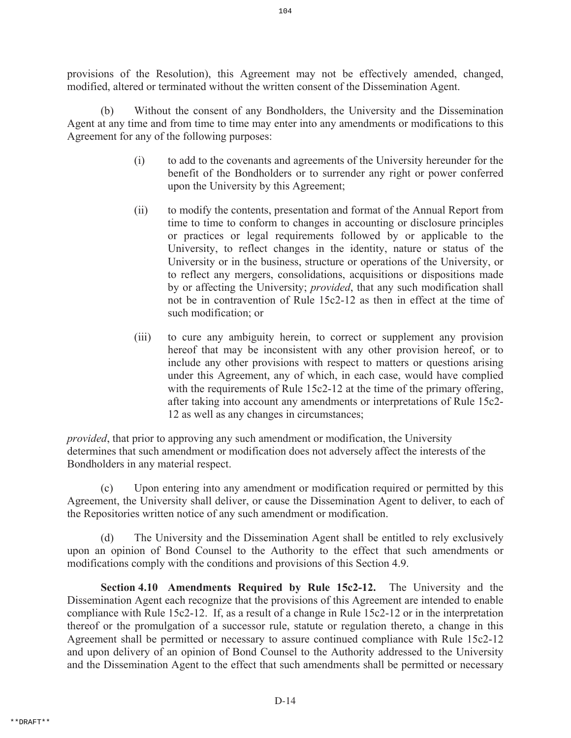provisions of the Resolution), this Agreement may not be effectively amended, changed, modified, altered or terminated without the written consent of the Dissemination Agent.

(b) Without the consent of any Bondholders, the University and the Dissemination Agent at any time and from time to time may enter into any amendments or modifications to this Agreement for any of the following purposes:

(i) to add to the covenants and agreements of the University hereunder for the benefit of the Bondholders or to surrender any right or power conferred upon the University by this Agreement;

(ii) to modify the contents, presentation and format of the Annual Report from time to time to conform to changes in accounting or disclosure principles or practices or legal requirements followed by or applicable to the University, to reflect changes in the identity, nature or status of the University or in the business, structure or operations of the University, or to reflect any mergers, consolidations, acquisitions or dispositions made by or affecting the University; *provided*, that any such modification shall not be in contravention of Rule 15c2-12 as then in effect at the time of such modification; or

(iii) to cure any ambiguity herein, to correct or supplement any provision hereof that may be inconsistent with any other provision hereof, or to include any other provisions with respect to matters or questions arising under this Agreement, any of which, in each case, would have complied with the requirements of Rule 15c2-12 at the time of the primary offering, after taking into account any amendments or interpretations of Rule 15c2-12 as well as any changes in circumstances;

*provided*, that prior to approving any such amendment or modification, the University determines that such amendment or modification does not adversely affect the interests of the Bondholders in any material respect.

(c) Upon entering into any amendment or modification required or permitted by this Agreement, the University shall deliver, or cause the Dissemination Agent to deliver, to each of the Repositories written notice of any such amendment or modification.

(d) The University and the Dissemination Agent shall be entitled to rely exclusively upon an opinion of Bond Counsel to the Authority to the effect that such amendments or modifications comply with the conditions and provisions of this Section 4.9.

**Section 4.10 Amendments Required by Rule 15c2-12.** The University and the Dissemination Agent each recognize that the provisions of this Agreement are intended to enable compliance with Rule 15c2-12. If, as a result of a change in Rule 15c2-12 or in the interpretation thereof or the promulgation of a successor rule, statute or regulation thereto, a change in this Agreement shall be permitted or necessary to assure continued compliance with Rule 15c2-12 and upon delivery of an opinion of Bond Counsel to the Authority addressed to the University and the Dissemination Agent to the effect that such amendments shall be permitted or necessary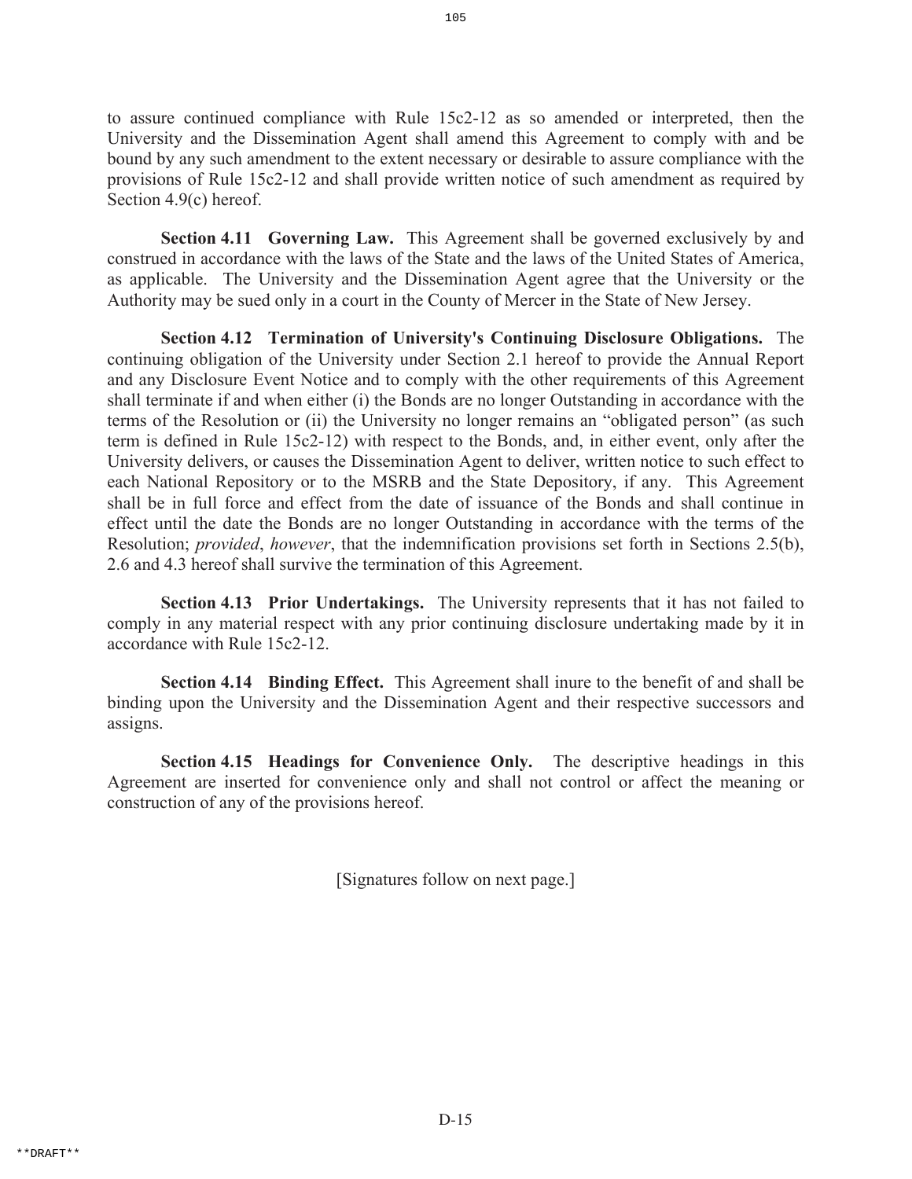to assure continued compliance with Rule 15c2-12 as so amended or interpreted, then the University and the Dissemination Agent shall amend this Agreement to comply with and be bound by any such amendment to the extent necessary or desirable to assure compliance with the provisions of Rule 15c2-12 and shall provide written notice of such amendment as required by Section 4.9(c) hereof.

**Section 4.11 Governing Law.** This Agreement shall be governed exclusively by and construed in accordance with the laws of the State and the laws of the United States of America, as applicable. The University and the Dissemination Agent agree that the University or the Authority may be sued only in a court in the County of Mercer in the State of New Jersey.

**Section 4.12 Termination of University's Continuing Disclosure Obligations.** The continuing obligation of the University under Section 2.1 hereof to provide the Annual Report and any Disclosure Event Notice and to comply with the other requirements of this Agreement shall terminate if and when either (i) the Bonds are no longer Outstanding in accordance with the terms of the Resolution or (ii) the University no longer remains an "obligated person" (as such term is defined in Rule 15c2-12) with respect to the Bonds, and, in either event, only after the University delivers, or causes the Dissemination Agent to deliver, written notice to such effect to each National Repository or to the MSRB and the State Depository, if any. This Agreement shall be in full force and effect from the date of issuance of the Bonds and shall continue in effect until the date the Bonds are no longer Outstanding in accordance with the terms of the Resolution; *provided*, *however*, that the indemnification provisions set forth in Sections 2.5(b), 2.6 and 4.3 hereof shall survive the termination of this Agreement.

**Section 4.13 Prior Undertakings.** The University represents that it has not failed to comply in any material respect with any prior continuing disclosure undertaking made by it in accordance with Rule 15c2-12.

**Section 4.14 Binding Effect.** This Agreement shall inure to the benefit of and shall be binding upon the University and the Dissemination Agent and their respective successors and assigns.

**Section 4.15 Headings for Convenience Only.** The descriptive headings in this Agreement are inserted for convenience only and shall not control or affect the meaning or construction of any of the provisions hereof.

[Signatures follow on next page.]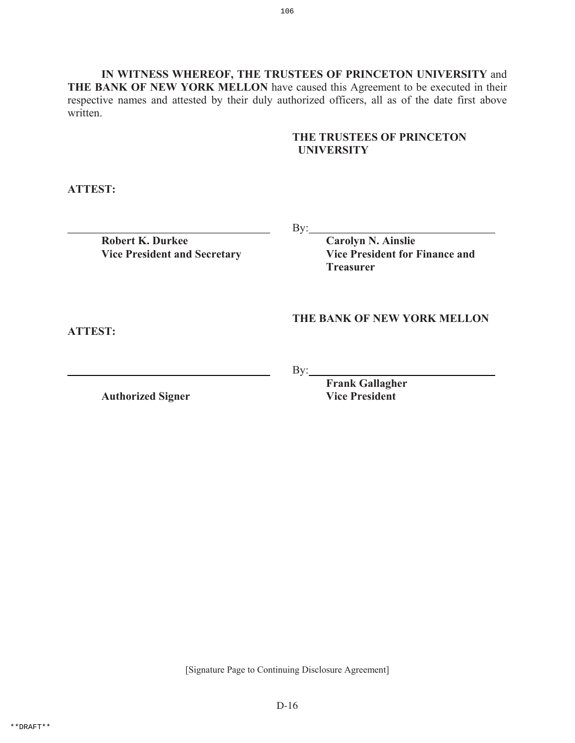**IN WITNESS WHEREOF, THE TRUSTEES OF PRINCETON UNIVERSITY** and **THE BANK OF NEW YORK MELLON** have caused this Agreement to be executed in their respective names and attested by their duly authorized officers, all as of the date first above written.

**THE TRUSTEES OF PRINCETON UNIVERSITY**

**ATTEST:**

\_\_\_\_\_\_\_\_\_\_\_\_\_\_\_\_\_\_\_\_\_\_\_\_\_\_\_\_\_\_\_\_\_\_\_\_
**Robert K. Durkee**
**Vice President and Secretary**

By:\_\_\_\_\_\_\_\_\_\_\_\_\_\_\_\_\_\_\_\_\_\_\_\_\_\_\_\_\_\_\_\_\_\_\_\_
**Carolyn N. Ainslie**
**Vice President for Finance and Treasurer**

**THE BANK OF NEW YORK MELLON**

**ATTEST:**

\_\_\_\_\_\_\_\_\_\_\_\_\_\_\_\_\_\_\_\_\_\_\_\_\_\_\_\_\_\_\_\_\_\_\_\_
**Authorized Signer**

By:\_\_\_\_\_\_\_\_\_\_\_\_\_\_\_\_\_\_\_\_\_\_\_\_\_\_\_\_\_\_\_\_\_\_\_\_
**Frank Gallagher**
**Vice President**

[Signature Page to Continuing Disclosure Agreement]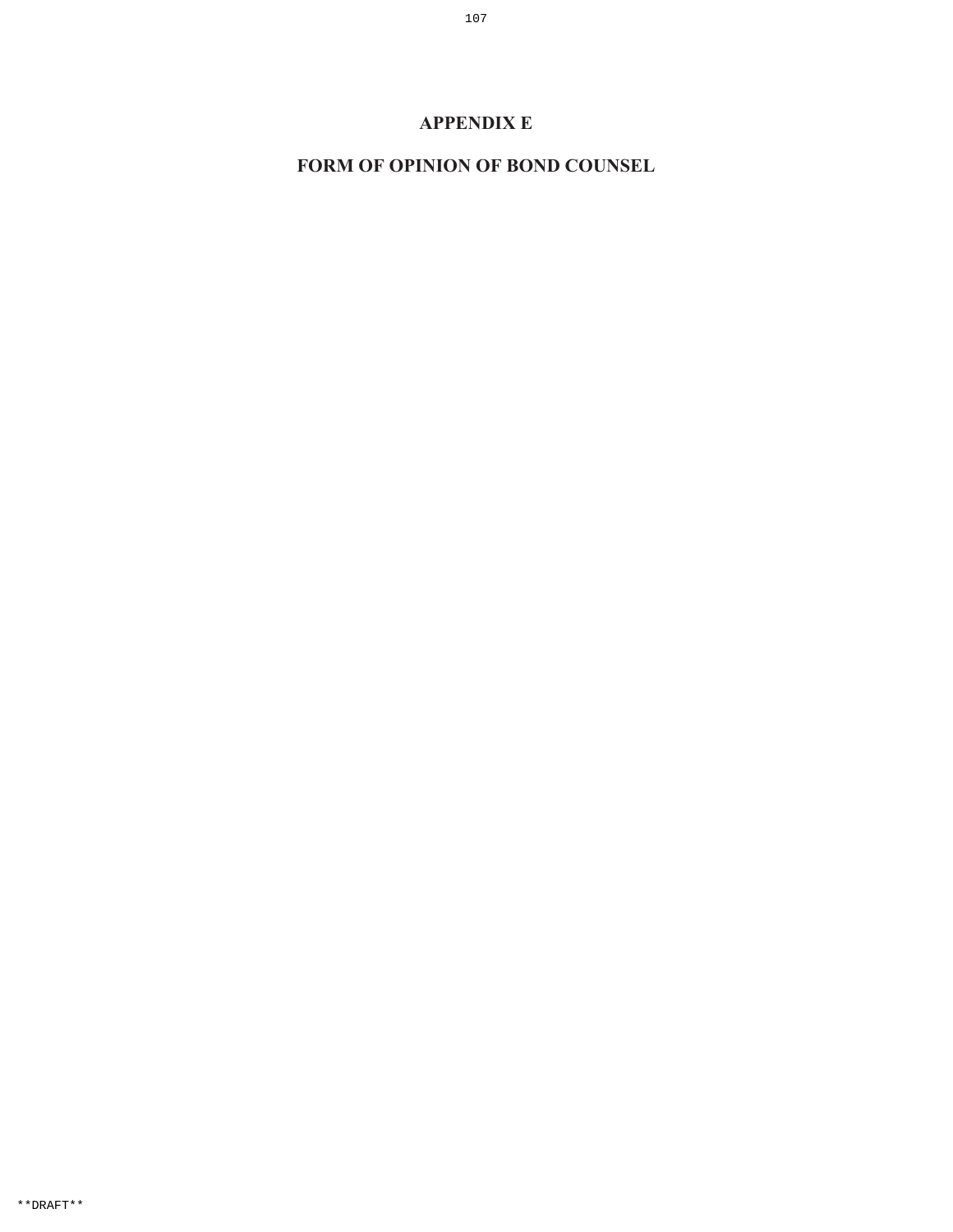# APPENDIX E

# FORM OF OPINION OF BOND COUNSEL

**DRAFT**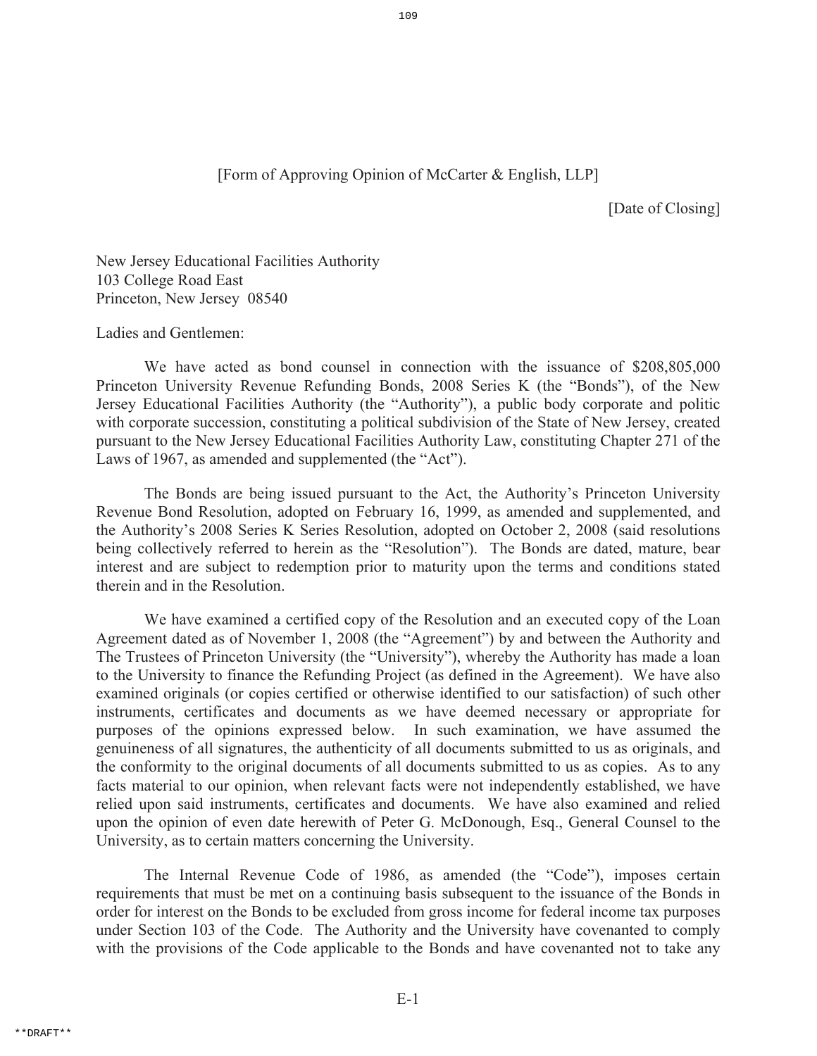[Form of Approving Opinion of McCarter & English, LLP]

[Date of Closing]

New Jersey Educational Facilities Authority
103 College Road East
Princeton, New Jersey 08540

Ladies and Gentlemen:

We have acted as bond counsel in connection with the issuance of $208,805,000 Princeton University Revenue Refunding Bonds, 2008 Series K (the "Bonds"), of the New Jersey Educational Facilities Authority (the "Authority"), a public body corporate and politic with corporate succession, constituting a political subdivision of the State of New Jersey, created pursuant to the New Jersey Educational Facilities Authority Law, constituting Chapter 271 of the Laws of 1967, as amended and supplemented (the "Act").

The Bonds are being issued pursuant to the Act, the Authority's Princeton University Revenue Bond Resolution, adopted on February 16, 1999, as amended and supplemented, and the Authority's 2008 Series K Series Resolution, adopted on October 2, 2008 (said resolutions being collectively referred to herein as the "Resolution"). The Bonds are dated, mature, bear interest and are subject to redemption prior to maturity upon the terms and conditions stated therein and in the Resolution.

We have examined a certified copy of the Resolution and an executed copy of the Loan Agreement dated as of November 1, 2008 (the "Agreement") by and between the Authority and The Trustees of Princeton University (the "University"), whereby the Authority has made a loan to the University to finance the Refunding Project (as defined in the Agreement). We have also examined originals (or copies certified or otherwise identified to our satisfaction) of such other instruments, certificates and documents as we have deemed necessary or appropriate for purposes of the opinions expressed below. In such examination, we have assumed the genuineness of all signatures, the authenticity of all documents submitted to us as originals, and the conformity to the original documents of all documents submitted to us as copies. As to any facts material to our opinion, when relevant facts were not independently established, we have relied upon said instruments, certificates and documents. We have also examined and relied upon the opinion of even date herewith of Peter G. McDonough, Esq., General Counsel to the University, as to certain matters concerning the University.

The Internal Revenue Code of 1986, as amended (the "Code"), imposes certain requirements that must be met on a continuing basis subsequent to the issuance of the Bonds in order for interest on the Bonds to be excluded from gross income for federal income tax purposes under Section 103 of the Code. The Authority and the University have covenanted to comply with the provisions of the Code applicable to the Bonds and have covenanted not to take any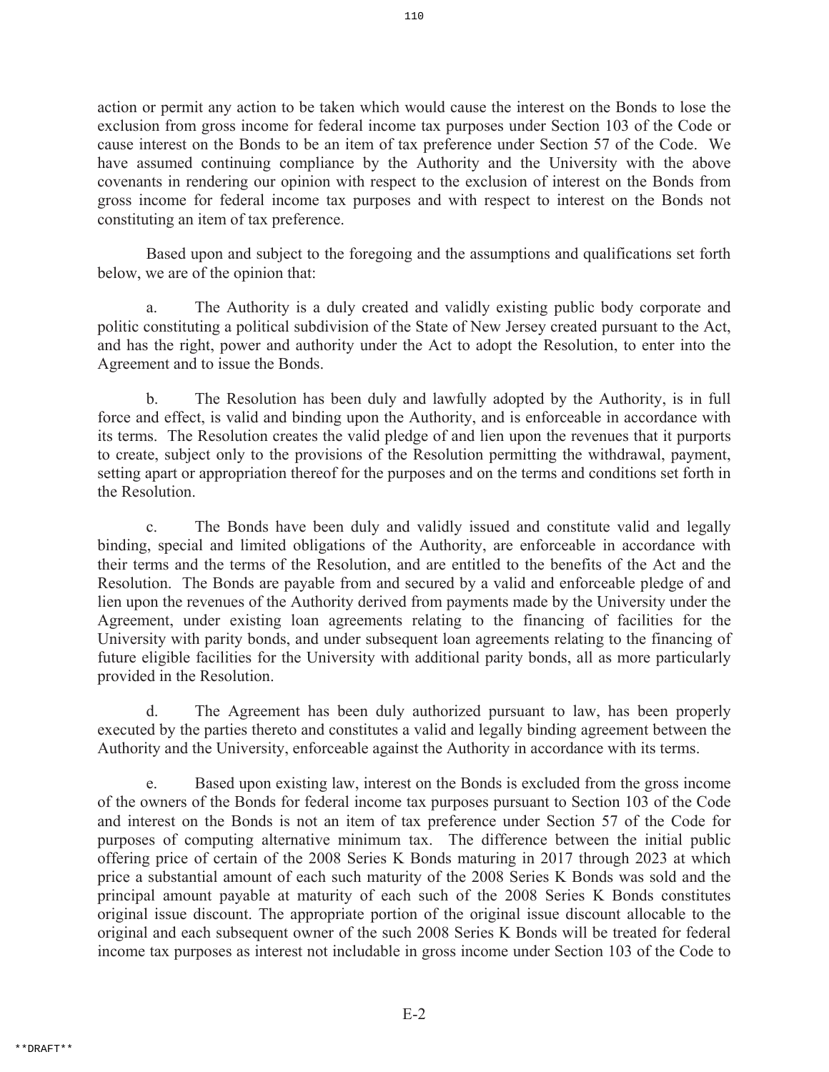action or permit any action to be taken which would cause the interest on the Bonds to lose the exclusion from gross income for federal income tax purposes under Section 103 of the Code or cause interest on the Bonds to be an item of tax preference under Section 57 of the Code. We have assumed continuing compliance by the Authority and the University with the above covenants in rendering our opinion with respect to the exclusion of interest on the Bonds from gross income for federal income tax purposes and with respect to interest on the Bonds not constituting an item of tax preference.

Based upon and subject to the foregoing and the assumptions and qualifications set forth below, we are of the opinion that:

a. The Authority is a duly created and validly existing public body corporate and politic constituting a political subdivision of the State of New Jersey created pursuant to the Act, and has the right, power and authority under the Act to adopt the Resolution, to enter into the Agreement and to issue the Bonds.

b. The Resolution has been duly and lawfully adopted by the Authority, is in full force and effect, is valid and binding upon the Authority, and is enforceable in accordance with its terms. The Resolution creates the valid pledge of and lien upon the revenues that it purports to create, subject only to the provisions of the Resolution permitting the withdrawal, payment, setting apart or appropriation thereof for the purposes and on the terms and conditions set forth in the Resolution.

c. The Bonds have been duly and validly issued and constitute valid and legally binding, special and limited obligations of the Authority, are enforceable in accordance with their terms and the terms of the Resolution, and are entitled to the benefits of the Act and the Resolution. The Bonds are payable from and secured by a valid and enforceable pledge of and lien upon the revenues of the Authority derived from payments made by the University under the Agreement, under existing loan agreements relating to the financing of facilities for the University with parity bonds, and under subsequent loan agreements relating to the financing of future eligible facilities for the University with additional parity bonds, all as more particularly provided in the Resolution.

d. The Agreement has been duly authorized pursuant to law, has been properly executed by the parties thereto and constitutes a valid and legally binding agreement between the Authority and the University, enforceable against the Authority in accordance with its terms.

e. Based upon existing law, interest on the Bonds is excluded from the gross income of the owners of the Bonds for federal income tax purposes pursuant to Section 103 of the Code and interest on the Bonds is not an item of tax preference under Section 57 of the Code for purposes of computing alternative minimum tax. The difference between the initial public offering price of certain of the 2008 Series K Bonds maturing in 2017 through 2023 at which price a substantial amount of each such maturity of the 2008 Series K Bonds was sold and the principal amount payable at maturity of each such of the 2008 Series K Bonds constitutes original issue discount. The appropriate portion of the original issue discount allocable to the original and each subsequent owner of the such 2008 Series K Bonds will be treated for federal income tax purposes as interest not includable in gross income under Section 103 of the Code to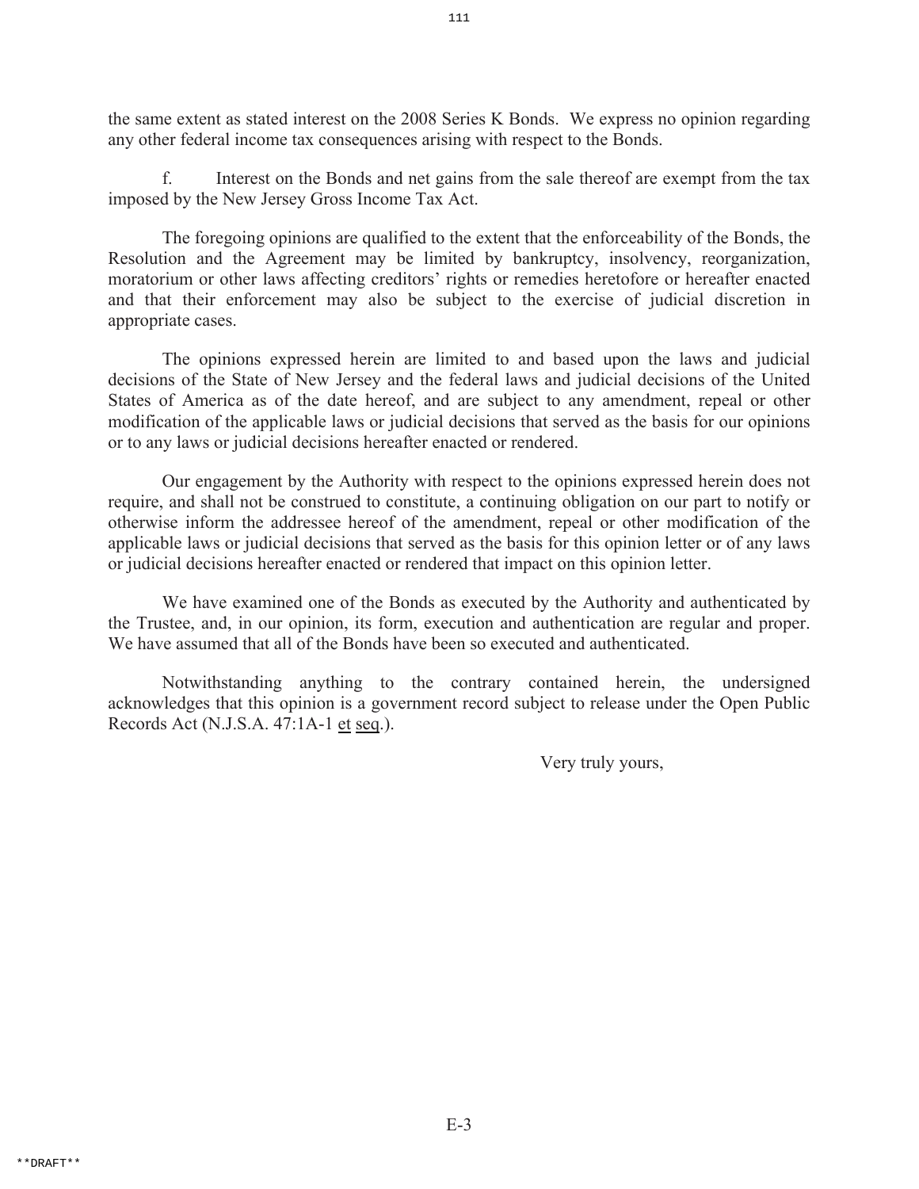the same extent as stated interest on the 2008 Series K Bonds. We express no opinion regarding any other federal income tax consequences arising with respect to the Bonds.

f. Interest on the Bonds and net gains from the sale thereof are exempt from the tax imposed by the New Jersey Gross Income Tax Act.

The foregoing opinions are qualified to the extent that the enforceability of the Bonds, the Resolution and the Agreement may be limited by bankruptcy, insolvency, reorganization, moratorium or other laws affecting creditors' rights or remedies heretofore or hereafter enacted and that their enforcement may also be subject to the exercise of judicial discretion in appropriate cases.

The opinions expressed herein are limited to and based upon the laws and judicial decisions of the State of New Jersey and the federal laws and judicial decisions of the United States of America as of the date hereof, and are subject to any amendment, repeal or other modification of the applicable laws or judicial decisions that served as the basis for our opinions or to any laws or judicial decisions hereafter enacted or rendered.

Our engagement by the Authority with respect to the opinions expressed herein does not require, and shall not be construed to constitute, a continuing obligation on our part to notify or otherwise inform the addressee hereof of the amendment, repeal or other modification of the applicable laws or judicial decisions that served as the basis for this opinion letter or of any laws or judicial decisions hereafter enacted or rendered that impact on this opinion letter.

We have examined one of the Bonds as executed by the Authority and authenticated by the Trustee, and, in our opinion, its form, execution and authentication are regular and proper. We have assumed that all of the Bonds have been so executed and authenticated.

Notwithstanding anything to the contrary contained herein, the undersigned acknowledges that this opinion is a government record subject to release under the Open Public Records Act (N.J.S.A. 47:1A-1 et seq.).

Very truly yours,

**DRAFT**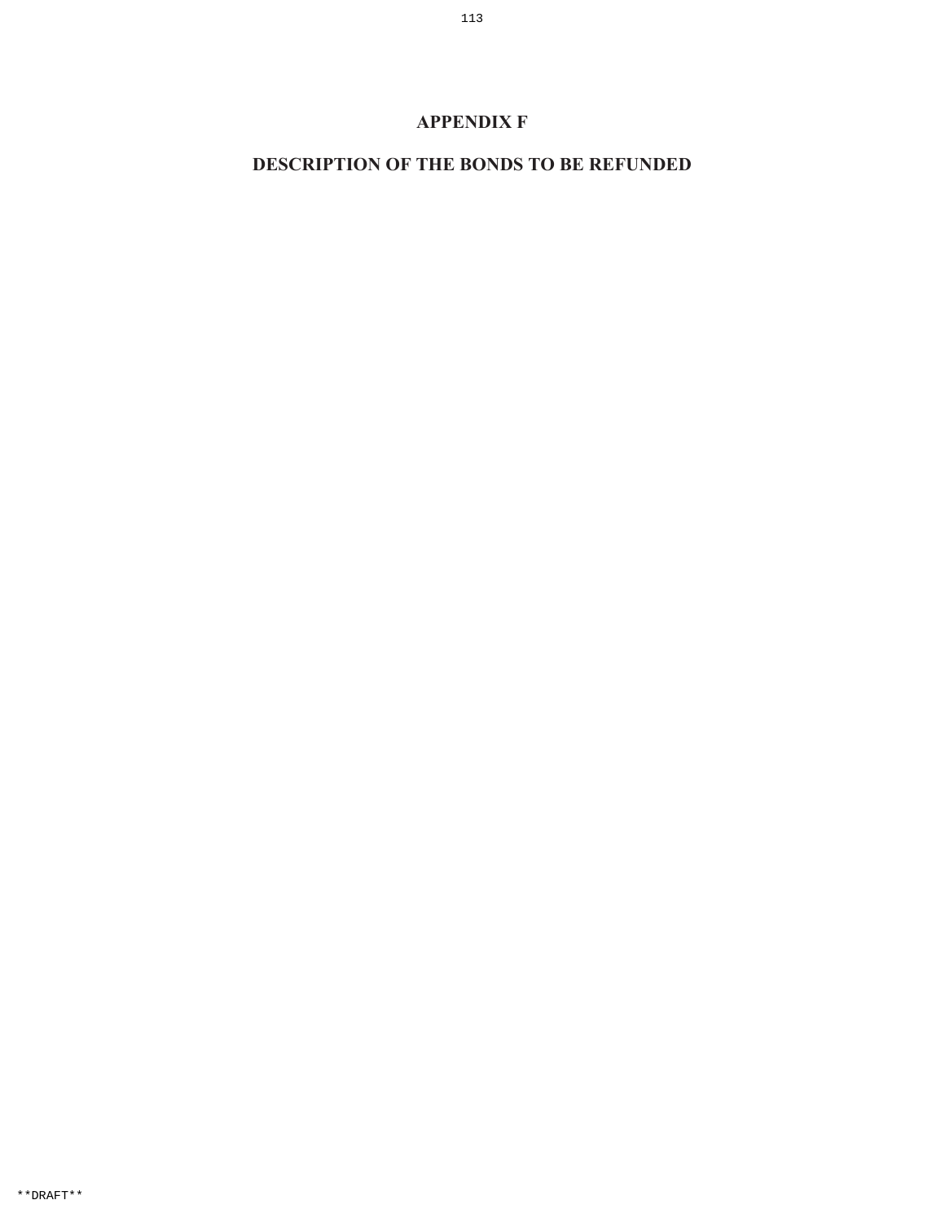# APPENDIX F

## DESCRIPTION OF THE BONDS TO BE REFUNDED

**DRAFT**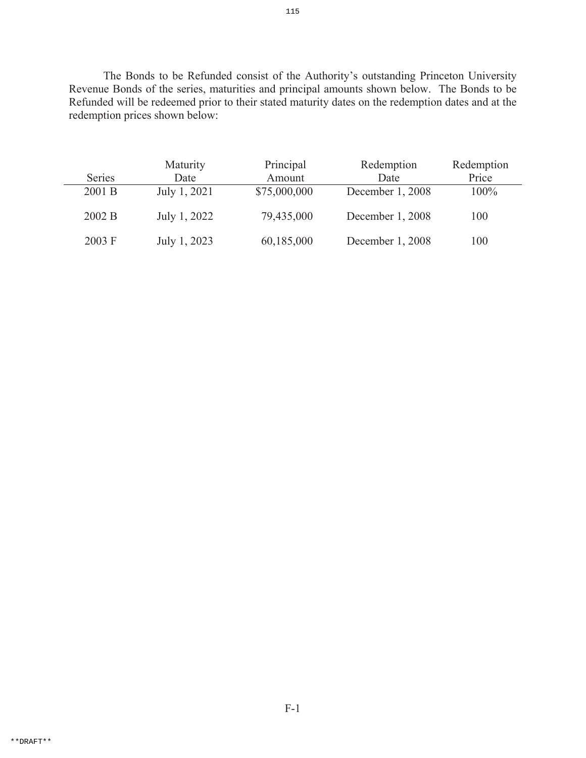The Bonds to be Refunded consist of the Authority's outstanding Princeton University Revenue Bonds of the series, maturities and principal amounts shown below. The Bonds to be Refunded will be redeemed prior to their stated maturity dates on the redemption dates and at the redemption prices shown below:

| Series | Maturity Date | Principal Amount | Redemption Date | Redemption Price |
|---|---|---|---|---|
| 2001 B | July 1, 2021 | $75,000,000 | December 1, 2008 | 100% |
| 2002 B | July 1, 2022 | 79,435,000 | December 1, 2008 | 100 |
| 2003 F | July 1, 2023 | 60,185,000 | December 1, 2008 | 100 |

F-1

**DRAFT**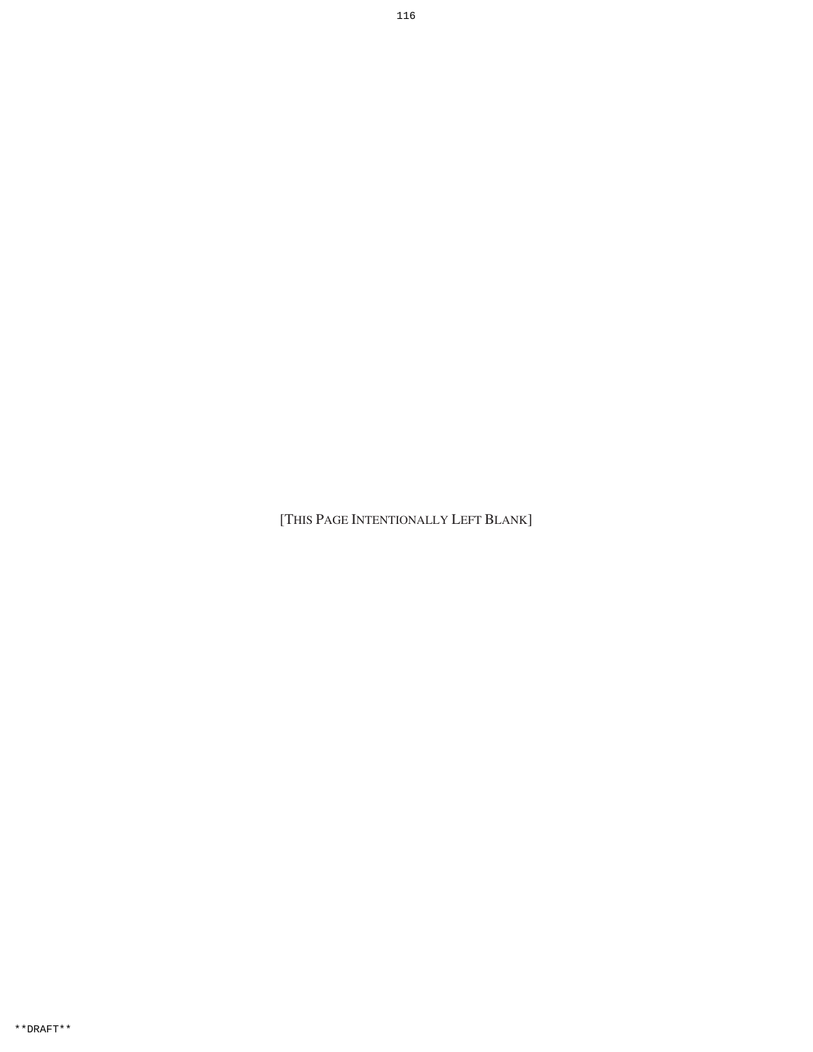[THIS PAGE INTENTIONALLY LEFT BLANK]

**DRAFT**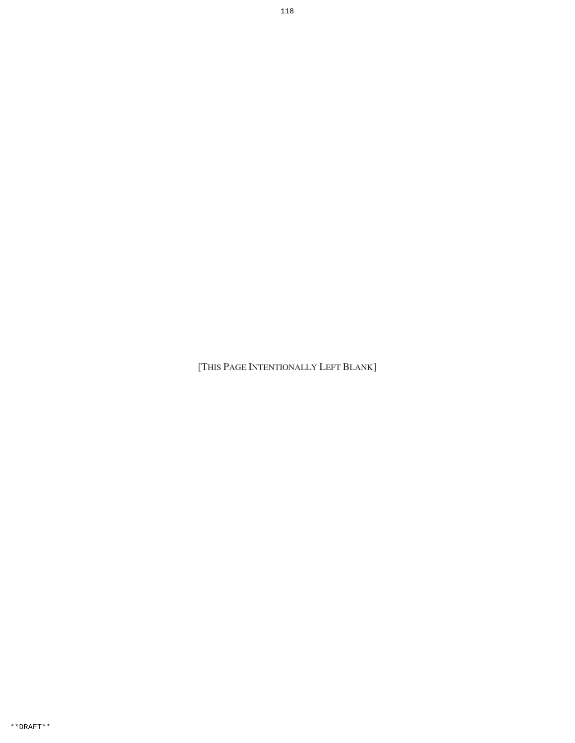[THIS PAGE INTENTIONALLY LEFT BLANK]

**DRAFT**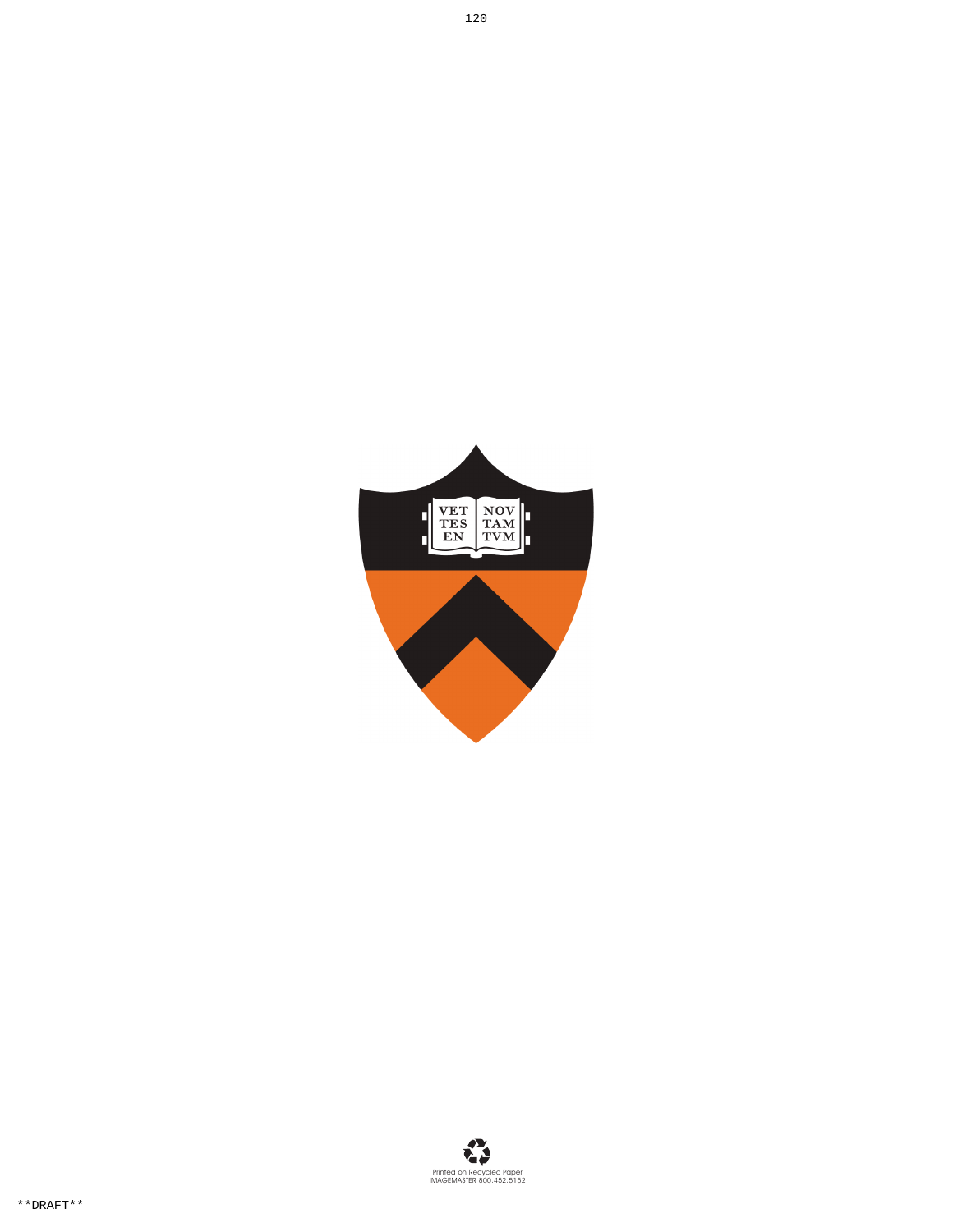VET TES EN NOV TAM TVM

Printed on Recycled Paper
IMAGEMASTER 800.452.5152

**DRAFT**